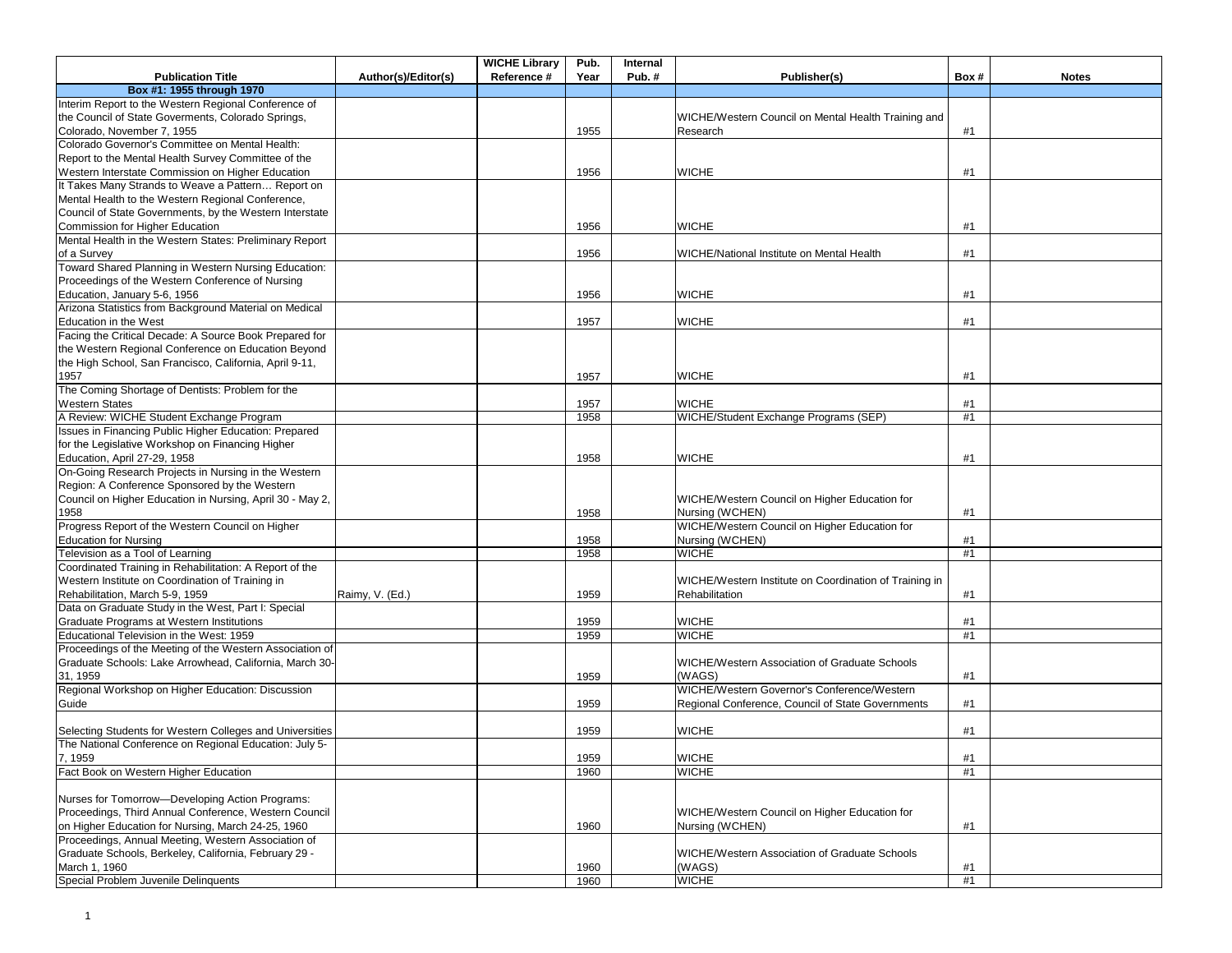| Publication Title | Author(s)/Editor(s) | WICHE Library Reference # | Pub. Year | Internal Pub. # | Publisher(s) | Box # | Notes |
|---|---|---|---|---|---|---|---|
| **Box #1: 1955 through 1970** | | | | | | | |
| Interim Report to the Western Regional Conference of the Council of State Goverments, Colorado Springs, Colorado, November 7, 1955 | | | 1955 | | WICHE/Western Council on Mental Health Training and Research | #1 | |
| Colorado Governor's Committee on Mental Health: Report to the Mental Health Survey Committee of the Western Interstate Commission on Higher Education | | | 1956 | | WICHE | #1 | |
| It Takes Many Strands to Weave a Pattern… Report on Mental Health to the Western Regional Conference, Council of State Governments, by the Western Interstate Commission for Higher Education | | | 1956 | | WICHE | #1 | |
| Mental Health in the Western States: Preliminary Report of a Survey | | | 1956 | | WICHE/National Institute on Mental Health | #1 | |
| Toward Shared Planning in Western Nursing Education: Proceedings of the Western Conference of Nursing Education, January 5-6, 1956 | | | 1956 | | WICHE | #1 | |
| Arizona Statistics from Background Material on Medical Education in the West | | | 1957 | | WICHE | #1 | |
| Facing the Critical Decade: A Source Book Prepared for the Western Regional Conference on Education Beyond the High School, San Francisco, California, April 9-11, 1957 | | | 1957 | | WICHE | #1 | |
| The Coming Shortage of Dentists: Problem for the Western States | | | 1957 | | WICHE | #1 | |
| A Review: WICHE Student Exchange Program | | | 1958 | | WICHE/Student Exchange Programs (SEP) | #1 | |
| Issues in Financing Public Higher Education: Prepared for the Legislative Workshop on Financing Higher Education, April 27-29, 1958 | | | 1958 | | WICHE | #1 | |
| On-Going Research Projects in Nursing in the Western Region: A Conference Sponsored by the Western Council on Higher Education in Nursing, April 30 - May 2, 1958 | | | 1958 | | WICHE/Western Council on Higher Education for Nursing (WCHEN) | #1 | |
| Progress Report of the Western Council on Higher Education for Nursing | | | 1958 | | WICHE/Western Council on Higher Education for Nursing (WCHEN) | #1 | |
| Television as a Tool of Learning | | | 1958 | | WICHE | #1 | |
| Coordinated Training in Rehabilitation: A Report of the Western Institute on Coordination of Training in Rehabilitation, March 5-9, 1959 | Raimy, V. (Ed.) | | 1959 | | WICHE/Western Institute on Coordination of Training in Rehabilitation | #1 | |
| Data on Graduate Study in the West, Part I: Special Graduate Programs at Western Institutions | | | 1959 | | WICHE | #1 | |
| Educational Television in the West: 1959 | | | 1959 | | WICHE | #1 | |
| Proceedings of the Meeting of the Western Association of Graduate Schools: Lake Arrowhead, California, March 30-31, 1959 | | | 1959 | | WICHE/Western Association of Graduate Schools (WAGS) | #1 | |
| Regional Workshop on Higher Education: Discussion Guide | | | 1959 | | WICHE/Western Governor's Conference/Western Regional Conference, Council of State Governments | #1 | |
| Selecting Students for Western Colleges and Universities | | | 1959 | | WICHE | #1 | |
| The National Conference on Regional Education: July 5-7, 1959 | | | 1959 | | WICHE | #1 | |
| Fact Book on Western Higher Education | | | 1960 | | WICHE | #1 | |
| Nurses for Tomorrow—Developing Action Programs: Proceedings, Third Annual Conference, Western Council on Higher Education for Nursing, March 24-25, 1960 | | | 1960 | | WICHE/Western Council on Higher Education for Nursing (WCHEN) | #1 | |
| Proceedings, Annual Meeting, Western Association of Graduate Schools, Berkeley, California, February 29 - March 1, 1960 | | | 1960 | | WICHE/Western Association of Graduate Schools (WAGS) | #1 | |
| Special Problem Juvenile Delinquents | | | 1960 | | WICHE | #1 | |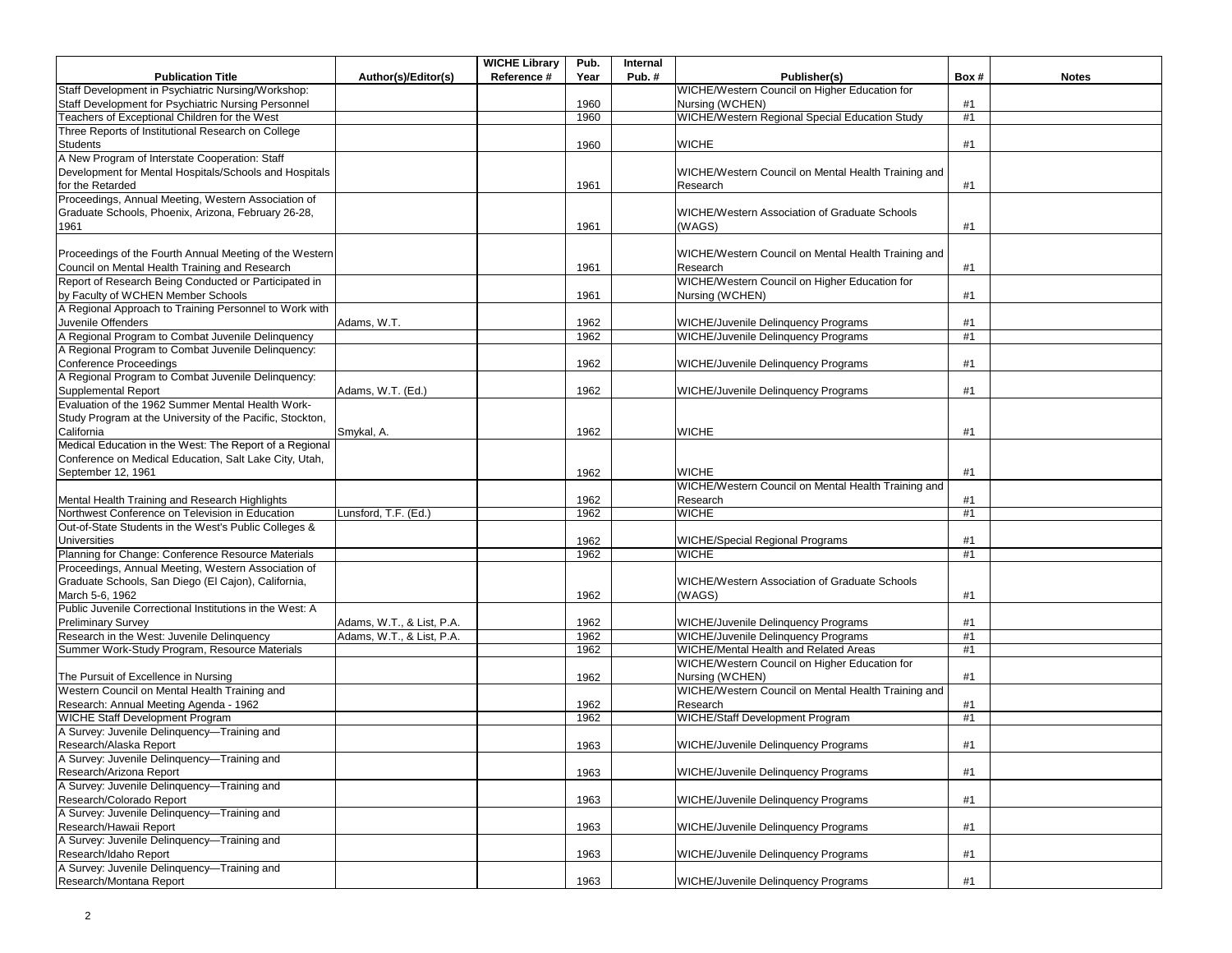| Publication Title | Author(s)/Editor(s) | WICHE Library Reference # | Pub. Year | Internal Pub. # | Publisher(s) | Box # | Notes |
|---|---|---|---|---|---|---|---|
| Staff Development in Psychiatric Nursing/Workshop: Staff Development for Psychiatric Nursing Personnel | | | 1960 | | WICHE/Western Council on Higher Education for Nursing (WCHEN) | #1 | |
| Teachers of Exceptional Children for the West | | | 1960 | | WICHE/Western Regional Special Education Study | #1 | |
| Three Reports of Institutional Research on College Students | | | 1960 | | WICHE | #1 | |
| A New Program of Interstate Cooperation: Staff Development for Mental Hospitals/Schools and Hospitals for the Retarded | | | 1961 | | WICHE/Western Council on Mental Health Training and Research | #1 | |
| Proceedings, Annual Meeting, Western Association of Graduate Schools, Phoenix, Arizona, February 26-28, 1961 | | | 1961 | | WICHE/Western Association of Graduate Schools (WAGS) | #1 | |
| Proceedings of the Fourth Annual Meeting of the Western Council on Mental Health Training and Research | | | 1961 | | WICHE/Western Council on Mental Health Training and Research | #1 | |
| Report of Research Being Conducted or Participated in by Faculty of WCHEN Member Schools | | | 1961 | | WICHE/Western Council on Higher Education for Nursing (WCHEN) | #1 | |
| A Regional Approach to Training Personnel to Work with Juvenile Offenders | Adams, W.T. | | 1962 | | WICHE/Juvenile Delinquency Programs | #1 | |
| A Regional Program to Combat Juvenile Delinquency | | | 1962 | | WICHE/Juvenile Delinquency Programs | #1 | |
| A Regional Program to Combat Juvenile Delinquency: Conference Proceedings | | | 1962 | | WICHE/Juvenile Delinquency Programs | #1 | |
| A Regional Program to Combat Juvenile Delinquency: Supplemental Report | Adams, W.T. (Ed.) | | 1962 | | WICHE/Juvenile Delinquency Programs | #1 | |
| Evaluation of the 1962 Summer Mental Health Work-Study Program at the University of the Pacific, Stockton, California | Smykal, A. | | 1962 | | WICHE | #1 | |
| Medical Education in the West: The Report of a Regional Conference on Medical Education, Salt Lake City, Utah, September 12, 1961 | | | 1962 | | WICHE | #1 | |
| Mental Health Training and Research Highlights | | | 1962 | | WICHE/Western Council on Mental Health Training and Research | #1 | |
| Northwest Conference on Television in Education | Lunsford, T.F. (Ed.) | | 1962 | | WICHE | #1 | |
| Out-of-State Students in the West's Public Colleges & Universities | | | 1962 | | WICHE/Special Regional Programs | #1 | |
| Planning for Change: Conference Resource Materials | | | 1962 | | WICHE | #1 | |
| Proceedings, Annual Meeting, Western Association of Graduate Schools, San Diego (El Cajon), California, March 5-6, 1962 | | | 1962 | | WICHE/Western Association of Graduate Schools (WAGS) | #1 | |
| Public Juvenile Correctional Institutions in the West: A Preliminary Survey | Adams, W.T., & List, P.A. | | 1962 | | WICHE/Juvenile Delinquency Programs | #1 | |
| Research in the West: Juvenile Delinquency | Adams, W.T., & List, P.A. | | 1962 | | WICHE/Juvenile Delinquency Programs | #1 | |
| Summer Work-Study Program, Resource Materials | | | 1962 | | WICHE/Mental Health and Related Areas | #1 | |
| The Pursuit of Excellence in Nursing | | | 1962 | | WICHE/Western Council on Higher Education for Nursing (WCHEN) | #1 | |
| Western Council on Mental Health Training and Research: Annual Meeting Agenda - 1962 | | | 1962 | | WICHE/Western Council on Mental Health Training and Research | #1 | |
| WICHE Staff Development Program | | | 1962 | | WICHE/Staff Development Program | #1 | |
| A Survey: Juvenile Delinquency—Training and Research/Alaska Report | | | 1963 | | WICHE/Juvenile Delinquency Programs | #1 | |
| A Survey: Juvenile Delinquency—Training and Research/Arizona Report | | | 1963 | | WICHE/Juvenile Delinquency Programs | #1 | |
| A Survey: Juvenile Delinquency—Training and Research/Colorado Report | | | 1963 | | WICHE/Juvenile Delinquency Programs | #1 | |
| A Survey: Juvenile Delinquency—Training and Research/Hawaii Report | | | 1963 | | WICHE/Juvenile Delinquency Programs | #1 | |
| A Survey: Juvenile Delinquency—Training and Research/Idaho Report | | | 1963 | | WICHE/Juvenile Delinquency Programs | #1 | |
| A Survey: Juvenile Delinquency—Training and Research/Montana Report | | | 1963 | | WICHE/Juvenile Delinquency Programs | #1 | |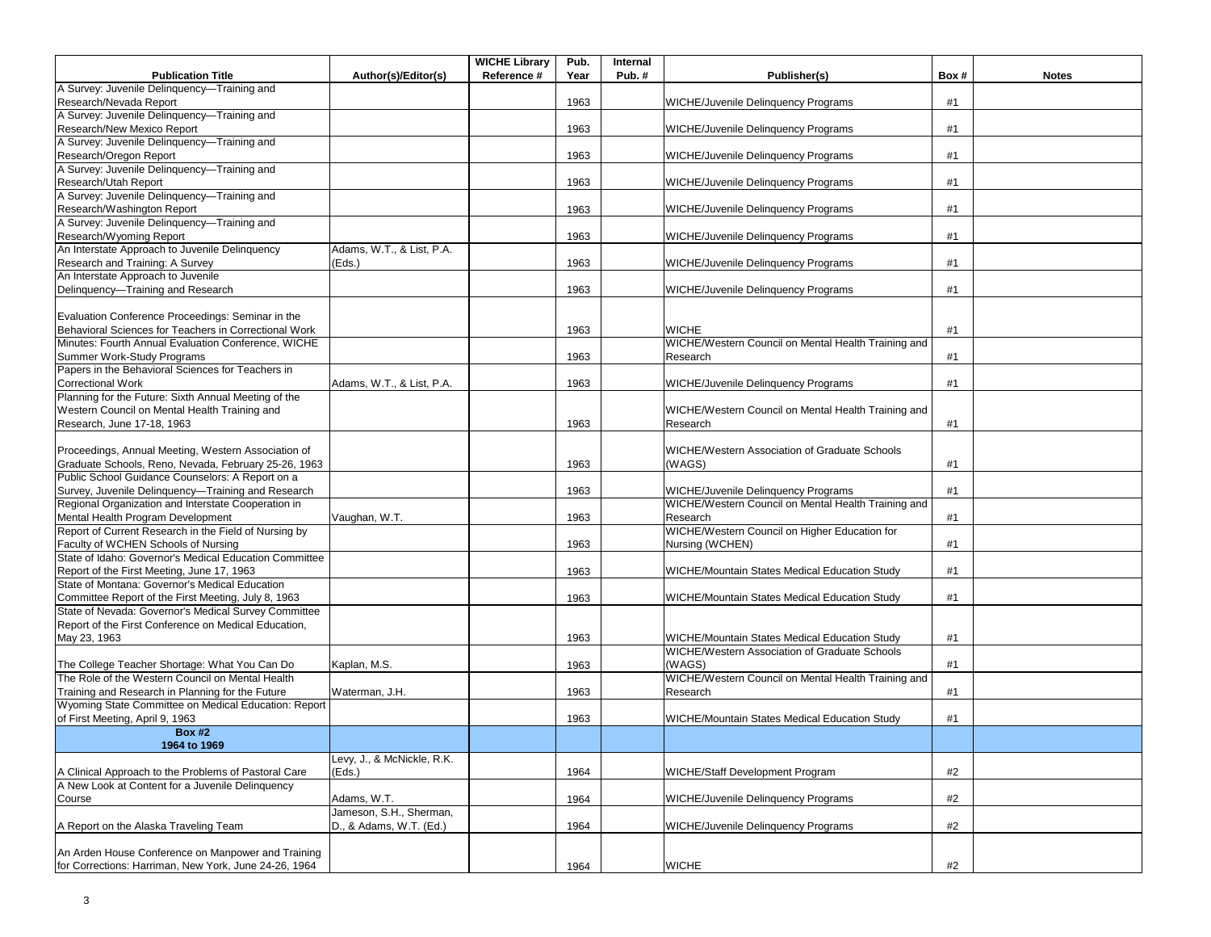| Publication Title | Author(s)/Editor(s) | WICHE Library Reference # | Pub. Year | Internal Pub. # | Publisher(s) | Box # | Notes |
|---|---|---|---|---|---|---|---|
| A Survey: Juvenile Delinquency—Training and Research/Nevada Report | | | 1963 | | WICHE/Juvenile Delinquency Programs | #1 | |
| A Survey: Juvenile Delinquency—Training and Research/New Mexico Report | | | 1963 | | WICHE/Juvenile Delinquency Programs | #1 | |
| A Survey: Juvenile Delinquency—Training and Research/Oregon Report | | | 1963 | | WICHE/Juvenile Delinquency Programs | #1 | |
| A Survey: Juvenile Delinquency—Training and Research/Utah Report | | | 1963 | | WICHE/Juvenile Delinquency Programs | #1 | |
| A Survey: Juvenile Delinquency—Training and Research/Washington Report | | | 1963 | | WICHE/Juvenile Delinquency Programs | #1 | |
| A Survey: Juvenile Delinquency—Training and Research/Wyoming Report | | | 1963 | | WICHE/Juvenile Delinquency Programs | #1 | |
| An Interstate Approach to Juvenile Delinquency Research and Training: A Survey | Adams, W.T., & List, P.A. (Eds.) | | 1963 | | WICHE/Juvenile Delinquency Programs | #1 | |
| An Interstate Approach to Juvenile Delinquency—Training and Research | | | 1963 | | WICHE/Juvenile Delinquency Programs | #1 | |
| Evaluation Conference Proceedings: Seminar in the Behavioral Sciences for Teachers in Correctional Work | | | 1963 | | WICHE | #1 | |
| Minutes: Fourth Annual Evaluation Conference, WICHE Summer Work-Study Programs | | | 1963 | | WICHE/Western Council on Mental Health Training and Research | #1 | |
| Papers in the Behavioral Sciences for Teachers in Correctional Work | Adams, W.T., & List, P.A. | | 1963 | | WICHE/Juvenile Delinquency Programs | #1 | |
| Planning for the Future: Sixth Annual Meeting of the Western Council on Mental Health Training and Research, June 17-18, 1963 | | | 1963 | | WICHE/Western Council on Mental Health Training and Research | #1 | |
| Proceedings, Annual Meeting, Western Association of Graduate Schools, Reno, Nevada, February 25-26, 1963 | | | 1963 | | WICHE/Western Association of Graduate Schools (WAGS) | #1 | |
| Public School Guidance Counselors: A Report on a Survey, Juvenile Delinquency—Training and Research | | | 1963 | | WICHE/Juvenile Delinquency Programs | #1 | |
| Regional Organization and Interstate Cooperation in Mental Health Program Development | Vaughan, W.T. | | 1963 | | WICHE/Western Council on Mental Health Training and Research | #1 | |
| Report of Current Research in the Field of Nursing by Faculty of WCHEN Schools of Nursing | | | 1963 | | WICHE/Western Council on Higher Education for Nursing (WCHEN) | #1 | |
| State of Idaho: Governor's Medical Education Committee Report of the First Meeting, June 17, 1963 | | | 1963 | | WICHE/Mountain States Medical Education Study | #1 | |
| State of Montana: Governor's Medical Education Committee Report of the First Meeting, July 8, 1963 | | | 1963 | | WICHE/Mountain States Medical Education Study | #1 | |
| State of Nevada: Governor's Medical Survey Committee Report of the First Conference on Medical Education, May 23, 1963 | | | 1963 | | WICHE/Mountain States Medical Education Study | #1 | |
| The College Teacher Shortage: What You Can Do | Kaplan, M.S. | | 1963 | | WICHE/Western Association of Graduate Schools (WAGS) | #1 | |
| The Role of the Western Council on Mental Health Training and Research in Planning for the Future | Waterman, J.H. | | 1963 | | WICHE/Western Council on Mental Health Training and Research | #1 | |
| Wyoming State Committee on Medical Education: Report of First Meeting, April 9, 1963 | | | 1963 | | WICHE/Mountain States Medical Education Study | #1 | |
| **Box #2 1964 to 1969** | | | | | | | |
| A Clinical Approach to the Problems of Pastoral Care | Levy, J., & McNickle, R.K. (Eds.) | | 1964 | | WICHE/Staff Development Program | #2 | |
| A New Look at Content for a Juvenile Delinquency Course | Adams, W.T. | | 1964 | | WICHE/Juvenile Delinquency Programs | #2 | |
| A Report on the Alaska Traveling Team | Jameson, S.H., Sherman, D., & Adams, W.T. (Ed.) | | 1964 | | WICHE/Juvenile Delinquency Programs | #2 | |
| An Arden House Conference on Manpower and Training for Corrections: Harriman, New York, June 24-26, 1964 | | | 1964 | | WICHE | #2 | |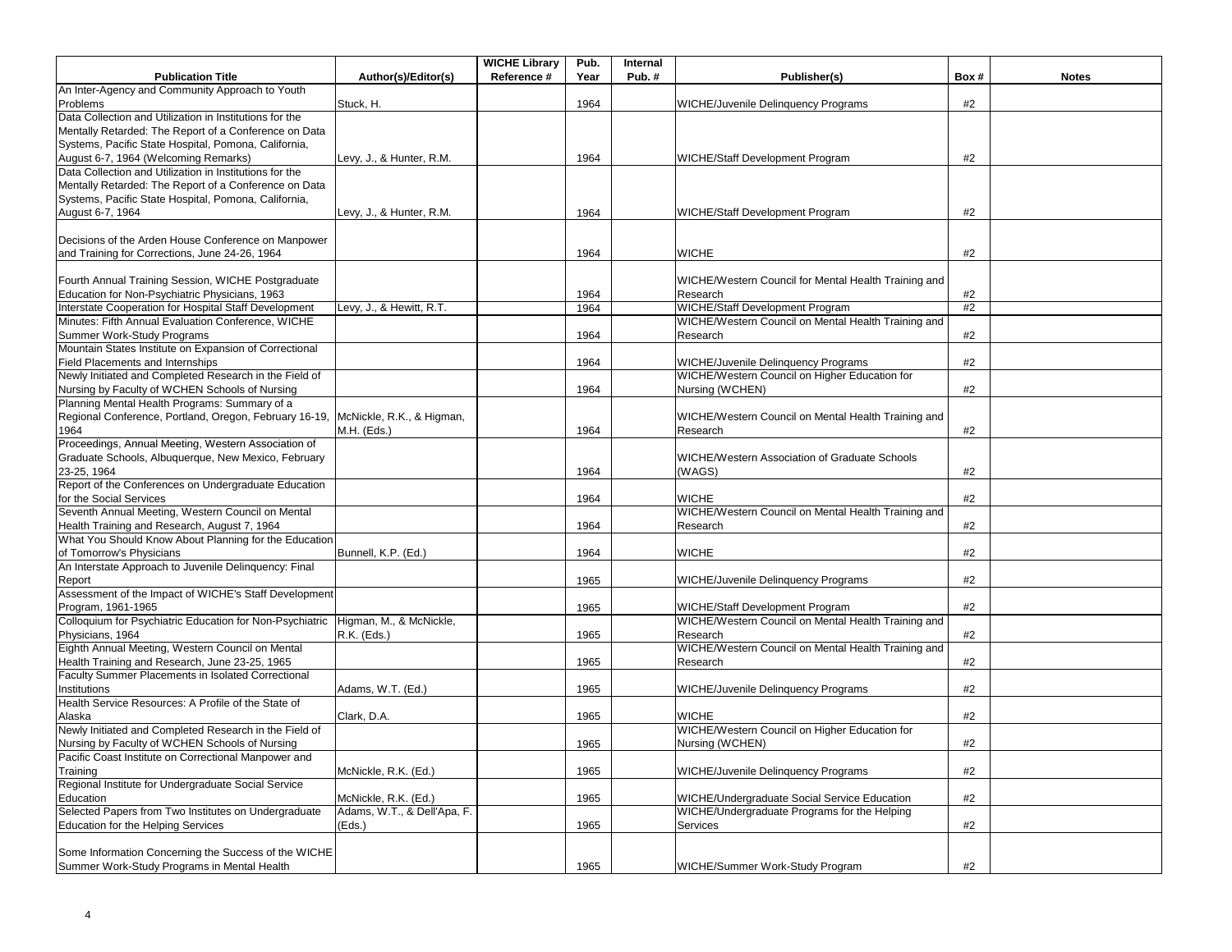| Publication Title | Author(s)/Editor(s) | WICHE Library Reference # | Pub. Year | Internal Pub. # | Publisher(s) | Box # | Notes |
|---|---|---|---|---|---|---|---|
| An Inter-Agency and Community Approach to Youth Problems | Stuck, H. | | 1964 | | WICHE/Juvenile Delinquency Programs | #2 | |
| Data Collection and Utilization in Institutions for the Mentally Retarded: The Report of a Conference on Data Systems, Pacific State Hospital, Pomona, California, August 6-7, 1964 (Welcoming Remarks) | Levy, J., & Hunter, R.M. | | 1964 | | WICHE/Staff Development Program | #2 | |
| Data Collection and Utilization in Institutions for the Mentally Retarded: The Report of a Conference on Data Systems, Pacific State Hospital, Pomona, California, August 6-7, 1964 | Levy, J., & Hunter, R.M. | | 1964 | | WICHE/Staff Development Program | #2 | |
| Decisions of the Arden House Conference on Manpower and Training for Corrections, June 24-26, 1964 | | | 1964 | | WICHE | #2 | |
| Fourth Annual Training Session, WICHE Postgraduate Education for Non-Psychiatric Physicians, 1963 | | | 1964 | | WICHE/Western Council for Mental Health Training and Research | #2 | |
| Interstate Cooperation for Hospital Staff Development | Levy, J., & Hewitt, R.T. | | 1964 | | WICHE/Staff Development Program | #2 | |
| Minutes: Fifth Annual Evaluation Conference, WICHE Summer Work-Study Programs | | | 1964 | | WICHE/Western Council on Mental Health Training and Research | #2 | |
| Mountain States Institute on Expansion of Correctional Field Placements and Internships | | | 1964 | | WICHE/Juvenile Delinquency Programs | #2 | |
| Newly Initiated and Completed Research in the Field of Nursing by Faculty of WCHEN Schools of Nursing | | | 1964 | | WICHE/Western Council on Higher Education for Nursing (WCHEN) | #2 | |
| Planning Mental Health Programs: Summary of a Regional Conference, Portland, Oregon, February 16-19, 1964 | McNickle, R.K., & Higman, M.H. (Eds.) | | 1964 | | WICHE/Western Council on Mental Health Training and Research | #2 | |
| Proceedings, Annual Meeting, Western Association of Graduate Schools, Albuquerque, New Mexico, February 23-25, 1964 | | | 1964 | | WICHE/Western Association of Graduate Schools (WAGS) | #2 | |
| Report of the Conferences on Undergraduate Education for the Social Services | | | 1964 | | WICHE | #2 | |
| Seventh Annual Meeting, Western Council on Mental Health Training and Research, August 7, 1964 | | | 1964 | | WICHE/Western Council on Mental Health Training and Research | #2 | |
| What You Should Know About Planning for the Education of Tomorrow's Physicians | Bunnell, K.P. (Ed.) | | 1964 | | WICHE | #2 | |
| An Interstate Approach to Juvenile Delinquency: Final Report | | | 1965 | | WICHE/Juvenile Delinquency Programs | #2 | |
| Assessment of the Impact of WICHE's Staff Development Program, 1961-1965 | | | 1965 | | WICHE/Staff Development Program | #2 | |
| Colloquium for Psychiatric Education for Non-Psychiatric Physicians, 1964 | Higman, M., & McNickle, R.K. (Eds.) | | 1965 | | WICHE/Western Council on Mental Health Training and Research | #2 | |
| Eighth Annual Meeting, Western Council on Mental Health Training and Research, June 23-25, 1965 | | | 1965 | | WICHE/Western Council on Mental Health Training and Research | #2 | |
| Faculty Summer Placements in Isolated Correctional Institutions | Adams, W.T. (Ed.) | | 1965 | | WICHE/Juvenile Delinquency Programs | #2 | |
| Health Service Resources: A Profile of the State of Alaska | Clark, D.A. | | 1965 | | WICHE | #2 | |
| Newly Initiated and Completed Research in the Field of Nursing by Faculty of WCHEN Schools of Nursing | | | 1965 | | WICHE/Western Council on Higher Education for Nursing (WCHEN) | #2 | |
| Pacific Coast Institute on Correctional Manpower and Training | McNickle, R.K. (Ed.) | | 1965 | | WICHE/Juvenile Delinquency Programs | #2 | |
| Regional Institute for Undergraduate Social Service Education | McNickle, R.K. (Ed.) | | 1965 | | WICHE/Undergraduate Social Service Education | #2 | |
| Selected Papers from Two Institutes on Undergraduate Education for the Helping Services | Adams, W.T., & Dell'Apa, F. (Eds.) | | 1965 | | WICHE/Undergraduate Programs for the Helping Services | #2 | |
| Some Information Concerning the Success of the WICHE Summer Work-Study Programs in Mental Health | | | 1965 | | WICHE/Summer Work-Study Program | #2 | |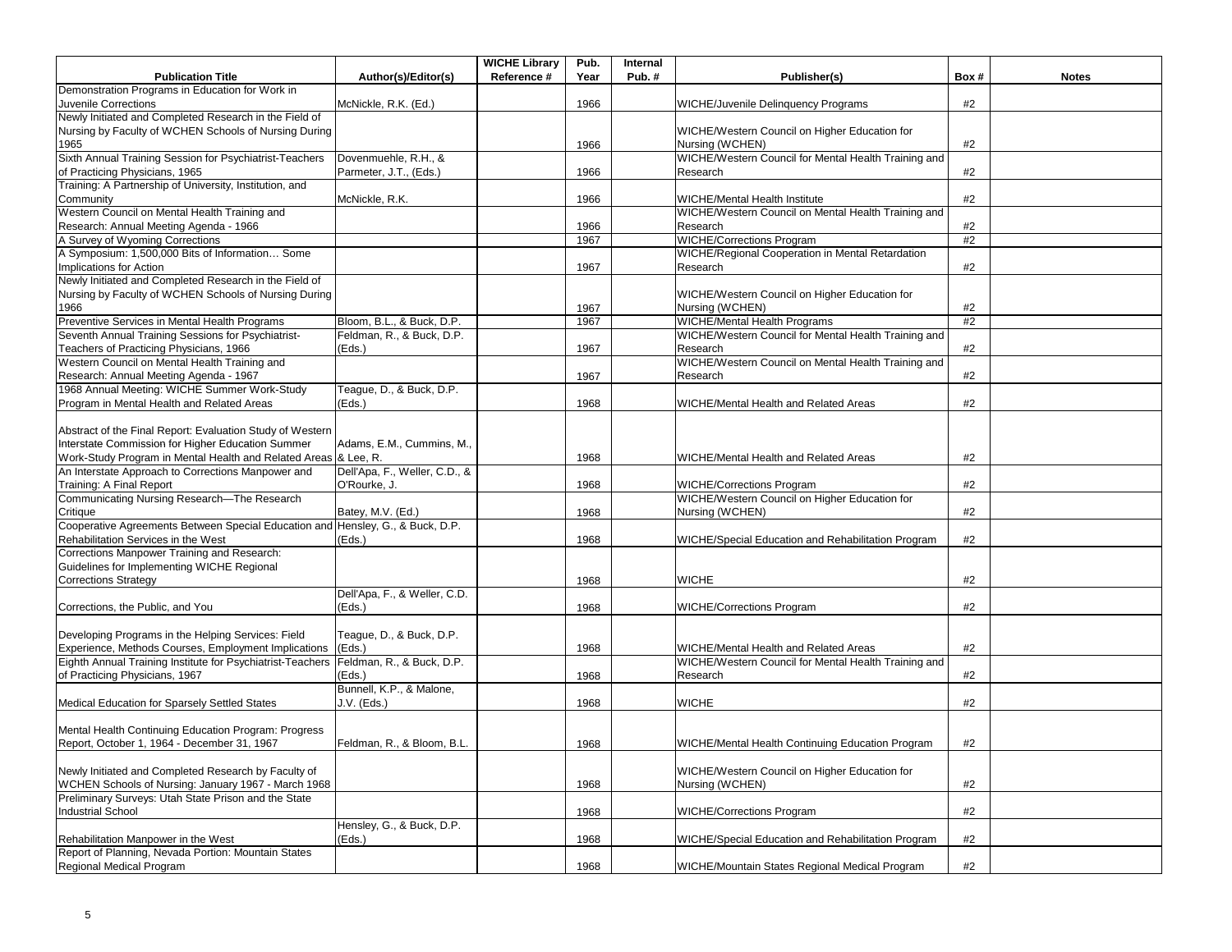| Publication Title | Author(s)/Editor(s) | WICHE Library Reference # | Pub. Year | Internal Pub. # | Publisher(s) | Box # | Notes |
|---|---|---|---|---|---|---|---|
| Demonstration Programs in Education for Work in Juvenile Corrections | McNickle, R.K. (Ed.) | | 1966 | | WICHE/Juvenile Delinquency Programs | #2 | |
| Newly Initiated and Completed Research in the Field of Nursing by Faculty of WCHEN Schools of Nursing During 1965 | | | 1966 | | WICHE/Western Council on Higher Education for Nursing (WCHEN) | #2 | |
| Sixth Annual Training Session for Psychiatrist-Teachers of Practicing Physicians, 1965 | Dovenmuehle, R.H., & Parmeter, J.T., (Eds.) | | 1966 | | WICHE/Western Council for Mental Health Training and Research | #2 | |
| Training: A Partnership of University, Institution, and Community | McNickle, R.K. | | 1966 | | WICHE/Mental Health Institute | #2 | |
| Western Council on Mental Health Training and Research: Annual Meeting Agenda - 1966 | | | 1966 | | WICHE/Western Council on Mental Health Training and Research | #2 | |
| A Survey of Wyoming Corrections | | | 1967 | | WICHE/Corrections Program | #2 | |
| A Symposium: 1,500,000 Bits of Information… Some Implications for Action | | | 1967 | | WICHE/Regional Cooperation in Mental Retardation Research | #2 | |
| Newly Initiated and Completed Research in the Field of Nursing by Faculty of WCHEN Schools of Nursing During 1966 | | | 1967 | | WICHE/Western Council on Higher Education for Nursing (WCHEN) | #2 | |
| Preventive Services in Mental Health Programs | Bloom, B.L., & Buck, D.P. | | 1967 | | WICHE/Mental Health Programs | #2 | |
| Seventh Annual Training Sessions for Psychiatrist-Teachers of Practicing Physicians, 1966 | Feldman, R., & Buck, D.P. (Eds.) | | 1967 | | WICHE/Western Council for Mental Health Training and Research | #2 | |
| Western Council on Mental Health Training and Research: Annual Meeting Agenda - 1967 | | | 1967 | | WICHE/Western Council on Mental Health Training and Research | #2 | |
| 1968 Annual Meeting: WICHE Summer Work-Study Program in Mental Health and Related Areas | Teague, D., & Buck, D.P. (Eds.) | | 1968 | | WICHE/Mental Health and Related Areas | #2 | |
| Abstract of the Final Report: Evaluation Study of Western Interstate Commission for Higher Education Summer Work-Study Program in Mental Health and Related Areas | Adams, E.M., Cummins, M., & Lee, R. | | 1968 | | WICHE/Mental Health and Related Areas | #2 | |
| An Interstate Approach to Corrections Manpower and Training: A Final Report | Dell'Apa, F., Weller, C.D., & O'Rourke, J. | | 1968 | | WICHE/Corrections Program | #2 | |
| Communicating Nursing Research—The Research Critique | Batey, M.V. (Ed.) | | 1968 | | WICHE/Western Council on Higher Education for Nursing (WCHEN) | #2 | |
| Cooperative Agreements Between Special Education and Rehabilitation Services in the West | Hensley, G., & Buck, D.P. (Eds.) | | 1968 | | WICHE/Special Education and Rehabilitation Program | #2 | |
| Corrections Manpower Training and Research: Guidelines for Implementing WICHE Regional Corrections Strategy | | | 1968 | | WICHE | #2 | |
| Corrections, the Public, and You | Dell'Apa, F., & Weller, C.D. (Eds.) | | 1968 | | WICHE/Corrections Program | #2 | |
| Developing Programs in the Helping Services: Field Experience, Methods Courses, Employment Implications | Teague, D., & Buck, D.P. (Eds.) | | 1968 | | WICHE/Mental Health and Related Areas | #2 | |
| Eighth Annual Training Institute for Psychiatrist-Teachers of Practicing Physicians, 1967 | Feldman, R., & Buck, D.P. (Eds.) | | 1968 | | WICHE/Western Council for Mental Health Training and Research | #2 | |
| Medical Education for Sparsely Settled States | Bunnell, K.P., & Malone, J.V. (Eds.) | | 1968 | | WICHE | #2 | |
| Mental Health Continuing Education Program: Progress Report, October 1, 1964 - December 31, 1967 | Feldman, R., & Bloom, B.L. | | 1968 | | WICHE/Mental Health Continuing Education Program | #2 | |
| Newly Initiated and Completed Research by Faculty of WCHEN Schools of Nursing: January 1967 - March 1968 | | | 1968 | | WICHE/Western Council on Higher Education for Nursing (WCHEN) | #2 | |
| Preliminary Surveys: Utah State Prison and the State Industrial School | | | 1968 | | WICHE/Corrections Program | #2 | |
| Rehabilitation Manpower in the West | Hensley, G., & Buck, D.P. (Eds.) | | 1968 | | WICHE/Special Education and Rehabilitation Program | #2 | |
| Report of Planning, Nevada Portion: Mountain States Regional Medical Program | | | 1968 | | WICHE/Mountain States Regional Medical Program | #2 | |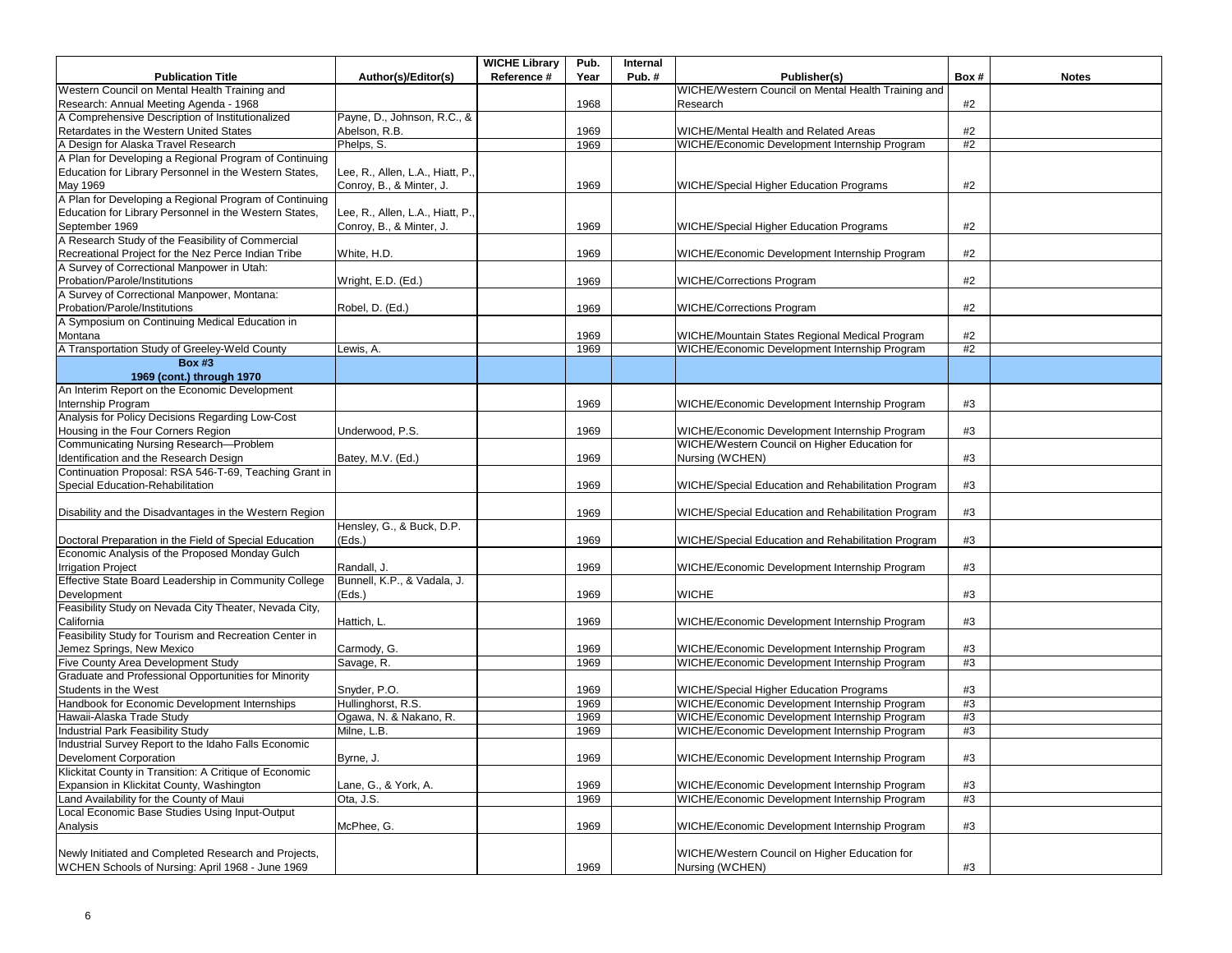| Publication Title | Author(s)/Editor(s) | WICHE Library Reference # | Pub. Year | Internal Pub. # | Publisher(s) | Box # | Notes |
|---|---|---|---|---|---|---|---|
| Western Council on Mental Health Training and Research: Annual Meeting Agenda - 1968 | | | 1968 | | WICHE/Western Council on Mental Health Training and Research | #2 | |
| A Comprehensive Description of Institutionalized Retardates in the Western United States | Payne, D., Johnson, R.C., & Abelson, R.B. | | 1969 | | WICHE/Mental Health and Related Areas | #2 | |
| A Design for Alaska Travel Research | Phelps, S. | | 1969 | | WICHE/Economic Development Internship Program | #2 | |
| A Plan for Developing a Regional Program of Continuing Education for Library Personnel in the Western States, May 1969 | Lee, R., Allen, L.A., Hiatt, P., Conroy, B., & Minter, J. | | 1969 | | WICHE/Special Higher Education Programs | #2 | |
| A Plan for Developing a Regional Program of Continuing Education for Library Personnel in the Western States, September 1969 | Lee, R., Allen, L.A., Hiatt, P., Conroy, B., & Minter, J. | | 1969 | | WICHE/Special Higher Education Programs | #2 | |
| A Research Study of the Feasibility of Commercial Recreational Project for the Nez Perce Indian Tribe | White, H.D. | | 1969 | | WICHE/Economic Development Internship Program | #2 | |
| A Survey of Correctional Manpower in Utah: Probation/Parole/Institutions | Wright, E.D. (Ed.) | | 1969 | | WICHE/Corrections Program | #2 | |
| A Survey of Correctional Manpower, Montana: Probation/Parole/Institutions | Robel, D. (Ed.) | | 1969 | | WICHE/Corrections Program | #2 | |
| A Symposium on Continuing Medical Education in Montana | | | 1969 | | WICHE/Mountain States Regional Medical Program | #2 | |
| A Transportation Study of Greeley-Weld County | Lewis, A. | | 1969 | | WICHE/Economic Development Internship Program | #2 | |
| **Box #3 1969 (cont.) through 1970** | | | | | | | |
| An Interim Report on the Economic Development Internship Program | | | 1969 | | WICHE/Economic Development Internship Program | #3 | |
| Analysis for Policy Decisions Regarding Low-Cost Housing in the Four Corners Region | Underwood, P.S. | | 1969 | | WICHE/Economic Development Internship Program | #3 | |
| Communicating Nursing Research—Problem Identification and the Research Design | Batey, M.V. (Ed.) | | 1969 | | WICHE/Western Council on Higher Education for Nursing (WCHEN) | #3 | |
| Continuation Proposal: RSA 546-T-69, Teaching Grant in Special Education-Rehabilitation | | | 1969 | | WICHE/Special Education and Rehabilitation Program | #3 | |
| Disability and the Disadvantages in the Western Region | | | 1969 | | WICHE/Special Education and Rehabilitation Program | #3 | |
| Doctoral Preparation in the Field of Special Education | Hensley, G., & Buck, D.P. (Eds.) | | 1969 | | WICHE/Special Education and Rehabilitation Program | #3 | |
| Economic Analysis of the Proposed Monday Gulch Irrigation Project | Randall, J. | | 1969 | | WICHE/Economic Development Internship Program | #3 | |
| Effective State Board Leadership in Community College Development | Bunnell, K.P., & Vadala, J. (Eds.) | | 1969 | | WICHE | #3 | |
| Feasibility Study on Nevada City Theater, Nevada City, California | Hattich, L. | | 1969 | | WICHE/Economic Development Internship Program | #3 | |
| Feasibility Study for Tourism and Recreation Center in Jemez Springs, New Mexico | Carmody, G. | | 1969 | | WICHE/Economic Development Internship Program | #3 | |
| Five County Area Development Study | Savage, R. | | 1969 | | WICHE/Economic Development Internship Program | #3 | |
| Graduate and Professional Opportunities for Minority Students in the West | Snyder, P.O. | | 1969 | | WICHE/Special Higher Education Programs | #3 | |
| Handbook for Economic Development Internships | Hullinghorst, R.S. | | 1969 | | WICHE/Economic Development Internship Program | #3 | |
| Hawaii-Alaska Trade Study | Ogawa, N. & Nakano, R. | | 1969 | | WICHE/Economic Development Internship Program | #3 | |
| Industrial Park Feasibility Study | Milne, L.B. | | 1969 | | WICHE/Economic Development Internship Program | #3 | |
| Industrial Survey Report to the Idaho Falls Economic Develoment Corporation | Byrne, J. | | 1969 | | WICHE/Economic Development Internship Program | #3 | |
| Klickitat County in Transition: A Critique of Economic Expansion in Klickitat County, Washington | Lane, G., & York, A. | | 1969 | | WICHE/Economic Development Internship Program | #3 | |
| Land Availability for the County of Maui | Ota, J.S. | | 1969 | | WICHE/Economic Development Internship Program | #3 | |
| Local Economic Base Studies Using Input-Output Analysis | McPhee, G. | | 1969 | | WICHE/Economic Development Internship Program | #3 | |
| Newly Initiated and Completed Research and Projects, WCHEN Schools of Nursing: April 1968 - June 1969 | | | 1969 | | WICHE/Western Council on Higher Education for Nursing (WCHEN) | #3 | |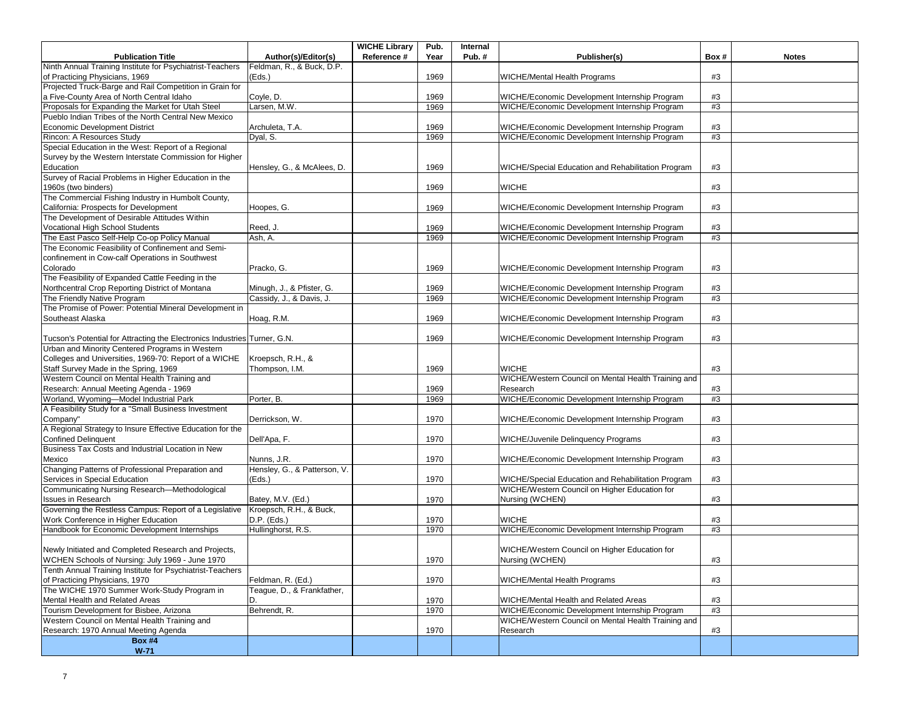| Publication Title | Author(s)/Editor(s) | WICHE Library Reference # | Pub. Year | Internal Pub. # | Publisher(s) | Box # | Notes |
|---|---|---|---|---|---|---|---|
| Ninth Annual Training Institute for Psychiatrist-Teachers of Practicing Physicians, 1969 | Feldman, R., & Buck, D.P. (Eds.) | | 1969 | | WICHE/Mental Health Programs | #3 | |
| Projected Truck-Barge and Rail Competition in Grain for a Five-County Area of North Central Idaho | Coyle, D. | | 1969 | | WICHE/Economic Development Internship Program | #3 | |
| Proposals for Expanding the Market for Utah Steel | Larsen, M.W. | | 1969 | | WICHE/Economic Development Internship Program | #3 | |
| Pueblo Indian Tribes of the North Central New Mexico Economic Development District | Archuleta, T.A. | | 1969 | | WICHE/Economic Development Internship Program | #3 | |
| Rincon: A Resources Study | Dyal, S. | | 1969 | | WICHE/Economic Development Internship Program | #3 | |
| Special Education in the West: Report of a Regional Survey by the Western Interstate Commission for Higher Education | Hensley, G., & McAlees, D. | | 1969 | | WICHE/Special Education and Rehabilitation Program | #3 | |
| Survey of Racial Problems in Higher Education in the 1960s (two binders) | | | 1969 | | WICHE | #3 | |
| The Commercial Fishing Industry in Humbolt County, California: Prospects for Development | Hoopes, G. | | 1969 | | WICHE/Economic Development Internship Program | #3 | |
| The Development of Desirable Attitudes Within Vocational High School Students | Reed, J. | | 1969 | | WICHE/Economic Development Internship Program | #3 | |
| The East Pasco Self-Help Co-op Policy Manual | Ash, A. | | 1969 | | WICHE/Economic Development Internship Program | #3 | |
| The Economic Feasibility of Confinement and Semi-confinement in Cow-calf Operations in Southwest Colorado | Pracko, G. | | 1969 | | WICHE/Economic Development Internship Program | #3 | |
| The Feasibility of Expanded Cattle Feeding in the Northcentral Crop Reporting District of Montana | Minugh, J., & Pfister, G. | | 1969 | | WICHE/Economic Development Internship Program | #3 | |
| The Friendly Native Program | Cassidy, J., & Davis, J. | | 1969 | | WICHE/Economic Development Internship Program | #3 | |
| The Promise of Power: Potential Mineral Development in Southeast Alaska | Hoag, R.M. | | 1969 | | WICHE/Economic Development Internship Program | #3 | |
| Tucson's Potential for Attracting the Electronics Industries | Turner, G.N. | | 1969 | | WICHE/Economic Development Internship Program | #3 | |
| Urban and Minority Centered Programs in Western Colleges and Universities, 1969-70: Report of a WICHE Staff Survey Made in the Spring, 1969 | Kroepsch, R.H., & Thompson, I.M. | | 1969 | | WICHE | #3 | |
| Western Council on Mental Health Training and Research: Annual Meeting Agenda - 1969 | | | 1969 | | WICHE/Western Council on Mental Health Training and Research | #3 | |
| Worland, Wyoming—Model Industrial Park | Porter, B. | | 1969 | | WICHE/Economic Development Internship Program | #3 | |
| A Feasibility Study for a "Small Business Investment Company" | Derrickson, W. | | 1970 | | WICHE/Economic Development Internship Program | #3 | |
| A Regional Strategy to Insure Effective Education for the Confined Delinquent | Dell'Apa, F. | | 1970 | | WICHE/Juvenile Delinquency Programs | #3 | |
| Business Tax Costs and Industrial Location in New Mexico | Nunns, J.R. | | 1970 | | WICHE/Economic Development Internship Program | #3 | |
| Changing Patterns of Professional Preparation and Services in Special Education | Hensley, G., & Patterson, V. (Eds.) | | 1970 | | WICHE/Special Education and Rehabilitation Program | #3 | |
| Communicating Nursing Research—Methodological Issues in Research | Batey, M.V. (Ed.) | | 1970 | | WICHE/Western Council on Higher Education for Nursing (WCHEN) | #3 | |
| Governing the Restless Campus: Report of a Legislative Work Conference in Higher Education | Kroepsch, R.H., & Buck, D.P. (Eds.) | | 1970 | | WICHE | #3 | |
| Handbook for Economic Development Internships | Hullinghorst, R.S. | | 1970 | | WICHE/Economic Development Internship Program | #3 | |
| Newly Initiated and Completed Research and Projects, WCHEN Schools of Nursing: July 1969 - June 1970 | | | 1970 | | WICHE/Western Council on Higher Education for Nursing (WCHEN) | #3 | |
| Tenth Annual Training Institute for Psychiatrist-Teachers of Practicing Physicians, 1970 | Feldman, R. (Ed.) | | 1970 | | WICHE/Mental Health Programs | #3 | |
| The WICHE 1970 Summer Work-Study Program in Mental Health and Related Areas | Teague, D., & Frankfather, D. | | 1970 | | WICHE/Mental Health and Related Areas | #3 | |
| Tourism Development for Bisbee, Arizona | Behrendt, R. | | 1970 | | WICHE/Economic Development Internship Program | #3 | |
| Western Council on Mental Health Training and Research: 1970 Annual Meeting Agenda | | | 1970 | | WICHE/Western Council on Mental Health Training and Research | #3 | |
| **Box #4 W-71** | | | | | | | |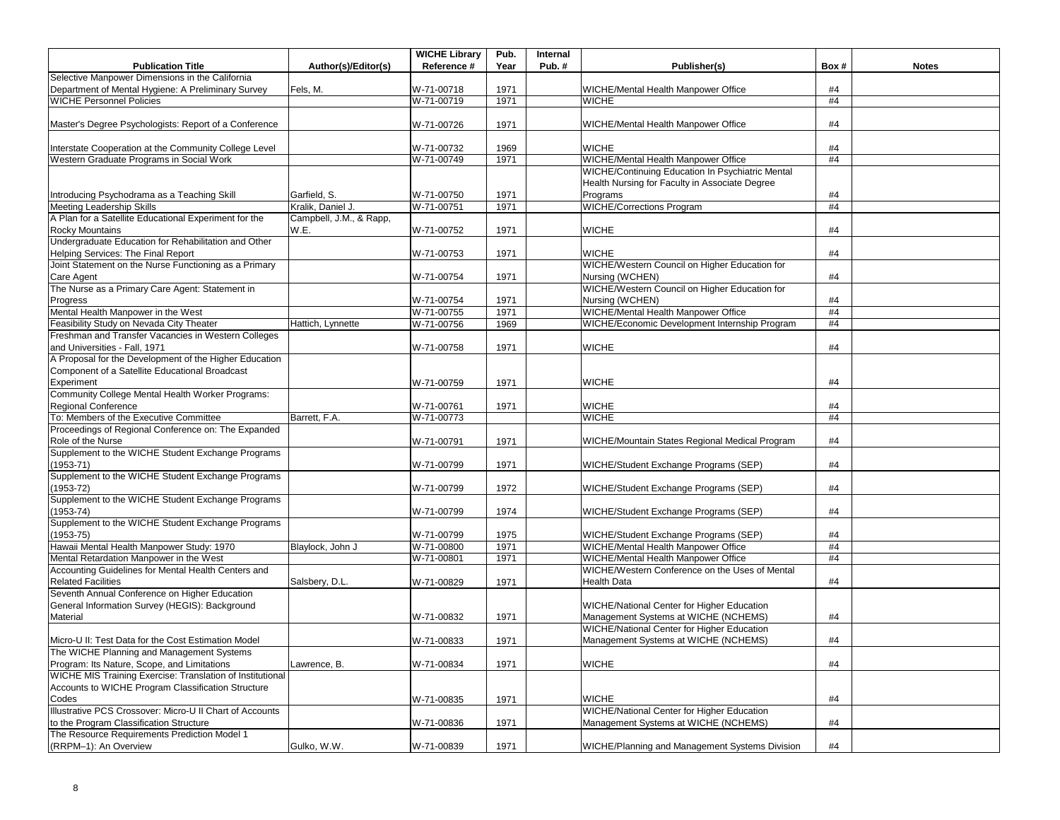| Publication Title | Author(s)/Editor(s) | WICHE Library Reference # | Pub. Year | Internal Pub. # | Publisher(s) | Box # | Notes |
|---|---|---|---|---|---|---|---|
| Selective Manpower Dimensions in the California Department of Mental Hygiene: A Preliminary Survey | Fels, M. | W-71-00718 | 1971 | | WICHE/Mental Health Manpower Office | #4 | |
| WICHE Personnel Policies | | W-71-00719 | 1971 | | WICHE | #4 | |
| Master's Degree Psychologists: Report of a Conference | | W-71-00726 | 1971 | | WICHE/Mental Health Manpower Office | #4 | |
| Interstate Cooperation at the Community College Level | | W-71-00732 | 1969 | | WICHE | #4 | |
| Western Graduate Programs in Social Work | | W-71-00749 | 1971 | | WICHE/Mental Health Manpower Office | #4 | |
| Introducing Psychodrama as a Teaching Skill | Garfield, S. | W-71-00750 | 1971 | | WICHE/Continuing Education In Psychiatric Mental Health Nursing for Faculty in Associate Degree Programs | #4 | |
| Meeting Leadership Skills | Kralik, Daniel J. | W-71-00751 | 1971 | | WICHE/Corrections Program | #4 | |
| A Plan for a Satellite Educational Experiment for the Rocky Mountains | Campbell, J.M., & Rapp, W.E. | W-71-00752 | 1971 | | WICHE | #4 | |
| Undergraduate Education for Rehabilitation and Other Helping Services: The Final Report | | W-71-00753 | 1971 | | WICHE | #4 | |
| Joint Statement on the Nurse Functioning as a Primary Care Agent | | W-71-00754 | 1971 | | WICHE/Western Council on Higher Education for Nursing (WCHEN) | #4 | |
| The Nurse as a Primary Care Agent: Statement in Progress | | W-71-00754 | 1971 | | WICHE/Western Council on Higher Education for Nursing (WCHEN) | #4 | |
| Mental Health Manpower in the West | | W-71-00755 | 1971 | | WICHE/Mental Health Manpower Office | #4 | |
| Feasibility Study on Nevada City Theater | Hattich, Lynnette | W-71-00756 | 1969 | | WICHE/Economic Development Internship Program | #4 | |
| Freshman and Transfer Vacancies in Western Colleges and Universities - Fall, 1971 | | W-71-00758 | 1971 | | WICHE | #4 | |
| A Proposal for the Development of the Higher Education Component of a Satellite Educational Broadcast Experiment | | W-71-00759 | 1971 | | WICHE | #4 | |
| Community College Mental Health Worker Programs: Regional Conference | | W-71-00761 | 1971 | | WICHE | #4 | |
| To: Members of the Executive Committee | Barrett, F.A. | W-71-00773 | | | WICHE | #4 | |
| Proceedings of Regional Conference on: The Expanded Role of the Nurse | | W-71-00791 | 1971 | | WICHE/Mountain States Regional Medical Program | #4 | |
| Supplement to the WICHE Student Exchange Programs (1953-71) | | W-71-00799 | 1971 | | WICHE/Student Exchange Programs (SEP) | #4 | |
| Supplement to the WICHE Student Exchange Programs (1953-72) | | W-71-00799 | 1972 | | WICHE/Student Exchange Programs (SEP) | #4 | |
| Supplement to the WICHE Student Exchange Programs (1953-74) | | W-71-00799 | 1974 | | WICHE/Student Exchange Programs (SEP) | #4 | |
| Supplement to the WICHE Student Exchange Programs (1953-75) | | W-71-00799 | 1975 | | WICHE/Student Exchange Programs (SEP) | #4 | |
| Hawaii Mental Health Manpower Study: 1970 | Blaylock, John J | W-71-00800 | 1971 | | WICHE/Mental Health Manpower Office | #4 | |
| Mental Retardation Manpower in the West | | W-71-00801 | 1971 | | WICHE/Mental Health Manpower Office | #4 | |
| Accounting Guidelines for Mental Health Centers and Related Facilities | Salsbery, D.L. | W-71-00829 | 1971 | | WICHE/Western Conference on the Uses of Mental Health Data | #4 | |
| Seventh Annual Conference on Higher Education General Information Survey (HEGIS): Background Material | | W-71-00832 | 1971 | | WICHE/National Center for Higher Education Management Systems at WICHE (NCHEMS) | #4 | |
| Micro-U II: Test Data for the Cost Estimation Model | | W-71-00833 | 1971 | | WICHE/National Center for Higher Education Management Systems at WICHE (NCHEMS) | #4 | |
| The WICHE Planning and Management Systems Program: Its Nature, Scope, and Limitations | Lawrence, B. | W-71-00834 | 1971 | | WICHE | #4 | |
| WICHE MIS Training Exercise: Translation of Institutional Accounts to WICHE Program Classification Structure Codes | | W-71-00835 | 1971 | | WICHE | #4 | |
| Illustrative PCS Crossover: Micro-U II Chart of Accounts to the Program Classification Structure | | W-71-00836 | 1971 | | WICHE/National Center for Higher Education Management Systems at WICHE (NCHEMS) | #4 | |
| The Resource Requirements Prediction Model 1 (RRPM–1): An Overview | Gulko, W.W. | W-71-00839 | 1971 | | WICHE/Planning and Management Systems Division | #4 | |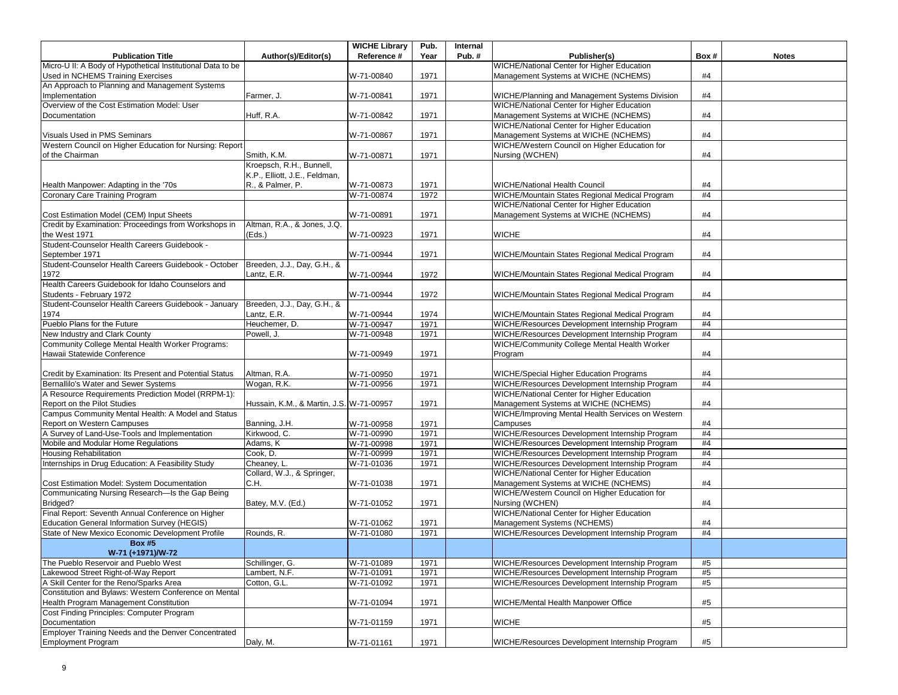| Publication Title | Author(s)/Editor(s) | WICHE Library Reference # | Pub. Year | Internal Pub. # | Publisher(s) | Box # | Notes |
|---|---|---|---|---|---|---|---|
| Micro-U II: A Body of Hypothetical Institutional Data to be Used in NCHEMS Training Exercises | | W-71-00840 | 1971 | | WICHE/National Center for Higher Education Management Systems at WICHE (NCHEMS) | #4 | |
| An Approach to Planning and Management Systems Implementation | Farmer, J. | W-71-00841 | 1971 | | WICHE/Planning and Management Systems Division | #4 | |
| Overview of the Cost Estimation Model: User Documentation | Huff, R.A. | W-71-00842 | 1971 | | WICHE/National Center for Higher Education Management Systems at WICHE (NCHEMS) | #4 | |
| Visuals Used in PMS Seminars | | W-71-00867 | 1971 | | WICHE/National Center for Higher Education Management Systems at WICHE (NCHEMS) | #4 | |
| Western Council on Higher Education for Nursing: Report of the Chairman | Smith, K.M. | W-71-00871 | 1971 | | WICHE/Western Council on Higher Education for Nursing (WCHEN) | #4 | |
| Health Manpower: Adapting in the '70s | Kroepsch, R.H., Bunnell, K.P., Elliott, J.E., Feldman, R., & Palmer, P. | W-71-00873 | 1971 | | WICHE/National Health Council | #4 | |
| Coronary Care Training Program | | W-71-00874 | 1972 | | WICHE/Mountain States Regional Medical Program | #4 | |
| Cost Estimation Model (CEM) Input Sheets | | W-71-00891 | 1971 | | WICHE/National Center for Higher Education Management Systems at WICHE (NCHEMS) | #4 | |
| Credit by Examination: Proceedings from Workshops in the West 1971 | Altman, R.A., & Jones, J.Q. (Eds.) | W-71-00923 | 1971 | | WICHE | #4 | |
| Student-Counselor Health Careers Guidebook - September 1971 | | W-71-00944 | 1971 | | WICHE/Mountain States Regional Medical Program | #4 | |
| Student-Counselor Health Careers Guidebook - October 1972 | Breeden, J.J., Day, G.H., & Lantz, E.R. | W-71-00944 | 1972 | | WICHE/Mountain States Regional Medical Program | #4 | |
| Health Careers Guidebook for Idaho Counselors and Students - February 1972 | | W-71-00944 | 1972 | | WICHE/Mountain States Regional Medical Program | #4 | |
| Student-Counselor Health Careers Guidebook - January 1974 | Breeden, J.J., Day, G.H., & Lantz, E.R. | W-71-00944 | 1974 | | WICHE/Mountain States Regional Medical Program | #4 | |
| Pueblo Plans for the Future | Heuchemer, D. | W-71-00947 | 1971 | | WICHE/Resources Development Internship Program | #4 | |
| New Industry and Clark County | Powell, J. | W-71-00948 | 1971 | | WICHE/Resources Development Internship Program | #4 | |
| Community College Mental Health Worker Programs: Hawaii Statewide Conference | | W-71-00949 | 1971 | | WICHE/Community College Mental Health Worker Program | #4 | |
| Credit by Examination: Its Present and Potential Status | Altman, R.A. | W-71-00950 | 1971 | | WICHE/Special Higher Education Programs | #4 | |
| Bernallilo's Water and Sewer Systems | Wogan, R.K. | W-71-00956 | 1971 | | WICHE/Resources Development Internship Program | #4 | |
| A Resource Requirements Prediction Model (RRPM-1): Report on the Pilot Studies | Hussain, K.M., & Martin, J.S. | W-71-00957 | 1971 | | WICHE/National Center for Higher Education Management Systems at WICHE (NCHEMS) | #4 | |
| Campus Community Mental Health: A Model and Status Report on Western Campuses | Banning, J.H. | W-71-00958 | 1971 | | WICHE/Improving Mental Health Services on Western Campuses | #4 | |
| A Survey of Land-Use-Tools and Implementation | Kirkwood, C. | W-71-00990 | 1971 | | WICHE/Resources Development Internship Program | #4 | |
| Mobile and Modular Home Regulations | Adams, K | W-71-00998 | 1971 | | WICHE/Resources Development Internship Program | #4 | |
| Housing Rehabilitation | Cook, D. | W-71-00999 | 1971 | | WICHE/Resources Development Internship Program | #4 | |
| Internships in Drug Education: A Feasibility Study | Cheaney, L. | W-71-01036 | 1971 | | WICHE/Resources Development Internship Program | #4 | |
| Cost Estimation Model: System Documentation | Collard, W.J., & Springer, C.H. | W-71-01038 | 1971 | | WICHE/National Center for Higher Education Management Systems at WICHE (NCHEMS) | #4 | |
| Communicating Nursing Research—Is the Gap Being Bridged? | Batey, M.V. (Ed.) | W-71-01052 | 1971 | | WICHE/Western Council on Higher Education for Nursing (WCHEN) | #4 | |
| Final Report: Seventh Annual Conference on Higher Education General Information Survey (HEGIS) | | W-71-01062 | 1971 | | WICHE/National Center for Higher Education Management Systems (NCHEMS) | #4 | |
| State of New Mexico Economic Development Profile | Rounds, R. | W-71-01080 | 1971 | | WICHE/Resources Development Internship Program | #4 | |
| **Box #5 W-71 (+1971)/W-72** | | | | | | | |
| The Pueblo Reservoir and Pueblo West | Schillinger, G. | W-71-01089 | 1971 | | WICHE/Resources Development Internship Program | #5 | |
| Lakewood Street Right-of-Way Report | Lambert, N.F. | W-71-01091 | 1971 | | WICHE/Resources Development Internship Program | #5 | |
| A Skill Center for the Reno/Sparks Area | Cotton, G.L. | W-71-01092 | 1971 | | WICHE/Resources Development Internship Program | #5 | |
| Constitution and Bylaws: Western Conference on Mental Health Program Management Constitution | | W-71-01094 | 1971 | | WICHE/Mental Health Manpower Office | #5 | |
| Cost Finding Principles: Computer Program Documentation | | W-71-01159 | 1971 | | WICHE | #5 | |
| Employer Training Needs and the Denver Concentrated Employment Program | Daly, M. | W-71-01161 | 1971 | | WICHE/Resources Development Internship Program | #5 | |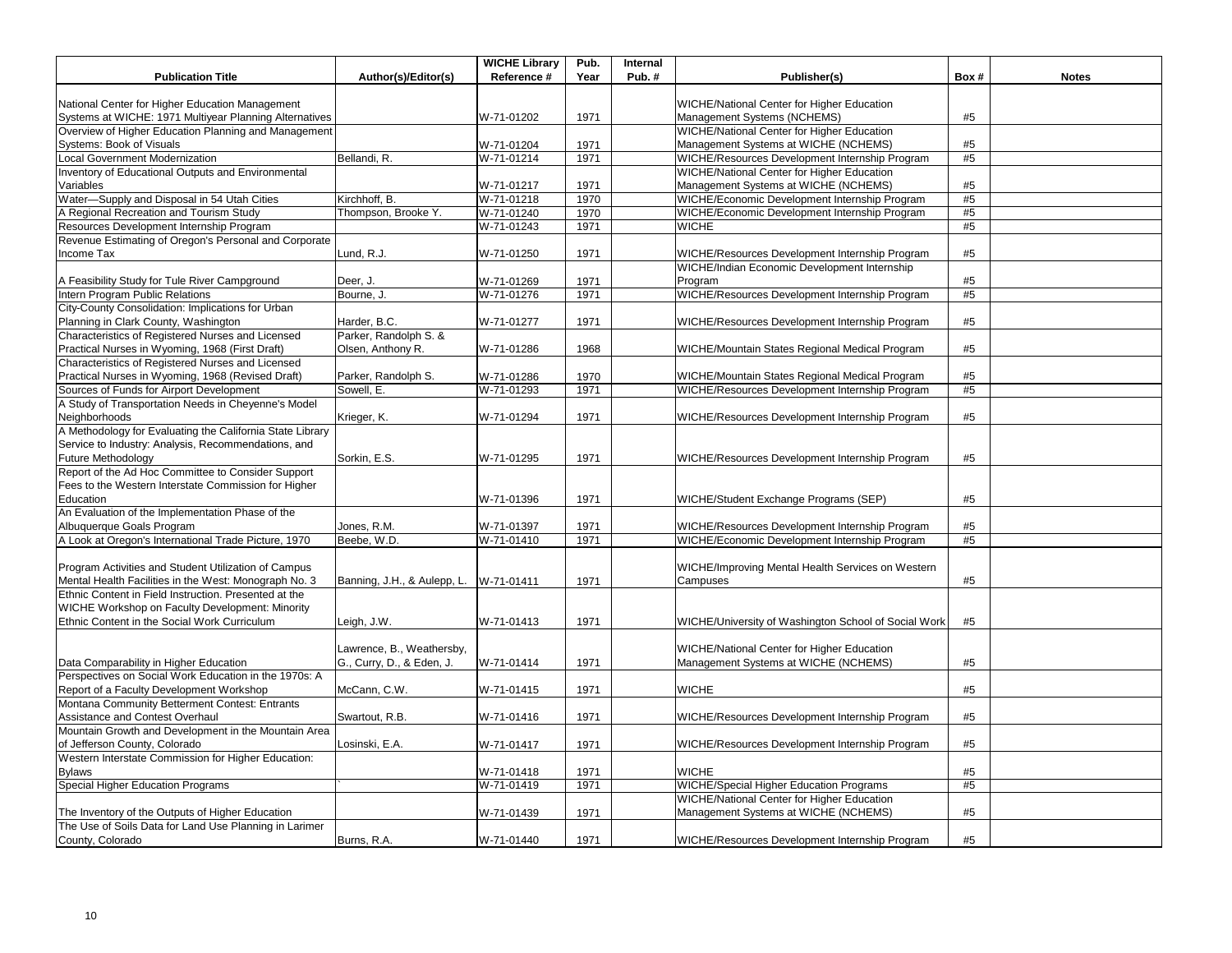| Publication Title | Author(s)/Editor(s) | WICHE Library Reference # | Pub. Year | Internal Pub. # | Publisher(s) | Box # | Notes |
|---|---|---|---|---|---|---|---|
| National Center for Higher Education Management Systems at WICHE: 1971 Multiyear Planning Alternatives | | W-71-01202 | 1971 | | WICHE/National Center for Higher Education Management Systems (NCHEMS) | #5 | |
| Overview of Higher Education Planning and Management Systems: Book of Visuals | | W-71-01204 | 1971 | | WICHE/National Center for Higher Education Management Systems at WICHE (NCHEMS) | #5 | |
| Local Government Modernization | Bellandi, R. | W-71-01214 | 1971 | | WICHE/Resources Development Internship Program | #5 | |
| Inventory of Educational Outputs and Environmental Variables | | W-71-01217 | 1971 | | WICHE/National Center for Higher Education Management Systems at WICHE (NCHEMS) | #5 | |
| Water—Supply and Disposal in 54 Utah Cities | Kirchhoff, B. | W-71-01218 | 1970 | | WICHE/Economic Development Internship Program | #5 | |
| A Regional Recreation and Tourism Study | Thompson, Brooke Y. | W-71-01240 | 1970 | | WICHE/Economic Development Internship Program | #5 | |
| Resources Development Internship Program | | W-71-01243 | 1971 | | WICHE | #5 | |
| Revenue Estimating of Oregon's Personal and Corporate Income Tax | Lund, R.J. | W-71-01250 | 1971 | | WICHE/Resources Development Internship Program | #5 | |
| A Feasibility Study for Tule River Campground | Deer, J. | W-71-01269 | 1971 | | WICHE/Indian Economic Development Internship Program | #5 | |
| Intern Program Public Relations | Bourne, J. | W-71-01276 | 1971 | | WICHE/Resources Development Internship Program | #5 | |
| City-County Consolidation: Implications for Urban Planning in Clark County, Washington | Harder, B.C. | W-71-01277 | 1971 | | WICHE/Resources Development Internship Program | #5 | |
| Characteristics of Registered Nurses and Licensed Practical Nurses in Wyoming, 1968 (First Draft) | Parker, Randolph S. & Olsen, Anthony R. | W-71-01286 | 1968 | | WICHE/Mountain States Regional Medical Program | #5 | |
| Characteristics of Registered Nurses and Licensed Practical Nurses in Wyoming, 1968 (Revised Draft) | Parker, Randolph S. | W-71-01286 | 1970 | | WICHE/Mountain States Regional Medical Program | #5 | |
| Sources of Funds for Airport Development | Sowell, E. | W-71-01293 | 1971 | | WICHE/Resources Development Internship Program | #5 | |
| A Study of Transportation Needs in Cheyenne's Model Neighborhoods | Krieger, K. | W-71-01294 | 1971 | | WICHE/Resources Development Internship Program | #5 | |
| A Methodology for Evaluating the California State Library Service to Industry: Analysis, Recommendations, and Future Methodology | Sorkin, E.S. | W-71-01295 | 1971 | | WICHE/Resources Development Internship Program | #5 | |
| Report of the Ad Hoc Committee to Consider Support Fees to the Western Interstate Commission for Higher Education | | W-71-01396 | 1971 | | WICHE/Student Exchange Programs (SEP) | #5 | |
| An Evaluation of the Implementation Phase of the Albuquerque Goals Program | Jones, R.M. | W-71-01397 | 1971 | | WICHE/Resources Development Internship Program | #5 | |
| A Look at Oregon's International Trade Picture, 1970 | Beebe, W.D. | W-71-01410 | 1971 | | WICHE/Economic Development Internship Program | #5 | |
| Program Activities and Student Utilization of Campus Mental Health Facilities in the West: Monograph No. 3 | Banning, J.H., & Aulepp, L. | W-71-01411 | 1971 | | WICHE/Improving Mental Health Services on Western Campuses | #5 | |
| Ethnic Content in Field Instruction. Presented at the WICHE Workshop on Faculty Development: Minority Ethnic Content in the Social Work Curriculum | Leigh, J.W. | W-71-01413 | 1971 | | WICHE/University of Washington School of Social Work | #5 | |
| Data Comparability in Higher Education | Lawrence, B., Weathersby, G., Curry, D., & Eden, J. | W-71-01414 | 1971 | | WICHE/National Center for Higher Education Management Systems at WICHE (NCHEMS) | #5 | |
| Perspectives on Social Work Education in the 1970s: A Report of a Faculty Development Workshop | McCann, C.W. | W-71-01415 | 1971 | | WICHE | #5 | |
| Montana Community Betterment Contest: Entrants Assistance and Contest Overhaul | Swartout, R.B. | W-71-01416 | 1971 | | WICHE/Resources Development Internship Program | #5 | |
| Mountain Growth and Development in the Mountain Area of Jefferson County, Colorado | Losinski, E.A. | W-71-01417 | 1971 | | WICHE/Resources Development Internship Program | #5 | |
| Western Interstate Commission for Higher Education: Bylaws | | W-71-01418 | 1971 | | WICHE | #5 | |
| Special Higher Education Programs | ` | W-71-01419 | 1971 | | WICHE/Special Higher Education Programs | #5 | |
| The Inventory of the Outputs of Higher Education | | W-71-01439 | 1971 | | WICHE/National Center for Higher Education Management Systems at WICHE (NCHEMS) | #5 | |
| The Use of Soils Data for Land Use Planning in Larimer County, Colorado | Burns, R.A. | W-71-01440 | 1971 | | WICHE/Resources Development Internship Program | #5 | |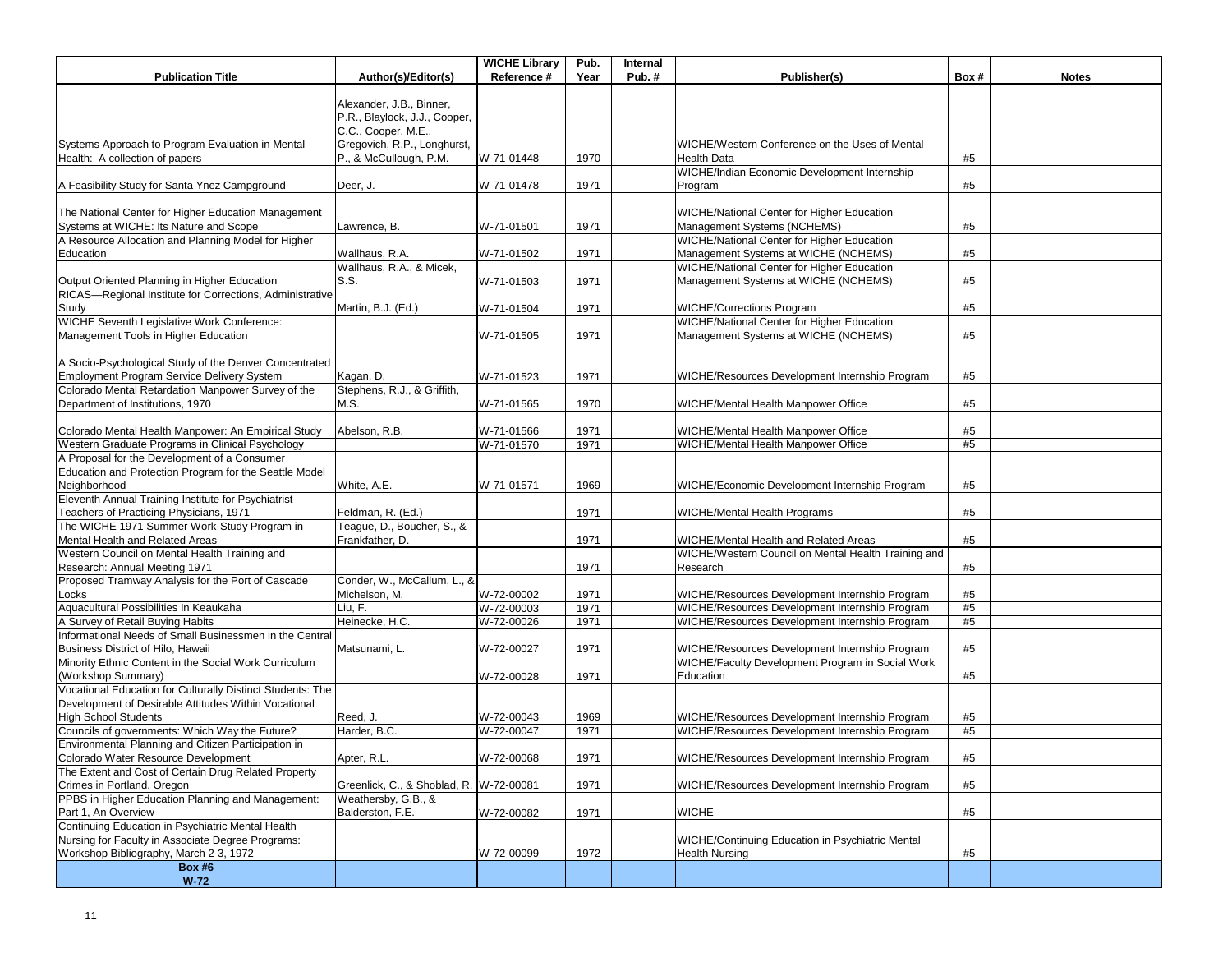| Publication Title | Author(s)/Editor(s) | WICHE Library Reference # | Pub. Year | Internal Pub. # | Publisher(s) | Box # | Notes |
|---|---|---|---|---|---|---|---|
| Systems Approach to Program Evaluation in Mental Health: A collection of papers | Alexander, J.B., Binner, P.R., Blaylock, J.J., Cooper, C.C., Cooper, M.E., Gregovich, R.P., Longhurst, P., & McCullough, P.M. | W-71-01448 | 1970 | | WICHE/Western Conference on the Uses of Mental Health Data | #5 | |
| A Feasibility Study for Santa Ynez Campground | Deer, J. | W-71-01478 | 1971 | | WICHE/Indian Economic Development Internship Program | #5 | |
| The National Center for Higher Education Management Systems at WICHE: Its Nature and Scope | Lawrence, B. | W-71-01501 | 1971 | | WICHE/National Center for Higher Education Management Systems (NCHEMS) | #5 | |
| A Resource Allocation and Planning Model for Higher Education | Wallhaus, R.A. | W-71-01502 | 1971 | | WICHE/National Center for Higher Education Management Systems at WICHE (NCHEMS) | #5 | |
| Output Oriented Planning in Higher Education | Wallhaus, R.A., & Micek, S.S. | W-71-01503 | 1971 | | WICHE/National Center for Higher Education Management Systems at WICHE (NCHEMS) | #5 | |
| RICAS—Regional Institute for Corrections, Administrative Study | Martin, B.J. (Ed.) | W-71-01504 | 1971 | | WICHE/Corrections Program | #5 | |
| WICHE Seventh Legislative Work Conference: Management Tools in Higher Education | | W-71-01505 | 1971 | | WICHE/National Center for Higher Education Management Systems at WICHE (NCHEMS) | #5 | |
| A Socio-Psychological Study of the Denver Concentrated Employment Program Service Delivery System | Kagan, D. | W-71-01523 | 1971 | | WICHE/Resources Development Internship Program | #5 | |
| Colorado Mental Retardation Manpower Survey of the Department of Institutions, 1970 | Stephens, R.J., & Griffith, M.S. | W-71-01565 | 1970 | | WICHE/Mental Health Manpower Office | #5 | |
| Colorado Mental Health Manpower: An Empirical Study | Abelson, R.B. | W-71-01566 | 1971 | | WICHE/Mental Health Manpower Office | #5 | |
| Western Graduate Programs in Clinical Psychology | | W-71-01570 | 1971 | | WICHE/Mental Health Manpower Office | #5 | |
| A Proposal for the Development of a Consumer Education and Protection Program for the Seattle Model Neighborhood | White, A.E. | W-71-01571 | 1969 | | WICHE/Economic Development Internship Program | #5 | |
| Eleventh Annual Training Institute for Psychiatrist-Teachers of Practicing Physicians, 1971 | Feldman, R. (Ed.) | | 1971 | | WICHE/Mental Health Programs | #5 | |
| The WICHE 1971 Summer Work-Study Program in Mental Health and Related Areas | Teague, D., Boucher, S., & Frankfather, D. | | 1971 | | WICHE/Mental Health and Related Areas | #5 | |
| Western Council on Mental Health Training and Research: Annual Meeting 1971 | | | 1971 | | WICHE/Western Council on Mental Health Training and Research | #5 | |
| Proposed Tramway Analysis for the Port of Cascade Locks | Conder, W., McCallum, L., & Michelson, M. | W-72-00002 | 1971 | | WICHE/Resources Development Internship Program | #5 | |
| Aquacultural Possibilities In Keaukaha | Liu, F. | W-72-00003 | 1971 | | WICHE/Resources Development Internship Program | #5 | |
| A Survey of Retail Buying Habits | Heinecke, H.C. | W-72-00026 | 1971 | | WICHE/Resources Development Internship Program | #5 | |
| Informational Needs of Small Businessmen in the Central Business District of Hilo, Hawaii | Matsunami, L. | W-72-00027 | 1971 | | WICHE/Resources Development Internship Program | #5 | |
| Minority Ethnic Content in the Social Work Curriculum (Workshop Summary) | | W-72-00028 | 1971 | | WICHE/Faculty Development Program in Social Work Education | #5 | |
| Vocational Education for Culturally Distinct Students: The Development of Desirable Attitudes Within Vocational High School Students | Reed, J. | W-72-00043 | 1969 | | WICHE/Resources Development Internship Program | #5 | |
| Councils of governments: Which Way the Future? | Harder, B.C. | W-72-00047 | 1971 | | WICHE/Resources Development Internship Program | #5 | |
| Environmental Planning and Citizen Participation in Colorado Water Resource Development | Apter, R.L. | W-72-00068 | 1971 | | WICHE/Resources Development Internship Program | #5 | |
| The Extent and Cost of Certain Drug Related Property Crimes in Portland, Oregon | Greenlick, C., & Shoblad, R. | W-72-00081 | 1971 | | WICHE/Resources Development Internship Program | #5 | |
| PPBS in Higher Education Planning and Management: Part 1, An Overview | Weathersby, G.B., & Balderston, F.E. | W-72-00082 | 1971 | | WICHE | #5 | |
| Continuing Education in Psychiatric Mental Health Nursing for Faculty in Associate Degree Programs: Workshop Bibliography, March 2-3, 1972 | | W-72-00099 | 1972 | | WICHE/Continuing Education in Psychiatric Mental Health Nursing | #5 | |
| **Box #6 W-72** | | | | | | | |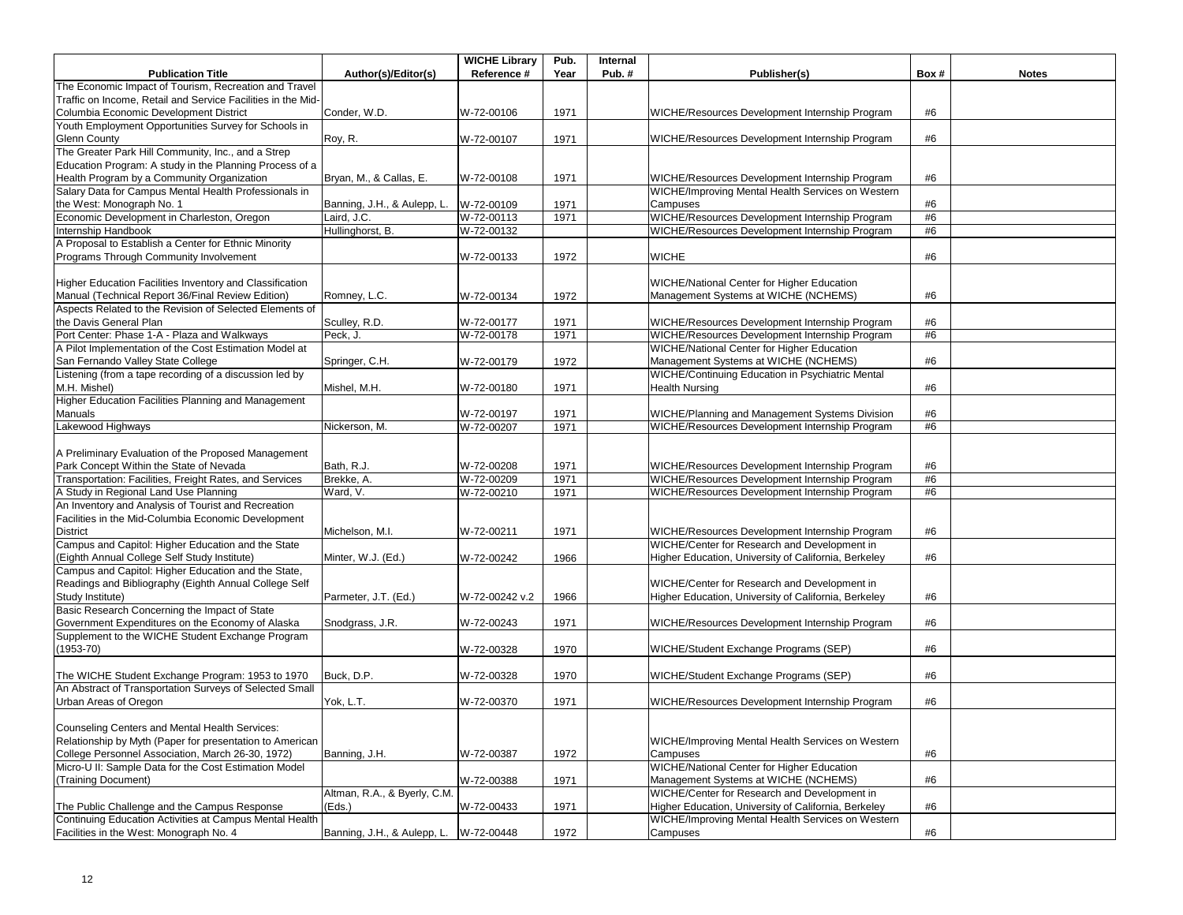| Publication Title | Author(s)/Editor(s) | WICHE Library Reference # | Pub. Year | Internal Pub. # | Publisher(s) | Box # | Notes |
|---|---|---|---|---|---|---|---|
| The Economic Impact of Tourism, Recreation and Travel Traffic on Income, Retail and Service Facilities in the Mid-Columbia Economic Development District | Conder, W.D. | W-72-00106 | 1971 | | WICHE/Resources Development Internship Program | #6 | |
| Youth Employment Opportunities Survey for Schools in Glenn County | Roy, R. | W-72-00107 | 1971 | | WICHE/Resources Development Internship Program | #6 | |
| The Greater Park Hill Community, Inc., and a Strep Education Program: A study in the Planning Process of a Health Program by a Community Organization | Bryan, M., & Callas, E. | W-72-00108 | 1971 | | WICHE/Resources Development Internship Program | #6 | |
| Salary Data for Campus Mental Health Professionals in the West: Monograph No. 1 | Banning, J.H., & Aulepp, L. | W-72-00109 | 1971 | | WICHE/Improving Mental Health Services on Western Campuses | #6 | |
| Economic Development in Charleston, Oregon | Laird, J.C. | W-72-00113 | 1971 | | WICHE/Resources Development Internship Program | #6 | |
| Internship Handbook | Hullinghorst, B. | W-72-00132 | | | WICHE/Resources Development Internship Program | #6 | |
| A Proposal to Establish a Center for Ethnic Minority Programs Through Community Involvement | | W-72-00133 | 1972 | | WICHE | #6 | |
| Higher Education Facilities Inventory and Classification Manual (Technical Report 36/Final Review Edition) | Romney, L.C. | W-72-00134 | 1972 | | WICHE/National Center for Higher Education Management Systems at WICHE (NCHEMS) | #6 | |
| Aspects Related to the Revision of Selected Elements of the Davis General Plan | Sculley, R.D. | W-72-00177 | 1971 | | WICHE/Resources Development Internship Program | #6 | |
| Port Center: Phase 1-A - Plaza and Walkways | Peck, J. | W-72-00178 | 1971 | | WICHE/Resources Development Internship Program | #6 | |
| A Pilot Implementation of the Cost Estimation Model at San Fernando Valley State College | Springer, C.H. | W-72-00179 | 1972 | | WICHE/National Center for Higher Education Management Systems at WICHE (NCHEMS) | #6 | |
| Listening (from a tape recording of a discussion led by M.H. Mishel) | Mishel, M.H. | W-72-00180 | 1971 | | WICHE/Continuing Education in Psychiatric Mental Health Nursing | #6 | |
| Higher Education Facilities Planning and Management Manuals | | W-72-00197 | 1971 | | WICHE/Planning and Management Systems Division | #6 | |
| Lakewood Highways | Nickerson, M. | W-72-00207 | 1971 | | WICHE/Resources Development Internship Program | #6 | |
| A Preliminary Evaluation of the Proposed Management Park Concept Within the State of Nevada | Bath, R.J. | W-72-00208 | 1971 | | WICHE/Resources Development Internship Program | #6 | |
| Transportation: Facilities, Freight Rates, and Services | Brekke, A. | W-72-00209 | 1971 | | WICHE/Resources Development Internship Program | #6 | |
| A Study in Regional Land Use Planning | Ward, V. | W-72-00210 | 1971 | | WICHE/Resources Development Internship Program | #6 | |
| An Inventory and Analysis of Tourist and Recreation Facilities in the Mid-Columbia Economic Development District | Michelson, M.I. | W-72-00211 | 1971 | | WICHE/Resources Development Internship Program | #6 | |
| Campus and Capitol: Higher Education and the State (Eighth Annual College Self Study Institute) | Minter, W.J. (Ed.) | W-72-00242 | 1966 | | WICHE/Center for Research and Development in Higher Education, University of California, Berkeley | #6 | |
| Campus and Capitol: Higher Education and the State, Readings and Bibliography (Eighth Annual College Self Study Institute) | Parmeter, J.T. (Ed.) | W-72-00242 v.2 | 1966 | | WICHE/Center for Research and Development in Higher Education, University of California, Berkeley | #6 | |
| Basic Research Concerning the Impact of State Government Expenditures on the Economy of Alaska | Snodgrass, J.R. | W-72-00243 | 1971 | | WICHE/Resources Development Internship Program | #6 | |
| Supplement to the WICHE Student Exchange Program (1953-70) | | W-72-00328 | 1970 | | WICHE/Student Exchange Programs (SEP) | #6 | |
| The WICHE Student Exchange Program: 1953 to 1970 | Buck, D.P. | W-72-00328 | 1970 | | WICHE/Student Exchange Programs (SEP) | #6 | |
| An Abstract of Transportation Surveys of Selected Small Urban Areas of Oregon | Yok, L.T. | W-72-00370 | 1971 | | WICHE/Resources Development Internship Program | #6 | |
| Counseling Centers and Mental Health Services: Relationship by Myth (Paper for presentation to American College Personnel Association, March 26-30, 1972) | Banning, J.H. | W-72-00387 | 1972 | | WICHE/Improving Mental Health Services on Western Campuses | #6 | |
| Micro-U II: Sample Data for the Cost Estimation Model (Training Document) | | W-72-00388 | 1971 | | WICHE/National Center for Higher Education Management Systems at WICHE (NCHEMS) | #6 | |
| The Public Challenge and the Campus Response | Altman, R.A., & Byerly, C.M. (Eds.) | W-72-00433 | 1971 | | WICHE/Center for Research and Development in Higher Education, University of California, Berkeley | #6 | |
| Continuing Education Activities at Campus Mental Health Facilities in the West: Monograph No. 4 | Banning, J.H., & Aulepp, L. | W-72-00448 | 1972 | | WICHE/Improving Mental Health Services on Western Campuses | #6 | |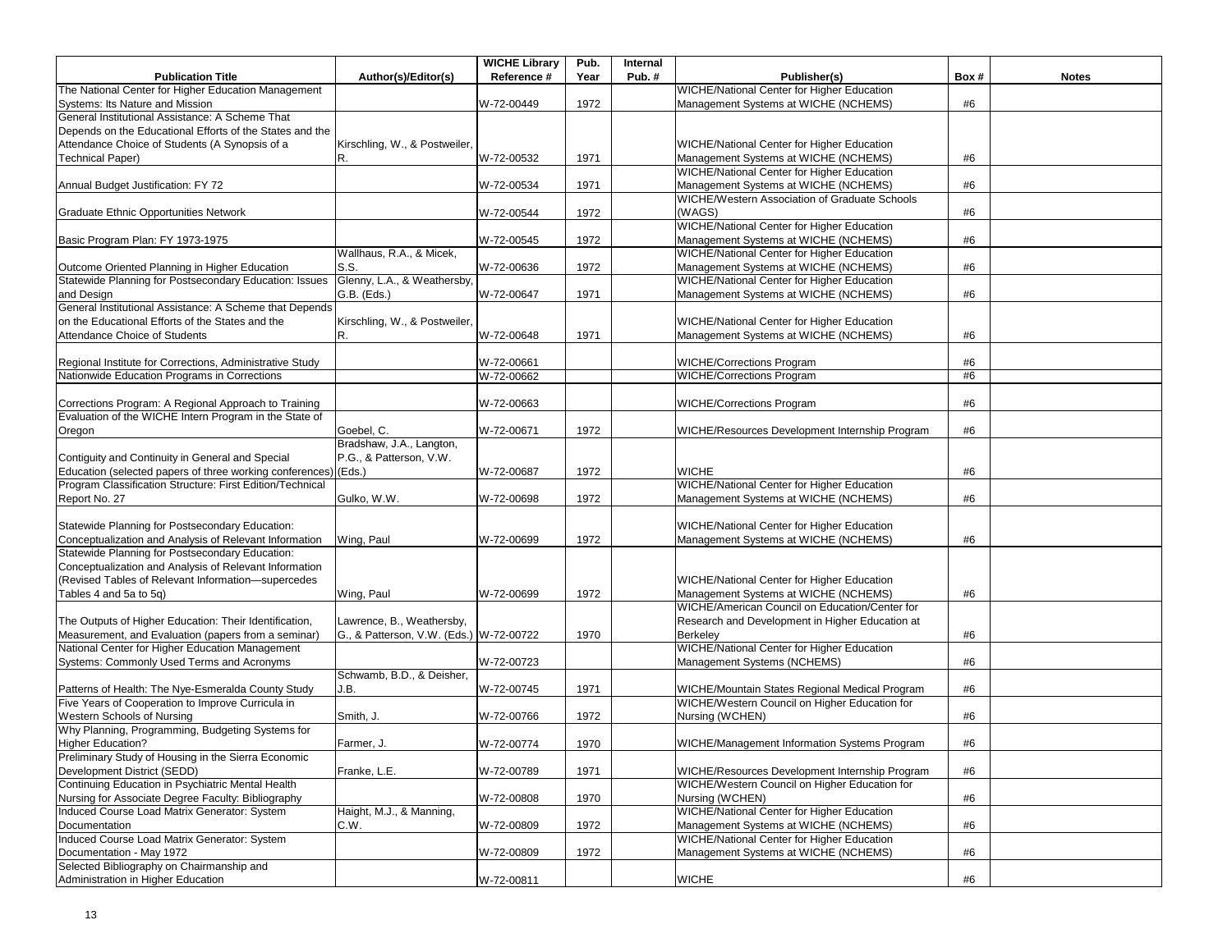| Publication Title | Author(s)/Editor(s) | WICHE Library Reference # | Pub. Year | Internal Pub. # | Publisher(s) | Box # | Notes |
|---|---|---|---|---|---|---|---|
| The National Center for Higher Education Management Systems: Its Nature and Mission | | W-72-00449 | 1972 | | WICHE/National Center for Higher Education Management Systems at WICHE (NCHEMS) | #6 | |
| General Institutional Assistance: A Scheme That Depends on the Educational Efforts of the States and the Attendance Choice of Students (A Synopsis of a Technical Paper) | Kirschling, W., & Postweiler, R. | W-72-00532 | 1971 | | WICHE/National Center for Higher Education Management Systems at WICHE (NCHEMS) | #6 | |
| Annual Budget Justification: FY 72 | | W-72-00534 | 1971 | | WICHE/National Center for Higher Education Management Systems at WICHE (NCHEMS) | #6 | |
| Graduate Ethnic Opportunities Network | | W-72-00544 | 1972 | | WICHE/Western Association of Graduate Schools (WAGS) | #6 | |
| Basic Program Plan: FY 1973-1975 | | W-72-00545 | 1972 | | WICHE/National Center for Higher Education Management Systems at WICHE (NCHEMS) | #6 | |
| Outcome Oriented Planning in Higher Education | Wallhaus, R.A., & Micek, S.S. | W-72-00636 | 1972 | | WICHE/National Center for Higher Education Management Systems at WICHE (NCHEMS) | #6 | |
| Statewide Planning for Postsecondary Education: Issues and Design | Glenny, L.A., & Weathersby, G.B. (Eds.) | W-72-00647 | 1971 | | WICHE/National Center for Higher Education Management Systems at WICHE (NCHEMS) | #6 | |
| General Institutional Assistance: A Scheme that Depends on the Educational Efforts of the States and the Attendance Choice of Students | Kirschling, W., & Postweiler, R. | W-72-00648 | 1971 | | WICHE/National Center for Higher Education Management Systems at WICHE (NCHEMS) | #6 | |
| Regional Institute for Corrections, Administrative Study | | W-72-00661 | | | WICHE/Corrections Program | #6 | |
| Nationwide Education Programs in Corrections | | W-72-00662 | | | WICHE/Corrections Program | #6 | |
| Corrections Program: A Regional Approach to Training | | W-72-00663 | | | WICHE/Corrections Program | #6 | |
| Evaluation of the WICHE Intern Program in the State of Oregon | Goebel, C. | W-72-00671 | 1972 | | WICHE/Resources Development Internship Program | #6 | |
| Contiguity and Continuity in General and Special Education (selected papers of three working conferences) | Bradshaw, J.A., Langton, P.G., & Patterson, V.W. (Eds.) | W-72-00687 | 1972 | | WICHE | #6 | |
| Program Classification Structure: First Edition/Technical Report No. 27 | Gulko, W.W. | W-72-00698 | 1972 | | WICHE/National Center for Higher Education Management Systems at WICHE (NCHEMS) | #6 | |
| Statewide Planning for Postsecondary Education: Conceptualization and Analysis of Relevant Information | Wing, Paul | W-72-00699 | 1972 | | WICHE/National Center for Higher Education Management Systems at WICHE (NCHEMS) | #6 | |
| Statewide Planning for Postsecondary Education: Conceptualization and Analysis of Relevant Information (Revised Tables of Relevant Information—supercedes Tables 4 and 5a to 5q) | Wing, Paul | W-72-00699 | 1972 | | WICHE/National Center for Higher Education Management Systems at WICHE (NCHEMS) | #6 | |
| The Outputs of Higher Education: Their Identification, Measurement, and Evaluation (papers from a seminar) | Lawrence, B., Weathersby, G., & Patterson, V.W. (Eds.) | W-72-00722 | 1970 | | WICHE/American Council on Education/Center for Research and Development in Higher Education at Berkeley | #6 | |
| National Center for Higher Education Management Systems: Commonly Used Terms and Acronyms | | W-72-00723 | | | WICHE/National Center for Higher Education Management Systems (NCHEMS) | #6 | |
| Patterns of Health: The Nye-Esmeralda County Study | Schwamb, B.D., & Deisher, J.B. | W-72-00745 | 1971 | | WICHE/Mountain States Regional Medical Program | #6 | |
| Five Years of Cooperation to Improve Curricula in Western Schools of Nursing | Smith, J. | W-72-00766 | 1972 | | WICHE/Western Council on Higher Education for Nursing (WCHEN) | #6 | |
| Why Planning, Programming, Budgeting Systems for Higher Education? | Farmer, J. | W-72-00774 | 1970 | | WICHE/Management Information Systems Program | #6 | |
| Preliminary Study of Housing in the Sierra Economic Development District (SEDD) | Franke, L.E. | W-72-00789 | 1971 | | WICHE/Resources Development Internship Program | #6 | |
| Continuing Education in Psychiatric Mental Health Nursing for Associate Degree Faculty: Bibliography | | W-72-00808 | 1970 | | WICHE/Western Council on Higher Education for Nursing (WCHEN) | #6 | |
| Induced Course Load Matrix Generator: System Documentation | Haight, M.J., & Manning, C.W. | W-72-00809 | 1972 | | WICHE/National Center for Higher Education Management Systems at WICHE (NCHEMS) | #6 | |
| Induced Course Load Matrix Generator: System Documentation - May 1972 | | W-72-00809 | 1972 | | WICHE/National Center for Higher Education Management Systems at WICHE (NCHEMS) | #6 | |
| Selected Bibliography on Chairmanship and Administration in Higher Education | | W-72-00811 | | | WICHE | #6 | |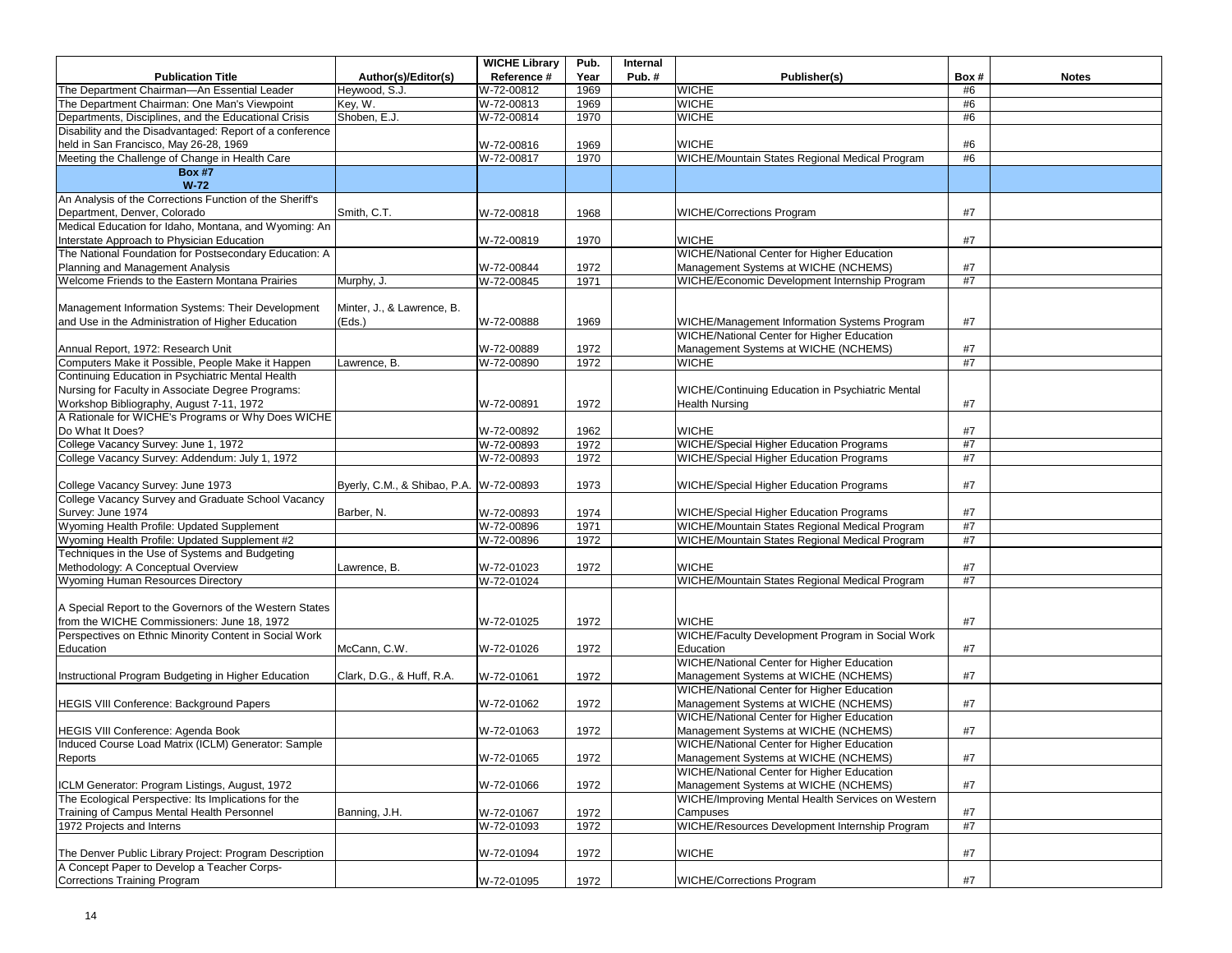| Publication Title | Author(s)/Editor(s) | WICHE Library Reference # | Pub. Year | Internal Pub. # | Publisher(s) | Box # | Notes |
|---|---|---|---|---|---|---|---|
| The Department Chairman—An Essential Leader | Heywood, S.J. | W-72-00812 | 1969 | | WICHE | #6 | |
| The Department Chairman: One Man's Viewpoint | Key, W. | W-72-00813 | 1969 | | WICHE | #6 | |
| Departments, Disciplines, and the Educational Crisis | Shoben, E.J. | W-72-00814 | 1970 | | WICHE | #6 | |
| Disability and the Disadvantaged: Report of a conference held in San Francisco, May 26-28, 1969 | | W-72-00816 | 1969 | | WICHE | #6 | |
| Meeting the Challenge of Change in Health Care | | W-72-00817 | 1970 | | WICHE/Mountain States Regional Medical Program | #6 | |
| **Box #7 W-72** | | | | | | | |
| An Analysis of the Corrections Function of the Sheriff's Department, Denver, Colorado | Smith, C.T. | W-72-00818 | 1968 | | WICHE/Corrections Program | #7 | |
| Medical Education for Idaho, Montana, and Wyoming: An Interstate Approach to Physician Education | | W-72-00819 | 1970 | | WICHE | #7 | |
| The National Foundation for Postsecondary Education: A Planning and Management Analysis | | W-72-00844 | 1972 | | WICHE/National Center for Higher Education Management Systems at WICHE (NCHEMS) | #7 | |
| Welcome Friends to the Eastern Montana Prairies | Murphy, J. | W-72-00845 | 1971 | | WICHE/Economic Development Internship Program | #7 | |
| Management Information Systems: Their Development and Use in the Administration of Higher Education | Minter, J., & Lawrence, B. (Eds.) | W-72-00888 | 1969 | | WICHE/Management Information Systems Program | #7 | |
| Annual Report, 1972: Research Unit | | W-72-00889 | 1972 | | WICHE/National Center for Higher Education Management Systems at WICHE (NCHEMS) | #7 | |
| Computers Make it Possible, People Make it Happen | Lawrence, B. | W-72-00890 | 1972 | | WICHE | #7 | |
| Continuing Education in Psychiatric Mental Health Nursing for Faculty in Associate Degree Programs: Workshop Bibliography, August 7-11, 1972 | | W-72-00891 | 1972 | | WICHE/Continuing Education in Psychiatric Mental Health Nursing | #7 | |
| A Rationale for WICHE's Programs or Why Does WICHE Do What It Does? | | W-72-00892 | 1962 | | WICHE | #7 | |
| College Vacancy Survey: June 1, 1972 | | W-72-00893 | 1972 | | WICHE/Special Higher Education Programs | #7 | |
| College Vacancy Survey: Addendum: July 1, 1972 | | W-72-00893 | 1972 | | WICHE/Special Higher Education Programs | #7 | |
| College Vacancy Survey: June 1973 | Byerly, C.M., & Shibao, P.A. | W-72-00893 | 1973 | | WICHE/Special Higher Education Programs | #7 | |
| College Vacancy Survey and Graduate School Vacancy Survey: June 1974 | Barber, N. | W-72-00893 | 1974 | | WICHE/Special Higher Education Programs | #7 | |
| Wyoming Health Profile: Updated Supplement | | W-72-00896 | 1971 | | WICHE/Mountain States Regional Medical Program | #7 | |
| Wyoming Health Profile: Updated Supplement #2 | | W-72-00896 | 1972 | | WICHE/Mountain States Regional Medical Program | #7 | |
| Techniques in the Use of Systems and Budgeting Methodology: A Conceptual Overview | Lawrence, B. | W-72-01023 | 1972 | | WICHE | #7 | |
| Wyoming Human Resources Directory | | W-72-01024 | | | WICHE/Mountain States Regional Medical Program | #7 | |
| A Special Report to the Governors of the Western States from the WICHE Commissioners: June 18, 1972 | | W-72-01025 | 1972 | | WICHE | #7 | |
| Perspectives on Ethnic Minority Content in Social Work Education | McCann, C.W. | W-72-01026 | 1972 | | WICHE/Faculty Development Program in Social Work Education | #7 | |
| Instructional Program Budgeting in Higher Education | Clark, D.G., & Huff, R.A. | W-72-01061 | 1972 | | WICHE/National Center for Higher Education Management Systems at WICHE (NCHEMS) | #7 | |
| HEGIS VIII Conference: Background Papers | | W-72-01062 | 1972 | | WICHE/National Center for Higher Education Management Systems at WICHE (NCHEMS) | #7 | |
| HEGIS VIII Conference: Agenda Book | | W-72-01063 | 1972 | | WICHE/National Center for Higher Education Management Systems at WICHE (NCHEMS) | #7 | |
| Induced Course Load Matrix (ICLM) Generator: Sample Reports | | W-72-01065 | 1972 | | WICHE/National Center for Higher Education Management Systems at WICHE (NCHEMS) | #7 | |
| ICLM Generator: Program Listings, August, 1972 | | W-72-01066 | 1972 | | WICHE/National Center for Higher Education Management Systems at WICHE (NCHEMS) | #7 | |
| The Ecological Perspective: Its Implications for the Training of Campus Mental Health Personnel | Banning, J.H. | W-72-01067 | 1972 | | WICHE/Improving Mental Health Services on Western Campuses | #7 | |
| 1972 Projects and Interns | | W-72-01093 | 1972 | | WICHE/Resources Development Internship Program | #7 | |
| The Denver Public Library Project: Program Description | | W-72-01094 | 1972 | | WICHE | #7 | |
| A Concept Paper to Develop a Teacher Corps-Corrections Training Program | | W-72-01095 | 1972 | | WICHE/Corrections Program | #7 | |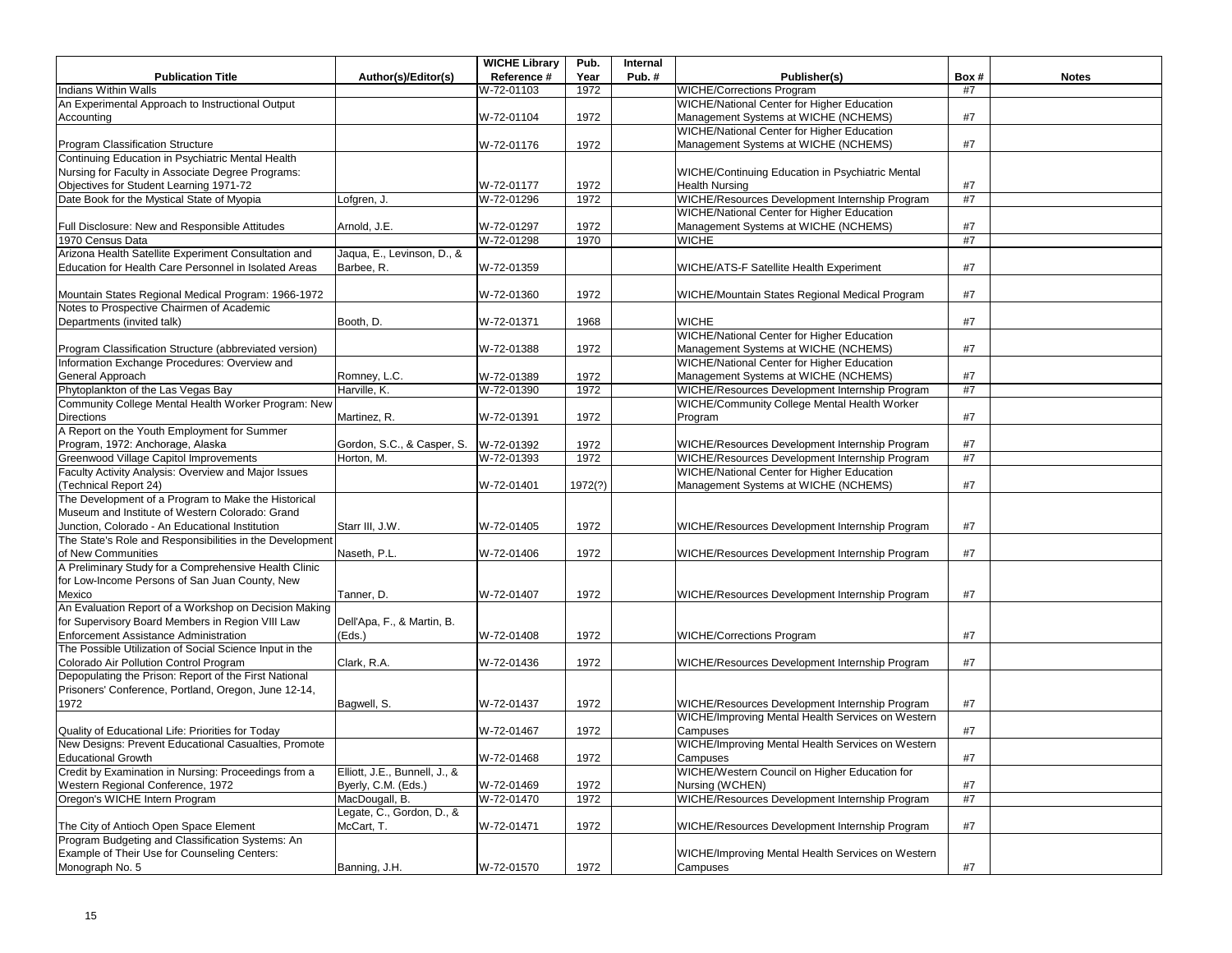| Publication Title | Author(s)/Editor(s) | WICHE Library Reference # | Pub. Year | Internal Pub. # | Publisher(s) | Box # | Notes |
|---|---|---|---|---|---|---|---|
| Indians Within Walls | | W-72-01103 | 1972 | | WICHE/Corrections Program | #7 | |
| An Experimental Approach to Instructional Output Accounting | | W-72-01104 | 1972 | | WICHE/National Center for Higher Education Management Systems at WICHE (NCHEMS) | #7 | |
| Program Classification Structure | | W-72-01176 | 1972 | | WICHE/National Center for Higher Education Management Systems at WICHE (NCHEMS) | #7 | |
| Continuing Education in Psychiatric Mental Health Nursing for Faculty in Associate Degree Programs: Objectives for Student Learning 1971-72 | | W-72-01177 | 1972 | | WICHE/Continuing Education in Psychiatric Mental Health Nursing | #7 | |
| Date Book for the Mystical State of Myopia | Lofgren, J. | W-72-01296 | 1972 | | WICHE/Resources Development Internship Program | #7 | |
| Full Disclosure: New and Responsible Attitudes | Arnold, J.E. | W-72-01297 | 1972 | | WICHE/National Center for Higher Education Management Systems at WICHE (NCHEMS) | #7 | |
| 1970 Census Data | | W-72-01298 | 1970 | | WICHE | #7 | |
| Arizona Health Satellite Experiment Consultation and Education for Health Care Personnel in Isolated Areas | Jaqua, E., Levinson, D., & Barbee, R. | W-72-01359 | | | WICHE/ATS-F Satellite Health Experiment | #7 | |
| Mountain States Regional Medical Program: 1966-1972 | | W-72-01360 | 1972 | | WICHE/Mountain States Regional Medical Program | #7 | |
| Notes to Prospective Chairmen of Academic Departments (invited talk) | Booth, D. | W-72-01371 | 1968 | | WICHE | #7 | |
| Program Classification Structure (abbreviated version) | | W-72-01388 | 1972 | | WICHE/National Center for Higher Education Management Systems at WICHE (NCHEMS) | #7 | |
| Information Exchange Procedures: Overview and General Approach | Romney, L.C. | W-72-01389 | 1972 | | WICHE/National Center for Higher Education Management Systems at WICHE (NCHEMS) | #7 | |
| Phytoplankton of the Las Vegas Bay | Harville, K. | W-72-01390 | 1972 | | WICHE/Resources Development Internship Program | #7 | |
| Community College Mental Health Worker Program: New Directions | Martinez, R. | W-72-01391 | 1972 | | WICHE/Community College Mental Health Worker Program | #7 | |
| A Report on the Youth Employment for Summer Program, 1972: Anchorage, Alaska | Gordon, S.C., & Casper, S. | W-72-01392 | 1972 | | WICHE/Resources Development Internship Program | #7 | |
| Greenwood Village Capitol Improvements | Horton, M. | W-72-01393 | 1972 | | WICHE/Resources Development Internship Program | #7 | |
| Faculty Activity Analysis: Overview and Major Issues (Technical Report 24) | | W-72-01401 | 1972(?) | | WICHE/National Center for Higher Education Management Systems at WICHE (NCHEMS) | #7 | |
| The Development of a Program to Make the Historical Museum and Institute of Western Colorado: Grand Junction, Colorado - An Educational Institution | Starr III, J.W. | W-72-01405 | 1972 | | WICHE/Resources Development Internship Program | #7 | |
| The State's Role and Responsibilities in the Development of New Communities | Naseth, P.L. | W-72-01406 | 1972 | | WICHE/Resources Development Internship Program | #7 | |
| A Preliminary Study for a Comprehensive Health Clinic for Low-Income Persons of San Juan County, New Mexico | Tanner, D. | W-72-01407 | 1972 | | WICHE/Resources Development Internship Program | #7 | |
| An Evaluation Report of a Workshop on Decision Making for Supervisory Board Members in Region VIII Law Enforcement Assistance Administration | Dell'Apa, F., & Martin, B. (Eds.) | W-72-01408 | 1972 | | WICHE/Corrections Program | #7 | |
| The Possible Utilization of Social Science Input in the Colorado Air Pollution Control Program | Clark, R.A. | W-72-01436 | 1972 | | WICHE/Resources Development Internship Program | #7 | |
| Depopulating the Prison: Report of the First National Prisoners' Conference, Portland, Oregon, June 12-14, 1972 | Bagwell, S. | W-72-01437 | 1972 | | WICHE/Resources Development Internship Program | #7 | |
| Quality of Educational Life: Priorities for Today | | W-72-01467 | 1972 | | WICHE/Improving Mental Health Services on Western Campuses | #7 | |
| New Designs: Prevent Educational Casualties, Promote Educational Growth | | W-72-01468 | 1972 | | WICHE/Improving Mental Health Services on Western Campuses | #7 | |
| Credit by Examination in Nursing: Proceedings from a Western Regional Conference, 1972 | Elliott, J.E., Bunnell, J., & Byerly, C.M. (Eds.) | W-72-01469 | 1972 | | WICHE/Western Council on Higher Education for Nursing (WCHEN) | #7 | |
| Oregon's WICHE Intern Program | MacDougall, B. | W-72-01470 | 1972 | | WICHE/Resources Development Internship Program | #7 | |
| The City of Antioch Open Space Element | Legate, C., Gordon, D., & McCart, T. | W-72-01471 | 1972 | | WICHE/Resources Development Internship Program | #7 | |
| Program Budgeting and Classification Systems: An Example of Their Use for Counseling Centers: Monograph No. 5 | Banning, J.H. | W-72-01570 | 1972 | | WICHE/Improving Mental Health Services on Western Campuses | #7 | |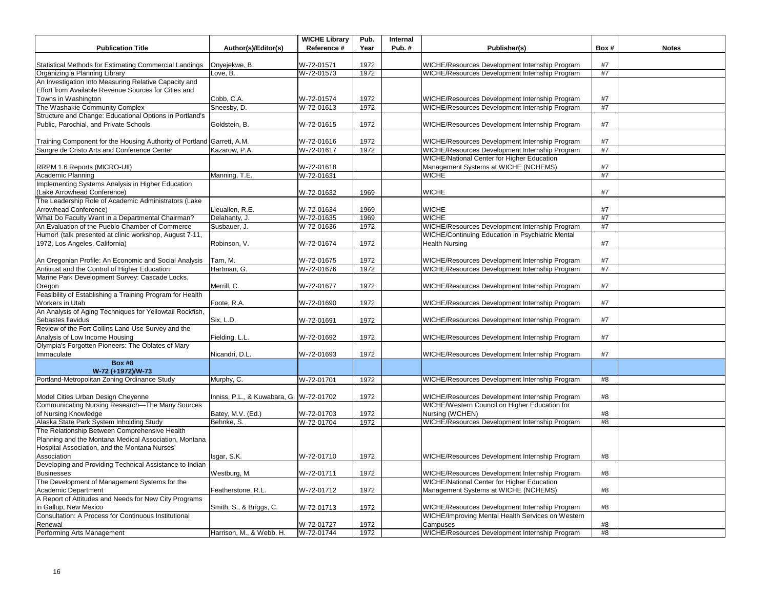| Publication Title | Author(s)/Editor(s) | WICHE Library Reference # | Pub. Year | Internal Pub. # | Publisher(s) | Box # | Notes |
|---|---|---|---|---|---|---|---|
| Statistical Methods for Estimating Commercial Landings | Onyejekwe, B. | W-72-01571 | 1972 | | WICHE/Resources Development Internship Program | #7 | |
| Organizing a Planning Library | Love, B. | W-72-01573 | 1972 | | WICHE/Resources Development Internship Program | #7 | |
| An Investigation Into Measuring Relative Capacity and Effort from Available Revenue Sources for Cities and Towns in Washington | Cobb, C.A. | W-72-01574 | 1972 | | WICHE/Resources Development Internship Program | #7 | |
| The Washakie Community Complex | Sneesby, D. | W-72-01613 | 1972 | | WICHE/Resources Development Internship Program | #7 | |
| Structure and Change: Educational Options in Portland's Public, Parochial, and Private Schools | Goldstein, B. | W-72-01615 | 1972 | | WICHE/Resources Development Internship Program | #7 | |
| Training Component for the Housing Authority of Portland | Garrett, A.M. | W-72-01616 | 1972 | | WICHE/Resources Development Internship Program | #7 | |
| Sangre de Cristo Arts and Conference Center | Kazarow, P.A. | W-72-01617 | 1972 | | WICHE/Resources Development Internship Program | #7 | |
| RRPM 1.6 Reports (MICRO-UII) | | W-72-01618 | | | WICHE/National Center for Higher Education Management Systems at WICHE (NCHEMS) | #7 | |
| Academic Planning | Manning, T.E. | W-72-01631 | | | WICHE | #7 | |
| Implementing Systems Analysis in Higher Education (Lake Arrowhead Conference) | | W-72-01632 | 1969 | | WICHE | #7 | |
| The Leadership Role of Academic Administrators (Lake Arrowhead Conference) | Lieuallen, R.E. | W-72-01634 | 1969 | | WICHE | #7 | |
| What Do Faculty Want in a Departmental Chairman? | Delahanty, J. | W-72-01635 | 1969 | | WICHE | #7 | |
| An Evaluation of the Pueblo Chamber of Commerce | Susbauer, J. | W-72-01636 | 1972 | | WICHE/Resources Development Internship Program | #7 | |
| Humor! (talk presented at clinic workshop, August 7-11, 1972, Los Angeles, California) | Robinson, V. | W-72-01674 | 1972 | | WICHE/Continuing Education in Psychiatric Mental Health Nursing | #7 | |
| An Oregonian Profile: An Economic and Social Analysis | Tam, M. | W-72-01675 | 1972 | | WICHE/Resources Development Internship Program | #7 | |
| Antitrust and the Control of Higher Education | Hartman, G. | W-72-01676 | 1972 | | WICHE/Resources Development Internship Program | #7 | |
| Marine Park Development Survey: Cascade Locks, Oregon | Merrill, C. | W-72-01677 | 1972 | | WICHE/Resources Development Internship Program | #7 | |
| Feasibility of Establishing a Training Program for Health Workers in Utah | Foote, R.A. | W-72-01690 | 1972 | | WICHE/Resources Development Internship Program | #7 | |
| An Analysis of Aging Techniques for Yellowtail Rockfish, Sebastes flavidus | Six, L.D. | W-72-01691 | 1972 | | WICHE/Resources Development Internship Program | #7 | |
| Review of the Fort Collins Land Use Survey and the Analysis of Low Income Housing | Fielding, L.L. | W-72-01692 | 1972 | | WICHE/Resources Development Internship Program | #7 | |
| Olympia's Forgotten Pioneers: The Oblates of Mary Immaculate | Nicandri, D.L. | W-72-01693 | 1972 | | WICHE/Resources Development Internship Program | #7 | |
| **Box #8 W-72 (+1972)/W-73** | | | | | | | |
| Portland-Metropolitan Zoning Ordinance Study | Murphy, C. | W-72-01701 | 1972 | | WICHE/Resources Development Internship Program | #8 | |
| Model Cities Urban Design Cheyenne | Inniss, P.L., & Kuwabara, G. | W-72-01702 | 1972 | | WICHE/Resources Development Internship Program | #8 | |
| Communicating Nursing Research—The Many Sources of Nursing Knowledge | Batey, M.V. (Ed.) | W-72-01703 | 1972 | | WICHE/Western Council on Higher Education for Nursing (WCHEN) | #8 | |
| Alaska State Park System Inholding Study | Behnke, S. | W-72-01704 | 1972 | | WICHE/Resources Development Internship Program | #8 | |
| The Relationship Between Comprehensive Health Planning and the Montana Medical Association, Montana Hospital Association, and the Montana Nurses' Association | Isgar, S.K. | W-72-01710 | 1972 | | WICHE/Resources Development Internship Program | #8 | |
| Developing and Providing Technical Assistance to Indian Businesses | Westburg, M. | W-72-01711 | 1972 | | WICHE/Resources Development Internship Program | #8 | |
| The Development of Management Systems for the Academic Department | Featherstone, R.L. | W-72-01712 | 1972 | | WICHE/National Center for Higher Education Management Systems at WICHE (NCHEMS) | #8 | |
| A Report of Attitudes and Needs for New City Programs in Gallup, New Mexico | Smith, S., & Briggs, C. | W-72-01713 | 1972 | | WICHE/Resources Development Internship Program | #8 | |
| Consultation: A Process for Continuous Institutional Renewal | | W-72-01727 | 1972 | | WICHE/Improving Mental Health Services on Western Campuses | #8 | |
| Performing Arts Management | Harrison, M., & Webb, H. | W-72-01744 | 1972 | | WICHE/Resources Development Internship Program | #8 | |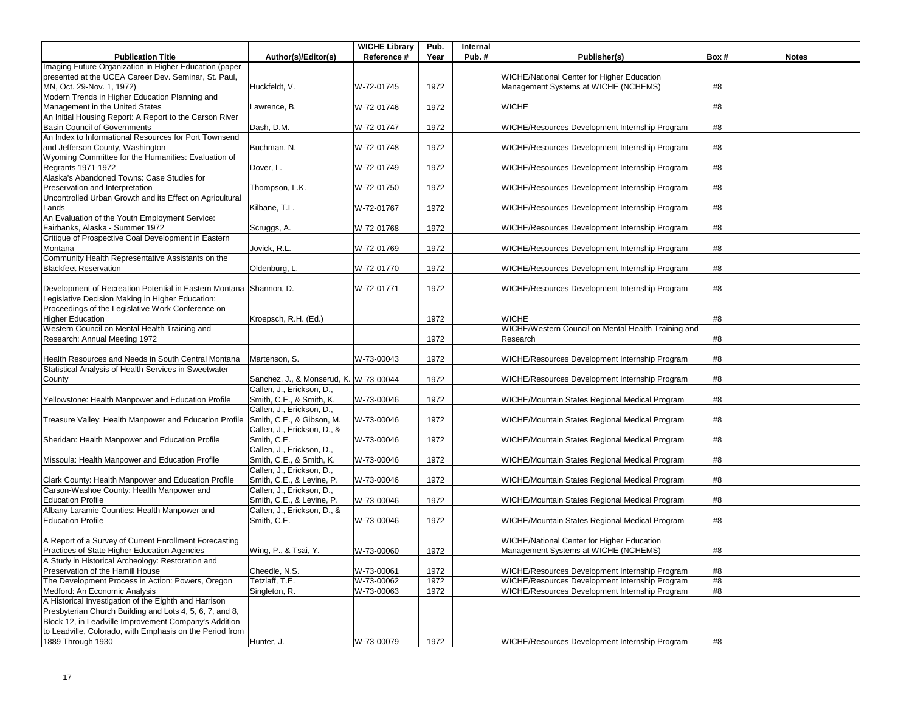| Publication Title | Author(s)/Editor(s) | WICHE Library Reference # | Pub. Year | Internal Pub. # | Publisher(s) | Box # | Notes |
|---|---|---|---|---|---|---|---|
| Imaging Future Organization in Higher Education (paper presented at the UCEA Career Dev. Seminar, St. Paul, MN, Oct. 29-Nov. 1, 1972) | Huckfeldt, V. | W-72-01745 | 1972 | | WICHE/National Center for Higher Education Management Systems at WICHE (NCHEMS) | #8 | |
| Modern Trends in Higher Education Planning and Management in the United States | Lawrence, B. | W-72-01746 | 1972 | | WICHE | #8 | |
| An Initial Housing Report: A Report to the Carson River Basin Council of Governments | Dash, D.M. | W-72-01747 | 1972 | | WICHE/Resources Development Internship Program | #8 | |
| An Index to Informational Resources for Port Townsend and Jefferson County, Washington | Buchman, N. | W-72-01748 | 1972 | | WICHE/Resources Development Internship Program | #8 | |
| Wyoming Committee for the Humanities: Evaluation of Regrants 1971-1972 | Dover, L. | W-72-01749 | 1972 | | WICHE/Resources Development Internship Program | #8 | |
| Alaska's Abandoned Towns: Case Studies for Preservation and Interpretation | Thompson, L.K. | W-72-01750 | 1972 | | WICHE/Resources Development Internship Program | #8 | |
| Uncontrolled Urban Growth and its Effect on Agricultural Lands | Kilbane, T.L. | W-72-01767 | 1972 | | WICHE/Resources Development Internship Program | #8 | |
| An Evaluation of the Youth Employment Service: Fairbanks, Alaska - Summer 1972 | Scruggs, A. | W-72-01768 | 1972 | | WICHE/Resources Development Internship Program | #8 | |
| Critique of Prospective Coal Development in Eastern Montana | Jovick, R.L. | W-72-01769 | 1972 | | WICHE/Resources Development Internship Program | #8 | |
| Community Health Representative Assistants on the Blackfeet Reservation | Oldenburg, L. | W-72-01770 | 1972 | | WICHE/Resources Development Internship Program | #8 | |
| Development of Recreation Potential in Eastern Montana | Shannon, D. | W-72-01771 | 1972 | | WICHE/Resources Development Internship Program | #8 | |
| Legislative Decision Making in Higher Education: Proceedings of the Legislative Work Conference on Higher Education | Kroepsch, R.H. (Ed.) | | 1972 | | WICHE | #8 | |
| Western Council on Mental Health Training and Research: Annual Meeting 1972 | | | 1972 | | WICHE/Western Council on Mental Health Training and Research | #8 | |
| Health Resources and Needs in South Central Montana | Martenson, S. | W-73-00043 | 1972 | | WICHE/Resources Development Internship Program | #8 | |
| Statistical Analysis of Health Services in Sweetwater County | Sanchez, J., & Monserud, K. | W-73-00044 | 1972 | | WICHE/Resources Development Internship Program | #8 | |
| Yellowstone: Health Manpower and Education Profile | Callen, J., Erickson, D., Smith, C.E., & Smith, K. | W-73-00046 | 1972 | | WICHE/Mountain States Regional Medical Program | #8 | |
| Treasure Valley: Health Manpower and Education Profile | Callen, J., Erickson, D., Smith, C.E., & Gibson, M. | W-73-00046 | 1972 | | WICHE/Mountain States Regional Medical Program | #8 | |
| Sheridan: Health Manpower and Education Profile | Callen, J., Erickson, D., & Smith, C.E. | W-73-00046 | 1972 | | WICHE/Mountain States Regional Medical Program | #8 | |
| Missoula: Health Manpower and Education Profile | Callen, J., Erickson, D., Smith, C.E., & Smith, K. | W-73-00046 | 1972 | | WICHE/Mountain States Regional Medical Program | #8 | |
| Clark County: Health Manpower and Education Profile | Callen, J., Erickson, D., Smith, C.E., & Levine, P. | W-73-00046 | 1972 | | WICHE/Mountain States Regional Medical Program | #8 | |
| Carson-Washoe County: Health Manpower and Education Profile | Callen, J., Erickson, D., Smith, C.E., & Levine, P. | W-73-00046 | 1972 | | WICHE/Mountain States Regional Medical Program | #8 | |
| Albany-Laramie Counties: Health Manpower and Education Profile | Callen, J., Erickson, D., & Smith, C.E. | W-73-00046 | 1972 | | WICHE/Mountain States Regional Medical Program | #8 | |
| A Report of a Survey of Current Enrollment Forecasting Practices of State Higher Education Agencies | Wing, P., & Tsai, Y. | W-73-00060 | 1972 | | WICHE/National Center for Higher Education Management Systems at WICHE (NCHEMS) | #8 | |
| A Study in Historical Archeology: Restoration and Preservation of the Hamill House | Cheedle, N.S. | W-73-00061 | 1972 | | WICHE/Resources Development Internship Program | #8 | |
| The Development Process in Action: Powers, Oregon | Tetzlaff, T.E. | W-73-00062 | 1972 | | WICHE/Resources Development Internship Program | #8 | |
| Medford: An Economic Analysis | Singleton, R. | W-73-00063 | 1972 | | WICHE/Resources Development Internship Program | #8 | |
| A Historical Investigation of the Eighth and Harrison Presbyterian Church Building and Lots 4, 5, 6, 7, and 8, Block 12, in Leadville Improvement Company's Addition to Leadville, Colorado, with Emphasis on the Period from 1889 Through 1930 | Hunter, J. | W-73-00079 | 1972 | | WICHE/Resources Development Internship Program | #8 | |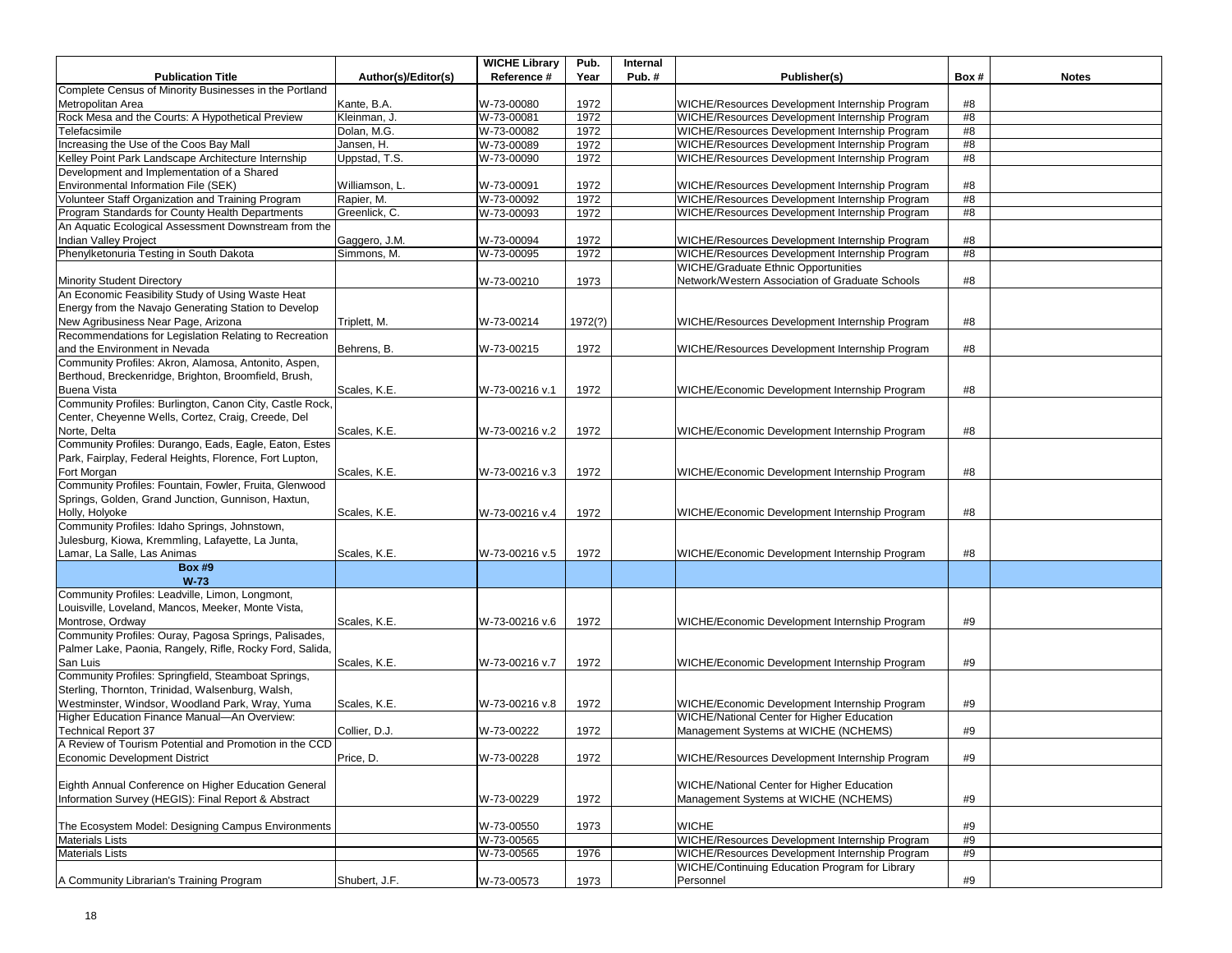| Publication Title | Author(s)/Editor(s) | WICHE Library Reference # | Pub. Year | Internal Pub. # | Publisher(s) | Box # | Notes |
|---|---|---|---|---|---|---|---|
| Complete Census of Minority Businesses in the Portland Metropolitan Area | Kante, B.A. | W-73-00080 | 1972 | | WICHE/Resources Development Internship Program | #8 | |
| Rock Mesa and the Courts: A Hypothetical Preview | Kleinman, J. | W-73-00081 | 1972 | | WICHE/Resources Development Internship Program | #8 | |
| Telefacsimile | Dolan, M.G. | W-73-00082 | 1972 | | WICHE/Resources Development Internship Program | #8 | |
| Increasing the Use of the Coos Bay Mall | Jansen, H. | W-73-00089 | 1972 | | WICHE/Resources Development Internship Program | #8 | |
| Kelley Point Park Landscape Architecture Internship | Uppstad, T.S. | W-73-00090 | 1972 | | WICHE/Resources Development Internship Program | #8 | |
| Development and Implementation of a Shared Environmental Information File (SEK) | Williamson, L. | W-73-00091 | 1972 | | WICHE/Resources Development Internship Program | #8 | |
| Volunteer Staff Organization and Training Program | Rapier, M. | W-73-00092 | 1972 | | WICHE/Resources Development Internship Program | #8 | |
| Program Standards for County Health Departments | Greenlick, C. | W-73-00093 | 1972 | | WICHE/Resources Development Internship Program | #8 | |
| An Aquatic Ecological Assessment Downstream from the Indian Valley Project | Gaggero, J.M. | W-73-00094 | 1972 | | WICHE/Resources Development Internship Program | #8 | |
| Phenylketonuria Testing in South Dakota | Simmons, M. | W-73-00095 | 1972 | | WICHE/Resources Development Internship Program | #8 | |
| Minority Student Directory | | W-73-00210 | 1973 | | WICHE/Graduate Ethnic Opportunities Network/Western Association of Graduate Schools | #8 | |
| An Economic Feasibility Study of Using Waste Heat Energy from the Navajo Generating Station to Develop New Agribusiness Near Page, Arizona | Triplett, M. | W-73-00214 | 1972(?) | | WICHE/Resources Development Internship Program | #8 | |
| Recommendations for Legislation Relating to Recreation and the Environment in Nevada | Behrens, B. | W-73-00215 | 1972 | | WICHE/Resources Development Internship Program | #8 | |
| Community Profiles: Akron, Alamosa, Antonito, Aspen, Berthoud, Breckenridge, Brighton, Broomfield, Brush, Buena Vista | Scales, K.E. | W-73-00216 v.1 | 1972 | | WICHE/Economic Development Internship Program | #8 | |
| Community Profiles: Burlington, Canon City, Castle Rock, Center, Cheyenne Wells, Cortez, Craig, Creede, Del Norte, Delta | Scales, K.E. | W-73-00216 v.2 | 1972 | | WICHE/Economic Development Internship Program | #8 | |
| Community Profiles: Durango, Eads, Eagle, Eaton, Estes Park, Fairplay, Federal Heights, Florence, Fort Lupton, Fort Morgan | Scales, K.E. | W-73-00216 v.3 | 1972 | | WICHE/Economic Development Internship Program | #8 | |
| Community Profiles: Fountain, Fowler, Fruita, Glenwood Springs, Golden, Grand Junction, Gunnison, Haxtun, Holly, Holyoke | Scales, K.E. | W-73-00216 v.4 | 1972 | | WICHE/Economic Development Internship Program | #8 | |
| Community Profiles: Idaho Springs, Johnstown, Julesburg, Kiowa, Kremmling, Lafayette, La Junta, Lamar, La Salle, Las Animas | Scales, K.E. | W-73-00216 v.5 | 1972 | | WICHE/Economic Development Internship Program | #8 | |
| **Box #9 W-73** | | | | | | | |
| Community Profiles: Leadville, Limon, Longmont, Louisville, Loveland, Mancos, Meeker, Monte Vista, Montrose, Ordway | Scales, K.E. | W-73-00216 v.6 | 1972 | | WICHE/Economic Development Internship Program | #9 | |
| Community Profiles: Ouray, Pagosa Springs, Palisades, Palmer Lake, Paonia, Rangely, Rifle, Rocky Ford, Salida, San Luis | Scales, K.E. | W-73-00216 v.7 | 1972 | | WICHE/Economic Development Internship Program | #9 | |
| Community Profiles: Springfield, Steamboat Springs, Sterling, Thornton, Trinidad, Walsenburg, Walsh, Westminster, Windsor, Woodland Park, Wray, Yuma | Scales, K.E. | W-73-00216 v.8 | 1972 | | WICHE/Economic Development Internship Program | #9 | |
| Higher Education Finance Manual—An Overview: Technical Report 37 | Collier, D.J. | W-73-00222 | 1972 | | WICHE/National Center for Higher Education Management Systems at WICHE (NCHEMS) | #9 | |
| A Review of Tourism Potential and Promotion in the CCD Economic Development District | Price, D. | W-73-00228 | 1972 | | WICHE/Resources Development Internship Program | #9 | |
| Eighth Annual Conference on Higher Education General Information Survey (HEGIS): Final Report & Abstract | | W-73-00229 | 1972 | | WICHE/National Center for Higher Education Management Systems at WICHE (NCHEMS) | #9 | |
| The Ecosystem Model: Designing Campus Environments | | W-73-00550 | 1973 | | WICHE | #9 | |
| Materials Lists | | W-73-00565 | | | WICHE/Resources Development Internship Program | #9 | |
| Materials Lists | | W-73-00565 | 1976 | | WICHE/Resources Development Internship Program | #9 | |
| A Community Librarian's Training Program | Shubert, J.F. | W-73-00573 | 1973 | | WICHE/Continuing Education Program for Library Personnel | #9 | |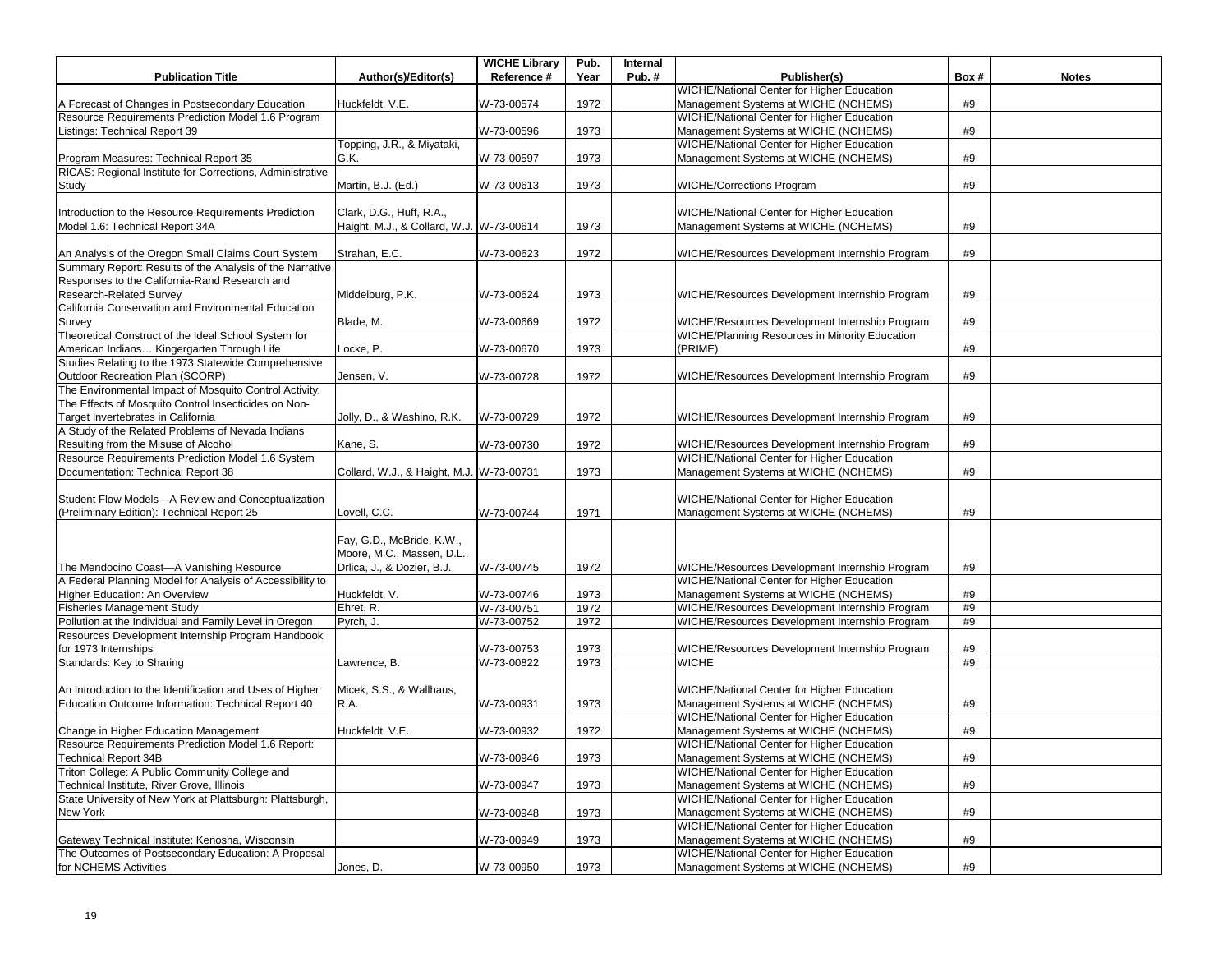| Publication Title | Author(s)/Editor(s) | WICHE Library Reference # | Pub. Year | Internal Pub. # | Publisher(s) | Box # | Notes |
|---|---|---|---|---|---|---|---|
| A Forecast of Changes in Postsecondary Education | Huckfeldt, V.E. | W-73-00574 | 1972 | | WICHE/National Center for Higher Education Management Systems at WICHE (NCHEMS) | #9 | |
| Resource Requirements Prediction Model 1.6 Program Listings: Technical Report 39 | | W-73-00596 | 1973 | | WICHE/National Center for Higher Education Management Systems at WICHE (NCHEMS) | #9 | |
| Program Measures: Technical Report 35 | Topping, J.R., & Miyataki, G.K. | W-73-00597 | 1973 | | WICHE/National Center for Higher Education Management Systems at WICHE (NCHEMS) | #9 | |
| RICAS: Regional Institute for Corrections, Administrative Study | Martin, B.J. (Ed.) | W-73-00613 | 1973 | | WICHE/Corrections Program | #9 | |
| Introduction to the Resource Requirements Prediction Model 1.6: Technical Report 34A | Clark, D.G., Huff, R.A., Haight, M.J., & Collard, W.J. | W-73-00614 | 1973 | | WICHE/National Center for Higher Education Management Systems at WICHE (NCHEMS) | #9 | |
| An Analysis of the Oregon Small Claims Court System | Strahan, E.C. | W-73-00623 | 1972 | | WICHE/Resources Development Internship Program | #9 | |
| Summary Report: Results of the Analysis of the Narrative Responses to the California-Rand Research and Research-Related Survey | Middelburg, P.K. | W-73-00624 | 1973 | | WICHE/Resources Development Internship Program | #9 | |
| California Conservation and Environmental Education Survey | Blade, M. | W-73-00669 | 1972 | | WICHE/Resources Development Internship Program | #9 | |
| Theoretical Construct of the Ideal School System for American Indians… Kingergarten Through Life | Locke, P. | W-73-00670 | 1973 | | WICHE/Planning Resources in Minority Education (PRIME) | #9 | |
| Studies Relating to the 1973 Statewide Comprehensive Outdoor Recreation Plan (SCORP) | Jensen, V. | W-73-00728 | 1972 | | WICHE/Resources Development Internship Program | #9 | |
| The Environmental Impact of Mosquito Control Activity: The Effects of Mosquito Control Insecticides on Non-Target Invertebrates in California | Jolly, D., & Washino, R.K. | W-73-00729 | 1972 | | WICHE/Resources Development Internship Program | #9 | |
| A Study of the Related Problems of Nevada Indians Resulting from the Misuse of Alcohol | Kane, S. | W-73-00730 | 1972 | | WICHE/Resources Development Internship Program | #9 | |
| Resource Requirements Prediction Model 1.6 System Documentation: Technical Report 38 | Collard, W.J., & Haight, M.J. | W-73-00731 | 1973 | | WICHE/National Center for Higher Education Management Systems at WICHE (NCHEMS) | #9 | |
| Student Flow Models—A Review and Conceptualization (Preliminary Edition): Technical Report 25 | Lovell, C.C. | W-73-00744 | 1971 | | WICHE/National Center for Higher Education Management Systems at WICHE (NCHEMS) | #9 | |
| The Mendocino Coast—A Vanishing Resource | Fay, G.D., McBride, K.W., Moore, M.C., Massen, D.L., Drlica, J., & Dozier, B.J. | W-73-00745 | 1972 | | WICHE/Resources Development Internship Program | #9 | |
| A Federal Planning Model for Analysis of Accessibility to Higher Education: An Overview | Huckfeldt, V. | W-73-00746 | 1973 | | WICHE/National Center for Higher Education Management Systems at WICHE (NCHEMS) | #9 | |
| Fisheries Management Study | Ehret, R. | W-73-00751 | 1972 | | WICHE/Resources Development Internship Program | #9 | |
| Pollution at the Individual and Family Level in Oregon | Pyrch, J. | W-73-00752 | 1972 | | WICHE/Resources Development Internship Program | #9 | |
| Resources Development Internship Program Handbook for 1973 Internships | | W-73-00753 | 1973 | | WICHE/Resources Development Internship Program | #9 | |
| Standards: Key to Sharing | Lawrence, B. | W-73-00822 | 1973 | | WICHE | #9 | |
| An Introduction to the Identification and Uses of Higher Education Outcome Information: Technical Report 40 | Micek, S.S., & Wallhaus, R.A. | W-73-00931 | 1973 | | WICHE/National Center for Higher Education Management Systems at WICHE (NCHEMS) | #9 | |
| Change in Higher Education Management | Huckfeldt, V.E. | W-73-00932 | 1972 | | WICHE/National Center for Higher Education Management Systems at WICHE (NCHEMS) | #9 | |
| Resource Requirements Prediction Model 1.6 Report: Technical Report 34B | | W-73-00946 | 1973 | | WICHE/National Center for Higher Education Management Systems at WICHE (NCHEMS) | #9 | |
| Triton College: A Public Community College and Technical Institute, River Grove, Illinois | | W-73-00947 | 1973 | | WICHE/National Center for Higher Education Management Systems at WICHE (NCHEMS) | #9 | |
| State University of New York at Plattsburgh: Plattsburgh, New York | | W-73-00948 | 1973 | | WICHE/National Center for Higher Education Management Systems at WICHE (NCHEMS) | #9 | |
| Gateway Technical Institute: Kenosha, Wisconsin | | W-73-00949 | 1973 | | WICHE/National Center for Higher Education Management Systems at WICHE (NCHEMS) | #9 | |
| The Outcomes of Postsecondary Education: A Proposal for NCHEMS Activities | Jones, D. | W-73-00950 | 1973 | | WICHE/National Center for Higher Education Management Systems at WICHE (NCHEMS) | #9 | |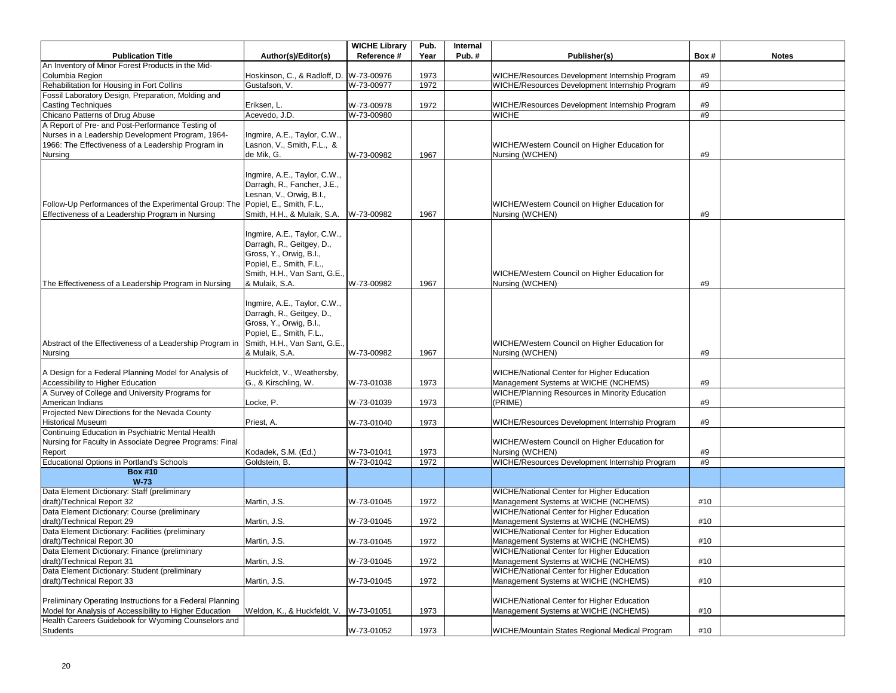| Publication Title | Author(s)/Editor(s) | WICHE Library Reference # | Pub. Year | Internal Pub. # | Publisher(s) | Box # | Notes |
|---|---|---|---|---|---|---|---|
| An Inventory of Minor Forest Products in the Mid-Columbia Region | Hoskinson, C., & Radloff, D. | W-73-00976 | 1973 | | WICHE/Resources Development Internship Program | #9 | |
| Rehabilitation for Housing in Fort Collins | Gustafson, V. | W-73-00977 | 1972 | | WICHE/Resources Development Internship Program | #9 | |
| Fossil Laboratory Design, Preparation, Molding and Casting Techniques | Eriksen, L. | W-73-00978 | 1972 | | WICHE/Resources Development Internship Program | #9 | |
| Chicano Patterns of Drug Abuse | Acevedo, J.D. | W-73-00980 | | | WICHE | #9 | |
| A Report of Pre- and Post-Performance Testing of Nurses in a Leadership Development Program, 1964-1966: The Effectiveness of a Leadership Program in Nursing | Ingmire, A.E., Taylor, C.W., Lasnon, V., Smith, F.L., & de Mik, G. | W-73-00982 | 1967 | | WICHE/Western Council on Higher Education for Nursing (WCHEN) | #9 | |
| Follow-Up Performances of the Experimental Group: The Effectiveness of a Leadership Program in Nursing | Ingmire, A.E., Taylor, C.W., Darragh, R., Fancher, J.E., Lesnan, V., Orwig, B.I., Popiel, E., Smith, F.L., Smith, H.H., & Mulaik, S.A. | W-73-00982 | 1967 | | WICHE/Western Council on Higher Education for Nursing (WCHEN) | #9 | |
| The Effectiveness of a Leadership Program in Nursing | Ingmire, A.E., Taylor, C.W., Darragh, R., Geitgey, D., Gross, Y., Orwig, B.I., Popiel, E., Smith, F.L., Smith, H.H., Van Sant, G.E., & Mulaik, S.A. | W-73-00982 | 1967 | | WICHE/Western Council on Higher Education for Nursing (WCHEN) | #9 | |
| Abstract of the Effectiveness of a Leadership Program in Nursing | Ingmire, A.E., Taylor, C.W., Darragh, R., Geitgey, D., Gross, Y., Orwig, B.I., Popiel, E., Smith, F.L., Smith, H.H., Van Sant, G.E., & Mulaik, S.A. | W-73-00982 | 1967 | | WICHE/Western Council on Higher Education for Nursing (WCHEN) | #9 | |
| A Design for a Federal Planning Model for Analysis of Accessibility to Higher Education | Huckfeldt, V., Weathersby, G., & Kirschling, W. | W-73-01038 | 1973 | | WICHE/National Center for Higher Education Management Systems at WICHE (NCHEMS) | #9 | |
| A Survey of College and University Programs for American Indians | Locke, P. | W-73-01039 | 1973 | | WICHE/Planning Resources in Minority Education (PRIME) | #9 | |
| Projected New Directions for the Nevada County Historical Museum | Priest, A. | W-73-01040 | 1973 | | WICHE/Resources Development Internship Program | #9 | |
| Continuing Education in Psychiatric Mental Health Nursing for Faculty in Associate Degree Programs: Final Report | Kodadek, S.M. (Ed.) | W-73-01041 | 1973 | | WICHE/Western Council on Higher Education for Nursing (WCHEN) | #9 | |
| Educational Options in Portland's Schools | Goldstein, B. | W-73-01042 | 1972 | | WICHE/Resources Development Internship Program | #9 | |
| **Box #10 W-73** | | | | | | | |
| Data Element Dictionary: Staff (preliminary draft)/Technical Report 32 | Martin, J.S. | W-73-01045 | 1972 | | WICHE/National Center for Higher Education Management Systems at WICHE (NCHEMS) | #10 | |
| Data Element Dictionary: Course (preliminary draft)/Technical Report 29 | Martin, J.S. | W-73-01045 | 1972 | | WICHE/National Center for Higher Education Management Systems at WICHE (NCHEMS) | #10 | |
| Data Element Dictionary: Facilities (preliminary draft)/Technical Report 30 | Martin, J.S. | W-73-01045 | 1972 | | WICHE/National Center for Higher Education Management Systems at WICHE (NCHEMS) | #10 | |
| Data Element Dictionary: Finance (preliminary draft)/Technical Report 31 | Martin, J.S. | W-73-01045 | 1972 | | WICHE/National Center for Higher Education Management Systems at WICHE (NCHEMS) | #10 | |
| Data Element Dictionary: Student (preliminary draft)/Technical Report 33 | Martin, J.S. | W-73-01045 | 1972 | | WICHE/National Center for Higher Education Management Systems at WICHE (NCHEMS) | #10 | |
| Preliminary Operating Instructions for a Federal Planning Model for Analysis of Accessibility to Higher Education | Weldon, K., & Huckfeldt, V. | W-73-01051 | 1973 | | WICHE/National Center for Higher Education Management Systems at WICHE (NCHEMS) | #10 | |
| Health Careers Guidebook for Wyoming Counselors and Students | | W-73-01052 | 1973 | | WICHE/Mountain States Regional Medical Program | #10 | |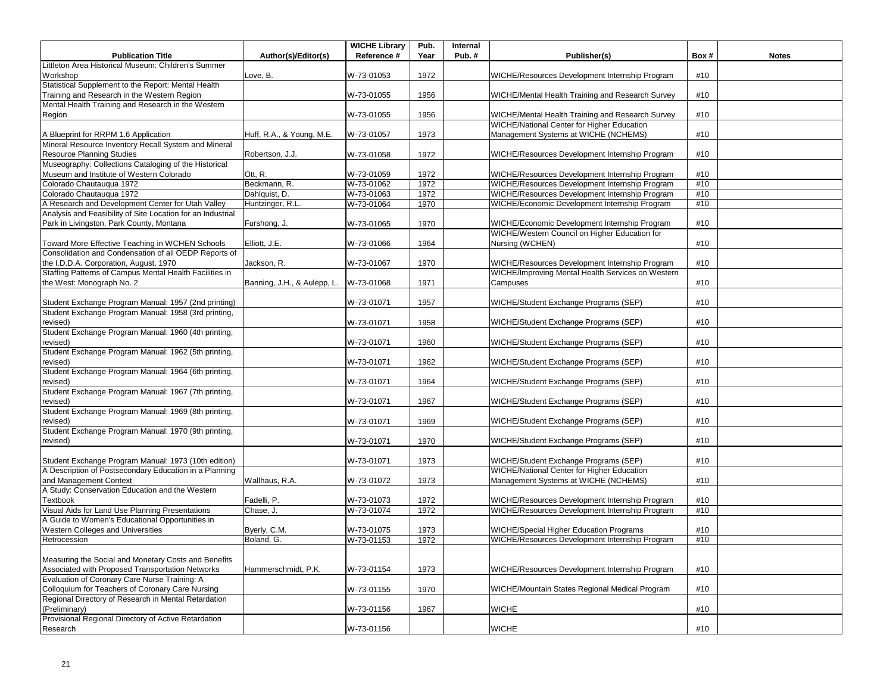| Publication Title | Author(s)/Editor(s) | WICHE Library Reference # | Pub. Year | Internal Pub. # | Publisher(s) | Box # | Notes |
|---|---|---|---|---|---|---|---|
| Littleton Area Historical Museum: Children's Summer Workshop | Love, B. | W-73-01053 | 1972 | | WICHE/Resources Development Internship Program | #10 | |
| Statistical Supplement to the Report: Mental Health Training and Research in the Western Region | | W-73-01055 | 1956 | | WICHE/Mental Health Training and Research Survey | #10 | |
| Mental Health Training and Research in the Western Region | | W-73-01055 | 1956 | | WICHE/Mental Health Training and Research Survey | #10 | |
| A Blueprint for RRPM 1.6 Application | Huff, R.A., & Young, M.E. | W-73-01057 | 1973 | | WICHE/National Center for Higher Education Management Systems at WICHE (NCHEMS) | #10 | |
| Mineral Resource Inventory Recall System and Mineral Resource Planning Studies | Robertson, J.J. | W-73-01058 | 1972 | | WICHE/Resources Development Internship Program | #10 | |
| Museography: Collections Cataloging of the Historical Museum and Institute of Western Colorado | Ott, R. | W-73-01059 | 1972 | | WICHE/Resources Development Internship Program | #10 | |
| Colorado Chautauqua 1972 | Beckmann, R. | W-73-01062 | 1972 | | WICHE/Resources Development Internship Program | #10 | |
| Colorado Chautauqua 1972 | Dahlquist, D. | W-73-01063 | 1972 | | WICHE/Resources Development Internship Program | #10 | |
| A Research and Development Center for Utah Valley | Huntzinger, R.L. | W-73-01064 | 1970 | | WICHE/Economic Development Internship Program | #10 | |
| Analysis and Feasibility of Site Location for an Industrial Park in Livingston, Park County, Montana | Furshong, J. | W-73-01065 | 1970 | | WICHE/Economic Development Internship Program | #10 | |
| Toward More Effective Teaching in WCHEN Schools | Elliott, J.E. | W-73-01066 | 1964 | | WICHE/Western Council on Higher Education for Nursing (WCHEN) | #10 | |
| Consolidation and Condensation of all OEDP Reports of the I.D.D.A. Corporation, August, 1970 | Jackson, R. | W-73-01067 | 1970 | | WICHE/Resources Development Internship Program | #10 | |
| Staffing Patterns of Campus Mental Health Facilities in the West: Monograph No. 2 | Banning, J.H., & Aulepp, L. | W-73-01068 | 1971 | | WICHE/Improving Mental Health Services on Western Campuses | #10 | |
| Student Exchange Program Manual: 1957 (2nd printing) | | W-73-01071 | 1957 | | WICHE/Student Exchange Programs (SEP) | #10 | |
| Student Exchange Program Manual: 1958 (3rd printing, revised) | | W-73-01071 | 1958 | | WICHE/Student Exchange Programs (SEP) | #10 | |
| Student Exchange Program Manual: 1960 (4th printing, revised) | | W-73-01071 | 1960 | | WICHE/Student Exchange Programs (SEP) | #10 | |
| Student Exchange Program Manual: 1962 (5th printing, revised) | | W-73-01071 | 1962 | | WICHE/Student Exchange Programs (SEP) | #10 | |
| Student Exchange Program Manual: 1964 (6th printing, revised) | | W-73-01071 | 1964 | | WICHE/Student Exchange Programs (SEP) | #10 | |
| Student Exchange Program Manual: 1967 (7th printing, revised) | | W-73-01071 | 1967 | | WICHE/Student Exchange Programs (SEP) | #10 | |
| Student Exchange Program Manual: 1969 (8th printing, revised) | | W-73-01071 | 1969 | | WICHE/Student Exchange Programs (SEP) | #10 | |
| Student Exchange Program Manual: 1970 (9th printing, revised) | | W-73-01071 | 1970 | | WICHE/Student Exchange Programs (SEP) | #10 | |
| Student Exchange Program Manual: 1973 (10th edition) | | W-73-01071 | 1973 | | WICHE/Student Exchange Programs (SEP) | #10 | |
| A Description of Postsecondary Education in a Planning and Management Context | Wallhaus, R.A. | W-73-01072 | 1973 | | WICHE/National Center for Higher Education Management Systems at WICHE (NCHEMS) | #10 | |
| A Study: Conservation Education and the Western Textbook | Fadelli, P. | W-73-01073 | 1972 | | WICHE/Resources Development Internship Program | #10 | |
| Visual Aids for Land Use Planning Presentations | Chase, J. | W-73-01074 | 1972 | | WICHE/Resources Development Internship Program | #10 | |
| A Guide to Women's Educational Opportunities in Western Colleges and Universities | Byerly, C.M. | W-73-01075 | 1973 | | WICHE/Special Higher Education Programs | #10 | |
| Retrocession | Boland, G. | W-73-01153 | 1972 | | WICHE/Resources Development Internship Program | #10 | |
| Measuring the Social and Monetary Costs and Benefits Associated with Proposed Transportation Networks | Hammerschmidt, P.K. | W-73-01154 | 1973 | | WICHE/Resources Development Internship Program | #10 | |
| Evaluation of Coronary Care Nurse Training: A Colloquium for Teachers of Coronary Care Nursing | | W-73-01155 | 1970 | | WICHE/Mountain States Regional Medical Program | #10 | |
| Regional Directory of Research in Mental Retardation (Preliminary) | | W-73-01156 | 1967 | | WICHE | #10 | |
| Provisional Regional Directory of Active Retardation Research | | W-73-01156 | | | WICHE | #10 | |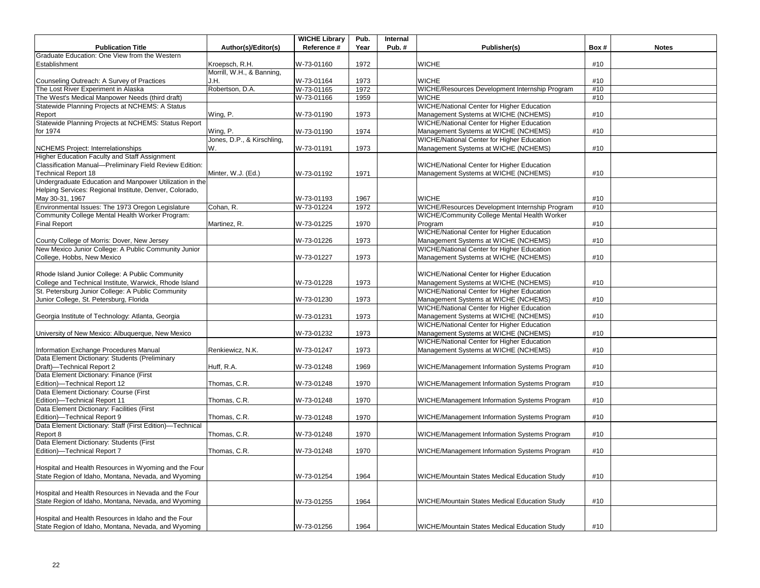| Publication Title | Author(s)/Editor(s) | WICHE Library Reference # | Pub. Year | Internal Pub. # | Publisher(s) | Box # | Notes |
|---|---|---|---|---|---|---|---|
| Graduate Education: One View from the Western Establishment | Kroepsch, R.H. | W-73-01160 | 1972 | | WICHE | #10 | |
| Counseling Outreach: A Survey of Practices | Morrill, W.H., & Banning, J.H. | W-73-01164 | 1973 | | WICHE | #10 | |
| The Lost River Experiment in Alaska | Robertson, D.A. | W-73-01165 | 1972 | | WICHE/Resources Development Internship Program | #10 | |
| The West's Medical Manpower Needs (third draft) | | W-73-01166 | 1959 | | WICHE | #10 | |
| Statewide Planning Projects at NCHEMS: A Status Report | Wing, P. | W-73-01190 | 1973 | | WICHE/National Center for Higher Education Management Systems at WICHE (NCHEMS) | #10 | |
| Statewide Planning Projects at NCHEMS: Status Report for 1974 | Wing, P. | W-73-01190 | 1974 | | WICHE/National Center for Higher Education Management Systems at WICHE (NCHEMS) | #10 | |
| NCHEMS Project: Interrelationships | Jones, D.P., & Kirschling, W. | W-73-01191 | 1973 | | WICHE/National Center for Higher Education Management Systems at WICHE (NCHEMS) | #10 | |
| Higher Education Faculty and Staff Assignment Classification Manual—Preliminary Field Review Edition: Technical Report 18 | Minter, W.J. (Ed.) | W-73-01192 | 1971 | | WICHE/National Center for Higher Education Management Systems at WICHE (NCHEMS) | #10 | |
| Undergraduate Education and Manpower Utilization in the Helping Services: Regional Institute, Denver, Colorado, May 30-31, 1967 | | W-73-01193 | 1967 | | WICHE | #10 | |
| Environmental Issues: The 1973 Oregon Legislature | Cohan, R. | W-73-01224 | 1972 | | WICHE/Resources Development Internship Program | #10 | |
| Community College Mental Health Worker Program: Final Report | Martinez, R. | W-73-01225 | 1970 | | WICHE/Community College Mental Health Worker Program | #10 | |
| County College of Morris: Dover, New Jersey | | W-73-01226 | 1973 | | WICHE/National Center for Higher Education Management Systems at WICHE (NCHEMS) | #10 | |
| New Mexico Junior College: A Public Community Junior College, Hobbs, New Mexico | | W-73-01227 | 1973 | | WICHE/National Center for Higher Education Management Systems at WICHE (NCHEMS) | #10 | |
| Rhode Island Junior College: A Public Community College and Technical Institute, Warwick, Rhode Island | | W-73-01228 | 1973 | | WICHE/National Center for Higher Education Management Systems at WICHE (NCHEMS) | #10 | |
| St. Petersburg Junior College: A Public Community Junior College, St. Petersburg, Florida | | W-73-01230 | 1973 | | WICHE/National Center for Higher Education Management Systems at WICHE (NCHEMS) | #10 | |
| Georgia Institute of Technology: Atlanta, Georgia | | W-73-01231 | 1973 | | WICHE/National Center for Higher Education Management Systems at WICHE (NCHEMS) | #10 | |
| University of New Mexico: Albuquerque, New Mexico | | W-73-01232 | 1973 | | WICHE/National Center for Higher Education Management Systems at WICHE (NCHEMS) | #10 | |
| Information Exchange Procedures Manual | Renkiewicz, N.K. | W-73-01247 | 1973 | | WICHE/National Center for Higher Education Management Systems at WICHE (NCHEMS) | #10 | |
| Data Element Dictionary: Students (Preliminary Draft)—Technical Report 2 | Huff, R.A. | W-73-01248 | 1969 | | WICHE/Management Information Systems Program | #10 | |
| Data Element Dictionary: Finance (First Edition)—Technical Report 12 | Thomas, C.R. | W-73-01248 | 1970 | | WICHE/Management Information Systems Program | #10 | |
| Data Element Dictionary: Course (First Edition)—Technical Report 11 | Thomas, C.R. | W-73-01248 | 1970 | | WICHE/Management Information Systems Program | #10 | |
| Data Element Dictionary: Facilities (First Edition)—Technical Report 9 | Thomas, C.R. | W-73-01248 | 1970 | | WICHE/Management Information Systems Program | #10 | |
| Data Element Dictionary: Staff (First Edition)—Technical Report 8 | Thomas, C.R. | W-73-01248 | 1970 | | WICHE/Management Information Systems Program | #10 | |
| Data Element Dictionary: Students (First Edition)—Technical Report 7 | Thomas, C.R. | W-73-01248 | 1970 | | WICHE/Management Information Systems Program | #10 | |
| Hospital and Health Resources in Wyoming and the Four State Region of Idaho, Montana, Nevada, and Wyoming | | W-73-01254 | 1964 | | WICHE/Mountain States Medical Education Study | #10 | |
| Hospital and Health Resources in Nevada and the Four State Region of Idaho, Montana, Nevada, and Wyoming | | W-73-01255 | 1964 | | WICHE/Mountain States Medical Education Study | #10 | |
| Hospital and Health Resources in Idaho and the Four State Region of Idaho, Montana, Nevada, and Wyoming | | W-73-01256 | 1964 | | WICHE/Mountain States Medical Education Study | #10 | |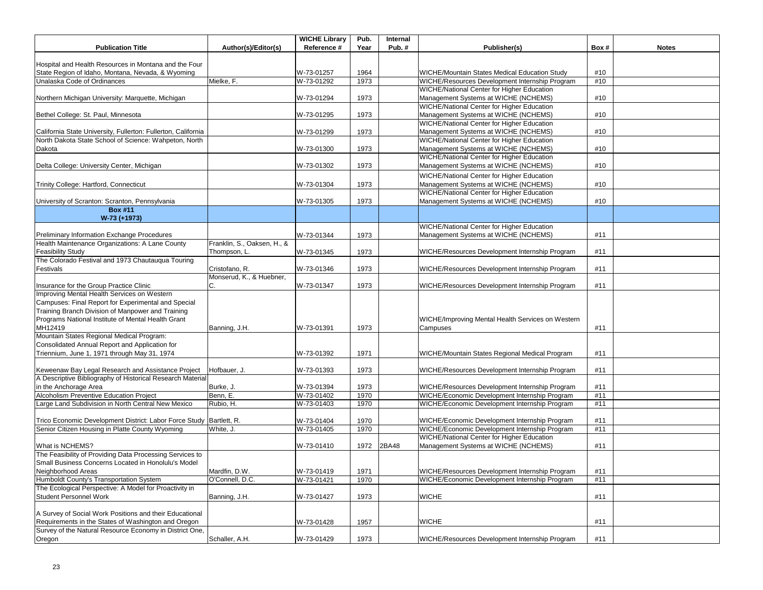| Publication Title | Author(s)/Editor(s) | WICHE Library Reference # | Pub. Year | Internal Pub. # | Publisher(s) | Box # | Notes |
|---|---|---|---|---|---|---|---|
| Hospital and Health Resources in Montana and the Four State Region of Idaho, Montana, Nevada, & Wyoming | | W-73-01257 | 1964 | | WICHE/Mountain States Medical Education Study | #10 | |
| Unalaska Code of Ordinances | Mielke, F. | W-73-01292 | 1973 | | WICHE/Resources Development Internship Program | #10 | |
| Northern Michigan University: Marquette, Michigan | | W-73-01294 | 1973 | | WICHE/National Center for Higher Education Management Systems at WICHE (NCHEMS) | #10 | |
| Bethel College: St. Paul, Minnesota | | W-73-01295 | 1973 | | WICHE/National Center for Higher Education Management Systems at WICHE (NCHEMS) | #10 | |
| California State University, Fullerton: Fullerton, California | | W-73-01299 | 1973 | | WICHE/National Center for Higher Education Management Systems at WICHE (NCHEMS) | #10 | |
| North Dakota State School of Science: Wahpeton, North Dakota | | W-73-01300 | 1973 | | WICHE/National Center for Higher Education Management Systems at WICHE (NCHEMS) | #10 | |
| Delta College: University Center, Michigan | | W-73-01302 | 1973 | | WICHE/National Center for Higher Education Management Systems at WICHE (NCHEMS) | #10 | |
| Trinity College: Hartford, Connecticut | | W-73-01304 | 1973 | | WICHE/National Center for Higher Education Management Systems at WICHE (NCHEMS) | #10 | |
| University of Scranton: Scranton, Pennsylvania | | W-73-01305 | 1973 | | WICHE/National Center for Higher Education Management Systems at WICHE (NCHEMS) | #10 | |
| **Box #11 W-73 (+1973)** | | | | | | | |
| Preliminary Information Exchange Procedures | | W-73-01344 | 1973 | | WICHE/National Center for Higher Education Management Systems at WICHE (NCHEMS) | #11 | |
| Health Maintenance Organizations: A Lane County Feasibility Study | Franklin, S., Oaksen, H., & Thompson, L. | W-73-01345 | 1973 | | WICHE/Resources Development Internship Program | #11 | |
| The Colorado Festival and 1973 Chautauqua Touring Festivals | Cristofano, R. | W-73-01346 | 1973 | | WICHE/Resources Development Internship Program | #11 | |
| Insurance for the Group Practice Clinic | Monserud, K., & Huebner, C. | W-73-01347 | 1973 | | WICHE/Resources Development Internship Program | #11 | |
| Improving Mental Health Services on Western Campuses: Final Report for Experimental and Special Training Branch Division of Manpower and Training Programs National Institute of Mental Health Grant MH12419 | Banning, J.H. | W-73-01391 | 1973 | | WICHE/Improving Mental Health Services on Western Campuses | #11 | |
| Mountain States Regional Medical Program: Consolidated Annual Report and Application for Triennium, June 1, 1971 through May 31, 1974 | | W-73-01392 | 1971 | | WICHE/Mountain States Regional Medical Program | #11 | |
| Keweenaw Bay Legal Research and Assistance Project | Hofbauer, J. | W-73-01393 | 1973 | | WICHE/Resources Development Internship Program | #11 | |
| A Descriptive Bibliography of Historical Research Material in the Anchorage Area | Burke, J. | W-73-01394 | 1973 | | WICHE/Resources Development Internship Program | #11 | |
| Alcoholism Preventive Education Project | Benn, E. | W-73-01402 | 1970 | | WICHE/Economic Development Internship Program | #11 | |
| Large Land Subdivision in North Central New Mexico | Rubio, H. | W-73-01403 | 1970 | | WICHE/Economic Development Internship Program | #11 | |
| Trico Economic Development District: Labor Force Study | Bartlett, R. | W-73-01404 | 1970 | | WICHE/Economic Development Internship Program | #11 | |
| Senior Citizen Housing in Platte County Wyoming | White, J. | W-73-01405 | 1970 | | WICHE/Economic Development Internship Program | #11 | |
| What is NCHEMS? | | W-73-01410 | 1972 | 2BA48 | WICHE/National Center for Higher Education Management Systems at WICHE (NCHEMS) | #11 | |
| The Feasibility of Providing Data Processing Services to Small Business Concerns Located in Honolulu's Model Neighborhood Areas | Mardfin, D.W. | W-73-01419 | 1971 | | WICHE/Resources Development Internship Program | #11 | |
| Humboldt County's Transportation System | O'Connell, D.C. | W-73-01421 | 1970 | | WICHE/Economic Development Internship Program | #11 | |
| The Ecological Perspective: A Model for Proactivity in Student Personnel Work | Banning, J.H. | W-73-01427 | 1973 | | WICHE | #11 | |
| A Survey of Social Work Positions and their Educational Requirements in the States of Washington and Oregon | | W-73-01428 | 1957 | | WICHE | #11 | |
| Survey of the Natural Resource Economy in District One, Oregon | Schaller, A.H. | W-73-01429 | 1973 | | WICHE/Resources Development Internship Program | #11 | |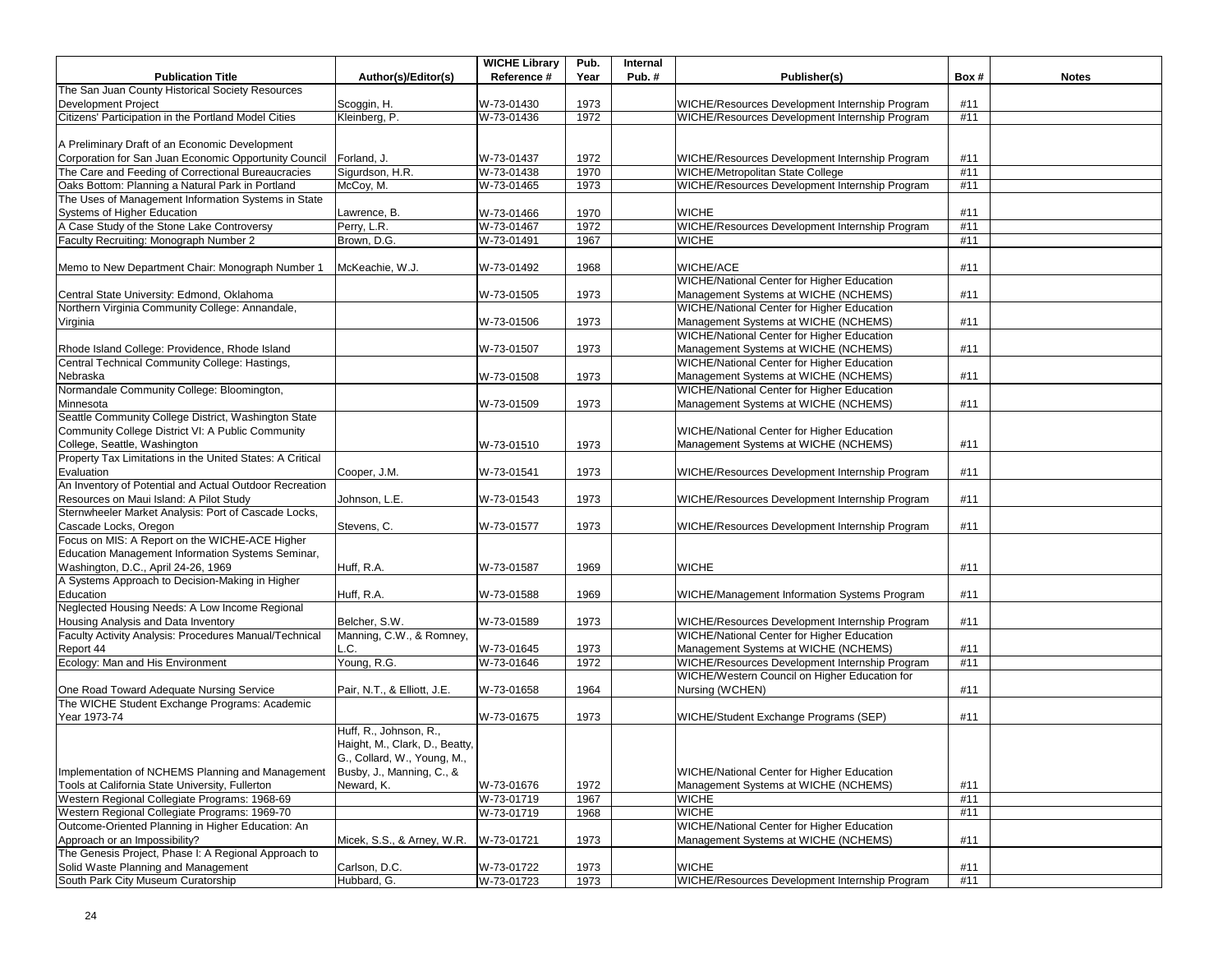| Publication Title | Author(s)/Editor(s) | WICHE Library Reference # | Pub. Year | Internal Pub. # | Publisher(s) | Box # | Notes |
|---|---|---|---|---|---|---|---|
| The San Juan County Historical Society Resources Development Project | Scoggin, H. | W-73-01430 | 1973 | | WICHE/Resources Development Internship Program | #11 | |
| Citizens' Participation in the Portland Model Cities | Kleinberg, P. | W-73-01436 | 1972 | | WICHE/Resources Development Internship Program | #11 | |
| A Preliminary Draft of an Economic Development Corporation for San Juan Economic Opportunity Council | Forland, J. | W-73-01437 | 1972 | | WICHE/Resources Development Internship Program | #11 | |
| The Care and Feeding of Correctional Bureaucracies | Sigurdson, H.R. | W-73-01438 | 1970 | | WICHE/Metropolitan State College | #11 | |
| Oaks Bottom: Planning a Natural Park in Portland | McCoy, M. | W-73-01465 | 1973 | | WICHE/Resources Development Internship Program | #11 | |
| The Uses of Management Information Systems in State Systems of Higher Education | Lawrence, B. | W-73-01466 | 1970 | | WICHE | #11 | |
| A Case Study of the Stone Lake Controversy | Perry, L.R. | W-73-01467 | 1972 | | WICHE/Resources Development Internship Program | #11 | |
| Faculty Recruiting: Monograph Number 2 | Brown, D.G. | W-73-01491 | 1967 | | WICHE | #11 | |
| Memo to New Department Chair: Monograph Number 1 | McKeachie, W.J. | W-73-01492 | 1968 | | WICHE/ACE | #11 | |
| Central State University: Edmond, Oklahoma | | W-73-01505 | 1973 | | WICHE/National Center for Higher Education Management Systems at WICHE (NCHEMS) | #11 | |
| Northern Virginia Community College: Annandale, Virginia | | W-73-01506 | 1973 | | WICHE/National Center for Higher Education Management Systems at WICHE (NCHEMS) | #11 | |
| Rhode Island College: Providence, Rhode Island | | W-73-01507 | 1973 | | WICHE/National Center for Higher Education Management Systems at WICHE (NCHEMS) | #11 | |
| Central Technical Community College: Hastings, Nebraska | | W-73-01508 | 1973 | | WICHE/National Center for Higher Education Management Systems at WICHE (NCHEMS) | #11 | |
| Normandale Community College: Bloomington, Minnesota | | W-73-01509 | 1973 | | WICHE/National Center for Higher Education Management Systems at WICHE (NCHEMS) | #11 | |
| Seattle Community College District, Washington State Community College District VI: A Public Community College, Seattle, Washington | | W-73-01510 | 1973 | | WICHE/National Center for Higher Education Management Systems at WICHE (NCHEMS) | #11 | |
| Property Tax Limitations in the United States: A Critical Evaluation | Cooper, J.M. | W-73-01541 | 1973 | | WICHE/Resources Development Internship Program | #11 | |
| An Inventory of Potential and Actual Outdoor Recreation Resources on Maui Island: A Pilot Study | Johnson, L.E. | W-73-01543 | 1973 | | WICHE/Resources Development Internship Program | #11 | |
| Sternwheeler Market Analysis: Port of Cascade Locks, Cascade Locks, Oregon | Stevens, C. | W-73-01577 | 1973 | | WICHE/Resources Development Internship Program | #11 | |
| Focus on MIS: A Report on the WICHE-ACE Higher Education Management Information Systems Seminar, Washington, D.C., April 24-26, 1969 | Huff, R.A. | W-73-01587 | 1969 | | WICHE | #11 | |
| A Systems Approach to Decision-Making in Higher Education | Huff, R.A. | W-73-01588 | 1969 | | WICHE/Management Information Systems Program | #11 | |
| Neglected Housing Needs: A Low Income Regional Housing Analysis and Data Inventory | Belcher, S.W. | W-73-01589 | 1973 | | WICHE/Resources Development Internship Program | #11 | |
| Faculty Activity Analysis: Procedures Manual/Technical Report 44 | Manning, C.W., & Romney, L.C. | W-73-01645 | 1973 | | WICHE/National Center for Higher Education Management Systems at WICHE (NCHEMS) | #11 | |
| Ecology: Man and His Environment | Young, R.G. | W-73-01646 | 1972 | | WICHE/Resources Development Internship Program | #11 | |
| One Road Toward Adequate Nursing Service | Pair, N.T., & Elliott, J.E. | W-73-01658 | 1964 | | WICHE/Western Council on Higher Education for Nursing (WCHEN) | #11 | |
| The WICHE Student Exchange Programs: Academic Year 1973-74 | | W-73-01675 | 1973 | | WICHE/Student Exchange Programs (SEP) | #11 | |
| Implementation of NCHEMS Planning and Management Tools at California State University, Fullerton | Huff, R., Johnson, R., Haight, M., Clark, D., Beatty, G., Collard, W., Young, M., Busby, J., Manning, C., & Neward, K. | W-73-01676 | 1972 | | WICHE/National Center for Higher Education Management Systems at WICHE (NCHEMS) | #11 | |
| Western Regional Collegiate Programs: 1968-69 | | W-73-01719 | 1967 | | WICHE | #11 | |
| Western Regional Collegiate Programs: 1969-70 | | W-73-01719 | 1968 | | WICHE | #11 | |
| Outcome-Oriented Planning in Higher Education: An Approach or an Impossibility? | Micek, S.S., & Arney, W.R. | W-73-01721 | 1973 | | WICHE/National Center for Higher Education Management Systems at WICHE (NCHEMS) | #11 | |
| The Genesis Project, Phase I: A Regional Approach to Solid Waste Planning and Management | Carlson, D.C. | W-73-01722 | 1973 | | WICHE | #11 | |
| South Park City Museum Curatorship | Hubbard, G. | W-73-01723 | 1973 | | WICHE/Resources Development Internship Program | #11 | |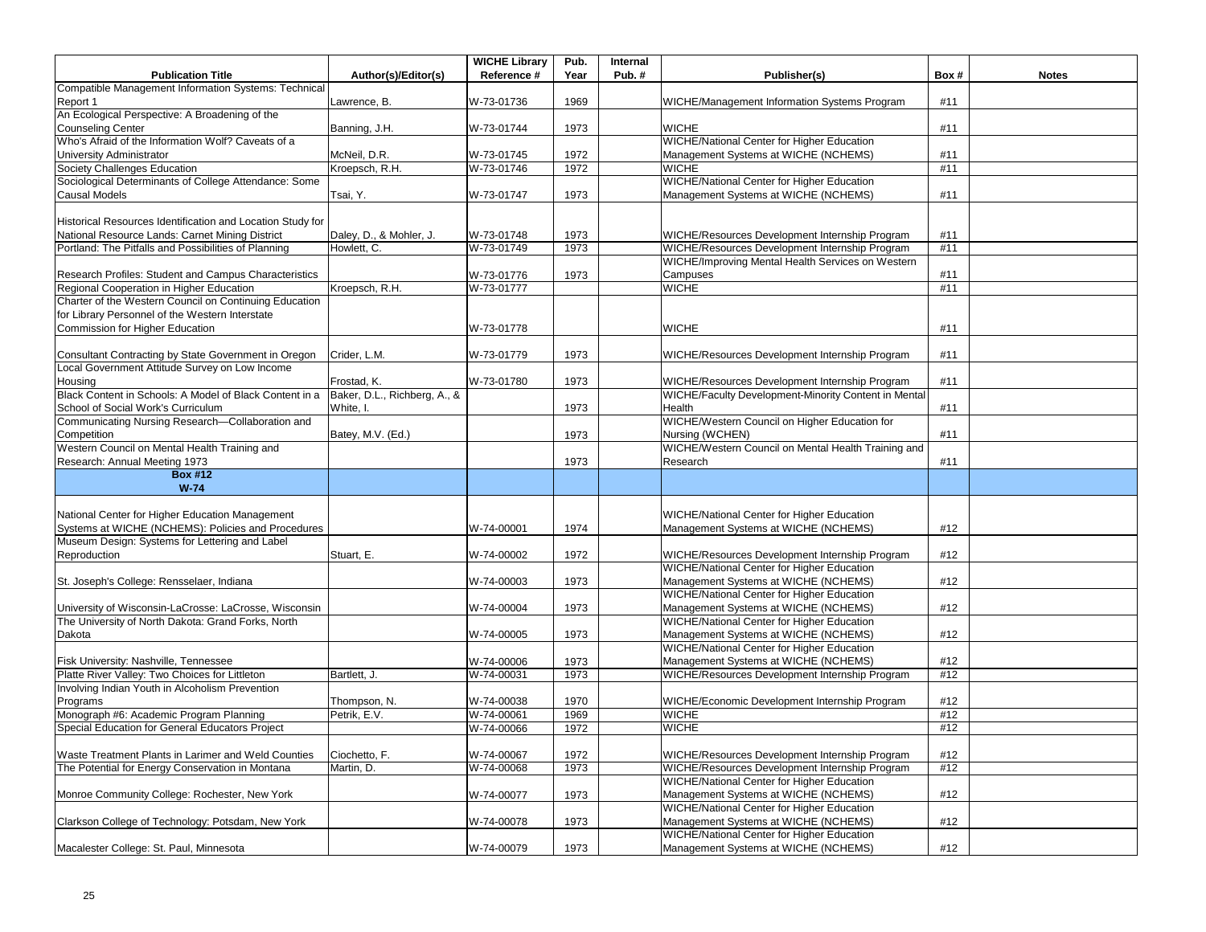| Publication Title | Author(s)/Editor(s) | WICHE Library Reference # | Pub. Year | Internal Pub. # | Publisher(s) | Box # | Notes |
|---|---|---|---|---|---|---|---|
| Compatible Management Information Systems: Technical Report 1 | Lawrence, B. | W-73-01736 | 1969 | | WICHE/Management Information Systems Program | #11 | |
| An Ecological Perspective: A Broadening of the Counseling Center | Banning, J.H. | W-73-01744 | 1973 | | WICHE | #11 | |
| Who's Afraid of the Information Wolf? Caveats of a University Administrator | McNeil, D.R. | W-73-01745 | 1972 | | WICHE/National Center for Higher Education Management Systems at WICHE (NCHEMS) | #11 | |
| Society Challenges Education | Kroepsch, R.H. | W-73-01746 | 1972 | | WICHE | #11 | |
| Sociological Determinants of College Attendance: Some Causal Models | Tsai, Y. | W-73-01747 | 1973 | | WICHE/National Center for Higher Education Management Systems at WICHE (NCHEMS) | #11 | |
| Historical Resources Identification and Location Study for National Resource Lands: Carnet Mining District | Daley, D., & Mohler, J. | W-73-01748 | 1973 | | WICHE/Resources Development Internship Program | #11 | |
| Portland: The Pitfalls and Possibilities of Planning | Howlett, C. | W-73-01749 | 1973 | | WICHE/Resources Development Internship Program | #11 | |
| Research Profiles: Student and Campus Characteristics | | W-73-01776 | 1973 | | WICHE/Improving Mental Health Services on Western Campuses | #11 | |
| Regional Cooperation in Higher Education | Kroepsch, R.H. | W-73-01777 | | | WICHE | #11 | |
| Charter of the Western Council on Continuing Education for Library Personnel of the Western Interstate Commission for Higher Education | | W-73-01778 | | | WICHE | #11 | |
| Consultant Contracting by State Government in Oregon | Crider, L.M. | W-73-01779 | 1973 | | WICHE/Resources Development Internship Program | #11 | |
| Local Government Attitude Survey on Low Income Housing | Frostad, K. | W-73-01780 | 1973 | | WICHE/Resources Development Internship Program | #11 | |
| Black Content in Schools: A Model of Black Content in a School of Social Work's Curriculum | Baker, D.L., Richberg, A., & White, I. | | 1973 | | WICHE/Faculty Development-Minority Content in Mental Health | #11 | |
| Communicating Nursing Research—Collaboration and Competition | Batey, M.V. (Ed.) | | 1973 | | WICHE/Western Council on Higher Education for Nursing (WCHEN) | #11 | |
| Western Council on Mental Health Training and Research: Annual Meeting 1973 | | | 1973 | | WICHE/Western Council on Mental Health Training and Research | #11 | |
| **Box #12 W-74** | | | | | | | |
| National Center for Higher Education Management Systems at WICHE (NCHEMS): Policies and Procedures | | W-74-00001 | 1974 | | WICHE/National Center for Higher Education Management Systems at WICHE (NCHEMS) | #12 | |
| Museum Design: Systems for Lettering and Label Reproduction | Stuart, E. | W-74-00002 | 1972 | | WICHE/Resources Development Internship Program | #12 | |
| St. Joseph's College: Rensselaer, Indiana | | W-74-00003 | 1973 | | WICHE/National Center for Higher Education Management Systems at WICHE (NCHEMS) | #12 | |
| University of Wisconsin-LaCrosse: LaCrosse, Wisconsin | | W-74-00004 | 1973 | | WICHE/National Center for Higher Education Management Systems at WICHE (NCHEMS) | #12 | |
| The University of North Dakota: Grand Forks, North Dakota | | W-74-00005 | 1973 | | WICHE/National Center for Higher Education Management Systems at WICHE (NCHEMS) | #12 | |
| Fisk University: Nashville, Tennessee | | W-74-00006 | 1973 | | WICHE/National Center for Higher Education Management Systems at WICHE (NCHEMS) | #12 | |
| Platte River Valley: Two Choices for Littleton | Bartlett, J. | W-74-00031 | 1973 | | WICHE/Resources Development Internship Program | #12 | |
| Involving Indian Youth in Alcoholism Prevention Programs | Thompson, N. | W-74-00038 | 1970 | | WICHE/Economic Development Internship Program | #12 | |
| Monograph #6: Academic Program Planning | Petrik, E.V. | W-74-00061 | 1969 | | WICHE | #12 | |
| Special Education for General Educators Project | | W-74-00066 | 1972 | | WICHE | #12 | |
| Waste Treatment Plants in Larimer and Weld Counties | Ciochetto, F. | W-74-00067 | 1972 | | WICHE/Resources Development Internship Program | #12 | |
| The Potential for Energy Conservation in Montana | Martin, D. | W-74-00068 | 1973 | | WICHE/Resources Development Internship Program | #12 | |
| Monroe Community College: Rochester, New York | | W-74-00077 | 1973 | | WICHE/National Center for Higher Education Management Systems at WICHE (NCHEMS) | #12 | |
| Clarkson College of Technology: Potsdam, New York | | W-74-00078 | 1973 | | WICHE/National Center for Higher Education Management Systems at WICHE (NCHEMS) | #12 | |
| Macalester College: St. Paul, Minnesota | | W-74-00079 | 1973 | | WICHE/National Center for Higher Education Management Systems at WICHE (NCHEMS) | #12 | |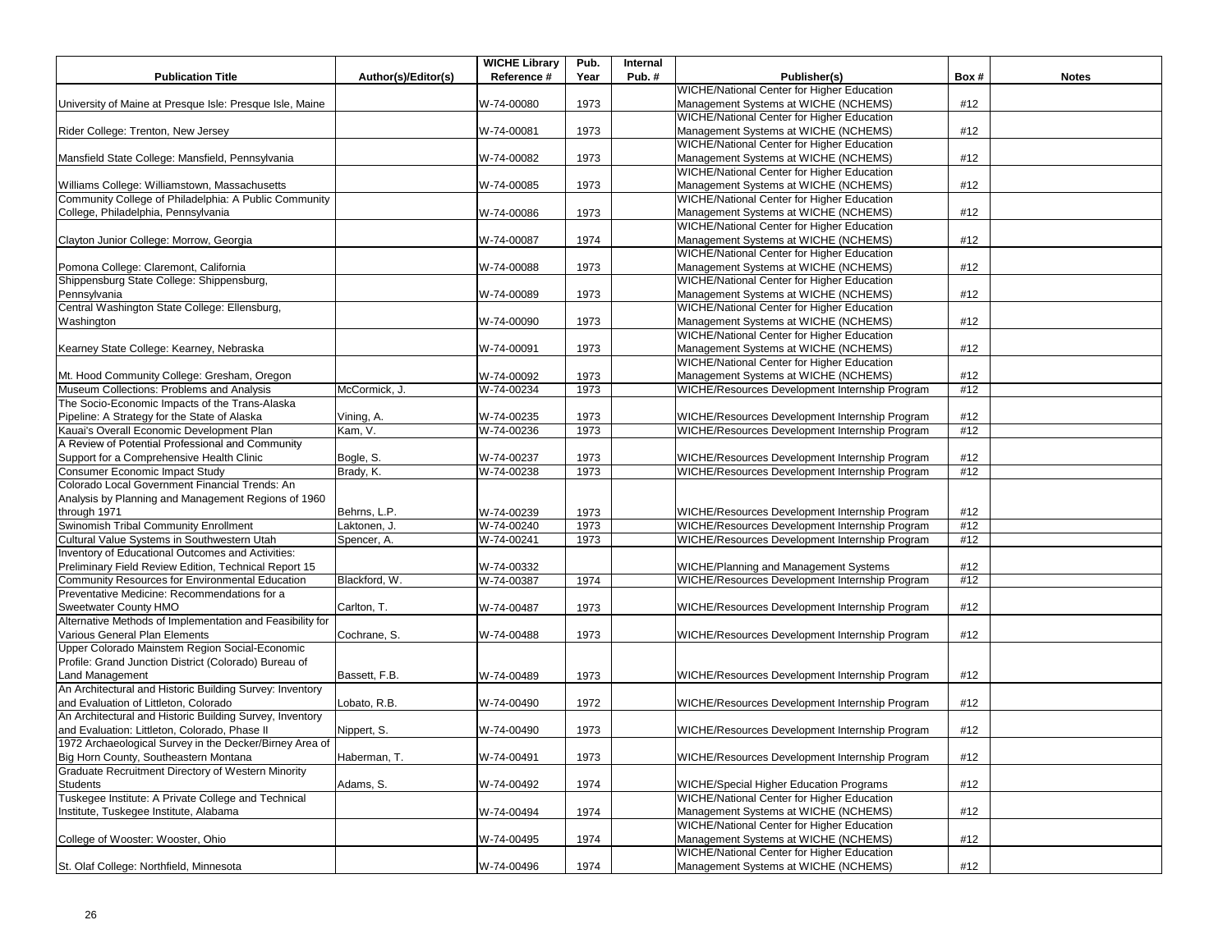| Publication Title | Author(s)/Editor(s) | WICHE Library Reference # | Pub. Year | Internal Pub. # | Publisher(s) | Box # | Notes |
|---|---|---|---|---|---|---|---|
| University of Maine at Presque Isle: Presque Isle, Maine | | W-74-00080 | 1973 | | WICHE/National Center for Higher Education Management Systems at WICHE (NCHEMS) | #12 | |
| Rider College: Trenton, New Jersey | | W-74-00081 | 1973 | | WICHE/National Center for Higher Education Management Systems at WICHE (NCHEMS) | #12 | |
| Mansfield State College: Mansfield, Pennsylvania | | W-74-00082 | 1973 | | WICHE/National Center for Higher Education Management Systems at WICHE (NCHEMS) | #12 | |
| Williams College: Williamstown, Massachusetts | | W-74-00085 | 1973 | | WICHE/National Center for Higher Education Management Systems at WICHE (NCHEMS) | #12 | |
| Community College of Philadelphia: A Public Community College, Philadelphia, Pennsylvania | | W-74-00086 | 1973 | | WICHE/National Center for Higher Education Management Systems at WICHE (NCHEMS) | #12 | |
| Clayton Junior College: Morrow, Georgia | | W-74-00087 | 1974 | | WICHE/National Center for Higher Education Management Systems at WICHE (NCHEMS) | #12 | |
| Pomona College: Claremont, California | | W-74-00088 | 1973 | | WICHE/National Center for Higher Education Management Systems at WICHE (NCHEMS) | #12 | |
| Shippensburg State College: Shippensburg, Pennsylvania | | W-74-00089 | 1973 | | WICHE/National Center for Higher Education Management Systems at WICHE (NCHEMS) | #12 | |
| Central Washington State College: Ellensburg, Washington | | W-74-00090 | 1973 | | WICHE/National Center for Higher Education Management Systems at WICHE (NCHEMS) | #12 | |
| Kearney State College: Kearney, Nebraska | | W-74-00091 | 1973 | | WICHE/National Center for Higher Education Management Systems at WICHE (NCHEMS) | #12 | |
| Mt. Hood Community College: Gresham, Oregon | | W-74-00092 | 1973 | | WICHE/National Center for Higher Education Management Systems at WICHE (NCHEMS) | #12 | |
| Museum Collections: Problems and Analysis | McCormick, J. | W-74-00234 | 1973 | | WICHE/Resources Development Internship Program | #12 | |
| The Socio-Economic Impacts of the Trans-Alaska Pipeline: A Strategy for the State of Alaska | Vining, A. | W-74-00235 | 1973 | | WICHE/Resources Development Internship Program | #12 | |
| Kauai's Overall Economic Development Plan | Kam, V. | W-74-00236 | 1973 | | WICHE/Resources Development Internship Program | #12 | |
| A Review of Potential Professional and Community Support for a Comprehensive Health Clinic | Bogle, S. | W-74-00237 | 1973 | | WICHE/Resources Development Internship Program | #12 | |
| Consumer Economic Impact Study | Brady, K. | W-74-00238 | 1973 | | WICHE/Resources Development Internship Program | #12 | |
| Colorado Local Government Financial Trends: An Analysis by Planning and Management Regions of 1960 through 1971 | Behrns, L.P. | W-74-00239 | 1973 | | WICHE/Resources Development Internship Program | #12 | |
| Swinomish Tribal Community Enrollment | Laktonen, J. | W-74-00240 | 1973 | | WICHE/Resources Development Internship Program | #12 | |
| Cultural Value Systems in Southwestern Utah | Spencer, A. | W-74-00241 | 1973 | | WICHE/Resources Development Internship Program | #12 | |
| Inventory of Educational Outcomes and Activities: Preliminary Field Review Edition, Technical Report 15 | | W-74-00332 | | | WICHE/Planning and Management Systems | #12 | |
| Community Resources for Environmental Education | Blackford, W. | W-74-00387 | 1974 | | WICHE/Resources Development Internship Program | #12 | |
| Preventative Medicine: Recommendations for a Sweetwater County HMO | Carlton, T. | W-74-00487 | 1973 | | WICHE/Resources Development Internship Program | #12 | |
| Alternative Methods of Implementation and Feasibility for Various General Plan Elements | Cochrane, S. | W-74-00488 | 1973 | | WICHE/Resources Development Internship Program | #12 | |
| Upper Colorado Mainstem Region Social-Economic Profile: Grand Junction District (Colorado) Bureau of Land Management | Bassett, F.B. | W-74-00489 | 1973 | | WICHE/Resources Development Internship Program | #12 | |
| An Architectural and Historic Building Survey: Inventory and Evaluation of Littleton, Colorado | Lobato, R.B. | W-74-00490 | 1972 | | WICHE/Resources Development Internship Program | #12 | |
| An Architectural and Historic Building Survey, Inventory and Evaluation: Littleton, Colorado, Phase II | Nippert, S. | W-74-00490 | 1973 | | WICHE/Resources Development Internship Program | #12 | |
| 1972 Archaeological Survey in the Decker/Birney Area of Big Horn County, Southeastern Montana | Haberman, T. | W-74-00491 | 1973 | | WICHE/Resources Development Internship Program | #12 | |
| Graduate Recruitment Directory of Western Minority Students | Adams, S. | W-74-00492 | 1974 | | WICHE/Special Higher Education Programs | #12 | |
| Tuskegee Institute: A Private College and Technical Institute, Tuskegee Institute, Alabama | | W-74-00494 | 1974 | | WICHE/National Center for Higher Education Management Systems at WICHE (NCHEMS) | #12 | |
| College of Wooster: Wooster, Ohio | | W-74-00495 | 1974 | | WICHE/National Center for Higher Education Management Systems at WICHE (NCHEMS) | #12 | |
| St. Olaf College: Northfield, Minnesota | | W-74-00496 | 1974 | | WICHE/National Center for Higher Education Management Systems at WICHE (NCHEMS) | #12 | |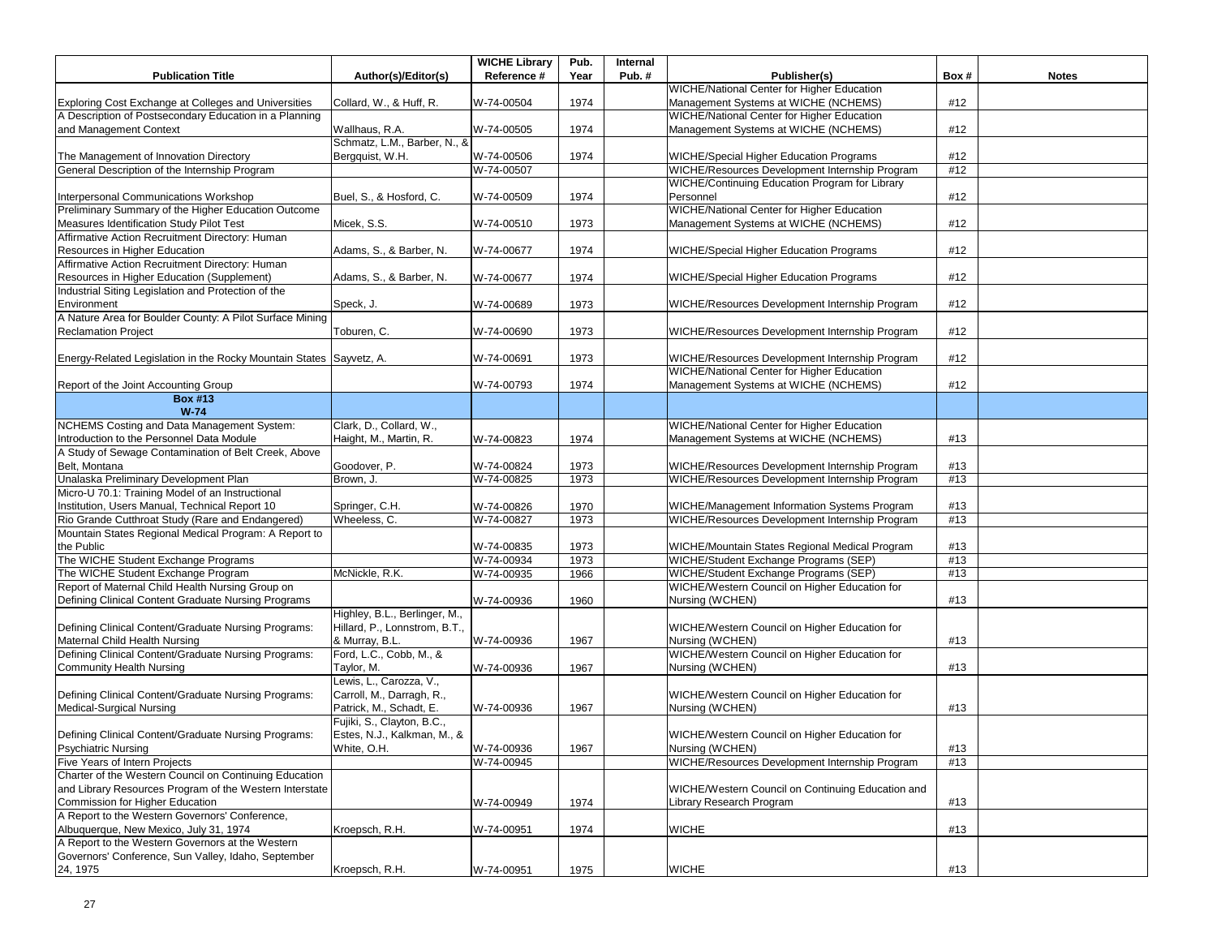| Publication Title | Author(s)/Editor(s) | WICHE Library Reference # | Pub. Year | Internal Pub. # | Publisher(s) | Box # | Notes |
|---|---|---|---|---|---|---|---|
| Exploring Cost Exchange at Colleges and Universities | Collard, W., & Huff, R. | W-74-00504 | 1974 | | WICHE/National Center for Higher Education Management Systems at WICHE (NCHEMS) | #12 | |
| A Description of Postsecondary Education in a Planning and Management Context | Wallhaus, R.A. | W-74-00505 | 1974 | | WICHE/National Center for Higher Education Management Systems at WICHE (NCHEMS) | #12 | |
| The Management of Innovation Directory | Schmatz, L.M., Barber, N., & Bergquist, W.H. | W-74-00506 | 1974 | | WICHE/Special Higher Education Programs | #12 | |
| General Description of the Internship Program | | W-74-00507 | | | WICHE/Resources Development Internship Program | #12 | |
| Interpersonal Communications Workshop | Buel, S., & Hosford, C. | W-74-00509 | 1974 | | WICHE/Continuing Education Program for Library Personnel | #12 | |
| Preliminary Summary of the Higher Education Outcome Measures Identification Study Pilot Test | Micek, S.S. | W-74-00510 | 1973 | | WICHE/National Center for Higher Education Management Systems at WICHE (NCHEMS) | #12 | |
| Affirmative Action Recruitment Directory: Human Resources in Higher Education | Adams, S., & Barber, N. | W-74-00677 | 1974 | | WICHE/Special Higher Education Programs | #12 | |
| Affirmative Action Recruitment Directory: Human Resources in Higher Education (Supplement) | Adams, S., & Barber, N. | W-74-00677 | 1974 | | WICHE/Special Higher Education Programs | #12 | |
| Industrial Siting Legislation and Protection of the Environment | Speck, J. | W-74-00689 | 1973 | | WICHE/Resources Development Internship Program | #12 | |
| A Nature Area for Boulder County: A Pilot Surface Mining Reclamation Project | Toburen, C. | W-74-00690 | 1973 | | WICHE/Resources Development Internship Program | #12 | |
| Energy-Related Legislation in the Rocky Mountain States | Sayvetz, A. | W-74-00691 | 1973 | | WICHE/Resources Development Internship Program | #12 | |
| Report of the Joint Accounting Group | | W-74-00793 | 1974 | | WICHE/National Center for Higher Education Management Systems at WICHE (NCHEMS) | #12 | |
| **Box #13 W-74** | | | | | | | |
| NCHEMS Costing and Data Management System: Introduction to the Personnel Data Module | Clark, D., Collard, W., Haight, M., Martin, R. | W-74-00823 | 1974 | | WICHE/National Center for Higher Education Management Systems at WICHE (NCHEMS) | #13 | |
| A Study of Sewage Contamination of Belt Creek, Above Belt, Montana | Goodover, P. | W-74-00824 | 1973 | | WICHE/Resources Development Internship Program | #13 | |
| Unalaska Preliminary Development Plan | Brown, J. | W-74-00825 | 1973 | | WICHE/Resources Development Internship Program | #13 | |
| Micro-U 70.1: Training Model of an Instructional Institution, Users Manual, Technical Report 10 | Springer, C.H. | W-74-00826 | 1970 | | WICHE/Management Information Systems Program | #13 | |
| Rio Grande Cutthroat Study (Rare and Endangered) | Wheeless, C. | W-74-00827 | 1973 | | WICHE/Resources Development Internship Program | #13 | |
| Mountain States Regional Medical Program: A Report to the Public | | W-74-00835 | 1973 | | WICHE/Mountain States Regional Medical Program | #13 | |
| The WICHE Student Exchange Programs | | W-74-00934 | 1973 | | WICHE/Student Exchange Programs (SEP) | #13 | |
| The WICHE Student Exchange Program | McNickle, R.K. | W-74-00935 | 1966 | | WICHE/Student Exchange Programs (SEP) | #13 | |
| Report of Maternal Child Health Nursing Group on Defining Clinical Content Graduate Nursing Programs | | W-74-00936 | 1960 | | WICHE/Western Council on Higher Education for Nursing (WCHEN) | #13 | |
| Defining Clinical Content/Graduate Nursing Programs: Maternal Child Health Nursing | Highley, B.L., Berlinger, M., Hillard, P., Lonnstrom, B.T., & Murray, B.L. | W-74-00936 | 1967 | | WICHE/Western Council on Higher Education for Nursing (WCHEN) | #13 | |
| Defining Clinical Content/Graduate Nursing Programs: Community Health Nursing | Ford, L.C., Cobb, M., & Taylor, M. | W-74-00936 | 1967 | | WICHE/Western Council on Higher Education for Nursing (WCHEN) | #13 | |
| Defining Clinical Content/Graduate Nursing Programs: Medical-Surgical Nursing | Lewis, L., Carozza, V., Carroll, M., Darragh, R., Patrick, M., Schadt, E. | W-74-00936 | 1967 | | WICHE/Western Council on Higher Education for Nursing (WCHEN) | #13 | |
| Defining Clinical Content/Graduate Nursing Programs: Psychiatric Nursing | Fujiki, S., Clayton, B.C., Estes, N.J., Kalkman, M., & White, O.H. | W-74-00936 | 1967 | | WICHE/Western Council on Higher Education for Nursing (WCHEN) | #13 | |
| Five Years of Intern Projects | | W-74-00945 | | | WICHE/Resources Development Internship Program | #13 | |
| Charter of the Western Council on Continuing Education and Library Resources Program of the Western Interstate Commission for Higher Education | | W-74-00949 | 1974 | | WICHE/Western Council on Continuing Education and Library Research Program | #13 | |
| A Report to the Western Governors' Conference, Albuquerque, New Mexico, July 31, 1974 | Kroepsch, R.H. | W-74-00951 | 1974 | | WICHE | #13 | |
| A Report to the Western Governors at the Western Governors' Conference, Sun Valley, Idaho, September 24, 1975 | Kroepsch, R.H. | W-74-00951 | 1975 | | WICHE | #13 | |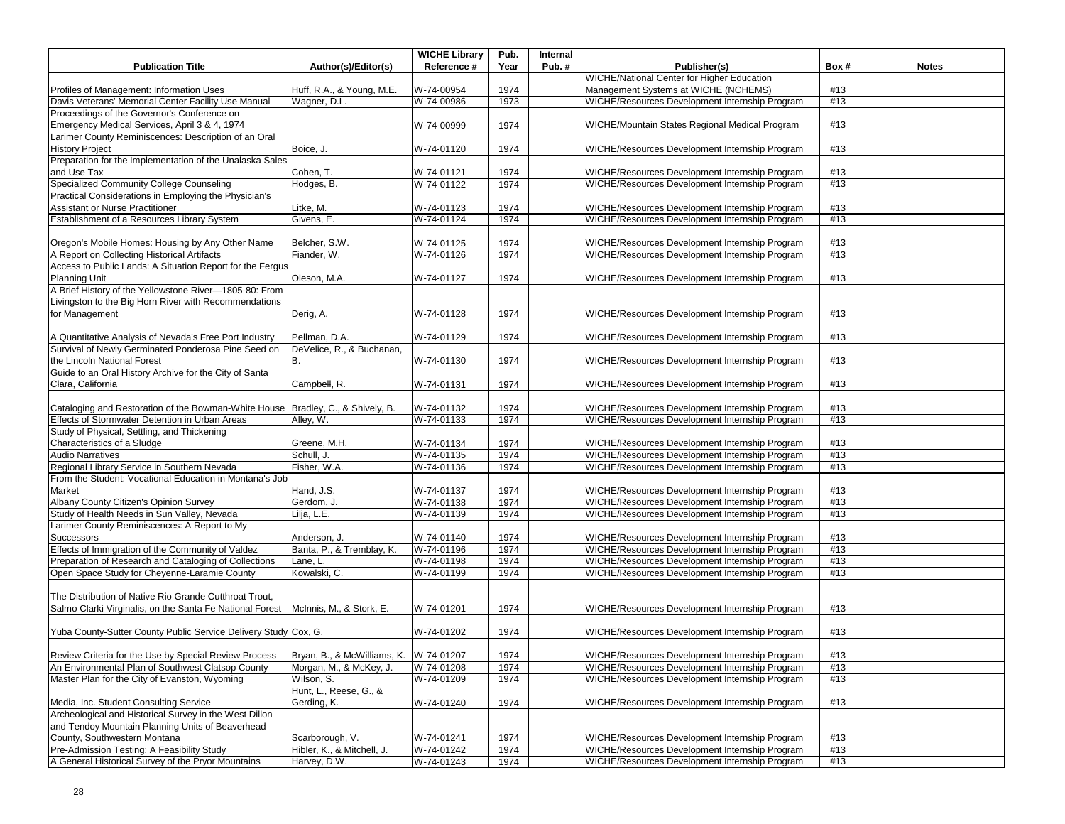| Publication Title | Author(s)/Editor(s) | WICHE Library Reference # | Pub. Year | Internal Pub. # | Publisher(s) | Box # | Notes |
|---|---|---|---|---|---|---|---|
| Profiles of Management: Information Uses | Huff, R.A., & Young, M.E. | W-74-00954 | 1974 | | WICHE/National Center for Higher Education Management Systems at WICHE (NCHEMS) | #13 | |
| Davis Veterans' Memorial Center Facility Use Manual | Wagner, D.L. | W-74-00986 | 1973 | | WICHE/Resources Development Internship Program | #13 | |
| Proceedings of the Governor's Conference on Emergency Medical Services, April 3 & 4, 1974 | | W-74-00999 | 1974 | | WICHE/Mountain States Regional Medical Program | #13 | |
| Larimer County Reminiscences: Description of an Oral History Project | Boice, J. | W-74-01120 | 1974 | | WICHE/Resources Development Internship Program | #13 | |
| Preparation for the Implementation of the Unalaska Sales and Use Tax | Cohen, T. | W-74-01121 | 1974 | | WICHE/Resources Development Internship Program | #13 | |
| Specialized Community College Counseling | Hodges, B. | W-74-01122 | 1974 | | WICHE/Resources Development Internship Program | #13 | |
| Practical Considerations in Employing the Physician's Assistant or Nurse Practitioner | Litke, M. | W-74-01123 | 1974 | | WICHE/Resources Development Internship Program | #13 | |
| Establishment of a Resources Library System | Givens, E. | W-74-01124 | 1974 | | WICHE/Resources Development Internship Program | #13 | |
| Oregon's Mobile Homes: Housing by Any Other Name | Belcher, S.W. | W-74-01125 | 1974 | | WICHE/Resources Development Internship Program | #13 | |
| A Report on Collecting Historical Artifacts | Fiander, W. | W-74-01126 | 1974 | | WICHE/Resources Development Internship Program | #13 | |
| Access to Public Lands: A Situation Report for the Fergus Planning Unit | Oleson, M.A. | W-74-01127 | 1974 | | WICHE/Resources Development Internship Program | #13 | |
| A Brief History of the Yellowstone River—1805-80: From Livingston to the Big Horn River with Recommendations for Management | Derig, A. | W-74-01128 | 1974 | | WICHE/Resources Development Internship Program | #13 | |
| A Quantitative Analysis of Nevada's Free Port Industry | Pellman, D.A. | W-74-01129 | 1974 | | WICHE/Resources Development Internship Program | #13 | |
| Survival of Newly Germinated Ponderosa Pine Seed on the Lincoln National Forest | DeVelice, R., & Buchanan, B. | W-74-01130 | 1974 | | WICHE/Resources Development Internship Program | #13 | |
| Guide to an Oral History Archive for the City of Santa Clara, California | Campbell, R. | W-74-01131 | 1974 | | WICHE/Resources Development Internship Program | #13 | |
| Cataloging and Restoration of the Bowman-White House | Bradley, C., & Shively, B. | W-74-01132 | 1974 | | WICHE/Resources Development Internship Program | #13 | |
| Effects of Stormwater Detention in Urban Areas | Alley, W. | W-74-01133 | 1974 | | WICHE/Resources Development Internship Program | #13 | |
| Study of Physical, Settling, and Thickening Characteristics of a Sludge | Greene, M.H. | W-74-01134 | 1974 | | WICHE/Resources Development Internship Program | #13 | |
| Audio Narratives | Schull, J. | W-74-01135 | 1974 | | WICHE/Resources Development Internship Program | #13 | |
| Regional Library Service in Southern Nevada | Fisher, W.A. | W-74-01136 | 1974 | | WICHE/Resources Development Internship Program | #13 | |
| From the Student: Vocational Education in Montana's Job Market | Hand, J.S. | W-74-01137 | 1974 | | WICHE/Resources Development Internship Program | #13 | |
| Albany County Citizen's Opinion Survey | Gerdom, J. | W-74-01138 | 1974 | | WICHE/Resources Development Internship Program | #13 | |
| Study of Health Needs in Sun Valley, Nevada | Lilja, L.E. | W-74-01139 | 1974 | | WICHE/Resources Development Internship Program | #13 | |
| Larimer County Reminiscences: A Report to My Successors | Anderson, J. | W-74-01140 | 1974 | | WICHE/Resources Development Internship Program | #13 | |
| Effects of Immigration of the Community of Valdez | Banta, P., & Tremblay, K. | W-74-01196 | 1974 | | WICHE/Resources Development Internship Program | #13 | |
| Preparation of Research and Cataloging of Collections | Lane, L. | W-74-01198 | 1974 | | WICHE/Resources Development Internship Program | #13 | |
| Open Space Study for Cheyenne-Laramie County | Kowalski, C. | W-74-01199 | 1974 | | WICHE/Resources Development Internship Program | #13 | |
| The Distribution of Native Rio Grande Cutthroat Trout, Salmo Clarki Virginalis, on the Santa Fe National Forest | McInnis, M., & Stork, E. | W-74-01201 | 1974 | | WICHE/Resources Development Internship Program | #13 | |
| Yuba County-Sutter County Public Service Delivery Study | Cox, G. | W-74-01202 | 1974 | | WICHE/Resources Development Internship Program | #13 | |
| Review Criteria for the Use by Special Review Process | Bryan, B., & McWilliams, K. | W-74-01207 | 1974 | | WICHE/Resources Development Internship Program | #13 | |
| An Environmental Plan of Southwest Clatsop County | Morgan, M., & McKey, J. | W-74-01208 | 1974 | | WICHE/Resources Development Internship Program | #13 | |
| Master Plan for the City of Evanston, Wyoming | Wilson, S. | W-74-01209 | 1974 | | WICHE/Resources Development Internship Program | #13 | |
| Media, Inc. Student Consulting Service | Hunt, L., Reese, G., & Gerding, K. | W-74-01240 | 1974 | | WICHE/Resources Development Internship Program | #13 | |
| Archeological and Historical Survey in the West Dillon and Tendoy Mountain Planning Units of Beaverhead County, Southwestern Montana | Scarborough, V. | W-74-01241 | 1974 | | WICHE/Resources Development Internship Program | #13 | |
| Pre-Admission Testing: A Feasibility Study | Hibler, K., & Mitchell, J. | W-74-01242 | 1974 | | WICHE/Resources Development Internship Program | #13 | |
| A General Historical Survey of the Pryor Mountains | Harvey, D.W. | W-74-01243 | 1974 | | WICHE/Resources Development Internship Program | #13 | |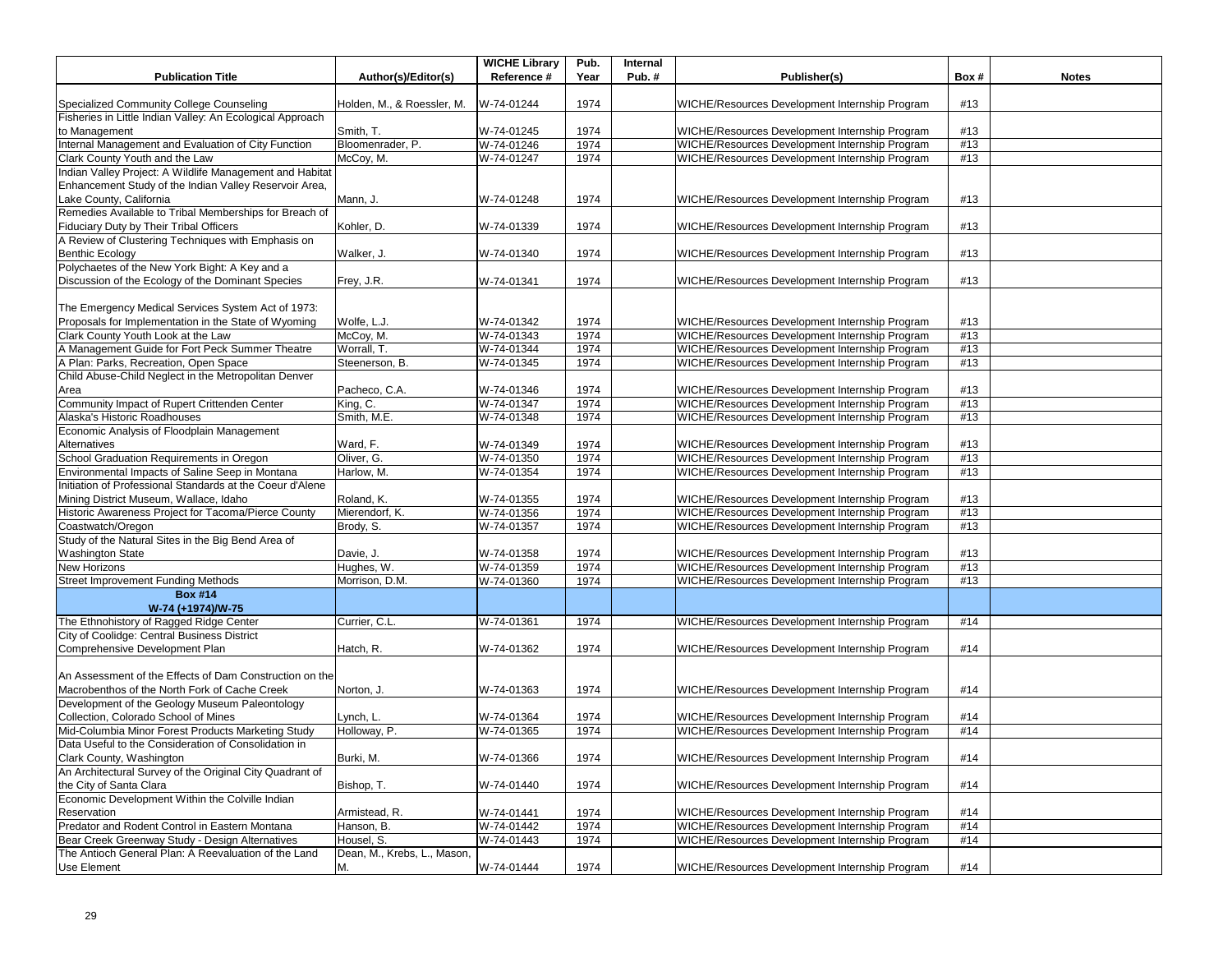| Publication Title | Author(s)/Editor(s) | WICHE Library Reference # | Pub. Year | Internal Pub. # | Publisher(s) | Box # | Notes |
|---|---|---|---|---|---|---|---|
| Specialized Community College Counseling | Holden, M., & Roessler, M. | W-74-01244 | 1974 | | WICHE/Resources Development Internship Program | #13 | |
| Fisheries in Little Indian Valley: An Ecological Approach to Management | Smith, T. | W-74-01245 | 1974 | | WICHE/Resources Development Internship Program | #13 | |
| Internal Management and Evaluation of City Function | Bloomenrader, P. | W-74-01246 | 1974 | | WICHE/Resources Development Internship Program | #13 | |
| Clark County Youth and the Law | McCoy, M. | W-74-01247 | 1974 | | WICHE/Resources Development Internship Program | #13 | |
| Indian Valley Project: A Wildlife Management and Habitat Enhancement Study of the Indian Valley Reservoir Area, Lake County, California | Mann, J. | W-74-01248 | 1974 | | WICHE/Resources Development Internship Program | #13 | |
| Remedies Available to Tribal Memberships for Breach of Fiduciary Duty by Their Tribal Officers | Kohler, D. | W-74-01339 | 1974 | | WICHE/Resources Development Internship Program | #13 | |
| A Review of Clustering Techniques with Emphasis on Benthic Ecology | Walker, J. | W-74-01340 | 1974 | | WICHE/Resources Development Internship Program | #13 | |
| Polychaetes of the New York Bight: A Key and a Discussion of the Ecology of the Dominant Species | Frey, J.R. | W-74-01341 | 1974 | | WICHE/Resources Development Internship Program | #13 | |
| The Emergency Medical Services System Act of 1973: Proposals for Implementation in the State of Wyoming | Wolfe, L.J. | W-74-01342 | 1974 | | WICHE/Resources Development Internship Program | #13 | |
| Clark County Youth Look at the Law | McCoy, M. | W-74-01343 | 1974 | | WICHE/Resources Development Internship Program | #13 | |
| A Management Guide for Fort Peck Summer Theatre | Worrall, T. | W-74-01344 | 1974 | | WICHE/Resources Development Internship Program | #13 | |
| A Plan: Parks, Recreation, Open Space | Steenerson, B. | W-74-01345 | 1974 | | WICHE/Resources Development Internship Program | #13 | |
| Child Abuse-Child Neglect in the Metropolitan Denver Area | Pacheco, C.A. | W-74-01346 | 1974 | | WICHE/Resources Development Internship Program | #13 | |
| Community Impact of Rupert Crittenden Center | King, C. | W-74-01347 | 1974 | | WICHE/Resources Development Internship Program | #13 | |
| Alaska's Historic Roadhouses | Smith, M.E. | W-74-01348 | 1974 | | WICHE/Resources Development Internship Program | #13 | |
| Economic Analysis of Floodplain Management Alternatives | Ward, F. | W-74-01349 | 1974 | | WICHE/Resources Development Internship Program | #13 | |
| School Graduation Requirements in Oregon | Oliver, G. | W-74-01350 | 1974 | | WICHE/Resources Development Internship Program | #13 | |
| Environmental Impacts of Saline Seep in Montana | Harlow, M. | W-74-01354 | 1974 | | WICHE/Resources Development Internship Program | #13 | |
| Initiation of Professional Standards at the Coeur d'Alene Mining District Museum, Wallace, Idaho | Roland, K. | W-74-01355 | 1974 | | WICHE/Resources Development Internship Program | #13 | |
| Historic Awareness Project for Tacoma/Pierce County | Mierendorf, K. | W-74-01356 | 1974 | | WICHE/Resources Development Internship Program | #13 | |
| Coastwatch/Oregon | Brody, S. | W-74-01357 | 1974 | | WICHE/Resources Development Internship Program | #13 | |
| Study of the Natural Sites in the Big Bend Area of Washington State | Davie, J. | W-74-01358 | 1974 | | WICHE/Resources Development Internship Program | #13 | |
| New Horizons | Hughes, W. | W-74-01359 | 1974 | | WICHE/Resources Development Internship Program | #13 | |
| Street Improvement Funding Methods | Morrison, D.M. | W-74-01360 | 1974 | | WICHE/Resources Development Internship Program | #13 | |
| **Box #14 W-74 (+1974)/W-75** | | | | | | | |
| The Ethnohistory of Ragged Ridge Center | Currier, C.L. | W-74-01361 | 1974 | | WICHE/Resources Development Internship Program | #14 | |
| City of Coolidge: Central Business District Comprehensive Development Plan | Hatch, R. | W-74-01362 | 1974 | | WICHE/Resources Development Internship Program | #14 | |
| An Assessment of the Effects of Dam Construction on the Macrobenthos of the North Fork of Cache Creek | Norton, J. | W-74-01363 | 1974 | | WICHE/Resources Development Internship Program | #14 | |
| Development of the Geology Museum Paleontology Collection, Colorado School of Mines | Lynch, L. | W-74-01364 | 1974 | | WICHE/Resources Development Internship Program | #14 | |
| Mid-Columbia Minor Forest Products Marketing Study | Holloway, P. | W-74-01365 | 1974 | | WICHE/Resources Development Internship Program | #14 | |
| Data Useful to the Consideration of Consolidation in Clark County, Washington | Burki, M. | W-74-01366 | 1974 | | WICHE/Resources Development Internship Program | #14 | |
| An Architectural Survey of the Original City Quadrant of the City of Santa Clara | Bishop, T. | W-74-01440 | 1974 | | WICHE/Resources Development Internship Program | #14 | |
| Economic Development Within the Colville Indian Reservation | Armistead, R. | W-74-01441 | 1974 | | WICHE/Resources Development Internship Program | #14 | |
| Predator and Rodent Control in Eastern Montana | Hanson, B. | W-74-01442 | 1974 | | WICHE/Resources Development Internship Program | #14 | |
| Bear Creek Greenway Study - Design Alternatives | Housel, S. | W-74-01443 | 1974 | | WICHE/Resources Development Internship Program | #14 | |
| The Antioch General Plan: A Reevaluation of the Land Use Element | Dean, M., Krebs, L., Mason, M. | W-74-01444 | 1974 | | WICHE/Resources Development Internship Program | #14 | |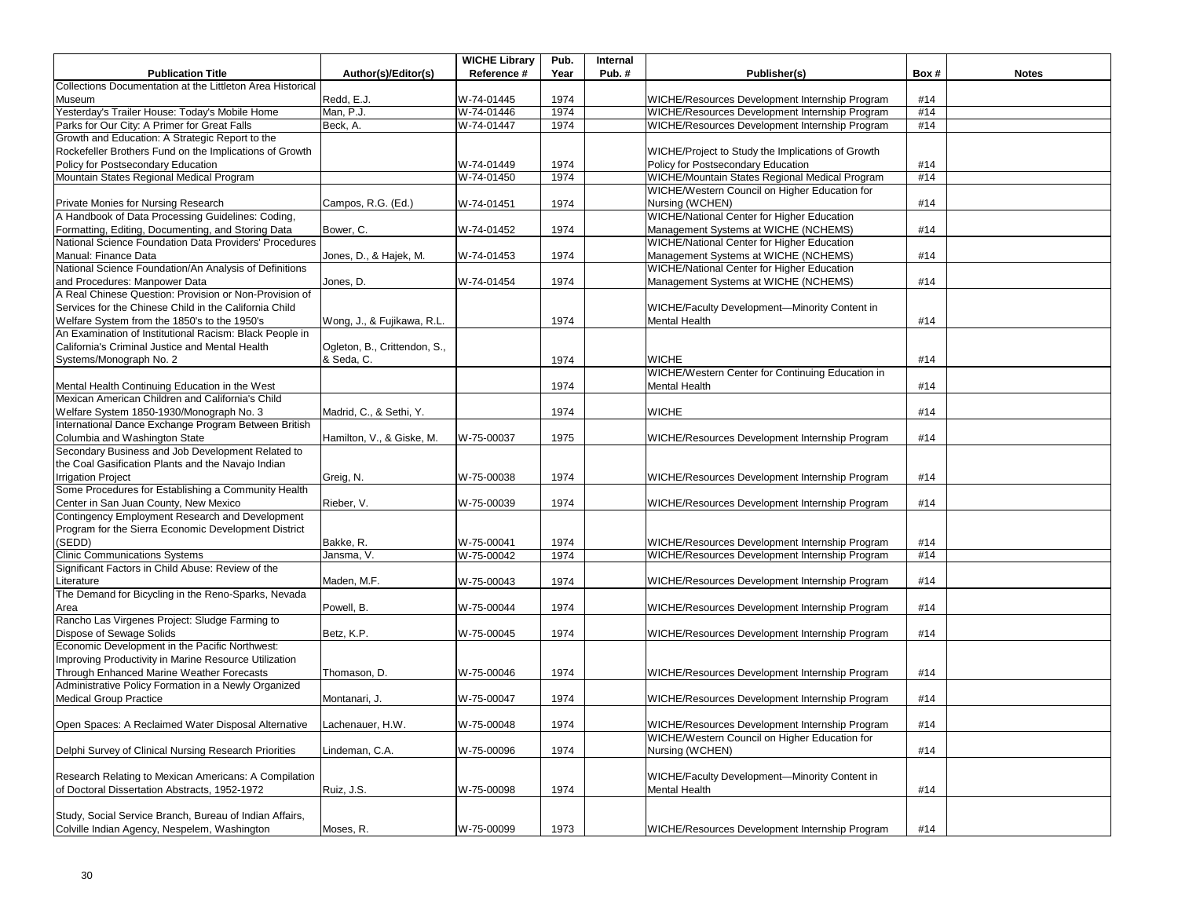| Publication Title | Author(s)/Editor(s) | WICHE Library Reference # | Pub. Year | Internal Pub. # | Publisher(s) | Box # | Notes |
|---|---|---|---|---|---|---|---|
| Collections Documentation at the Littleton Area Historical Museum | Redd, E.J. | W-74-01445 | 1974 | | WICHE/Resources Development Internship Program | #14 | |
| Yesterday's Trailer House: Today's Mobile Home | Man, P.J. | W-74-01446 | 1974 | | WICHE/Resources Development Internship Program | #14 | |
| Parks for Our City: A Primer for Great Falls | Beck, A. | W-74-01447 | 1974 | | WICHE/Resources Development Internship Program | #14 | |
| Growth and Education: A Strategic Report to the Rockefeller Brothers Fund on the Implications of Growth Policy for Postsecondary Education | | W-74-01449 | 1974 | | WICHE/Project to Study the Implications of Growth Policy for Postsecondary Education | #14 | |
| Mountain States Regional Medical Program | | W-74-01450 | 1974 | | WICHE/Mountain States Regional Medical Program | #14 | |
| Private Monies for Nursing Research | Campos, R.G. (Ed.) | W-74-01451 | 1974 | | WICHE/Western Council on Higher Education for Nursing (WCHEN) | #14 | |
| A Handbook of Data Processing Guidelines: Coding, Formatting, Editing, Documenting, and Storing Data | Bower, C. | W-74-01452 | 1974 | | WICHE/National Center for Higher Education Management Systems at WICHE (NCHEMS) | #14 | |
| National Science Foundation Data Providers' Procedures Manual: Finance Data | Jones, D., & Hajek, M. | W-74-01453 | 1974 | | WICHE/National Center for Higher Education Management Systems at WICHE (NCHEMS) | #14 | |
| National Science Foundation/An Analysis of Definitions and Procedures: Manpower Data | Jones, D. | W-74-01454 | 1974 | | WICHE/National Center for Higher Education Management Systems at WICHE (NCHEMS) | #14 | |
| A Real Chinese Question: Provision or Non-Provision of Services for the Chinese Child in the California Child Welfare System from the 1850's to the 1950's | Wong, J., & Fujikawa, R.L. | | 1974 | | WICHE/Faculty Development—Minority Content in Mental Health | #14 | |
| An Examination of Institutional Racism: Black People in California's Criminal Justice and Mental Health Systems/Monograph No. 2 | Ogleton, B., Crittendon, S., & Seda, C. | | 1974 | | WICHE | #14 | |
| Mental Health Continuing Education in the West | | | 1974 | | WICHE/Western Center for Continuing Education in Mental Health | #14 | |
| Mexican American Children and California's Child Welfare System 1850-1930/Monograph No. 3 | Madrid, C., & Sethi, Y. | | 1974 | | WICHE | #14 | |
| International Dance Exchange Program Between British Columbia and Washington State | Hamilton, V., & Giske, M. | W-75-00037 | 1975 | | WICHE/Resources Development Internship Program | #14 | |
| Secondary Business and Job Development Related to the Coal Gasification Plants and the Navajo Indian Irrigation Project | Greig, N. | W-75-00038 | 1974 | | WICHE/Resources Development Internship Program | #14 | |
| Some Procedures for Establishing a Community Health Center in San Juan County, New Mexico | Rieber, V. | W-75-00039 | 1974 | | WICHE/Resources Development Internship Program | #14 | |
| Contingency Employment Research and Development Program for the Sierra Economic Development District (SEDD) | Bakke, R. | W-75-00041 | 1974 | | WICHE/Resources Development Internship Program | #14 | |
| Clinic Communications Systems | Jansma, V. | W-75-00042 | 1974 | | WICHE/Resources Development Internship Program | #14 | |
| Significant Factors in Child Abuse: Review of the Literature | Maden, M.F. | W-75-00043 | 1974 | | WICHE/Resources Development Internship Program | #14 | |
| The Demand for Bicycling in the Reno-Sparks, Nevada Area | Powell, B. | W-75-00044 | 1974 | | WICHE/Resources Development Internship Program | #14 | |
| Rancho Las Virgenes Project: Sludge Farming to Dispose of Sewage Solids | Betz, K.P. | W-75-00045 | 1974 | | WICHE/Resources Development Internship Program | #14 | |
| Economic Development in the Pacific Northwest: Improving Productivity in Marine Resource Utilization Through Enhanced Marine Weather Forecasts | Thomason, D. | W-75-00046 | 1974 | | WICHE/Resources Development Internship Program | #14 | |
| Administrative Policy Formation in a Newly Organized Medical Group Practice | Montanari, J. | W-75-00047 | 1974 | | WICHE/Resources Development Internship Program | #14 | |
| Open Spaces: A Reclaimed Water Disposal Alternative | Lachenauer, H.W. | W-75-00048 | 1974 | | WICHE/Resources Development Internship Program | #14 | |
| Delphi Survey of Clinical Nursing Research Priorities | Lindeman, C.A. | W-75-00096 | 1974 | | WICHE/Western Council on Higher Education for Nursing (WCHEN) | #14 | |
| Research Relating to Mexican Americans: A Compilation of Doctoral Dissertation Abstracts, 1952-1972 | Ruiz, J.S. | W-75-00098 | 1974 | | WICHE/Faculty Development—Minority Content in Mental Health | #14 | |
| Study, Social Service Branch, Bureau of Indian Affairs, Colville Indian Agency, Nespelem, Washington | Moses, R. | W-75-00099 | 1973 | | WICHE/Resources Development Internship Program | #14 | |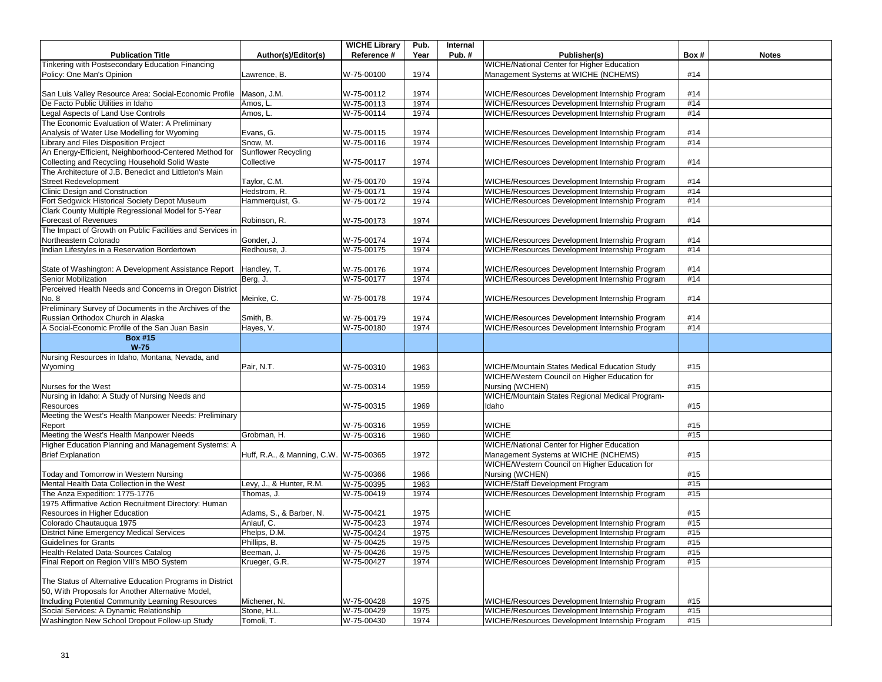| Publication Title | Author(s)/Editor(s) | WICHE Library Reference # | Pub. Year | Internal Pub. # | Publisher(s) | Box # | Notes |
|---|---|---|---|---|---|---|---|
| Tinkering with Postsecondary Education Financing Policy: One Man's Opinion | Lawrence, B. | W-75-00100 | 1974 | | WICHE/National Center for Higher Education Management Systems at WICHE (NCHEMS) | #14 | |
| San Luis Valley Resource Area: Social-Economic Profile | Mason, J.M. | W-75-00112 | 1974 | | WICHE/Resources Development Internship Program | #14 | |
| De Facto Public Utilities in Idaho | Amos, L. | W-75-00113 | 1974 | | WICHE/Resources Development Internship Program | #14 | |
| Legal Aspects of Land Use Controls | Amos, L. | W-75-00114 | 1974 | | WICHE/Resources Development Internship Program | #14 | |
| The Economic Evaluation of Water: A Preliminary Analysis of Water Use Modelling for Wyoming | Evans, G. | W-75-00115 | 1974 | | WICHE/Resources Development Internship Program | #14 | |
| Library and Files Disposition Project | Snow, M. | W-75-00116 | 1974 | | WICHE/Resources Development Internship Program | #14 | |
| An Energy-Efficient, Neighborhood-Centered Method for Collecting and Recycling Household Solid Waste | Sunflower Recycling Collective | W-75-00117 | 1974 | | WICHE/Resources Development Internship Program | #14 | |
| The Architecture of J.B. Benedict and Littleton's Main Street Redevelopment | Taylor, C.M. | W-75-00170 | 1974 | | WICHE/Resources Development Internship Program | #14 | |
| Clinic Design and Construction | Hedstrom, R. | W-75-00171 | 1974 | | WICHE/Resources Development Internship Program | #14 | |
| Fort Sedgwick Historical Society Depot Museum | Hammerquist, G. | W-75-00172 | 1974 | | WICHE/Resources Development Internship Program | #14 | |
| Clark County Multiple Regressional Model for 5-Year Forecast of Revenues | Robinson, R. | W-75-00173 | 1974 | | WICHE/Resources Development Internship Program | #14 | |
| The Impact of Growth on Public Facilities and Services in Northeastern Colorado | Gonder, J. | W-75-00174 | 1974 | | WICHE/Resources Development Internship Program | #14 | |
| Indian Lifestyles in a Reservation Bordertown | Redhouse, J. | W-75-00175 | 1974 | | WICHE/Resources Development Internship Program | #14 | |
| State of Washington: A Development Assistance Report | Handley, T. | W-75-00176 | 1974 | | WICHE/Resources Development Internship Program | #14 | |
| Senior Mobilization | Berg, J. | W-75-00177 | 1974 | | WICHE/Resources Development Internship Program | #14 | |
| Perceived Health Needs and Concerns in Oregon District No. 8 | Meinke, C. | W-75-00178 | 1974 | | WICHE/Resources Development Internship Program | #14 | |
| Preliminary Survey of Documents in the Archives of the Russian Orthodox Church in Alaska | Smith, B. | W-75-00179 | 1974 | | WICHE/Resources Development Internship Program | #14 | |
| A Social-Economic Profile of the San Juan Basin | Hayes, V. | W-75-00180 | 1974 | | WICHE/Resources Development Internship Program | #14 | |
| **Box #15 W-75** | | | | | | | |
| Nursing Resources in Idaho, Montana, Nevada, and Wyoming | Pair, N.T. | W-75-00310 | 1963 | | WICHE/Mountain States Medical Education Study | #15 | |
| Nurses for the West | | W-75-00314 | 1959 | | WICHE/Western Council on Higher Education for Nursing (WCHEN) | #15 | |
| Nursing in Idaho: A Study of Nursing Needs and Resources | | W-75-00315 | 1969 | | WICHE/Mountain States Regional Medical Program-Idaho | #15 | |
| Meeting the West's Health Manpower Needs: Preliminary Report | | W-75-00316 | 1959 | | WICHE | #15 | |
| Meeting the West's Health Manpower Needs | Grobman, H. | W-75-00316 | 1960 | | WICHE | #15 | |
| Higher Education Planning and Management Systems: A Brief Explanation | Huff, R.A., & Manning, C.W. | W-75-00365 | 1972 | | WICHE/National Center for Higher Education Management Systems at WICHE (NCHEMS) | #15 | |
| Today and Tomorrow in Western Nursing | | W-75-00366 | 1966 | | WICHE/Western Council on Higher Education for Nursing (WCHEN) | #15 | |
| Mental Health Data Collection in the West | Levy, J., & Hunter, R.M. | W-75-00395 | 1963 | | WICHE/Staff Development Program | #15 | |
| The Anza Expedition: 1775-1776 | Thomas, J. | W-75-00419 | 1974 | | WICHE/Resources Development Internship Program | #15 | |
| 1975 Affirmative Action Recruitment Directory: Human Resources in Higher Education | Adams, S., & Barber, N. | W-75-00421 | 1975 | | WICHE | #15 | |
| Colorado Chautauqua 1975 | Anlauf, C. | W-75-00423 | 1974 | | WICHE/Resources Development Internship Program | #15 | |
| District Nine Emergency Medical Services | Phelps, D.M. | W-75-00424 | 1975 | | WICHE/Resources Development Internship Program | #15 | |
| Guidelines for Grants | Phillips, B. | W-75-00425 | 1975 | | WICHE/Resources Development Internship Program | #15 | |
| Health-Related Data-Sources Catalog | Beeman, J. | W-75-00426 | 1975 | | WICHE/Resources Development Internship Program | #15 | |
| Final Report on Region VIII's MBO System | Krueger, G.R. | W-75-00427 | 1974 | | WICHE/Resources Development Internship Program | #15 | |
| The Status of Alternative Education Programs in District 50, With Proposals for Another Alternative Model, Including Potential Community Learning Resources | Michener, N. | W-75-00428 | 1975 | | WICHE/Resources Development Internship Program | #15 | |
| Social Services: A Dynamic Relationship | Stone, H.L. | W-75-00429 | 1975 | | WICHE/Resources Development Internship Program | #15 | |
| Washington New School Dropout Follow-up Study | Tomoli, T. | W-75-00430 | 1974 | | WICHE/Resources Development Internship Program | #15 | |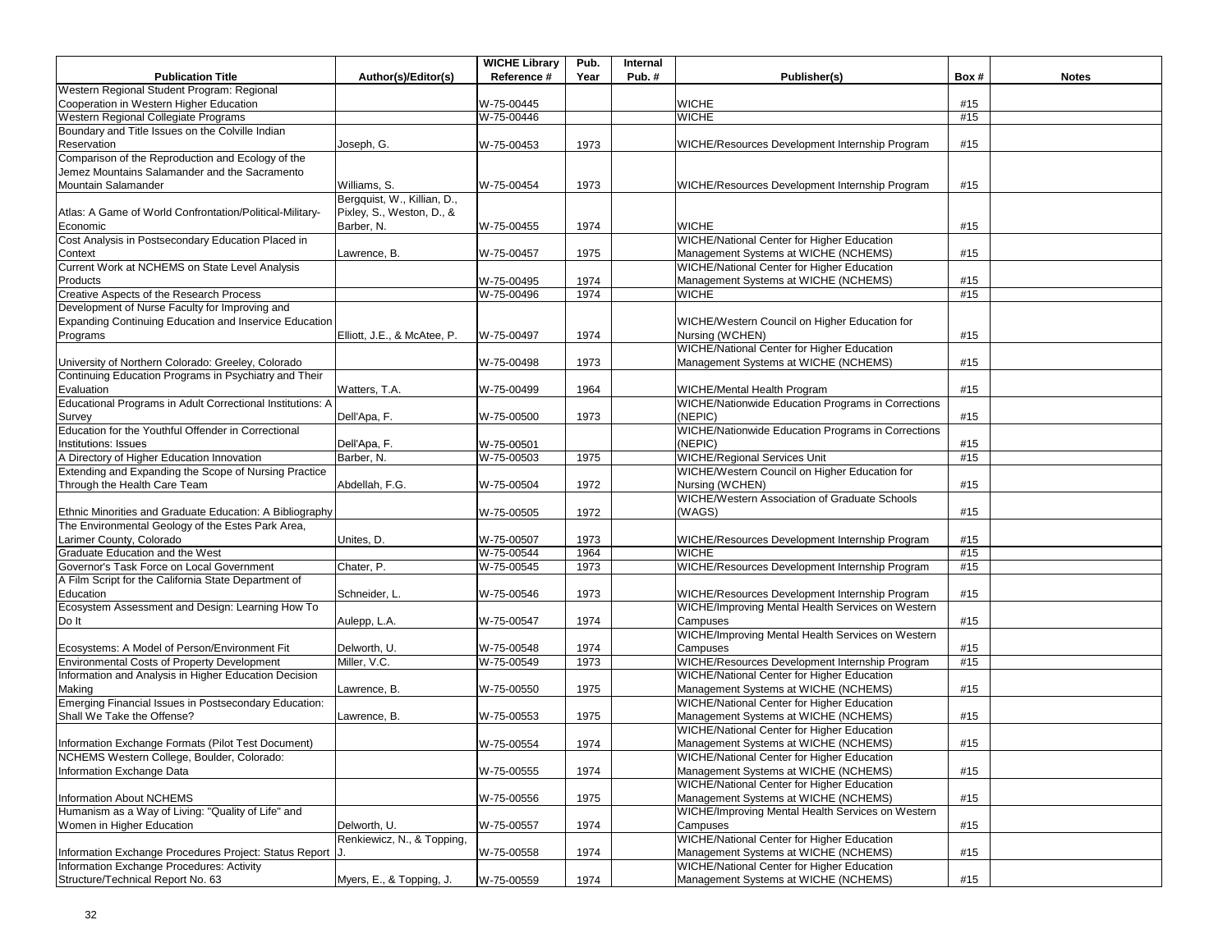| Publication Title | Author(s)/Editor(s) | WICHE Library Reference # | Pub. Year | Internal Pub. # | Publisher(s) | Box # | Notes |
|---|---|---|---|---|---|---|---|
| Western Regional Student Program: Regional Cooperation in Western Higher Education | | W-75-00445 | | | WICHE | #15 | |
| Western Regional Collegiate Programs | | W-75-00446 | | | WICHE | #15 | |
| Boundary and Title Issues on the Colville Indian Reservation | Joseph, G. | W-75-00453 | 1973 | | WICHE/Resources Development Internship Program | #15 | |
| Comparison of the Reproduction and Ecology of the Jemez Mountains Salamander and the Sacramento Mountain Salamander | Williams, S. | W-75-00454 | 1973 | | WICHE/Resources Development Internship Program | #15 | |
| Atlas: A Game of World Confrontation/Political-Military-Economic | Bergquist, W., Killian, D., Pixley, S., Weston, D., & Barber, N. | W-75-00455 | 1974 | | WICHE | #15 | |
| Cost Analysis in Postsecondary Education Placed in Context | Lawrence, B. | W-75-00457 | 1975 | | WICHE/National Center for Higher Education Management Systems at WICHE (NCHEMS) | #15 | |
| Current Work at NCHEMS on State Level Analysis Products | | W-75-00495 | 1974 | | WICHE/National Center for Higher Education Management Systems at WICHE (NCHEMS) | #15 | |
| Creative Aspects of the Research Process | | W-75-00496 | 1974 | | WICHE | #15 | |
| Development of Nurse Faculty for Improving and Expanding Continuing Education and Inservice Education Programs | Elliott, J.E., & McAtee, P. | W-75-00497 | 1974 | | WICHE/Western Council on Higher Education for Nursing (WCHEN) | #15 | |
| University of Northern Colorado: Greeley, Colorado | | W-75-00498 | 1973 | | WICHE/National Center for Higher Education Management Systems at WICHE (NCHEMS) | #15 | |
| Continuing Education Programs in Psychiatry and Their Evaluation | Watters, T.A. | W-75-00499 | 1964 | | WICHE/Mental Health Program | #15 | |
| Educational Programs in Adult Correctional Institutions: A Survey | Dell'Apa, F. | W-75-00500 | 1973 | | WICHE/Nationwide Education Programs in Corrections (NEPIC) | #15 | |
| Education for the Youthful Offender in Correctional Institutions: Issues | Dell'Apa, F. | W-75-00501 | | | WICHE/Nationwide Education Programs in Corrections (NEPIC) | #15 | |
| A Directory of Higher Education Innovation | Barber, N. | W-75-00503 | 1975 | | WICHE/Regional Services Unit | #15 | |
| Extending and Expanding the Scope of Nursing Practice Through the Health Care Team | Abdellah, F.G. | W-75-00504 | 1972 | | WICHE/Western Council on Higher Education for Nursing (WCHEN) | #15 | |
| Ethnic Minorities and Graduate Education: A Bibliography | | W-75-00505 | 1972 | | WICHE/Western Association of Graduate Schools (WAGS) | #15 | |
| The Environmental Geology of the Estes Park Area, Larimer County, Colorado | Unites, D. | W-75-00507 | 1973 | | WICHE/Resources Development Internship Program | #15 | |
| Graduate Education and the West | | W-75-00544 | 1964 | | WICHE | #15 | |
| Governor's Task Force on Local Government | Chater, P. | W-75-00545 | 1973 | | WICHE/Resources Development Internship Program | #15 | |
| A Film Script for the California State Department of Education | Schneider, L. | W-75-00546 | 1973 | | WICHE/Resources Development Internship Program | #15 | |
| Ecosystem Assessment and Design: Learning How To Do It | Aulepp, L.A. | W-75-00547 | 1974 | | WICHE/Improving Mental Health Services on Western Campuses | #15 | |
| Ecosystems: A Model of Person/Environment Fit | Delworth, U. | W-75-00548 | 1974 | | WICHE/Improving Mental Health Services on Western Campuses | #15 | |
| Environmental Costs of Property Development | Miller, V.C. | W-75-00549 | 1973 | | WICHE/Resources Development Internship Program | #15 | |
| Information and Analysis in Higher Education Decision Making | Lawrence, B. | W-75-00550 | 1975 | | WICHE/National Center for Higher Education Management Systems at WICHE (NCHEMS) | #15 | |
| Emerging Financial Issues in Postsecondary Education: Shall We Take the Offense? | Lawrence, B. | W-75-00553 | 1975 | | WICHE/National Center for Higher Education Management Systems at WICHE (NCHEMS) | #15 | |
| Information Exchange Formats (Pilot Test Document) | | W-75-00554 | 1974 | | WICHE/National Center for Higher Education Management Systems at WICHE (NCHEMS) | #15 | |
| NCHEMS Western College, Boulder, Colorado: Information Exchange Data | | W-75-00555 | 1974 | | WICHE/National Center for Higher Education Management Systems at WICHE (NCHEMS) | #15 | |
| Information About NCHEMS | | W-75-00556 | 1975 | | WICHE/National Center for Higher Education Management Systems at WICHE (NCHEMS) | #15 | |
| Humanism as a Way of Living: "Quality of Life" and Women in Higher Education | Delworth, U. | W-75-00557 | 1974 | | WICHE/Improving Mental Health Services on Western Campuses | #15 | |
| Information Exchange Procedures Project: Status Report | Renkiewicz, N., & Topping, J. | W-75-00558 | 1974 | | WICHE/National Center for Higher Education Management Systems at WICHE (NCHEMS) | #15 | |
| Information Exchange Procedures: Activity Structure/Technical Report No. 63 | Myers, E., & Topping, J. | W-75-00559 | 1974 | | WICHE/National Center for Higher Education Management Systems at WICHE (NCHEMS) | #15 | |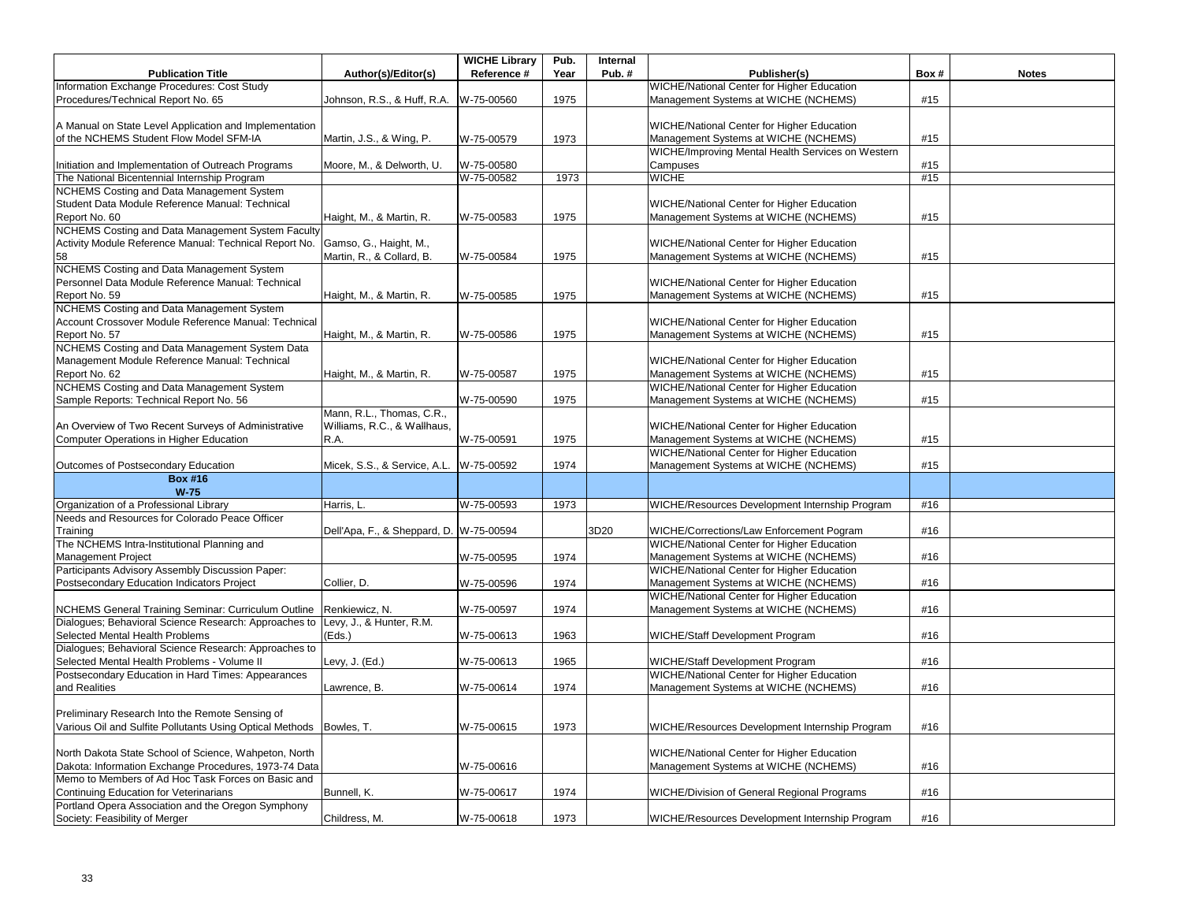| Publication Title | Author(s)/Editor(s) | WICHE Library Reference # | Pub. Year | Internal Pub. # | Publisher(s) | Box # | Notes |
|---|---|---|---|---|---|---|---|
| Information Exchange Procedures: Cost Study Procedures/Technical Report No. 65 | Johnson, R.S., & Huff, R.A. | W-75-00560 | 1975 | | WICHE/National Center for Higher Education Management Systems at WICHE (NCHEMS) | #15 | |
| A Manual on State Level Application and Implementation of the NCHEMS Student Flow Model SFM-IA | Martin, J.S., & Wing, P. | W-75-00579 | 1973 | | WICHE/National Center for Higher Education Management Systems at WICHE (NCHEMS) | #15 | |
| Initiation and Implementation of Outreach Programs | Moore, M., & Delworth, U. | W-75-00580 | | | WICHE/Improving Mental Health Services on Western Campuses | #15 | |
| The National Bicentennial Internship Program | | W-75-00582 | 1973 | | WICHE | #15 | |
| NCHEMS Costing and Data Management System Student Data Module Reference Manual: Technical Report No. 60 | Haight, M., & Martin, R. | W-75-00583 | 1975 | | WICHE/National Center for Higher Education Management Systems at WICHE (NCHEMS) | #15 | |
| NCHEMS Costing and Data Management System Faculty Activity Module Reference Manual: Technical Report No. 58 | Gamso, G., Haight, M., Martin, R., & Collard, B. | W-75-00584 | 1975 | | WICHE/National Center for Higher Education Management Systems at WICHE (NCHEMS) | #15 | |
| NCHEMS Costing and Data Management System Personnel Data Module Reference Manual: Technical Report No. 59 | Haight, M., & Martin, R. | W-75-00585 | 1975 | | WICHE/National Center for Higher Education Management Systems at WICHE (NCHEMS) | #15 | |
| NCHEMS Costing and Data Management System Account Crossover Module Reference Manual: Technical Report No. 57 | Haight, M., & Martin, R. | W-75-00586 | 1975 | | WICHE/National Center for Higher Education Management Systems at WICHE (NCHEMS) | #15 | |
| NCHEMS Costing and Data Management System Data Management Module Reference Manual: Technical Report No. 62 | Haight, M., & Martin, R. | W-75-00587 | 1975 | | WICHE/National Center for Higher Education Management Systems at WICHE (NCHEMS) | #15 | |
| NCHEMS Costing and Data Management System Sample Reports: Technical Report No. 56 | | W-75-00590 | 1975 | | WICHE/National Center for Higher Education Management Systems at WICHE (NCHEMS) | #15 | |
| An Overview of Two Recent Surveys of Administrative Computer Operations in Higher Education | Mann, R.L., Thomas, C.R., Williams, R.C., & Wallhaus, R.A. | W-75-00591 | 1975 | | WICHE/National Center for Higher Education Management Systems at WICHE (NCHEMS) | #15 | |
| Outcomes of Postsecondary Education | Micek, S.S., & Service, A.L. | W-75-00592 | 1974 | | WICHE/National Center for Higher Education Management Systems at WICHE (NCHEMS) | #15 | |
| **Box #16 W-75** | | | | | | | |
| Organization of a Professional Library | Harris, L. | W-75-00593 | 1973 | | WICHE/Resources Development Internship Program | #16 | |
| Needs and Resources for Colorado Peace Officer Training | Dell'Apa, F., & Sheppard, D. | W-75-00594 | | 3D20 | WICHE/Corrections/Law Enforcement Pogram | #16 | |
| The NCHEMS Intra-Institutional Planning and Management Project | | W-75-00595 | 1974 | | WICHE/National Center for Higher Education Management Systems at WICHE (NCHEMS) | #16 | |
| Participants Advisory Assembly Discussion Paper: Postsecondary Education Indicators Project | Collier, D. | W-75-00596 | 1974 | | WICHE/National Center for Higher Education Management Systems at WICHE (NCHEMS) | #16 | |
| NCHEMS General Training Seminar: Curriculum Outline | Renkiewicz, N. | W-75-00597 | 1974 | | WICHE/National Center for Higher Education Management Systems at WICHE (NCHEMS) | #16 | |
| Dialogues; Behavioral Science Research: Approaches to Selected Mental Health Problems | Levy, J., & Hunter, R.M. (Eds.) | W-75-00613 | 1963 | | WICHE/Staff Development Program | #16 | |
| Dialogues; Behavioral Science Research: Approaches to Selected Mental Health Problems - Volume II | Levy, J. (Ed.) | W-75-00613 | 1965 | | WICHE/Staff Development Program | #16 | |
| Postsecondary Education in Hard Times: Appearances and Realities | Lawrence, B. | W-75-00614 | 1974 | | WICHE/National Center for Higher Education Management Systems at WICHE (NCHEMS) | #16 | |
| Preliminary Research Into the Remote Sensing of Various Oil and Sulfite Pollutants Using Optical Methods | Bowles, T. | W-75-00615 | 1973 | | WICHE/Resources Development Internship Program | #16 | |
| North Dakota State School of Science, Wahpeton, North Dakota: Information Exchange Procedures, 1973-74 Data | | W-75-00616 | | | WICHE/National Center for Higher Education Management Systems at WICHE (NCHEMS) | #16 | |
| Memo to Members of Ad Hoc Task Forces on Basic and Continuing Education for Veterinarians | Bunnell, K. | W-75-00617 | 1974 | | WICHE/Division of General Regional Programs | #16 | |
| Portland Opera Association and the Oregon Symphony Society: Feasibility of Merger | Childress, M. | W-75-00618 | 1973 | | WICHE/Resources Development Internship Program | #16 | |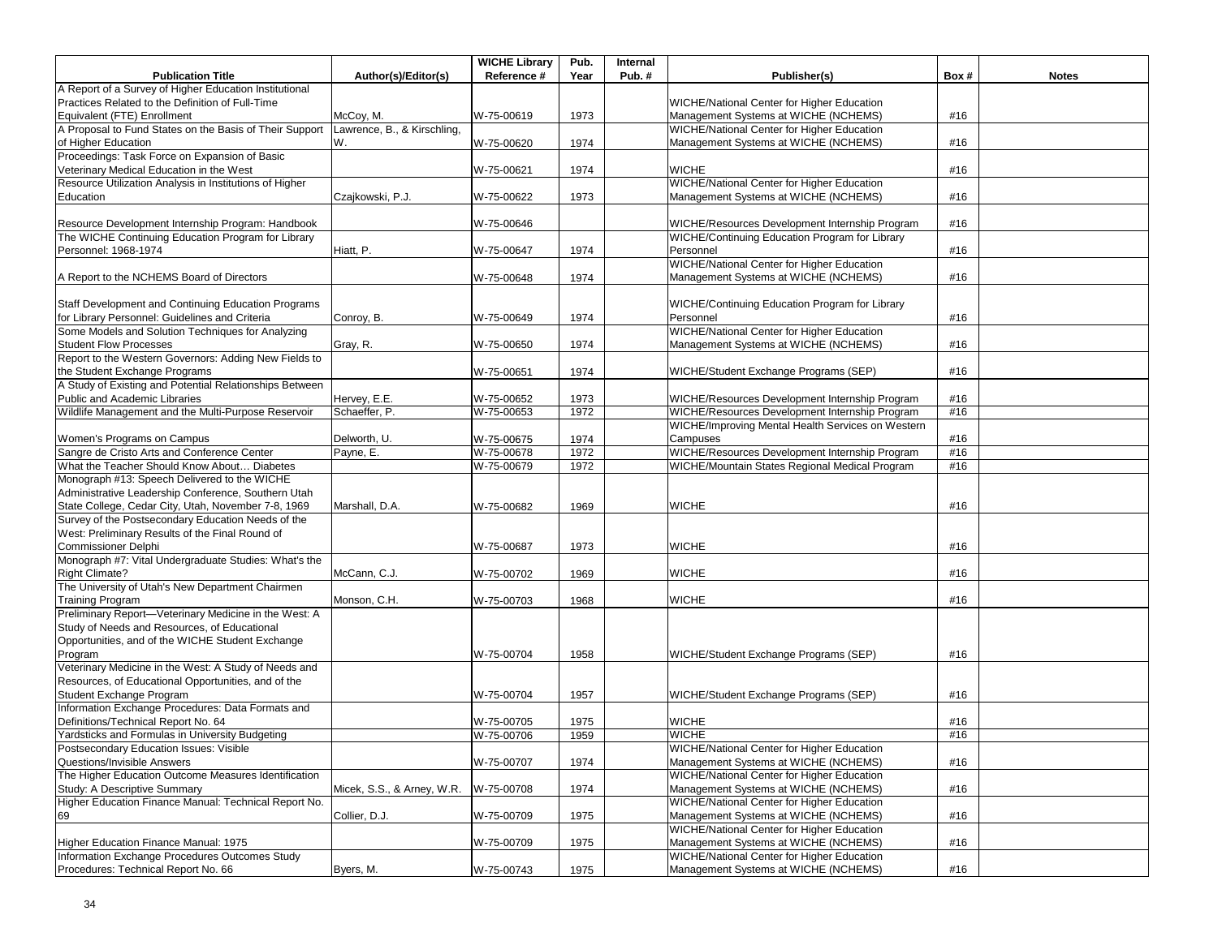| Publication Title | Author(s)/Editor(s) | WICHE Library Reference # | Pub. Year | Internal Pub. # | Publisher(s) | Box # | Notes |
|---|---|---|---|---|---|---|---|
| A Report of a Survey of Higher Education Institutional Practices Related to the Definition of Full-Time Equivalent (FTE) Enrollment | McCoy, M. | W-75-00619 | 1973 | | WICHE/National Center for Higher Education Management Systems at WICHE (NCHEMS) | #16 | |
| A Proposal to Fund States on the Basis of Their Support of Higher Education | Lawrence, B., & Kirschling, W. | W-75-00620 | 1974 | | WICHE/National Center for Higher Education Management Systems at WICHE (NCHEMS) | #16 | |
| Proceedings: Task Force on Expansion of Basic Veterinary Medical Education in the West | | W-75-00621 | 1974 | | WICHE | #16 | |
| Resource Utilization Analysis in Institutions of Higher Education | Czajkowski, P.J. | W-75-00622 | 1973 | | WICHE/National Center for Higher Education Management Systems at WICHE (NCHEMS) | #16 | |
| Resource Development Internship Program: Handbook | | W-75-00646 | | | WICHE/Resources Development Internship Program | #16 | |
| The WICHE Continuing Education Program for Library Personnel: 1968-1974 | Hiatt, P. | W-75-00647 | 1974 | | WICHE/Continuing Education Program for Library Personnel | #16 | |
| A Report to the NCHEMS Board of Directors | | W-75-00648 | 1974 | | WICHE/National Center for Higher Education Management Systems at WICHE (NCHEMS) | #16 | |
| Staff Development and Continuing Education Programs for Library Personnel: Guidelines and Criteria | Conroy, B. | W-75-00649 | 1974 | | WICHE/Continuing Education Program for Library Personnel | #16 | |
| Some Models and Solution Techniques for Analyzing Student Flow Processes | Gray, R. | W-75-00650 | 1974 | | WICHE/National Center for Higher Education Management Systems at WICHE (NCHEMS) | #16 | |
| Report to the Western Governors: Adding New Fields to the Student Exchange Programs | | W-75-00651 | 1974 | | WICHE/Student Exchange Programs (SEP) | #16 | |
| A Study of Existing and Potential Relationships Between Public and Academic Libraries | Hervey, E.E. | W-75-00652 | 1973 | | WICHE/Resources Development Internship Program | #16 | |
| Wildlife Management and the Multi-Purpose Reservoir | Schaeffer, P. | W-75-00653 | 1972 | | WICHE/Resources Development Internship Program | #16 | |
| Women's Programs on Campus | Delworth, U. | W-75-00675 | 1974 | | WICHE/Improving Mental Health Services on Western Campuses | #16 | |
| Sangre de Cristo Arts and Conference Center | Payne, E. | W-75-00678 | 1972 | | WICHE/Resources Development Internship Program | #16 | |
| What the Teacher Should Know About… Diabetes | | W-75-00679 | 1972 | | WICHE/Mountain States Regional Medical Program | #16 | |
| Monograph #13: Speech Delivered to the WICHE Administrative Leadership Conference, Southern Utah State College, Cedar City, Utah, November 7-8, 1969 | Marshall, D.A. | W-75-00682 | 1969 | | WICHE | #16 | |
| Survey of the Postsecondary Education Needs of the West: Preliminary Results of the Final Round of Commissioner Delphi | | W-75-00687 | 1973 | | WICHE | #16 | |
| Monograph #7: Vital Undergraduate Studies: What's the Right Climate? | McCann, C.J. | W-75-00702 | 1969 | | WICHE | #16 | |
| The University of Utah's New Department Chairmen Training Program | Monson, C.H. | W-75-00703 | 1968 | | WICHE | #16 | |
| Preliminary Report—Veterinary Medicine in the West: A Study of Needs and Resources, of Educational Opportunities, and of the WICHE Student Exchange Program | | W-75-00704 | 1958 | | WICHE/Student Exchange Programs (SEP) | #16 | |
| Veterinary Medicine in the West: A Study of Needs and Resources, of Educational Opportunities, and of the Student Exchange Program | | W-75-00704 | 1957 | | WICHE/Student Exchange Programs (SEP) | #16 | |
| Information Exchange Procedures: Data Formats and Definitions/Technical Report No. 64 | | W-75-00705 | 1975 | | WICHE | #16 | |
| Yardsticks and Formulas in University Budgeting | | W-75-00706 | 1959 | | WICHE | #16 | |
| Postsecondary Education Issues: Visible Questions/Invisible Answers | | W-75-00707 | 1974 | | WICHE/National Center for Higher Education Management Systems at WICHE (NCHEMS) | #16 | |
| The Higher Education Outcome Measures Identification Study: A Descriptive Summary | Micek, S.S., & Arney, W.R. | W-75-00708 | 1974 | | WICHE/National Center for Higher Education Management Systems at WICHE (NCHEMS) | #16 | |
| Higher Education Finance Manual: Technical Report No. 69 | Collier, D.J. | W-75-00709 | 1975 | | WICHE/National Center for Higher Education Management Systems at WICHE (NCHEMS) | #16 | |
| Higher Education Finance Manual: 1975 | | W-75-00709 | 1975 | | WICHE/National Center for Higher Education Management Systems at WICHE (NCHEMS) | #16 | |
| Information Exchange Procedures Outcomes Study Procedures: Technical Report No. 66 | Byers, M. | W-75-00743 | 1975 | | WICHE/National Center for Higher Education Management Systems at WICHE (NCHEMS) | #16 | |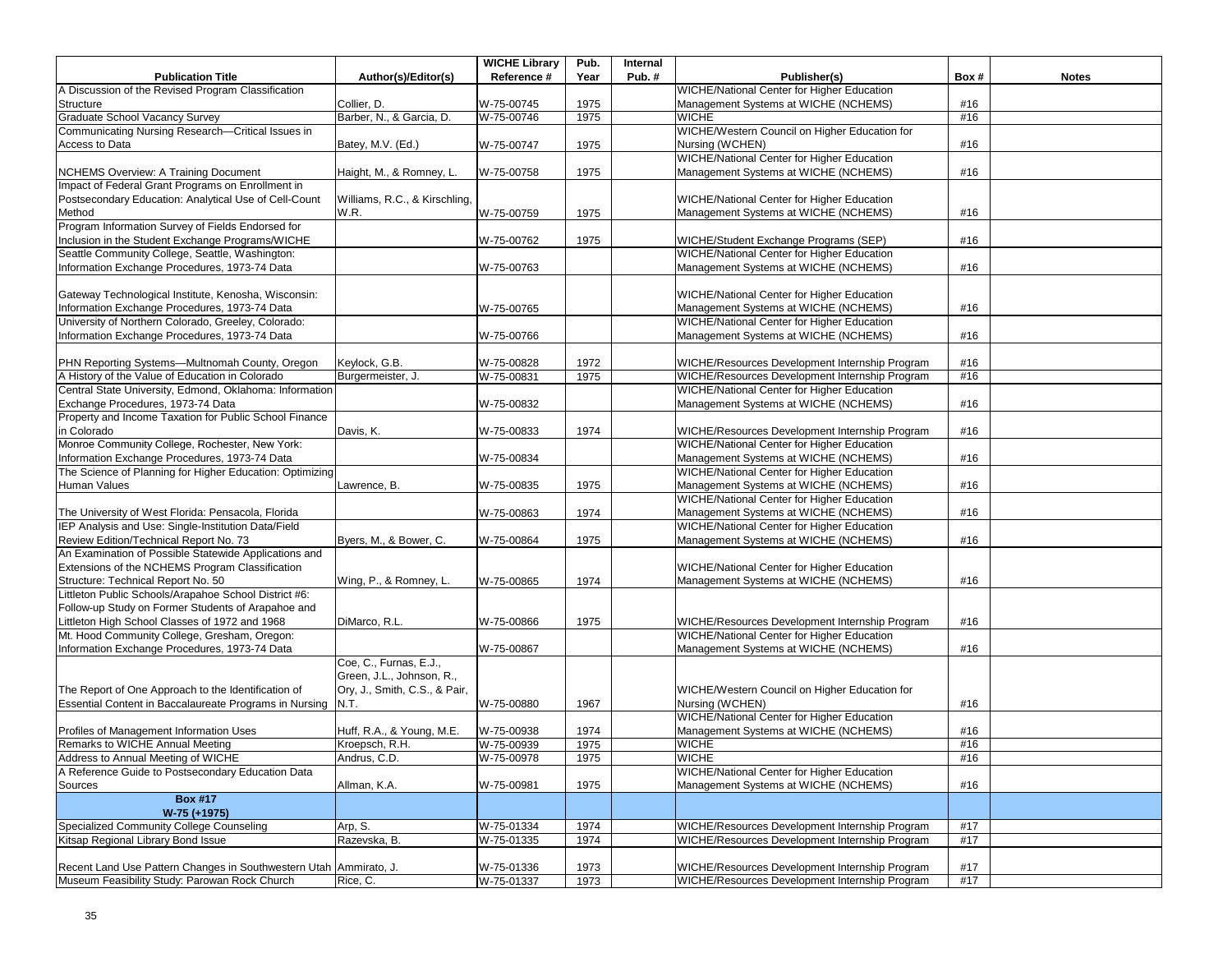| Publication Title | Author(s)/Editor(s) | WICHE Library Reference # | Pub. Year | Internal Pub. # | Publisher(s) | Box # | Notes |
|---|---|---|---|---|---|---|---|
| A Discussion of the Revised Program Classification Structure | Collier, D. | W-75-00745 | 1975 | | WICHE/National Center for Higher Education Management Systems at WICHE (NCHEMS) | #16 | |
| Graduate School Vacancy Survey | Barber, N., & Garcia, D. | W-75-00746 | 1975 | | WICHE | #16 | |
| Communicating Nursing Research—Critical Issues in Access to Data | Batey, M.V. (Ed.) | W-75-00747 | 1975 | | WICHE/Western Council on Higher Education for Nursing (WCHEN) | #16 | |
| NCHEMS Overview: A Training Document | Haight, M., & Romney, L. | W-75-00758 | 1975 | | WICHE/National Center for Higher Education Management Systems at WICHE (NCHEMS) | #16 | |
| Impact of Federal Grant Programs on Enrollment in Postsecondary Education: Analytical Use of Cell-Count Method | Williams, R.C., & Kirschling, W.R. | W-75-00759 | 1975 | | WICHE/National Center for Higher Education Management Systems at WICHE (NCHEMS) | #16 | |
| Program Information Survey of Fields Endorsed for Inclusion in the Student Exchange Programs/WICHE | | W-75-00762 | 1975 | | WICHE/Student Exchange Programs (SEP) | #16 | |
| Seattle Community College, Seattle, Washington: Information Exchange Procedures, 1973-74 Data | | W-75-00763 | | | WICHE/National Center for Higher Education Management Systems at WICHE (NCHEMS) | #16 | |
| Gateway Technological Institute, Kenosha, Wisconsin: Information Exchange Procedures, 1973-74 Data | | W-75-00765 | | | WICHE/National Center for Higher Education Management Systems at WICHE (NCHEMS) | #16 | |
| University of Northern Colorado, Greeley, Colorado: Information Exchange Procedures, 1973-74 Data | | W-75-00766 | | | WICHE/National Center for Higher Education Management Systems at WICHE (NCHEMS) | #16 | |
| PHN Reporting Systems—Multnomah County, Oregon | Keylock, G.B. | W-75-00828 | 1972 | | WICHE/Resources Development Internship Program | #16 | |
| A History of the Value of Education in Colorado | Burgermeister, J. | W-75-00831 | 1975 | | WICHE/Resources Development Internship Program | #16 | |
| Central State University, Edmond, Oklahoma: Information Exchange Procedures, 1973-74 Data | | W-75-00832 | | | WICHE/National Center for Higher Education Management Systems at WICHE (NCHEMS) | #16 | |
| Property and Income Taxation for Public School Finance in Colorado | Davis, K. | W-75-00833 | 1974 | | WICHE/Resources Development Internship Program | #16 | |
| Monroe Community College, Rochester, New York: Information Exchange Procedures, 1973-74 Data | | W-75-00834 | | | WICHE/National Center for Higher Education Management Systems at WICHE (NCHEMS) | #16 | |
| The Science of Planning for Higher Education: Optimizing Human Values | Lawrence, B. | W-75-00835 | 1975 | | WICHE/National Center for Higher Education Management Systems at WICHE (NCHEMS) | #16 | |
| The University of West Florida: Pensacola, Florida | | W-75-00863 | 1974 | | WICHE/National Center for Higher Education Management Systems at WICHE (NCHEMS) | #16 | |
| IEP Analysis and Use: Single-Institution Data/Field Review Edition/Technical Report No. 73 | Byers, M., & Bower, C. | W-75-00864 | 1975 | | WICHE/National Center for Higher Education Management Systems at WICHE (NCHEMS) | #16 | |
| An Examination of Possible Statewide Applications and Extensions of the NCHEMS Program Classification Structure: Technical Report No. 50 | Wing, P., & Romney, L. | W-75-00865 | 1974 | | WICHE/National Center for Higher Education Management Systems at WICHE (NCHEMS) | #16 | |
| Littleton Public Schools/Arapahoe School District #6: Follow-up Study on Former Students of Arapahoe and Littleton High School Classes of 1972 and 1968 | DiMarco, R.L. | W-75-00866 | 1975 | | WICHE/Resources Development Internship Program | #16 | |
| Mt. Hood Community College, Gresham, Oregon: Information Exchange Procedures, 1973-74 Data | | W-75-00867 | | | WICHE/National Center for Higher Education Management Systems at WICHE (NCHEMS) | #16 | |
| The Report of One Approach to the Identification of Essential Content in Baccalaureate Programs in Nursing | Coe, C., Furnas, E.J., Green, J.L., Johnson, R., Ory, J., Smith, C.S., & Pair, N.T. | W-75-00880 | 1967 | | WICHE/Western Council on Higher Education for Nursing (WCHEN) | #16 | |
| Profiles of Management Information Uses | Huff, R.A., & Young, M.E. | W-75-00938 | 1974 | | WICHE/National Center for Higher Education Management Systems at WICHE (NCHEMS) | #16 | |
| Remarks to WICHE Annual Meeting | Kroepsch, R.H. | W-75-00939 | 1975 | | WICHE | #16 | |
| Address to Annual Meeting of WICHE | Andrus, C.D. | W-75-00978 | 1975 | | WICHE | #16 | |
| A Reference Guide to Postsecondary Education Data Sources | Allman, K.A. | W-75-00981 | 1975 | | WICHE/National Center for Higher Education Management Systems at WICHE (NCHEMS) | #16 | |
| **Box #17 W-75 (+1975)** | | | | | | | |
| Specialized Community College Counseling | Arp, S. | W-75-01334 | 1974 | | WICHE/Resources Development Internship Program | #17 | |
| Kitsap Regional Library Bond Issue | Razevska, B. | W-75-01335 | 1974 | | WICHE/Resources Development Internship Program | #17 | |
| Recent Land Use Pattern Changes in Southwestern Utah | Ammirato, J. | W-75-01336 | 1973 | | WICHE/Resources Development Internship Program | #17 | |
| Museum Feasibility Study: Parowan Rock Church | Rice, C. | W-75-01337 | 1973 | | WICHE/Resources Development Internship Program | #17 | |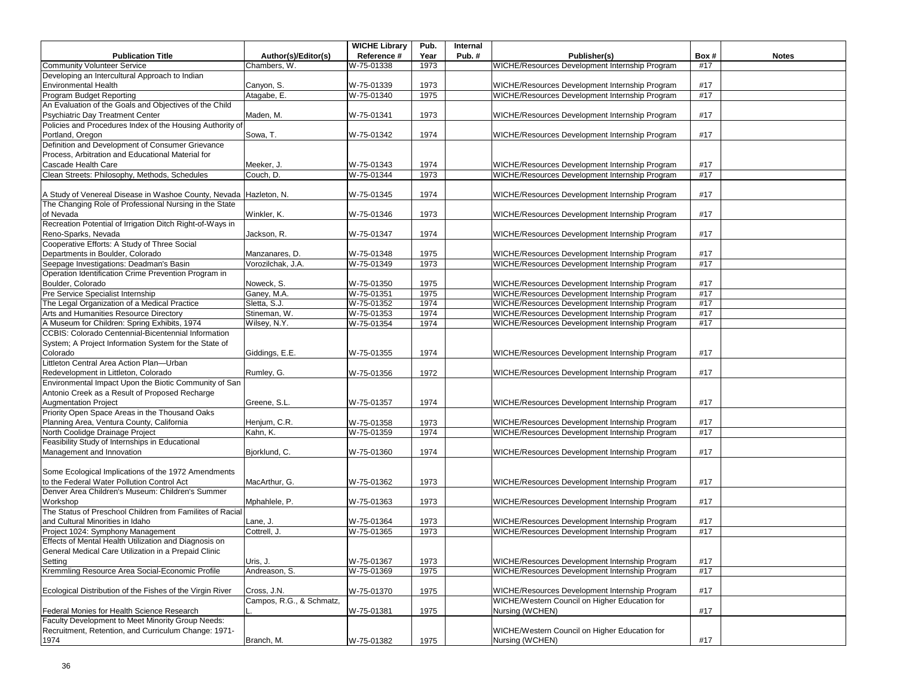| Publication Title | Author(s)/Editor(s) | WICHE Library Reference # | Pub. Year | Internal Pub. # | Publisher(s) | Box # | Notes |
|---|---|---|---|---|---|---|---|
| Community Volunteer Service | Chambers, W. | W-75-01338 | 1973 | | WICHE/Resources Development Internship Program | #17 | |
| Developing an Intercultural Approach to Indian Environmental Health | Canyon, S. | W-75-01339 | 1973 | | WICHE/Resources Development Internship Program | #17 | |
| Program Budget Reporting | Atagabe, E. | W-75-01340 | 1975 | | WICHE/Resources Development Internship Program | #17 | |
| An Evaluation of the Goals and Objectives of the Child Psychiatric Day Treatment Center | Maden, M. | W-75-01341 | 1973 | | WICHE/Resources Development Internship Program | #17 | |
| Policies and Procedures Index of the Housing Authority of Portland, Oregon | Sowa, T. | W-75-01342 | 1974 | | WICHE/Resources Development Internship Program | #17 | |
| Definition and Development of Consumer Grievance Process, Arbitration and Educational Material for Cascade Health Care | Meeker, J. | W-75-01343 | 1974 | | WICHE/Resources Development Internship Program | #17 | |
| Clean Streets: Philosophy, Methods, Schedules | Couch, D. | W-75-01344 | 1973 | | WICHE/Resources Development Internship Program | #17 | |
| A Study of Venereal Disease in Washoe County, Nevada | Hazleton, N. | W-75-01345 | 1974 | | WICHE/Resources Development Internship Program | #17 | |
| The Changing Role of Professional Nursing in the State of Nevada | Winkler, K. | W-75-01346 | 1973 | | WICHE/Resources Development Internship Program | #17 | |
| Recreation Potential of Irrigation Ditch Right-of-Ways in Reno-Sparks, Nevada | Jackson, R. | W-75-01347 | 1974 | | WICHE/Resources Development Internship Program | #17 | |
| Cooperative Efforts: A Study of Three Social Departments in Boulder, Colorado | Manzanares, D. | W-75-01348 | 1975 | | WICHE/Resources Development Internship Program | #17 | |
| Seepage Investigations: Deadman's Basin | Vorozilchak, J.A. | W-75-01349 | 1973 | | WICHE/Resources Development Internship Program | #17 | |
| Operation Identification Crime Prevention Program in Boulder, Colorado | Noweck, S. | W-75-01350 | 1975 | | WICHE/Resources Development Internship Program | #17 | |
| Pre Service Specialist Internship | Ganey, M.A. | W-75-01351 | 1975 | | WICHE/Resources Development Internship Program | #17 | |
| The Legal Organization of a Medical Practice | Sletta, S.J. | W-75-01352 | 1974 | | WICHE/Resources Development Internship Program | #17 | |
| Arts and Humanities Resource Directory | Stineman, W. | W-75-01353 | 1974 | | WICHE/Resources Development Internship Program | #17 | |
| A Museum for Children: Spring Exhibits, 1974 | Wilsey, N.Y. | W-75-01354 | 1974 | | WICHE/Resources Development Internship Program | #17 | |
| CCBIS: Colorado Centennial-Bicentennial Information System; A Project Information System for the State of Colorado | Giddings, E.E. | W-75-01355 | 1974 | | WICHE/Resources Development Internship Program | #17 | |
| Littleton Central Area Action Plan—Urban Redevelopment in Littleton, Colorado | Rumley, G. | W-75-01356 | 1972 | | WICHE/Resources Development Internship Program | #17 | |
| Environmental Impact Upon the Biotic Community of San Antonio Creek as a Result of Proposed Recharge Augmentation Project | Greene, S.L. | W-75-01357 | 1974 | | WICHE/Resources Development Internship Program | #17 | |
| Priority Open Space Areas in the Thousand Oaks Planning Area, Ventura County, California | Henjum, C.R. | W-75-01358 | 1973 | | WICHE/Resources Development Internship Program | #17 | |
| North Coolidge Drainage Project | Kahn, K. | W-75-01359 | 1974 | | WICHE/Resources Development Internship Program | #17 | |
| Feasibility Study of Internships in Educational Management and Innovation | Bjorklund, C. | W-75-01360 | 1974 | | WICHE/Resources Development Internship Program | #17 | |
| Some Ecological Implications of the 1972 Amendments to the Federal Water Pollution Control Act | MacArthur, G. | W-75-01362 | 1973 | | WICHE/Resources Development Internship Program | #17 | |
| Denver Area Children's Museum: Children's Summer Workshop | Mphahlele, P. | W-75-01363 | 1973 | | WICHE/Resources Development Internship Program | #17 | |
| The Status of Preschool Children from Famlites of Racial and Cultural Minorities in Idaho | Lane, J. | W-75-01364 | 1973 | | WICHE/Resources Development Internship Program | #17 | |
| Project 1024: Symphony Management | Cottrell, J. | W-75-01365 | 1973 | | WICHE/Resources Development Internship Program | #17 | |
| Effects of Mental Health Utilization and Diagnosis on General Medical Care Utilization in a Prepaid Clinic Setting | Uris, J. | W-75-01367 | 1973 | | WICHE/Resources Development Internship Program | #17 | |
| Kremmling Resource Area Social-Economic Profile | Andreason, S. | W-75-01369 | 1975 | | WICHE/Resources Development Internship Program | #17 | |
| Ecological Distribution of the Fishes of the Virgin River | Cross, J.N. | W-75-01370 | 1975 | | WICHE/Resources Development Internship Program | #17 | |
| Federal Monies for Health Science Research | Campos, R.G., & Schmatz, L. | W-75-01381 | 1975 | | WICHE/Western Council on Higher Education for Nursing (WCHEN) | #17 | |
| Faculty Development to Meet Minority Group Needs: Recruitment, Retention, and Curriculum Change: 1971-1974 | Branch, M. | W-75-01382 | 1975 | | WICHE/Western Council on Higher Education for Nursing (WCHEN) | #17 | |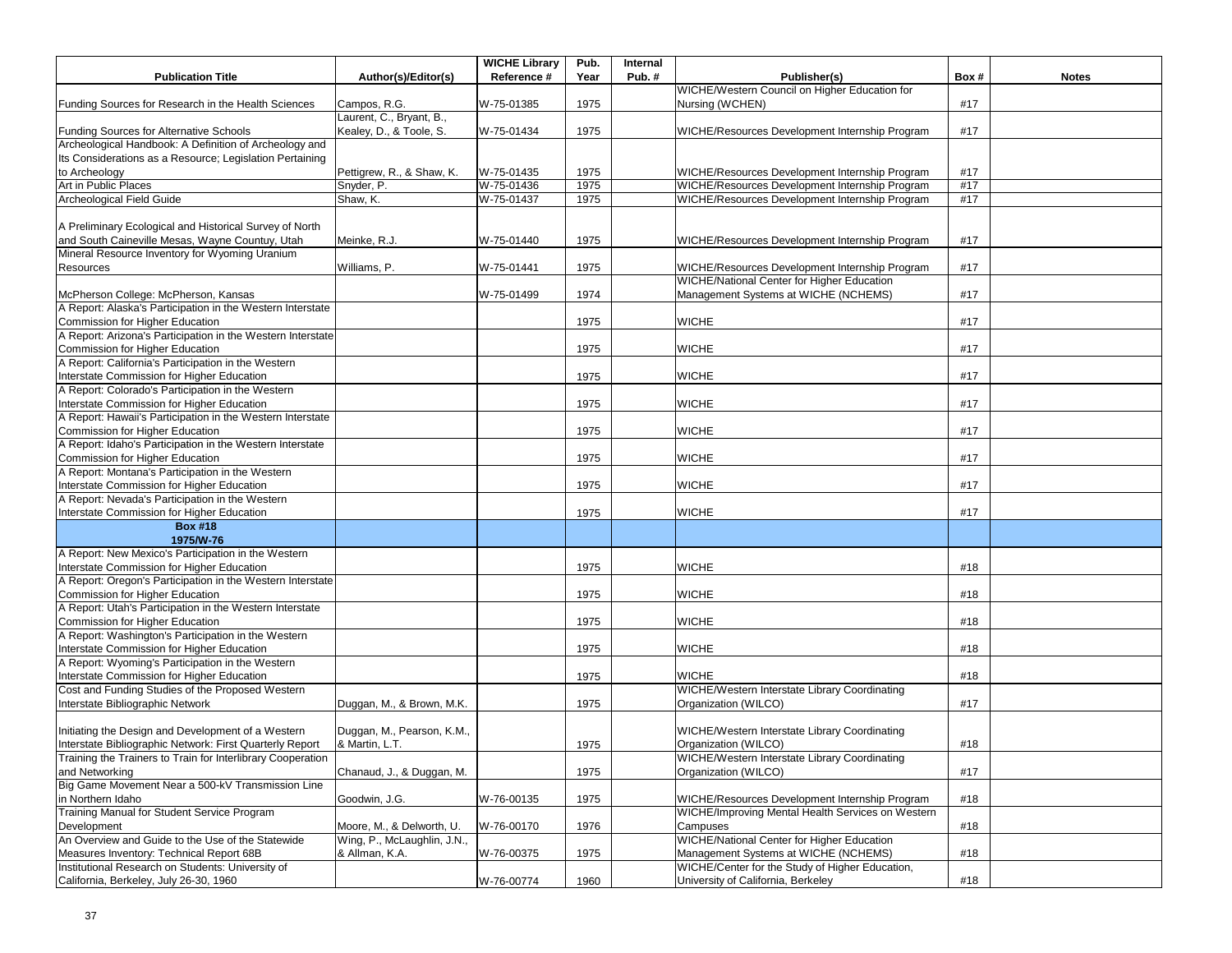| Publication Title | Author(s)/Editor(s) | WICHE Library Reference # | Pub. Year | Internal Pub. # | Publisher(s) | Box # | Notes |
|---|---|---|---|---|---|---|---|
| Funding Sources for Research in the Health Sciences | Campos, R.G. | W-75-01385 | 1975 | | WICHE/Western Council on Higher Education for Nursing (WCHEN) | #17 | |
| Funding Sources for Alternative Schools | Laurent, C., Bryant, B., Kealey, D., & Toole, S. | W-75-01434 | 1975 | | WICHE/Resources Development Internship Program | #17 | |
| Archeological Handbook: A Definition of Archeology and Its Considerations as a Resource; Legislation Pertaining to Archeology | Pettigrew, R., & Shaw, K. | W-75-01435 | 1975 | | WICHE/Resources Development Internship Program | #17 | |
| Art in Public Places | Snyder, P. | W-75-01436 | 1975 | | WICHE/Resources Development Internship Program | #17 | |
| Archeological Field Guide | Shaw, K. | W-75-01437 | 1975 | | WICHE/Resources Development Internship Program | #17 | |
| A Preliminary Ecological and Historical Survey of North and South Caineville Mesas, Wayne Countuy, Utah | Meinke, R.J. | W-75-01440 | 1975 | | WICHE/Resources Development Internship Program | #17 | |
| Mineral Resource Inventory for Wyoming Uranium Resources | Williams, P. | W-75-01441 | 1975 | | WICHE/Resources Development Internship Program | #17 | |
| McPherson College: McPherson, Kansas | | W-75-01499 | 1974 | | WICHE/National Center for Higher Education Management Systems at WICHE (NCHEMS) | #17 | |
| A Report: Alaska's Participation in the Western Interstate Commission for Higher Education | | | 1975 | | WICHE | #17 | |
| A Report: Arizona's Participation in the Western Interstate Commission for Higher Education | | | 1975 | | WICHE | #17 | |
| A Report: California's Participation in the Western Interstate Commission for Higher Education | | | 1975 | | WICHE | #17 | |
| A Report: Colorado's Participation in the Western Interstate Commission for Higher Education | | | 1975 | | WICHE | #17 | |
| A Report: Hawaii's Participation in the Western Interstate Commission for Higher Education | | | 1975 | | WICHE | #17 | |
| A Report: Idaho's Participation in the Western Interstate Commission for Higher Education | | | 1975 | | WICHE | #17 | |
| A Report: Montana's Participation in the Western Interstate Commission for Higher Education | | | 1975 | | WICHE | #17 | |
| A Report: Nevada's Participation in the Western Interstate Commission for Higher Education | | | 1975 | | WICHE | #17 | |
| **Box #18** **1975/W-76** | | | | | | | |
| A Report: New Mexico's Participation in the Western Interstate Commission for Higher Education | | | 1975 | | WICHE | #18 | |
| A Report: Oregon's Participation in the Western Interstate Commission for Higher Education | | | 1975 | | WICHE | #18 | |
| A Report: Utah's Participation in the Western Interstate Commission for Higher Education | | | 1975 | | WICHE | #18 | |
| A Report: Washington's Participation in the Western Interstate Commission for Higher Education | | | 1975 | | WICHE | #18 | |
| A Report: Wyoming's Participation in the Western Interstate Commission for Higher Education | | | 1975 | | WICHE | #18 | |
| Cost and Funding Studies of the Proposed Western Interstate Bibliographic Network | Duggan, M., & Brown, M.K. | | 1975 | | WICHE/Western Interstate Library Coordinating Organization (WILCO) | #17 | |
| Initiating the Design and Development of a Western Interstate Bibliographic Network: First Quarterly Report | Duggan, M., Pearson, K.M., & Martin, L.T. | | 1975 | | WICHE/Western Interstate Library Coordinating Organization (WILCO) | #18 | |
| Training the Trainers to Train for Interlibrary Cooperation and Networking | Chanaud, J., & Duggan, M. | | 1975 | | WICHE/Western Interstate Library Coordinating Organization (WILCO) | #17 | |
| Big Game Movement Near a 500-kV Transmission Line in Northern Idaho | Goodwin, J.G. | W-76-00135 | 1975 | | WICHE/Resources Development Internship Program | #18 | |
| Training Manual for Student Service Program Development | Moore, M., & Delworth, U. | W-76-00170 | 1976 | | WICHE/Improving Mental Health Services on Western Campuses | #18 | |
| An Overview and Guide to the Use of the Statewide Measures Inventory: Technical Report 68B | Wing, P., McLaughlin, J.N., & Allman, K.A. | W-76-00375 | 1975 | | WICHE/National Center for Higher Education Management Systems at WICHE (NCHEMS) | #18 | |
| Institutional Research on Students: University of California, Berkeley, July 26-30, 1960 | | W-76-00774 | 1960 | | WICHE/Center for the Study of Higher Education, University of California, Berkeley | #18 | |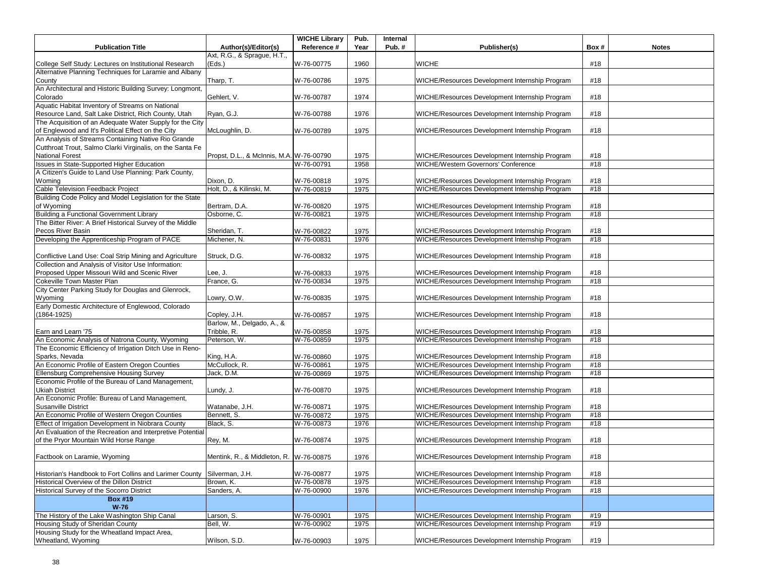| Publication Title | Author(s)/Editor(s) | WICHE Library Reference # | Pub. Year | Internal Pub. # | Publisher(s) | Box # | Notes |
|---|---|---|---|---|---|---|---|
| College Self Study: Lectures on Institutional Research | Axt, R.G., & Sprague, H.T., (Eds.) | W-76-00775 | 1960 | | WICHE | #18 | |
| Alternative Planning Techniques for Laramie and Albany County | Tharp, T. | W-76-00786 | 1975 | | WICHE/Resources Development Internship Program | #18 | |
| An Architectural and Historic Building Survey: Longmont, Colorado | Gehlert, V. | W-76-00787 | 1974 | | WICHE/Resources Development Internship Program | #18 | |
| Aquatic Habitat Inventory of Streams on National Resource Land, Salt Lake District, Rich County, Utah | Ryan, G.J. | W-76-00788 | 1976 | | WICHE/Resources Development Internship Program | #18 | |
| The Acquisition of an Adequate Water Supply for the City of Englewood and It's Political Effect on the City | McLoughlin, D. | W-76-00789 | 1975 | | WICHE/Resources Development Internship Program | #18 | |
| An Analysis of Streams Containing Native Rio Grande Cutthroat Trout, Salmo Clarki Virginalis, on the Santa Fe National Forest | Propst, D.L., & McInnis, M.A. | W-76-00790 | 1975 | | WICHE/Resources Development Internship Program | #18 | |
| Issues in State-Supported Higher Education | | W-76-00791 | 1958 | | WICHE/Western Governors' Conference | #18 | |
| A Citizen's Guide to Land Use Planning: Park County, Woming | Dixon, D. | W-76-00818 | 1975 | | WICHE/Resources Development Internship Program | #18 | |
| Cable Television Feedback Project | Holt, D., & Kilinski, M. | W-76-00819 | 1975 | | WICHE/Resources Development Internship Program | #18 | |
| Building Code Policy and Model Legislation for the State of Wyoming | Bertram, D.A. | W-76-00820 | 1975 | | WICHE/Resources Development Internship Program | #18 | |
| Building a Functional Government Library | Osborne, C. | W-76-00821 | 1975 | | WICHE/Resources Development Internship Program | #18 | |
| The Bitter River: A Brief Historical Survey of the Middle Pecos River Basin | Sheridan, T. | W-76-00822 | 1975 | | WICHE/Resources Development Internship Program | #18 | |
| Developing the Apprenticeship Program of PACE | Michener, N. | W-76-00831 | 1976 | | WICHE/Resources Development Internship Program | #18 | |
| Conflictive Land Use: Coal Strip Mining and Agriculture | Struck, D.G. | W-76-00832 | 1975 | | WICHE/Resources Development Internship Program | #18 | |
| Collection and Analysis of Visitor Use Information: Proposed Upper Missouri Wild and Scenic River | Lee, J. | W-76-00833 | 1975 | | WICHE/Resources Development Internship Program | #18 | |
| Cokeville Town Master Plan | France, G. | W-76-00834 | 1975 | | WICHE/Resources Development Internship Program | #18 | |
| City Center Parking Study for Douglas and Glenrock, Wyoming | Lowry, O.W. | W-76-00835 | 1975 | | WICHE/Resources Development Internship Program | #18 | |
| Early Domestic Architecture of Englewood, Colorado (1864-1925) | Copley, J.H. | W-76-00857 | 1975 | | WICHE/Resources Development Internship Program | #18 | |
| Earn and Learn '75 | Barlow, M., Delgado, A., & Tribble, R. | W-76-00858 | 1975 | | WICHE/Resources Development Internship Program | #18 | |
| An Economic Analysis of Natrona County, Wyoming | Peterson, W. | W-76-00859 | 1975 | | WICHE/Resources Development Internship Program | #18 | |
| The Economic Efficiency of Irrigation Ditch Use in Reno-Sparks, Nevada | King, H.A. | W-76-00860 | 1975 | | WICHE/Resources Development Internship Program | #18 | |
| An Economic Profile of Eastern Oregon Counties | McCullock, R. | W-76-00861 | 1975 | | WICHE/Resources Development Internship Program | #18 | |
| Ellensburg Comprehensive Housing Survey | Jack, D.M. | W-76-00869 | 1975 | | WICHE/Resources Development Internship Program | #18 | |
| Economic Profile of the Bureau of Land Management, Ukiah District | Lundy, J. | W-76-00870 | 1975 | | WICHE/Resources Development Internship Program | #18 | |
| An Economic Profile: Bureau of Land Management, Susanville District | Watanabe, J.H. | W-76-00871 | 1975 | | WICHE/Resources Development Internship Program | #18 | |
| An Economic Profile of Western Oregon Counties | Bennett, S. | W-76-00872 | 1975 | | WICHE/Resources Development Internship Program | #18 | |
| Effect of Irrigation Development in Niobrara County | Black, S. | W-76-00873 | 1976 | | WICHE/Resources Development Internship Program | #18 | |
| An Evaluation of the Recreation and Interpretive Potential of the Pryor Mountain Wild Horse Range | Rey, M. | W-76-00874 | 1975 | | WICHE/Resources Development Internship Program | #18 | |
| Factbook on Laramie, Wyoming | Mentink, R., & Middleton, R. | W-76-00875 | 1976 | | WICHE/Resources Development Internship Program | #18 | |
| Historian's Handbook to Fort Collins and Larimer County | Silverman, J.H. | W-76-00877 | 1975 | | WICHE/Resources Development Internship Program | #18 | |
| Historical Overview of the Dillon District | Brown, K. | W-76-00878 | 1975 | | WICHE/Resources Development Internship Program | #18 | |
| Historical Survey of the Socorro District | Sanders, A. | W-76-00900 | 1976 | | WICHE/Resources Development Internship Program | #18 | |
| **Box #19 W-76** | | | | | | | |
| The History of the Lake Washington Ship Canal | Larson, S. | W-76-00901 | 1975 | | WICHE/Resources Development Internship Program | #19 | |
| Housing Study of Sheridan County | Bell, W. | W-76-00902 | 1975 | | WICHE/Resources Development Internship Program | #19 | |
| Housing Study for the Wheatland Impact Area, Wheatland, Wyoming | Wilson, S.D. | W-76-00903 | 1975 | | WICHE/Resources Development Internship Program | #19 | |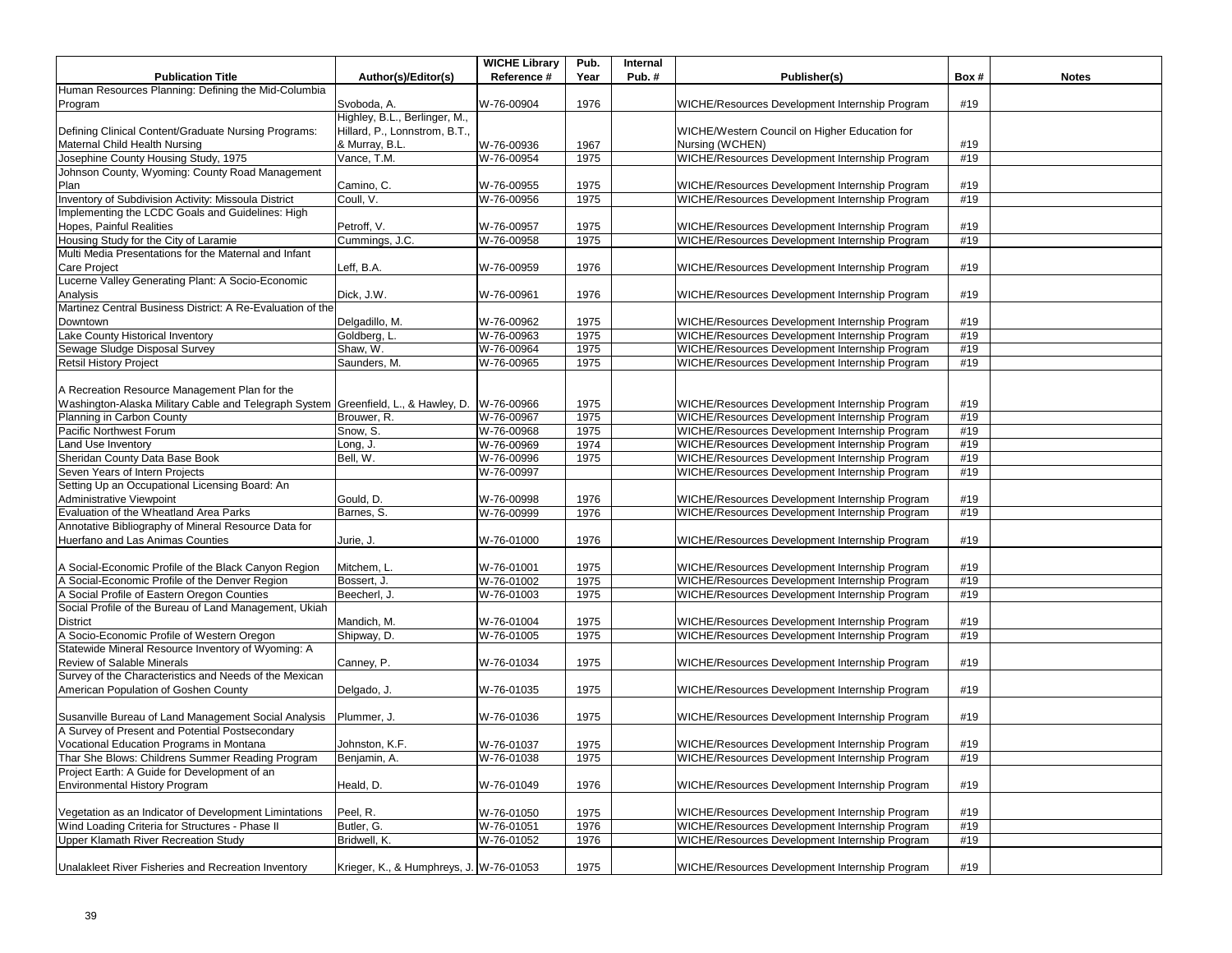| Publication Title | Author(s)/Editor(s) | WICHE Library Reference # | Pub. Year | Internal Pub. # | Publisher(s) | Box # | Notes |
|---|---|---|---|---|---|---|---|
| Human Resources Planning: Defining the Mid-Columbia Program | Svoboda, A. | W-76-00904 | 1976 | | WICHE/Resources Development Internship Program | #19 | |
| Defining Clinical Content/Graduate Nursing Programs: Maternal Child Health Nursing | Highley, B.L., Berlinger, M., Hillard, P., Lonnstrom, B.T., & Murray, B.L. | W-76-00936 | 1967 | | WICHE/Western Council on Higher Education for Nursing (WCHEN) | #19 | |
| Josephine County Housing Study, 1975 | Vance, T.M. | W-76-00954 | 1975 | | WICHE/Resources Development Internship Program | #19 | |
| Johnson County, Wyoming: County Road Management Plan | Camino, C. | W-76-00955 | 1975 | | WICHE/Resources Development Internship Program | #19 | |
| Inventory of Subdivision Activity: Missoula District | Coull, V. | W-76-00956 | 1975 | | WICHE/Resources Development Internship Program | #19 | |
| Implementing the LCDC Goals and Guidelines: High Hopes, Painful Realities | Petroff, V. | W-76-00957 | 1975 | | WICHE/Resources Development Internship Program | #19 | |
| Housing Study for the City of Laramie | Cummings, J.C. | W-76-00958 | 1975 | | WICHE/Resources Development Internship Program | #19 | |
| Multi Media Presentations for the Maternal and Infant Care Project | Leff, B.A. | W-76-00959 | 1976 | | WICHE/Resources Development Internship Program | #19 | |
| Lucerne Valley Generating Plant: A Socio-Economic Analysis | Dick, J.W. | W-76-00961 | 1976 | | WICHE/Resources Development Internship Program | #19 | |
| Martinez Central Business District: A Re-Evaluation of the Downtown | Delgadillo, M. | W-76-00962 | 1975 | | WICHE/Resources Development Internship Program | #19 | |
| Lake County Historical Inventory | Goldberg, L. | W-76-00963 | 1975 | | WICHE/Resources Development Internship Program | #19 | |
| Sewage Sludge Disposal Survey | Shaw, W. | W-76-00964 | 1975 | | WICHE/Resources Development Internship Program | #19 | |
| Retsil History Project | Saunders, M. | W-76-00965 | 1975 | | WICHE/Resources Development Internship Program | #19 | |
| A Recreation Resource Management Plan for the Washington-Alaska Military Cable and Telegraph System | Greenfield, L., & Hawley, D. | W-76-00966 | 1975 | | WICHE/Resources Development Internship Program | #19 | |
| Planning in Carbon County | Brouwer, R. | W-76-00967 | 1975 | | WICHE/Resources Development Internship Program | #19 | |
| Pacific Northwest Forum | Snow, S. | W-76-00968 | 1975 | | WICHE/Resources Development Internship Program | #19 | |
| Land Use Inventory | Long, J. | W-76-00969 | 1974 | | WICHE/Resources Development Internship Program | #19 | |
| Sheridan County Data Base Book | Bell, W. | W-76-00996 | 1975 | | WICHE/Resources Development Internship Program | #19 | |
| Seven Years of Intern Projects | | W-76-00997 | | | WICHE/Resources Development Internship Program | #19 | |
| Setting Up an Occupational Licensing Board: An Administrative Viewpoint | Gould, D. | W-76-00998 | 1976 | | WICHE/Resources Development Internship Program | #19 | |
| Evaluation of the Wheatland Area Parks | Barnes, S. | W-76-00999 | 1976 | | WICHE/Resources Development Internship Program | #19 | |
| Annotative Bibliography of Mineral Resource Data for Huerfano and Las Animas Counties | Jurie, J. | W-76-01000 | 1976 | | WICHE/Resources Development Internship Program | #19 | |
| A Social-Economic Profile of the Black Canyon Region | Mitchem, L. | W-76-01001 | 1975 | | WICHE/Resources Development Internship Program | #19 | |
| A Social-Economic Profile of the Denver Region | Bossert, J. | W-76-01002 | 1975 | | WICHE/Resources Development Internship Program | #19 | |
| A Social Profile of Eastern Oregon Counties | Beecherl, J. | W-76-01003 | 1975 | | WICHE/Resources Development Internship Program | #19 | |
| Social Profile of the Bureau of Land Management, Ukiah District | Mandich, M. | W-76-01004 | 1975 | | WICHE/Resources Development Internship Program | #19 | |
| A Socio-Economic Profile of Western Oregon | Shipway, D. | W-76-01005 | 1975 | | WICHE/Resources Development Internship Program | #19 | |
| Statewide Mineral Resource Inventory of Wyoming: A Review of Salable Minerals | Canney, P. | W-76-01034 | 1975 | | WICHE/Resources Development Internship Program | #19 | |
| Survey of the Characteristics and Needs of the Mexican American Population of Goshen County | Delgado, J. | W-76-01035 | 1975 | | WICHE/Resources Development Internship Program | #19 | |
| Susanville Bureau of Land Management Social Analysis | Plummer, J. | W-76-01036 | 1975 | | WICHE/Resources Development Internship Program | #19 | |
| A Survey of Present and Potential Postsecondary Vocational Education Programs in Montana | Johnston, K.F. | W-76-01037 | 1975 | | WICHE/Resources Development Internship Program | #19 | |
| Thar She Blows: Childrens Summer Reading Program | Benjamin, A. | W-76-01038 | 1975 | | WICHE/Resources Development Internship Program | #19 | |
| Project Earth: A Guide for Development of an Environmental History Program | Heald, D. | W-76-01049 | 1976 | | WICHE/Resources Development Internship Program | #19 | |
| Vegetation as an Indicator of Development Limintations | Peel, R. | W-76-01050 | 1975 | | WICHE/Resources Development Internship Program | #19 | |
| Wind Loading Criteria for Structures - Phase II | Butler, G. | W-76-01051 | 1976 | | WICHE/Resources Development Internship Program | #19 | |
| Upper Klamath River Recreation Study | Bridwell, K. | W-76-01052 | 1976 | | WICHE/Resources Development Internship Program | #19 | |
| Unalakleet River Fisheries and Recreation Inventory | Krieger, K., & Humphreys, J. | W-76-01053 | 1975 | | WICHE/Resources Development Internship Program | #19 | |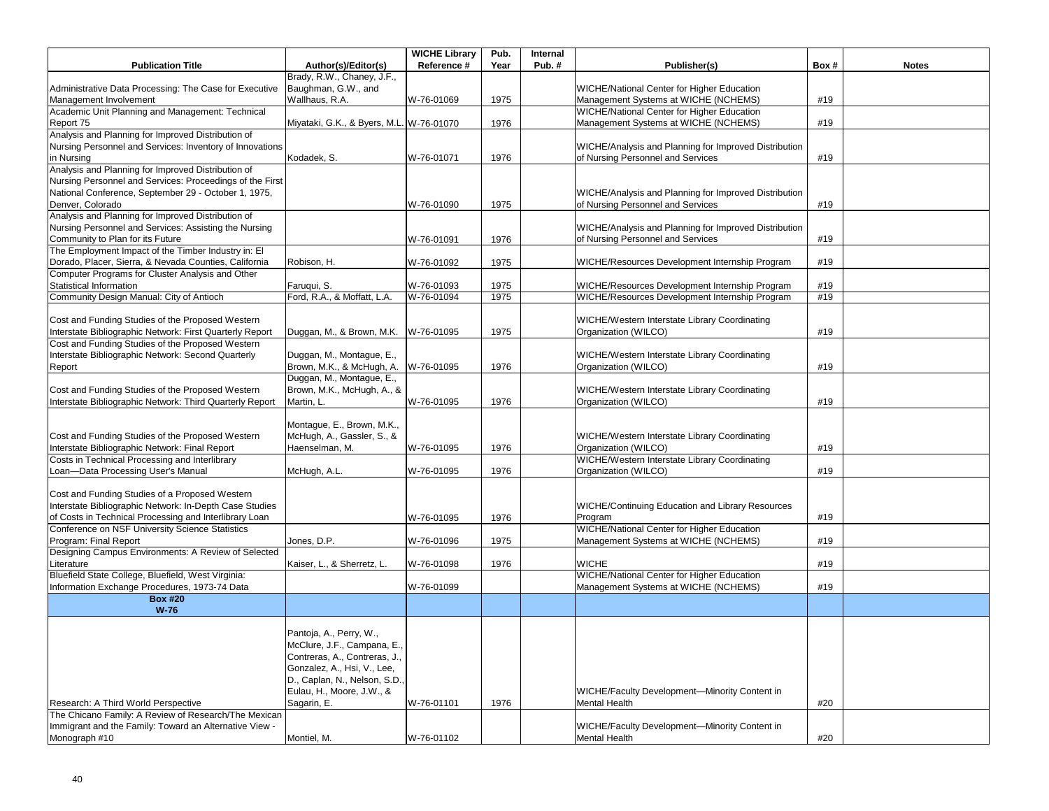| Publication Title | Author(s)/Editor(s) | WICHE Library Reference # | Pub. Year | Internal Pub. # | Publisher(s) | Box # | Notes |
|---|---|---|---|---|---|---|---|
| Administrative Data Processing: The Case for Executive Management Involvement | Brady, R.W., Chaney, J.F., Baughman, G.W., and Wallhaus, R.A. | W-76-01069 | 1975 | | WICHE/National Center for Higher Education Management Systems at WICHE (NCHEMS) | #19 | |
| Academic Unit Planning and Management: Technical Report 75 | Miyataki, G.K., & Byers, M.L. | W-76-01070 | 1976 | | WICHE/National Center for Higher Education Management Systems at WICHE (NCHEMS) | #19 | |
| Analysis and Planning for Improved Distribution of Nursing Personnel and Services: Inventory of Innovations in Nursing | Kodadek, S. | W-76-01071 | 1976 | | WICHE/Analysis and Planning for Improved Distribution of Nursing Personnel and Services | #19 | |
| Analysis and Planning for Improved Distribution of Nursing Personnel and Services: Proceedings of the First National Conference, September 29 - October 1, 1975, Denver, Colorado | | W-76-01090 | 1975 | | WICHE/Analysis and Planning for Improved Distribution of Nursing Personnel and Services | #19 | |
| Analysis and Planning for Improved Distribution of Nursing Personnel and Services: Assisting the Nursing Community to Plan for its Future | | W-76-01091 | 1976 | | WICHE/Analysis and Planning for Improved Distribution of Nursing Personnel and Services | #19 | |
| The Employment Impact of the Timber Industry in: El Dorado, Placer, Sierra, & Nevada Counties, California | Robison, H. | W-76-01092 | 1975 | | WICHE/Resources Development Internship Program | #19 | |
| Computer Programs for Cluster Analysis and Other Statistical Information | Faruqui, S. | W-76-01093 | 1975 | | WICHE/Resources Development Internship Program | #19 | |
| Community Design Manual: City of Antioch | Ford, R.A., & Moffatt, L.A. | W-76-01094 | 1975 | | WICHE/Resources Development Internship Program | #19 | |
| Cost and Funding Studies of the Proposed Western Interstate Bibliographic Network: First Quarterly Report | Duggan, M., & Brown, M.K. | W-76-01095 | 1975 | | WICHE/Western Interstate Library Coordinating Organization (WILCO) | #19 | |
| Cost and Funding Studies of the Proposed Western Interstate Bibliographic Network: Second Quarterly Report | Duggan, M., Montague, E., Brown, M.K., & McHugh, A. | W-76-01095 | 1976 | | WICHE/Western Interstate Library Coordinating Organization (WILCO) | #19 | |
| Cost and Funding Studies of the Proposed Western Interstate Bibliographic Network: Third Quarterly Report | Duggan, M., Montague, E., Brown, M.K., McHugh, A., & Martin, L. | W-76-01095 | 1976 | | WICHE/Western Interstate Library Coordinating Organization (WILCO) | #19 | |
| Cost and Funding Studies of the Proposed Western Interstate Bibliographic Network: Final Report | Montague, E., Brown, M.K., McHugh, A., Gassler, S., & Haenselman, M. | W-76-01095 | 1976 | | WICHE/Western Interstate Library Coordinating Organization (WILCO) | #19 | |
| Costs in Technical Processing and Interlibrary Loan—Data Processing User's Manual | McHugh, A.L. | W-76-01095 | 1976 | | WICHE/Western Interstate Library Coordinating Organization (WILCO) | #19 | |
| Cost and Funding Studies of a Proposed Western Interstate Bibliographic Network: In-Depth Case Studies of Costs in Technical Processing and Interlibrary Loan | | W-76-01095 | 1976 | | WICHE/Continuing Education and Library Resources Program | #19 | |
| Conference on NSF University Science Statistics Program: Final Report | Jones, D.P. | W-76-01096 | 1975 | | WICHE/National Center for Higher Education Management Systems at WICHE (NCHEMS) | #19 | |
| Designing Campus Environments: A Review of Selected Literature | Kaiser, L., & Sherretz, L. | W-76-01098 | 1976 | | WICHE | #19 | |
| Bluefield State College, Bluefield, West Virginia: Information Exchange Procedures, 1973-74 Data | | W-76-01099 | | | WICHE/National Center for Higher Education Management Systems at WICHE (NCHEMS) | #19 | |
| **Box #20 W-76** | | | | | | | |
| Research: A Third World Perspective | Pantoja, A., Perry, W., McClure, J.F., Campana, E., Contreras, A., Contreras, J., Gonzalez, A., Hsi, V., Lee, D., Caplan, N., Nelson, S.D., Eulau, H., Moore, J.W., & Sagarin, E. | W-76-01101 | 1976 | | WICHE/Faculty Development—Minority Content in Mental Health | #20 | |
| The Chicano Family: A Review of Research/The Mexican Immigrant and the Family: Toward an Alternative View - Monograph #10 | Montiel, M. | W-76-01102 | | | WICHE/Faculty Development—Minority Content in Mental Health | #20 | |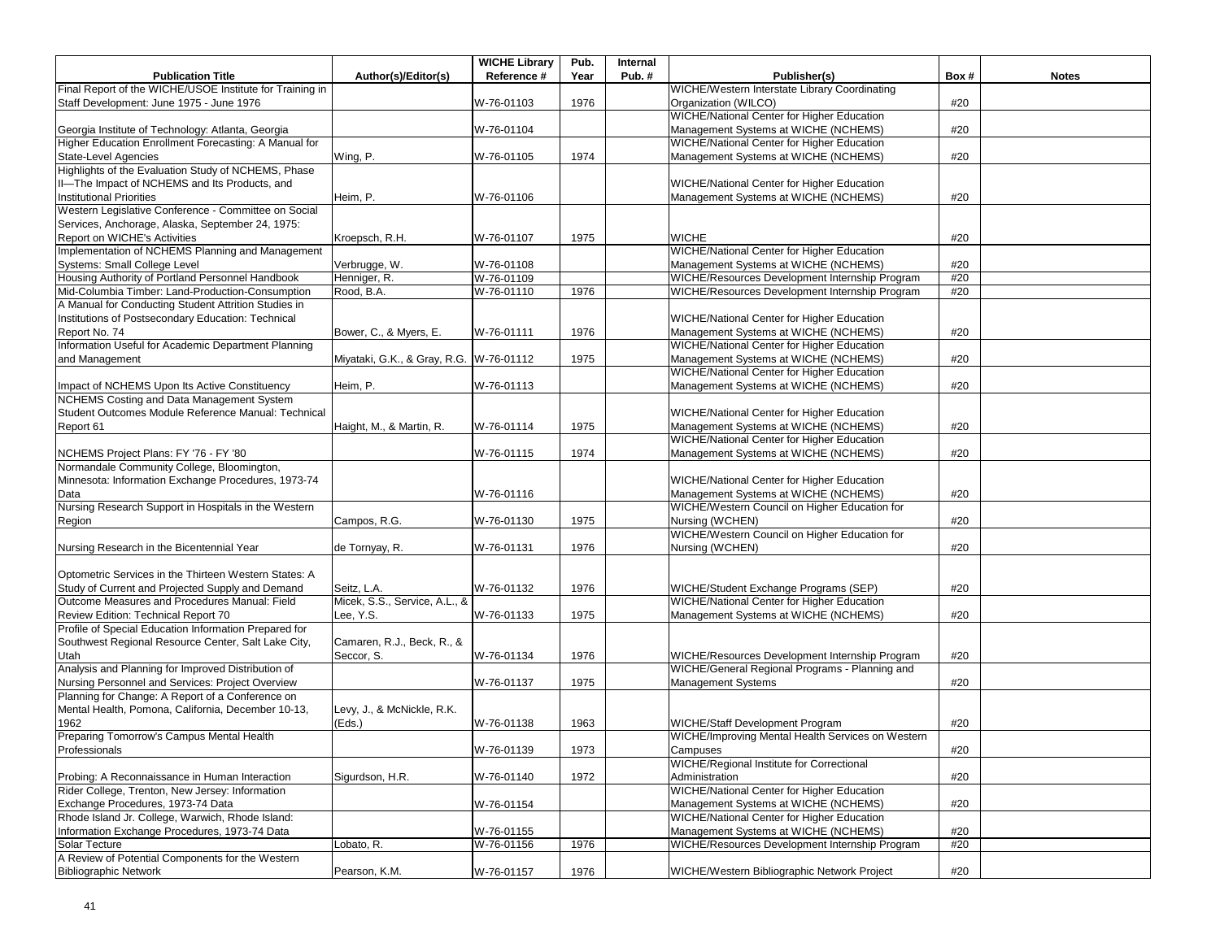| Publication Title | Author(s)/Editor(s) | WICHE Library Reference # | Pub. Year | Internal Pub. # | Publisher(s) | Box # | Notes |
|---|---|---|---|---|---|---|---|
| Final Report of the WICHE/USOE Institute for Training in Staff Development: June 1975 - June 1976 | | W-76-01103 | 1976 | | WICHE/Western Interstate Library Coordinating Organization (WILCO) | #20 | |
| Georgia Institute of Technology: Atlanta, Georgia | | W-76-01104 | | | WICHE/National Center for Higher Education Management Systems at WICHE (NCHEMS) | #20 | |
| Higher Education Enrollment Forecasting: A Manual for State-Level Agencies | Wing, P. | W-76-01105 | 1974 | | WICHE/National Center for Higher Education Management Systems at WICHE (NCHEMS) | #20 | |
| Highlights of the Evaluation Study of NCHEMS, Phase II—The Impact of NCHEMS and Its Products, and Institutional Priorities | Heim, P. | W-76-01106 | | | WICHE/National Center for Higher Education Management Systems at WICHE (NCHEMS) | #20 | |
| Western Legislative Conference - Committee on Social Services, Anchorage, Alaska, September 24, 1975: Report on WICHE's Activities | Kroepsch, R.H. | W-76-01107 | 1975 | | WICHE | #20 | |
| Implementation of NCHEMS Planning and Management Systems: Small College Level | Verbrugge, W. | W-76-01108 | | | WICHE/National Center for Higher Education Management Systems at WICHE (NCHEMS) | #20 | |
| Housing Authority of Portland Personnel Handbook | Henniger, R. | W-76-01109 | | | WICHE/Resources Development Internship Program | #20 | |
| Mid-Columbia Timber: Land-Production-Consumption | Rood, B.A. | W-76-01110 | 1976 | | WICHE/Resources Development Internship Program | #20 | |
| A Manual for Conducting Student Attrition Studies in Institutions of Postsecondary Education: Technical Report No. 74 | Bower, C., & Myers, E. | W-76-01111 | 1976 | | WICHE/National Center for Higher Education Management Systems at WICHE (NCHEMS) | #20 | |
| Information Useful for Academic Department Planning and Management | Miyataki, G.K., & Gray, R.G. | W-76-01112 | 1975 | | WICHE/National Center for Higher Education Management Systems at WICHE (NCHEMS) | #20 | |
| Impact of NCHEMS Upon Its Active Constituency | Heim, P. | W-76-01113 | | | WICHE/National Center for Higher Education Management Systems at WICHE (NCHEMS) | #20 | |
| NCHEMS Costing and Data Management System Student Outcomes Module Reference Manual: Technical Report 61 | Haight, M., & Martin, R. | W-76-01114 | 1975 | | WICHE/National Center for Higher Education Management Systems at WICHE (NCHEMS) | #20 | |
| NCHEMS Project Plans: FY '76 - FY '80 | | W-76-01115 | 1974 | | WICHE/National Center for Higher Education Management Systems at WICHE (NCHEMS) | #20 | |
| Normandale Community College, Bloomington, Minnesota: Information Exchange Procedures, 1973-74 Data | | W-76-01116 | | | WICHE/National Center for Higher Education Management Systems at WICHE (NCHEMS) | #20 | |
| Nursing Research Support in Hospitals in the Western Region | Campos, R.G. | W-76-01130 | 1975 | | WICHE/Western Council on Higher Education for Nursing (WCHEN) | #20 | |
| Nursing Research in the Bicentennial Year | de Tornyay, R. | W-76-01131 | 1976 | | WICHE/Western Council on Higher Education for Nursing (WCHEN) | #20 | |
| Optometric Services in the Thirteen Western States: A Study of Current and Projected Supply and Demand | Seitz, L.A. | W-76-01132 | 1976 | | WICHE/Student Exchange Programs (SEP) | #20 | |
| Outcome Measures and Procedures Manual: Field Review Edition: Technical Report 70 | Micek, S.S., Service, A.L., & Lee, Y.S. | W-76-01133 | 1975 | | WICHE/National Center for Higher Education Management Systems at WICHE (NCHEMS) | #20 | |
| Profile of Special Education Information Prepared for Southwest Regional Resource Center, Salt Lake City, Utah | Camaren, R.J., Beck, R., & Seccor, S. | W-76-01134 | 1976 | | WICHE/Resources Development Internship Program | #20 | |
| Analysis and Planning for Improved Distribution of Nursing Personnel and Services: Project Overview | | W-76-01137 | 1975 | | WICHE/General Regional Programs - Planning and Management Systems | #20 | |
| Planning for Change: A Report of a Conference on Mental Health, Pomona, California, December 10-13, 1962 | Levy, J., & McNickle, R.K. (Eds.) | W-76-01138 | 1963 | | WICHE/Staff Development Program | #20 | |
| Preparing Tomorrow's Campus Mental Health Professionals | | W-76-01139 | 1973 | | WICHE/Improving Mental Health Services on Western Campuses | #20 | |
| Probing: A Reconnaissance in Human Interaction | Sigurdson, H.R. | W-76-01140 | 1972 | | WICHE/Regional Institute for Correctional Administration | #20 | |
| Rider College, Trenton, New Jersey: Information Exchange Procedures, 1973-74 Data | | W-76-01154 | | | WICHE/National Center for Higher Education Management Systems at WICHE (NCHEMS) | #20 | |
| Rhode Island Jr. College, Warwick, Rhode Island: Information Exchange Procedures, 1973-74 Data | | W-76-01155 | | | WICHE/National Center for Higher Education Management Systems at WICHE (NCHEMS) | #20 | |
| Solar Tecture | Lobato, R. | W-76-01156 | 1976 | | WICHE/Resources Development Internship Program | #20 | |
| A Review of Potential Components for the Western Bibliographic Network | Pearson, K.M. | W-76-01157 | 1976 | | WICHE/Western Bibliographic Network Project | #20 | |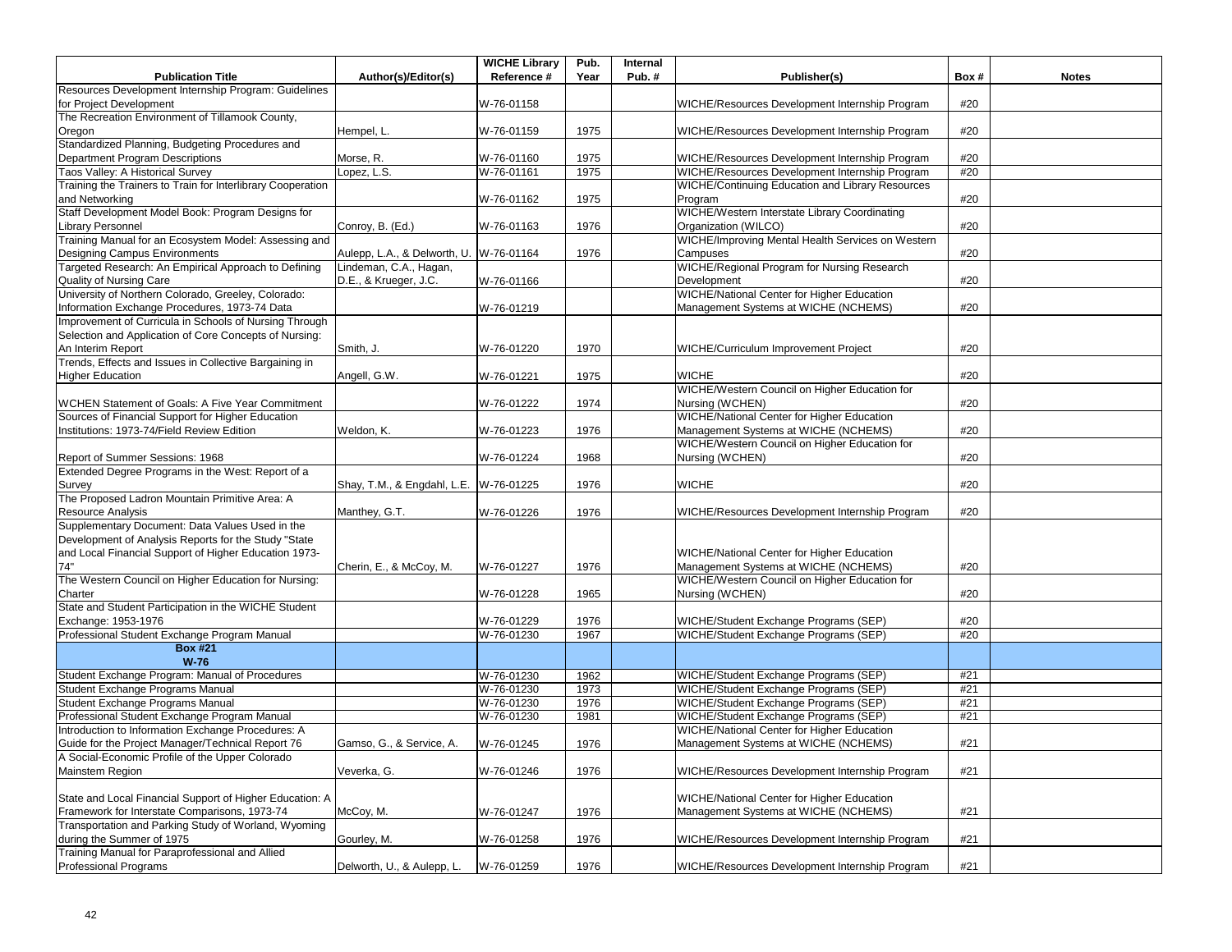| Publication Title | Author(s)/Editor(s) | WICHE Library Reference # | Pub. Year | Internal Pub. # | Publisher(s) | Box # | Notes |
|---|---|---|---|---|---|---|---|
| Resources Development Internship Program: Guidelines for Project Development | | W-76-01158 | | | WICHE/Resources Development Internship Program | #20 | |
| The Recreation Environment of Tillamook County, Oregon | Hempel, L. | W-76-01159 | 1975 | | WICHE/Resources Development Internship Program | #20 | |
| Standardized Planning, Budgeting Procedures and Department Program Descriptions | Morse, R. | W-76-01160 | 1975 | | WICHE/Resources Development Internship Program | #20 | |
| Taos Valley: A Historical Survey | Lopez, L.S. | W-76-01161 | 1975 | | WICHE/Resources Development Internship Program | #20 | |
| Training the Trainers to Train for Interlibrary Cooperation and Networking | | W-76-01162 | 1975 | | WICHE/Continuing Education and Library Resources Program | #20 | |
| Staff Development Model Book: Program Designs for Library Personnel | Conroy, B. (Ed.) | W-76-01163 | 1976 | | WICHE/Western Interstate Library Coordinating Organization (WILCO) | #20 | |
| Training Manual for an Ecosystem Model: Assessing and Designing Campus Environments | Aulepp, L.A., & Delworth, U. | W-76-01164 | 1976 | | WICHE/Improving Mental Health Services on Western Campuses | #20 | |
| Targeted Research: An Empirical Approach to Defining Quality of Nursing Care | Lindeman, C.A., Hagan, D.E., & Krueger, J.C. | W-76-01166 | | | WICHE/Regional Program for Nursing Research Development | #20 | |
| University of Northern Colorado, Greeley, Colorado: Information Exchange Procedures, 1973-74 Data | | W-76-01219 | | | WICHE/National Center for Higher Education Management Systems at WICHE (NCHEMS) | #20 | |
| Improvement of Curricula in Schools of Nursing Through Selection and Application of Core Concepts of Nursing: An Interim Report | Smith, J. | W-76-01220 | 1970 | | WICHE/Curriculum Improvement Project | #20 | |
| Trends, Effects and Issues in Collective Bargaining in Higher Education | Angell, G.W. | W-76-01221 | 1975 | | WICHE | #20 | |
| WCHEN Statement of Goals: A Five Year Commitment | | W-76-01222 | 1974 | | WICHE/Western Council on Higher Education for Nursing (WCHEN) | #20 | |
| Sources of Financial Support for Higher Education Institutions: 1973-74/Field Review Edition | Weldon, K. | W-76-01223 | 1976 | | WICHE/National Center for Higher Education Management Systems at WICHE (NCHEMS) | #20 | |
| Report of Summer Sessions: 1968 | | W-76-01224 | 1968 | | WICHE/Western Council on Higher Education for Nursing (WCHEN) | #20 | |
| Extended Degree Programs in the West: Report of a Survey | Shay, T.M., & Engdahl, L.E. | W-76-01225 | 1976 | | WICHE | #20 | |
| The Proposed Ladron Mountain Primitive Area: A Resource Analysis | Manthey, G.T. | W-76-01226 | 1976 | | WICHE/Resources Development Internship Program | #20 | |
| Supplementary Document: Data Values Used in the Development of Analysis Reports for the Study "State and Local Financial Support of Higher Education 1973-74" | Cherin, E., & McCoy, M. | W-76-01227 | 1976 | | WICHE/National Center for Higher Education Management Systems at WICHE (NCHEMS) | #20 | |
| The Western Council on Higher Education for Nursing: Charter | | W-76-01228 | 1965 | | WICHE/Western Council on Higher Education for Nursing (WCHEN) | #20 | |
| State and Student Participation in the WICHE Student Exchange: 1953-1976 | | W-76-01229 | 1976 | | WICHE/Student Exchange Programs (SEP) | #20 | |
| Professional Student Exchange Program Manual | | W-76-01230 | 1967 | | WICHE/Student Exchange Programs (SEP) | #20 | |
| **Box #21 W-76** | | | | | | | |
| Student Exchange Program: Manual of Procedures | | W-76-01230 | 1962 | | WICHE/Student Exchange Programs (SEP) | #21 | |
| Student Exchange Programs Manual | | W-76-01230 | 1973 | | WICHE/Student Exchange Programs (SEP) | #21 | |
| Student Exchange Programs Manual | | W-76-01230 | 1976 | | WICHE/Student Exchange Programs (SEP) | #21 | |
| Professional Student Exchange Program Manual | | W-76-01230 | 1981 | | WICHE/Student Exchange Programs (SEP) | #21 | |
| Introduction to Information Exchange Procedures: A Guide for the Project Manager/Technical Report 76 | Gamso, G., & Service, A. | W-76-01245 | 1976 | | WICHE/National Center for Higher Education Management Systems at WICHE (NCHEMS) | #21 | |
| A Social-Economic Profile of the Upper Colorado Mainstem Region | Veverka, G. | W-76-01246 | 1976 | | WICHE/Resources Development Internship Program | #21 | |
| State and Local Financial Support of Higher Education: A Framework for Interstate Comparisons, 1973-74 | McCoy, M. | W-76-01247 | 1976 | | WICHE/National Center for Higher Education Management Systems at WICHE (NCHEMS) | #21 | |
| Transportation and Parking Study of Worland, Wyoming during the Summer of 1975 | Gourley, M. | W-76-01258 | 1976 | | WICHE/Resources Development Internship Program | #21 | |
| Training Manual for Paraprofessional and Allied Professional Programs | Delworth, U., & Aulepp, L. | W-76-01259 | 1976 | | WICHE/Resources Development Internship Program | #21 | |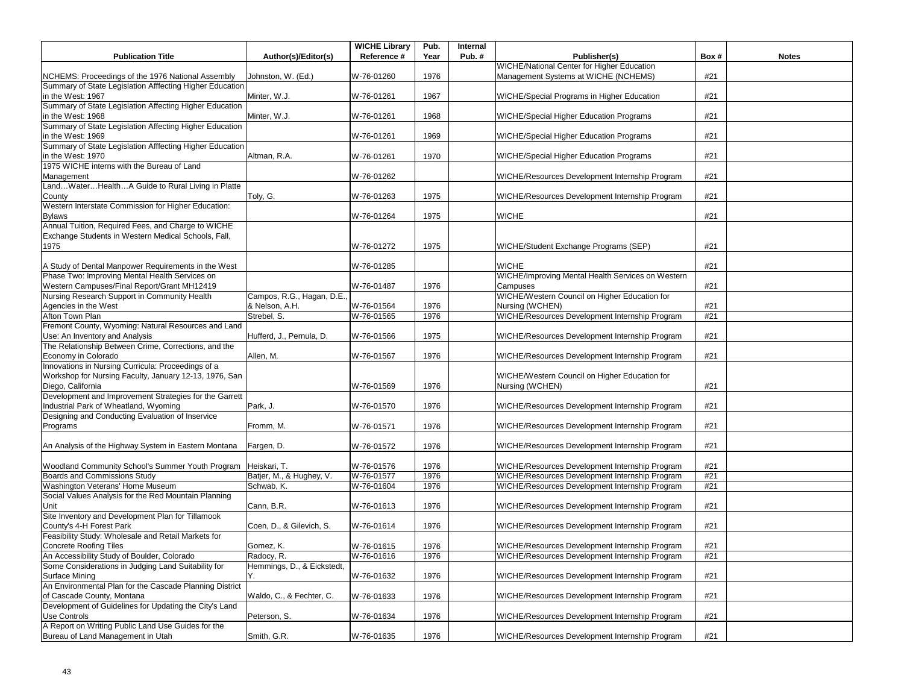| Publication Title | Author(s)/Editor(s) | WICHE Library Reference # | Pub. Year | Internal Pub. # | Publisher(s) | Box # | Notes |
|---|---|---|---|---|---|---|---|
| NCHEMS: Proceedings of the 1976 National Assembly | Johnston, W. (Ed.) | W-76-01260 | 1976 | | WICHE/National Center for Higher Education Management Systems at WICHE (NCHEMS) | #21 | |
| Summary of State Legislation Afffecting Higher Education in the West: 1967 | Minter, W.J. | W-76-01261 | 1967 | | WICHE/Special Programs in Higher Education | #21 | |
| Summary of State Legislation Affecting Higher Education in the West: 1968 | Minter, W.J. | W-76-01261 | 1968 | | WICHE/Special Higher Education Programs | #21 | |
| Summary of State Legislation Affecting Higher Education in the West: 1969 | | W-76-01261 | 1969 | | WICHE/Special Higher Education Programs | #21 | |
| Summary of State Legislation Afffecting Higher Education in the West: 1970 | Altman, R.A. | W-76-01261 | 1970 | | WICHE/Special Higher Education Programs | #21 | |
| 1975 WICHE interns with the Bureau of Land Management | | W-76-01262 | | | WICHE/Resources Development Internship Program | #21 | |
| Land…Water…Health…A Guide to Rural Living in Platte County | Toly, G. | W-76-01263 | 1975 | | WICHE/Resources Development Internship Program | #21 | |
| Western Interstate Commission for Higher Education: Bylaws | | W-76-01264 | 1975 | | WICHE | #21 | |
| Annual Tuition, Required Fees, and Charge to WICHE Exchange Students in Western Medical Schools, Fall, 1975 | | W-76-01272 | 1975 | | WICHE/Student Exchange Programs (SEP) | #21 | |
| A Study of Dental Manpower Requirements in the West | | W-76-01285 | | | WICHE | #21 | |
| Phase Two: Improving Mental Health Services on Western Campuses/Final Report/Grant MH12419 | | W-76-01487 | 1976 | | WICHE/Improving Mental Health Services on Western Campuses | #21 | |
| Nursing Research Support in Community Health Agencies in the West | Campos, R.G., Hagan, D.E., & Nelson, A.H. | W-76-01564 | 1976 | | WICHE/Western Council on Higher Education for Nursing (WCHEN) | #21 | |
| Afton Town Plan | Strebel, S. | W-76-01565 | 1976 | | WICHE/Resources Development Internship Program | #21 | |
| Fremont County, Wyoming: Natural Resources and Land Use: An Inventory and Analysis | Hufferd, J., Pernula, D. | W-76-01566 | 1975 | | WICHE/Resources Development Internship Program | #21 | |
| The Relationship Between Crime, Corrections, and the Economy in Colorado | Allen, M. | W-76-01567 | 1976 | | WICHE/Resources Development Internship Program | #21 | |
| Innovations in Nursing Curricula: Proceedings of a Workshop for Nursing Faculty, January 12-13, 1976, San Diego, California | | W-76-01569 | 1976 | | WICHE/Western Council on Higher Education for Nursing (WCHEN) | #21 | |
| Development and Improvement Strategies for the Garrett Industrial Park of Wheatland, Wyoming | Park, J. | W-76-01570 | 1976 | | WICHE/Resources Development Internship Program | #21 | |
| Designing and Conducting Evaluation of Inservice Programs | Fromm, M. | W-76-01571 | 1976 | | WICHE/Resources Development Internship Program | #21 | |
| An Analysis of the Highway System in Eastern Montana | Fargen, D. | W-76-01572 | 1976 | | WICHE/Resources Development Internship Program | #21 | |
| Woodland Community School's Summer Youth Program | Heiskari, T. | W-76-01576 | 1976 | | WICHE/Resources Development Internship Program | #21 | |
| Boards and Commissions Study | Batjer, M., & Hughey, V. | W-76-01577 | 1976 | | WICHE/Resources Development Internship Program | #21 | |
| Washington Veterans' Home Museum | Schwab, K. | W-76-01604 | 1976 | | WICHE/Resources Development Internship Program | #21 | |
| Social Values Analysis for the Red Mountain Planning Unit | Cann, B.R. | W-76-01613 | 1976 | | WICHE/Resources Development Internship Program | #21 | |
| Site Inventory and Development Plan for Tillamook County's 4-H Forest Park | Coen, D., & Gilevich, S. | W-76-01614 | 1976 | | WICHE/Resources Development Internship Program | #21 | |
| Feasibility Study: Wholesale and Retail Markets for Concrete Roofing Tiles | Gomez, K. | W-76-01615 | 1976 | | WICHE/Resources Development Internship Program | #21 | |
| An Accessibility Study of Boulder, Colorado | Radocy, R. | W-76-01616 | 1976 | | WICHE/Resources Development Internship Program | #21 | |
| Some Considerations in Judging Land Suitability for Surface Mining | Hemmings, D., & Eickstedt, Y. | W-76-01632 | 1976 | | WICHE/Resources Development Internship Program | #21 | |
| An Environmental Plan for the Cascade Planning District of Cascade County, Montana | Waldo, C., & Fechter, C. | W-76-01633 | 1976 | | WICHE/Resources Development Internship Program | #21 | |
| Development of Guidelines for Updating the City's Land Use Controls | Peterson, S. | W-76-01634 | 1976 | | WICHE/Resources Development Internship Program | #21 | |
| A Report on Writing Public Land Use Guides for the Bureau of Land Management in Utah | Smith, G.R. | W-76-01635 | 1976 | | WICHE/Resources Development Internship Program | #21 | |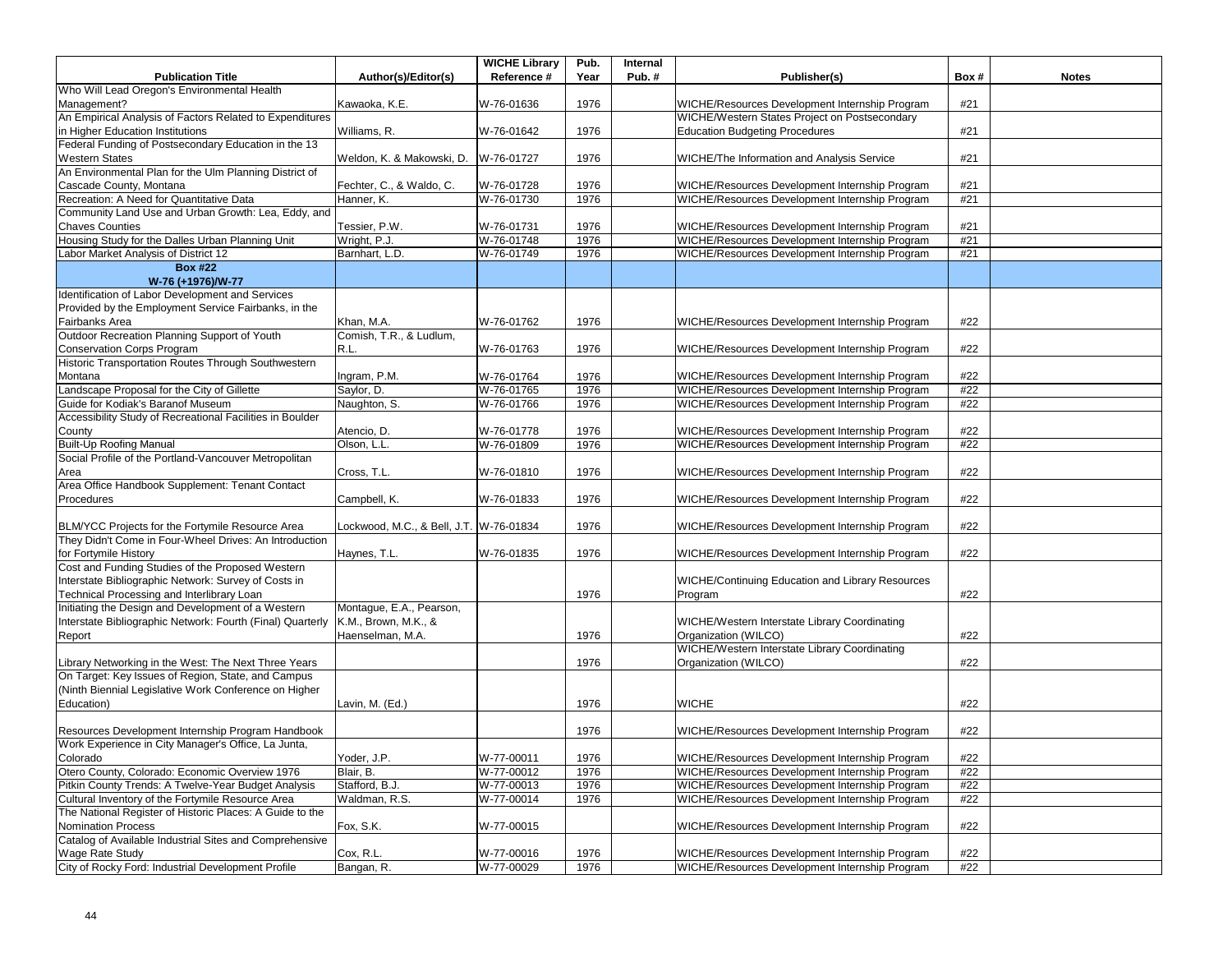| Publication Title | Author(s)/Editor(s) | WICHE Library Reference # | Pub. Year | Internal Pub. # | Publisher(s) | Box # | Notes |
|---|---|---|---|---|---|---|---|
| Who Will Lead Oregon's Environmental Health Management? | Kawaoka, K.E. | W-76-01636 | 1976 | | WICHE/Resources Development Internship Program | #21 | |
| An Empirical Analysis of Factors Related to Expenditures in Higher Education Institutions | Williams, R. | W-76-01642 | 1976 | | WICHE/Western States Project on Postsecondary Education Budgeting Procedures | #21 | |
| Federal Funding of Postsecondary Education in the 13 Western States | Weldon, K. & Makowski, D. | W-76-01727 | 1976 | | WICHE/The Information and Analysis Service | #21 | |
| An Environmental Plan for the Ulm Planning District of Cascade County, Montana | Fechter, C., & Waldo, C. | W-76-01728 | 1976 | | WICHE/Resources Development Internship Program | #21 | |
| Recreation: A Need for Quantitative Data | Hanner, K. | W-76-01730 | 1976 | | WICHE/Resources Development Internship Program | #21 | |
| Community Land Use and Urban Growth: Lea, Eddy, and Chaves Counties | Tessier, P.W. | W-76-01731 | 1976 | | WICHE/Resources Development Internship Program | #21 | |
| Housing Study for the Dalles Urban Planning Unit | Wright, P.J. | W-76-01748 | 1976 | | WICHE/Resources Development Internship Program | #21 | |
| Labor Market Analysis of District 12 | Barnhart, L.D. | W-76-01749 | 1976 | | WICHE/Resources Development Internship Program | #21 | |
| **Box #22 W-76 (+1976)/W-77** | | | | | | | |
| Identification of Labor Development and Services Provided by the Employment Service Fairbanks, in the Fairbanks Area | Khan, M.A. | W-76-01762 | 1976 | | WICHE/Resources Development Internship Program | #22 | |
| Outdoor Recreation Planning Support of Youth Conservation Corps Program | Comish, T.R., & Ludlum, R.L. | W-76-01763 | 1976 | | WICHE/Resources Development Internship Program | #22 | |
| Historic Transportation Routes Through Southwestern Montana | Ingram, P.M. | W-76-01764 | 1976 | | WICHE/Resources Development Internship Program | #22 | |
| Landscape Proposal for the City of Gillette | Saylor, D. | W-76-01765 | 1976 | | WICHE/Resources Development Internship Program | #22 | |
| Guide for Kodiak's Baranof Museum | Naughton, S. | W-76-01766 | 1976 | | WICHE/Resources Development Internship Program | #22 | |
| Accessibility Study of Recreational Facilities in Boulder County | Atencio, D. | W-76-01778 | 1976 | | WICHE/Resources Development Internship Program | #22 | |
| Built-Up Roofing Manual | Olson, L.L. | W-76-01809 | 1976 | | WICHE/Resources Development Internship Program | #22 | |
| Social Profile of the Portland-Vancouver Metropolitan Area | Cross, T.L. | W-76-01810 | 1976 | | WICHE/Resources Development Internship Program | #22 | |
| Area Office Handbook Supplement: Tenant Contact Procedures | Campbell, K. | W-76-01833 | 1976 | | WICHE/Resources Development Internship Program | #22 | |
| BLM/YCC Projects for the Fortymile Resource Area | Lockwood, M.C., & Bell, J.T. | W-76-01834 | 1976 | | WICHE/Resources Development Internship Program | #22 | |
| They Didn't Come in Four-Wheel Drives: An Introduction for Fortymile History | Haynes, T.L. | W-76-01835 | 1976 | | WICHE/Resources Development Internship Program | #22 | |
| Cost and Funding Studies of the Proposed Western Interstate Bibliographic Network: Survey of Costs in Technical Processing and Interlibrary Loan | | | 1976 | | WICHE/Continuing Education and Library Resources Program | #22 | |
| Initiating the Design and Development of a Western Interstate Bibliographic Network: Fourth (Final) Quarterly Report | Montague, E.A., Pearson, K.M., Brown, M.K., & Haenselman, M.A. | | 1976 | | WICHE/Western Interstate Library Coordinating Organization (WILCO) | #22 | |
| Library Networking in the West: The Next Three Years | | | 1976 | | WICHE/Western Interstate Library Coordinating Organization (WILCO) | #22 | |
| On Target: Key Issues of Region, State, and Campus (Ninth Biennial Legislative Work Conference on Higher Education) | Lavin, M. (Ed.) | | 1976 | | WICHE | #22 | |
| Resources Development Internship Program Handbook | | | 1976 | | WICHE/Resources Development Internship Program | #22 | |
| Work Experience in City Manager's Office, La Junta, Colorado | Yoder, J.P. | W-77-00011 | 1976 | | WICHE/Resources Development Internship Program | #22 | |
| Otero County, Colorado: Economic Overview 1976 | Blair, B. | W-77-00012 | 1976 | | WICHE/Resources Development Internship Program | #22 | |
| Pitkin County Trends: A Twelve-Year Budget Analysis | Stafford, B.J. | W-77-00013 | 1976 | | WICHE/Resources Development Internship Program | #22 | |
| Cultural Inventory of the Fortymile Resource Area | Waldman, R.S. | W-77-00014 | 1976 | | WICHE/Resources Development Internship Program | #22 | |
| The National Register of Historic Places: A Guide to the Nomination Process | Fox, S.K. | W-77-00015 | | | WICHE/Resources Development Internship Program | #22 | |
| Catalog of Available Industrial Sites and Comprehensive Wage Rate Study | Cox, R.L. | W-77-00016 | 1976 | | WICHE/Resources Development Internship Program | #22 | |
| City of Rocky Ford: Industrial Development Profile | Bangan, R. | W-77-00029 | 1976 | | WICHE/Resources Development Internship Program | #22 | |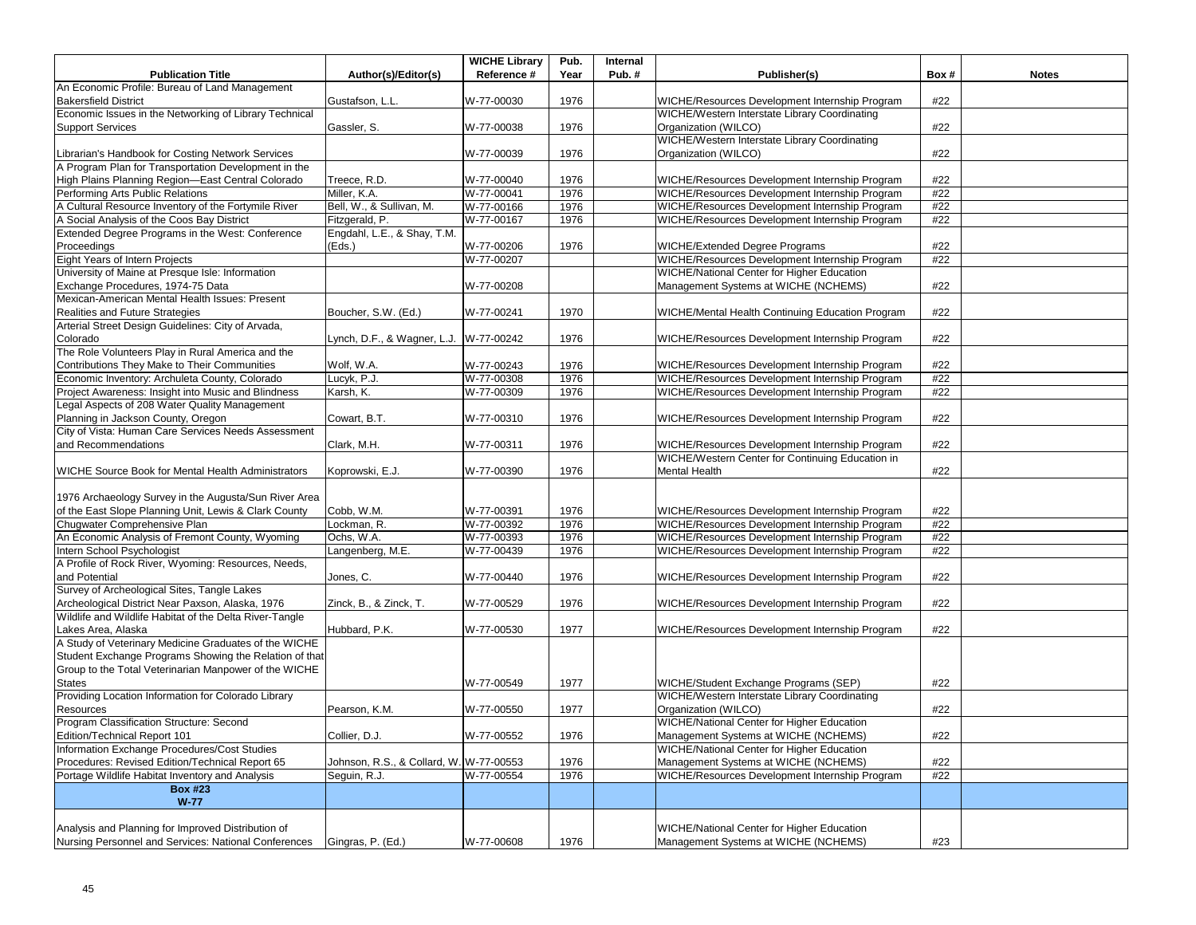| Publication Title | Author(s)/Editor(s) | WICHE Library Reference # | Pub. Year | Internal Pub. # | Publisher(s) | Box # | Notes |
|---|---|---|---|---|---|---|---|
| An Economic Profile: Bureau of Land Management Bakersfield District | Gustafson, L.L. | W-77-00030 | 1976 | | WICHE/Resources Development Internship Program | #22 | |
| Economic Issues in the Networking of Library Technical Support Services | Gassler, S. | W-77-00038 | 1976 | | WICHE/Western Interstate Library Coordinating Organization (WILCO) | #22 | |
| Librarian's Handbook for Costing Network Services | | W-77-00039 | 1976 | | WICHE/Western Interstate Library Coordinating Organization (WILCO) | #22 | |
| A Program Plan for Transportation Development in the High Plains Planning Region—East Central Colorado | Treece, R.D. | W-77-00040 | 1976 | | WICHE/Resources Development Internship Program | #22 | |
| Performing Arts Public Relations | Miller, K.A. | W-77-00041 | 1976 | | WICHE/Resources Development Internship Program | #22 | |
| A Cultural Resource Inventory of the Fortymile River | Bell, W., & Sullivan, M. | W-77-00166 | 1976 | | WICHE/Resources Development Internship Program | #22 | |
| A Social Analysis of the Coos Bay District | Fitzgerald, P. | W-77-00167 | 1976 | | WICHE/Resources Development Internship Program | #22 | |
| Extended Degree Programs in the West: Conference Proceedings | Engdahl, L.E., & Shay, T.M. (Eds.) | W-77-00206 | 1976 | | WICHE/Extended Degree Programs | #22 | |
| Eight Years of Intern Projects | | W-77-00207 | | | WICHE/Resources Development Internship Program | #22 | |
| University of Maine at Presque Isle: Information Exchange Procedures, 1974-75 Data | | W-77-00208 | | | WICHE/National Center for Higher Education Management Systems at WICHE (NCHEMS) | #22 | |
| Mexican-American Mental Health Issues: Present Realities and Future Strategies | Boucher, S.W. (Ed.) | W-77-00241 | 1970 | | WICHE/Mental Health Continuing Education Program | #22 | |
| Arterial Street Design Guidelines: City of Arvada, Colorado | Lynch, D.F., & Wagner, L.J. | W-77-00242 | 1976 | | WICHE/Resources Development Internship Program | #22 | |
| The Role Volunteers Play in Rural America and the Contributions They Make to Their Communities | Wolf, W.A. | W-77-00243 | 1976 | | WICHE/Resources Development Internship Program | #22 | |
| Economic Inventory: Archuleta County, Colorado | Lucyk, P.J. | W-77-00308 | 1976 | | WICHE/Resources Development Internship Program | #22 | |
| Project Awareness: Insight into Music and Blindness | Karsh, K. | W-77-00309 | 1976 | | WICHE/Resources Development Internship Program | #22 | |
| Legal Aspects of 208 Water Quality Management Planning in Jackson County, Oregon | Cowart, B.T. | W-77-00310 | 1976 | | WICHE/Resources Development Internship Program | #22 | |
| City of Vista: Human Care Services Needs Assessment and Recommendations | Clark, M.H. | W-77-00311 | 1976 | | WICHE/Resources Development Internship Program | #22 | |
| WICHE Source Book for Mental Health Administrators | Koprowski, E.J. | W-77-00390 | 1976 | | WICHE/Western Center for Continuing Education in Mental Health | #22 | |
| 1976 Archaeology Survey in the Augusta/Sun River Area of the East Slope Planning Unit, Lewis & Clark County | Cobb, W.M. | W-77-00391 | 1976 | | WICHE/Resources Development Internship Program | #22 | |
| Chugwater Comprehensive Plan | Lockman, R. | W-77-00392 | 1976 | | WICHE/Resources Development Internship Program | #22 | |
| An Economic Analysis of Fremont County, Wyoming | Ochs, W.A. | W-77-00393 | 1976 | | WICHE/Resources Development Internship Program | #22 | |
| Intern School Psychologist | Langenberg, M.E. | W-77-00439 | 1976 | | WICHE/Resources Development Internship Program | #22 | |
| A Profile of Rock River, Wyoming: Resources, Needs, and Potential | Jones, C. | W-77-00440 | 1976 | | WICHE/Resources Development Internship Program | #22 | |
| Survey of Archeological Sites, Tangle Lakes Archeological District Near Paxson, Alaska, 1976 | Zinck, B., & Zinck, T. | W-77-00529 | 1976 | | WICHE/Resources Development Internship Program | #22 | |
| Wildlife and Wildlife Habitat of the Delta River-Tangle Lakes Area, Alaska | Hubbard, P.K. | W-77-00530 | 1977 | | WICHE/Resources Development Internship Program | #22 | |
| A Study of Veterinary Medicine Graduates of the WICHE Student Exchange Programs Showing the Relation of that Group to the Total Veterinarian Manpower of the WICHE States | | W-77-00549 | 1977 | | WICHE/Student Exchange Programs (SEP) | #22 | |
| Providing Location Information for Colorado Library Resources | Pearson, K.M. | W-77-00550 | 1977 | | WICHE/Western Interstate Library Coordinating Organization (WILCO) | #22 | |
| Program Classification Structure: Second Edition/Technical Report 101 | Collier, D.J. | W-77-00552 | 1976 | | WICHE/National Center for Higher Education Management Systems at WICHE (NCHEMS) | #22 | |
| Information Exchange Procedures/Cost Studies Procedures: Revised Edition/Technical Report 65 | Johnson, R.S., & Collard, W. | W-77-00553 | 1976 | | WICHE/National Center for Higher Education Management Systems at WICHE (NCHEMS) | #22 | |
| Portage Wildlife Habitat Inventory and Analysis | Seguin, R.J. | W-77-00554 | 1976 | | WICHE/Resources Development Internship Program | #22 | |
| **Box #23 W-77** | | | | | | | |
| Analysis and Planning for Improved Distribution of Nursing Personnel and Services: National Conferences | Gingras, P. (Ed.) | W-77-00608 | 1976 | | WICHE/National Center for Higher Education Management Systems at WICHE (NCHEMS) | #23 | |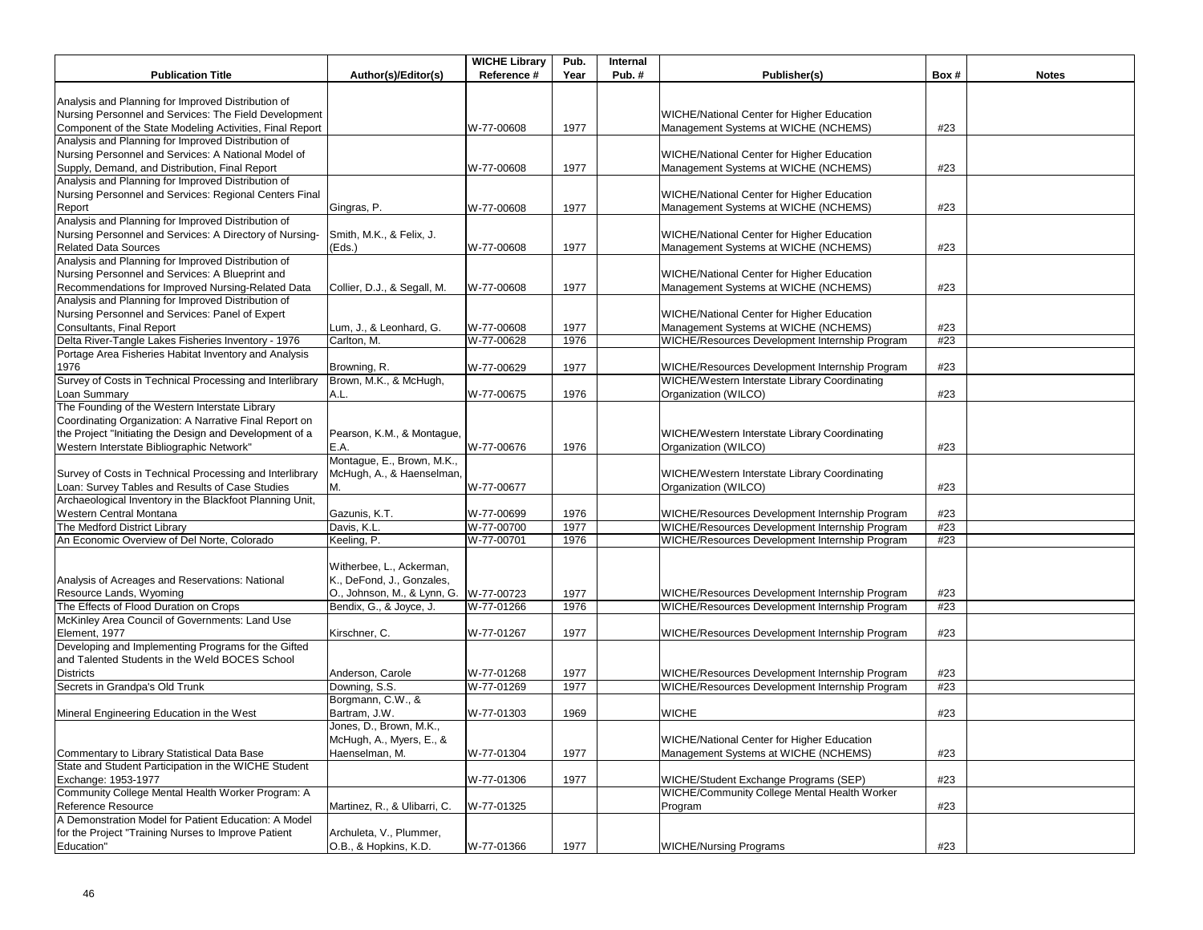| Publication Title | Author(s)/Editor(s) | WICHE Library Reference # | Pub. Year | Internal Pub. # | Publisher(s) | Box # | Notes |
|---|---|---|---|---|---|---|---|
| Analysis and Planning for Improved Distribution of Nursing Personnel and Services: The Field Development Component of the State Modeling Activities, Final Report | | W-77-00608 | 1977 | | WICHE/National Center for Higher Education Management Systems at WICHE (NCHEMS) | #23 | |
| Analysis and Planning for Improved Distribution of Nursing Personnel and Services: A National Model of Supply, Demand, and Distribution, Final Report | | W-77-00608 | 1977 | | WICHE/National Center for Higher Education Management Systems at WICHE (NCHEMS) | #23 | |
| Analysis and Planning for Improved Distribution of Nursing Personnel and Services: Regional Centers Final Report | Gingras, P. | W-77-00608 | 1977 | | WICHE/National Center for Higher Education Management Systems at WICHE (NCHEMS) | #23 | |
| Analysis and Planning for Improved Distribution of Nursing Personnel and Services: A Directory of Nursing-Related Data Sources | Smith, M.K., & Felix, J. (Eds.) | W-77-00608 | 1977 | | WICHE/National Center for Higher Education Management Systems at WICHE (NCHEMS) | #23 | |
| Analysis and Planning for Improved Distribution of Nursing Personnel and Services: A Blueprint and Recommendations for Improved Nursing-Related Data | Collier, D.J., & Segall, M. | W-77-00608 | 1977 | | WICHE/National Center for Higher Education Management Systems at WICHE (NCHEMS) | #23 | |
| Analysis and Planning for Improved Distribution of Nursing Personnel and Services: Panel of Expert Consultants, Final Report | Lum, J., & Leonhard, G. | W-77-00608 | 1977 | | WICHE/National Center for Higher Education Management Systems at WICHE (NCHEMS) | #23 | |
| Delta River-Tangle Lakes Fisheries Inventory - 1976 | Carlton, M. | W-77-00628 | 1976 | | WICHE/Resources Development Internship Program | #23 | |
| Portage Area Fisheries Habitat Inventory and Analysis 1976 | Browning, R. | W-77-00629 | 1977 | | WICHE/Resources Development Internship Program | #23 | |
| Survey of Costs in Technical Processing and Interlibrary Loan Summary | Brown, M.K., & McHugh, A.L. | W-77-00675 | 1976 | | WICHE/Western Interstate Library Coordinating Organization (WILCO) | #23 | |
| The Founding of the Western Interstate Library Coordinating Organization: A Narrative Final Report on the Project "Initiating the Design and Development of a Western Interstate Bibliographic Network" | Pearson, K.M., & Montague, E.A. | W-77-00676 | 1976 | | WICHE/Western Interstate Library Coordinating Organization (WILCO) | #23 | |
| Survey of Costs in Technical Processing and Interlibrary Loan: Survey Tables and Results of Case Studies | Montague, E., Brown, M.K., McHugh, A., & Haenselman, M. | W-77-00677 | | | WICHE/Western Interstate Library Coordinating Organization (WILCO) | #23 | |
| Archaeological Inventory in the Blackfoot Planning Unit, Western Central Montana | Gazunis, K.T. | W-77-00699 | 1976 | | WICHE/Resources Development Internship Program | #23 | |
| The Medford District Library | Davis, K.L. | W-77-00700 | 1977 | | WICHE/Resources Development Internship Program | #23 | |
| An Economic Overview of Del Norte, Colorado | Keeling, P. | W-77-00701 | 1976 | | WICHE/Resources Development Internship Program | #23 | |
| Analysis of Acreages and Reservations: National Resource Lands, Wyoming | Witherbee, L., Ackerman, K., DeFond, J., Gonzales, O., Johnson, M., & Lynn, G. | W-77-00723 | 1977 | | WICHE/Resources Development Internship Program | #23 | |
| The Effects of Flood Duration on Crops | Bendix, G., & Joyce, J. | W-77-01266 | 1976 | | WICHE/Resources Development Internship Program | #23 | |
| McKinley Area Council of Governments: Land Use Element, 1977 | Kirschner, C. | W-77-01267 | 1977 | | WICHE/Resources Development Internship Program | #23 | |
| Developing and Implementing Programs for the Gifted and Talented Students in the Weld BOCES School Districts | Anderson, Carole | W-77-01268 | 1977 | | WICHE/Resources Development Internship Program | #23 | |
| Secrets in Grandpa's Old Trunk | Downing, S.S. | W-77-01269 | 1977 | | WICHE/Resources Development Internship Program | #23 | |
| Mineral Engineering Education in the West | Borgmann, C.W., & Bartram, J.W. | W-77-01303 | 1969 | | WICHE | #23 | |
| Commentary to Library Statistical Data Base | Jones, D., Brown, M.K., McHugh, A., Myers, E., & Haenselman, M. | W-77-01304 | 1977 | | WICHE/National Center for Higher Education Management Systems at WICHE (NCHEMS) | #23 | |
| State and Student Participation in the WICHE Student Exchange: 1953-1977 | | W-77-01306 | 1977 | | WICHE/Student Exchange Programs (SEP) | #23 | |
| Community College Mental Health Worker Program: A Reference Resource | Martinez, R., & Ulibarri, C. | W-77-01325 | | | WICHE/Community College Mental Health Worker Program | #23 | |
| A Demonstration Model for Patient Education: A Model for the Project "Training Nurses to Improve Patient Education" | Archuleta, V., Plummer, O.B., & Hopkins, K.D. | W-77-01366 | 1977 | | WICHE/Nursing Programs | #23 | |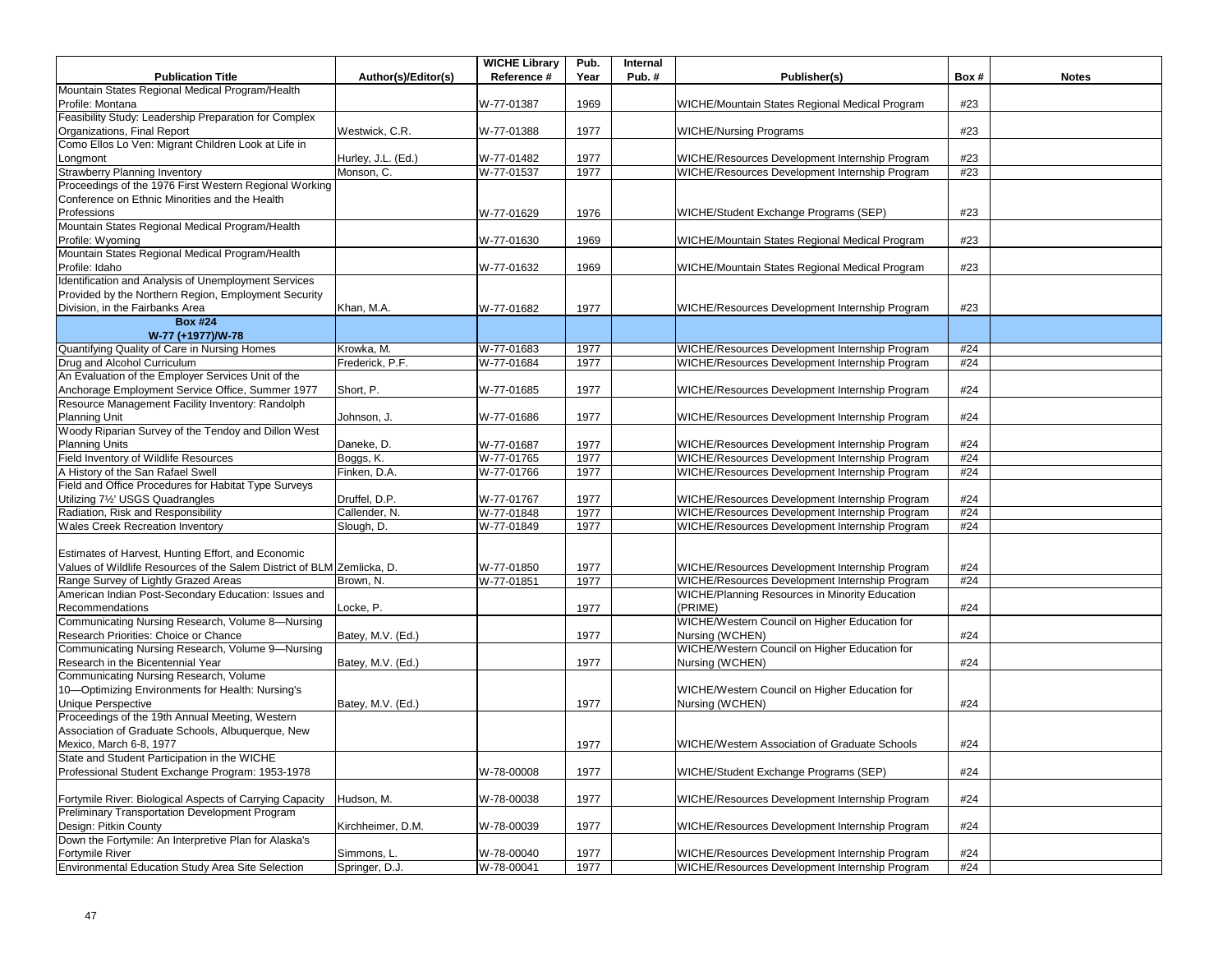| Publication Title | Author(s)/Editor(s) | WICHE Library Reference # | Pub. Year | Internal Pub. # | Publisher(s) | Box # | Notes |
|---|---|---|---|---|---|---|---|
| Mountain States Regional Medical Program/Health Profile: Montana | | W-77-01387 | 1969 | | WICHE/Mountain States Regional Medical Program | #23 | |
| Feasibility Study: Leadership Preparation for Complex Organizations, Final Report | Westwick, C.R. | W-77-01388 | 1977 | | WICHE/Nursing Programs | #23 | |
| Como Ellos Lo Ven: Migrant Children Look at Life in Longmont | Hurley, J.L. (Ed.) | W-77-01482 | 1977 | | WICHE/Resources Development Internship Program | #23 | |
| Strawberry Planning Inventory | Monson, C. | W-77-01537 | 1977 | | WICHE/Resources Development Internship Program | #23 | |
| Proceedings of the 1976 First Western Regional Working Conference on Ethnic Minorities and the Health Professions | | W-77-01629 | 1976 | | WICHE/Student Exchange Programs (SEP) | #23 | |
| Mountain States Regional Medical Program/Health Profile: Wyoming | | W-77-01630 | 1969 | | WICHE/Mountain States Regional Medical Program | #23 | |
| Mountain States Regional Medical Program/Health Profile: Idaho | | W-77-01632 | 1969 | | WICHE/Mountain States Regional Medical Program | #23 | |
| Identification and Analysis of Unemployment Services Provided by the Northern Region, Employment Security Division, in the Fairbanks Area | Khan, M.A. | W-77-01682 | 1977 | | WICHE/Resources Development Internship Program | #23 | |
| **Box #24 W-77 (+1977)/W-78** | | | | | | | |
| Quantifying Quality of Care in Nursing Homes | Krowka, M. | W-77-01683 | 1977 | | WICHE/Resources Development Internship Program | #24 | |
| Drug and Alcohol Curriculum | Frederick, P.F. | W-77-01684 | 1977 | | WICHE/Resources Development Internship Program | #24 | |
| An Evaluation of the Employer Services Unit of the Anchorage Employment Service Office, Summer 1977 | Short, P. | W-77-01685 | 1977 | | WICHE/Resources Development Internship Program | #24 | |
| Resource Management Facility Inventory: Randolph Planning Unit | Johnson, J. | W-77-01686 | 1977 | | WICHE/Resources Development Internship Program | #24 | |
| Woody Riparian Survey of the Tendoy and Dillon West Planning Units | Daneke, D. | W-77-01687 | 1977 | | WICHE/Resources Development Internship Program | #24 | |
| Field Inventory of Wildlife Resources | Boggs, K. | W-77-01765 | 1977 | | WICHE/Resources Development Internship Program | #24 | |
| A History of the San Rafael Swell | Finken, D.A. | W-77-01766 | 1977 | | WICHE/Resources Development Internship Program | #24 | |
| Field and Office Procedures for Habitat Type Surveys Utilizing 7½' USGS Quadrangles | Druffel, D.P. | W-77-01767 | 1977 | | WICHE/Resources Development Internship Program | #24 | |
| Radiation, Risk and Responsibility | Callender, N. | W-77-01848 | 1977 | | WICHE/Resources Development Internship Program | #24 | |
| Wales Creek Recreation Inventory | Slough, D. | W-77-01849 | 1977 | | WICHE/Resources Development Internship Program | #24 | |
| Estimates of Harvest, Hunting Effort, and Economic Values of Wildlife Resources of the Salem District of BLM | Zemlicka, D. | W-77-01850 | 1977 | | WICHE/Resources Development Internship Program | #24 | |
| Range Survey of Lightly Grazed Areas | Brown, N. | W-77-01851 | 1977 | | WICHE/Resources Development Internship Program | #24 | |
| American Indian Post-Secondary Education: Issues and Recommendations | Locke, P. | | 1977 | | WICHE/Planning Resources in Minority Education (PRIME) | #24 | |
| Communicating Nursing Research, Volume 8—Nursing Research Priorities: Choice or Chance | Batey, M.V. (Ed.) | | 1977 | | WICHE/Western Council on Higher Education for Nursing (WCHEN) | #24 | |
| Communicating Nursing Research, Volume 9—Nursing Research in the Bicentennial Year | Batey, M.V. (Ed.) | | 1977 | | WICHE/Western Council on Higher Education for Nursing (WCHEN) | #24 | |
| Communicating Nursing Research, Volume 10—Optimizing Environments for Health: Nursing's Unique Perspective | Batey, M.V. (Ed.) | | 1977 | | WICHE/Western Council on Higher Education for Nursing (WCHEN) | #24 | |
| Proceedings of the 19th Annual Meeting, Western Association of Graduate Schools, Albuquerque, New Mexico, March 6-8, 1977 | | | 1977 | | WICHE/Western Association of Graduate Schools | #24 | |
| State and Student Participation in the WICHE Professional Student Exchange Program: 1953-1978 | | W-78-00008 | 1977 | | WICHE/Student Exchange Programs (SEP) | #24 | |
| Fortymile River: Biological Aspects of Carrying Capacity | Hudson, M. | W-78-00038 | 1977 | | WICHE/Resources Development Internship Program | #24 | |
| Preliminary Transportation Development Program Design: Pitkin County | Kirchheimer, D.M. | W-78-00039 | 1977 | | WICHE/Resources Development Internship Program | #24 | |
| Down the Fortymile: An Interpretive Plan for Alaska's Fortymile River | Simmons, L. | W-78-00040 | 1977 | | WICHE/Resources Development Internship Program | #24 | |
| Environmental Education Study Area Site Selection | Springer, D.J. | W-78-00041 | 1977 | | WICHE/Resources Development Internship Program | #24 | |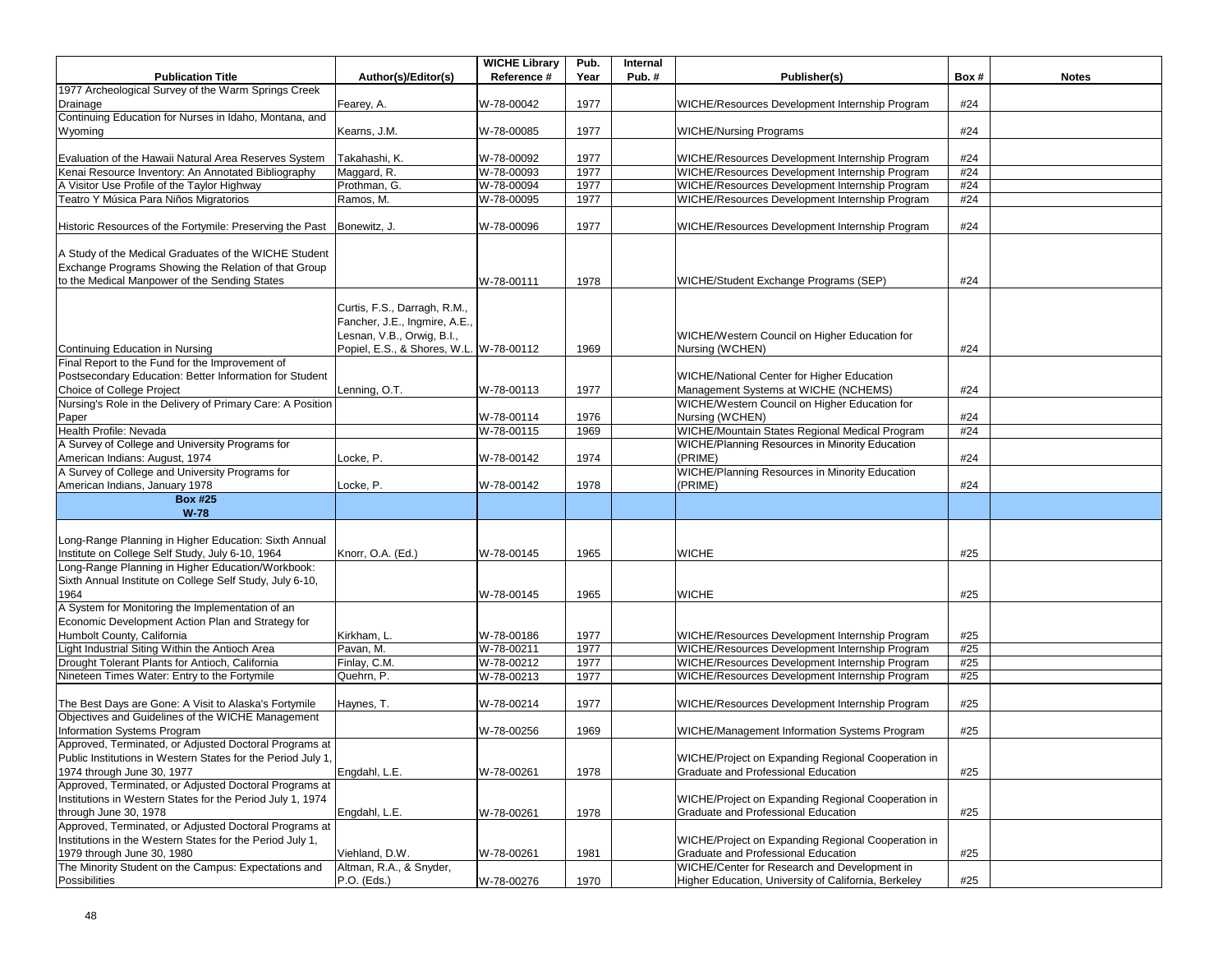| Publication Title | Author(s)/Editor(s) | WICHE Library Reference # | Pub. Year | Internal Pub. # | Publisher(s) | Box # | Notes |
|---|---|---|---|---|---|---|---|
| 1977 Archeological Survey of the Warm Springs Creek Drainage | Fearey, A. | W-78-00042 | 1977 | | WICHE/Resources Development Internship Program | #24 | |
| Continuing Education for Nurses in Idaho, Montana, and Wyoming | Kearns, J.M. | W-78-00085 | 1977 | | WICHE/Nursing Programs | #24 | |
| Evaluation of the Hawaii Natural Area Reserves System | Takahashi, K. | W-78-00092 | 1977 | | WICHE/Resources Development Internship Program | #24 | |
| Kenai Resource Inventory: An Annotated Bibliography | Maggard, R. | W-78-00093 | 1977 | | WICHE/Resources Development Internship Program | #24 | |
| A Visitor Use Profile of the Taylor Highway | Prothman, G. | W-78-00094 | 1977 | | WICHE/Resources Development Internship Program | #24 | |
| Teatro Y Música Para Niños Migratorios | Ramos, M. | W-78-00095 | 1977 | | WICHE/Resources Development Internship Program | #24 | |
| Historic Resources of the Fortymile: Preserving the Past | Bonewitz, J. | W-78-00096 | 1977 | | WICHE/Resources Development Internship Program | #24 | |
| A Study of the Medical Graduates of the WICHE Student Exchange Programs Showing the Relation of that Group to the Medical Manpower of the Sending States | | W-78-00111 | 1978 | | WICHE/Student Exchange Programs (SEP) | #24 | |
| Continuing Education in Nursing | Curtis, F.S., Darragh, R.M., Fancher, J.E., Ingmire, A.E., Lesnan, V.B., Orwig, B.I., Popiel, E.S., & Shores, W.L. | W-78-00112 | 1969 | | WICHE/Western Council on Higher Education for Nursing (WCHEN) | #24 | |
| Final Report to the Fund for the Improvement of Postsecondary Education: Better Information for Student Choice of College Project | Lenning, O.T. | W-78-00113 | 1977 | | WICHE/National Center for Higher Education Management Systems at WICHE (NCHEMS) | #24 | |
| Nursing's Role in the Delivery of Primary Care: A Position Paper | | W-78-00114 | 1976 | | WICHE/Western Council on Higher Education for Nursing (WCHEN) | #24 | |
| Health Profile: Nevada | | W-78-00115 | 1969 | | WICHE/Mountain States Regional Medical Program | #24 | |
| A Survey of College and University Programs for American Indians: August, 1974 | Locke, P. | W-78-00142 | 1974 | | WICHE/Planning Resources in Minority Education (PRIME) | #24 | |
| A Survey of College and University Programs for American Indians, January 1978 | Locke, P. | W-78-00142 | 1978 | | WICHE/Planning Resources in Minority Education (PRIME) | #24 | |
| **Box #25 W-78** | | | | | | | |
| Long-Range Planning in Higher Education: Sixth Annual Institute on College Self Study, July 6-10, 1964 | Knorr, O.A. (Ed.) | W-78-00145 | 1965 | | WICHE | #25 | |
| Long-Range Planning in Higher Education/Workbook: Sixth Annual Institute on College Self Study, July 6-10, 1964 | | W-78-00145 | 1965 | | WICHE | #25 | |
| A System for Monitoring the Implementation of an Economic Development Action Plan and Strategy for Humbolt County, California | Kirkham, L. | W-78-00186 | 1977 | | WICHE/Resources Development Internship Program | #25 | |
| Light Industrial Siting Within the Antioch Area | Pavan, M. | W-78-00211 | 1977 | | WICHE/Resources Development Internship Program | #25 | |
| Drought Tolerant Plants for Antioch, California | Finlay, C.M. | W-78-00212 | 1977 | | WICHE/Resources Development Internship Program | #25 | |
| Nineteen Times Water: Entry to the Fortymile | Quehrn, P. | W-78-00213 | 1977 | | WICHE/Resources Development Internship Program | #25 | |
| The Best Days are Gone: A Visit to Alaska's Fortymile | Haynes, T. | W-78-00214 | 1977 | | WICHE/Resources Development Internship Program | #25 | |
| Objectives and Guidelines of the WICHE Management Information Systems Program | | W-78-00256 | 1969 | | WICHE/Management Information Systems Program | #25 | |
| Approved, Terminated, or Adjusted Doctoral Programs at Public Institutions in Western States for the Period July 1, 1974 through June 30, 1977 | Engdahl, L.E. | W-78-00261 | 1978 | | WICHE/Project on Expanding Regional Cooperation in Graduate and Professional Education | #25 | |
| Approved, Terminated, or Adjusted Doctoral Programs at Institutions in Western States for the Period July 1 1974 through June 30, 1978 | Engdahl, L.E. | W-78-00261 | 1978 | | WICHE/Project on Expanding Regional Cooperation in Graduate and Professional Education | #25 | |
| Approved, Terminated, or Adjusted Doctoral Programs at Institutions in the Western States for the Period July 1, 1979 through June 30, 1980 | Viehland, D.W. | W-78-00261 | 1981 | | WICHE/Project on Expanding Regional Cooperation in Graduate and Professional Education | #25 | |
| The Minority Student on the Campus: Expectations and Possibilities | Altman, R.A., & Snyder, P.O. (Eds.) | W-78-00276 | 1970 | | WICHE/Center for Research and Development in Higher Education, University of California, Berkeley | #25 | |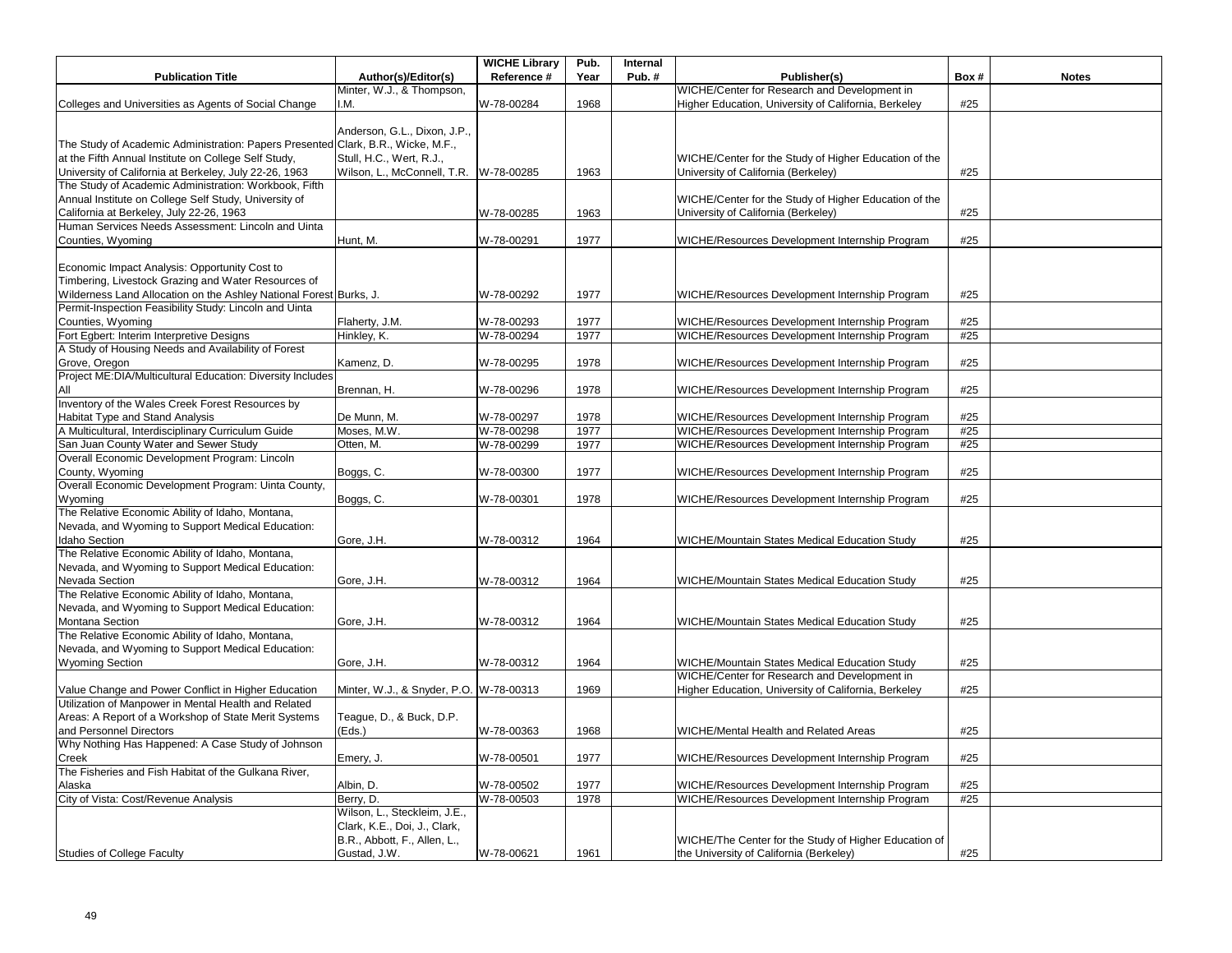| Publication Title | Author(s)/Editor(s) | WICHE Library Reference # | Pub. Year | Internal Pub. # | Publisher(s) | Box # | Notes |
|---|---|---|---|---|---|---|---|
| Colleges and Universities as Agents of Social Change | Minter, W.J., & Thompson, I.M. | W-78-00284 | 1968 | | WICHE/Center for Research and Development in Higher Education, University of California, Berkeley | #25 | |
| The Study of Academic Administration: Papers Presented at the Fifth Annual Institute on College Self Study, University of California at Berkeley, July 22-26, 1963 | Anderson, G.L., Dixon, J.P., Clark, B.R., Wicke, M.F., Stull, H.C., Wert, R.J., Wilson, L., McConnell, T.R. | W-78-00285 | 1963 | | WICHE/Center for the Study of Higher Education of the University of California (Berkeley) | #25 | |
| The Study of Academic Administration: Workbook, Fifth Annual Institute on College Self Study, University of California at Berkeley, July 22-26, 1963 | | W-78-00285 | 1963 | | WICHE/Center for the Study of Higher Education of the University of California (Berkeley) | #25 | |
| Human Services Needs Assessment: Lincoln and Uinta Counties, Wyoming | Hunt, M. | W-78-00291 | 1977 | | WICHE/Resources Development Internship Program | #25 | |
| Economic Impact Analysis: Opportunity Cost to Timbering, Livestock Grazing and Water Resources of Wilderness Land Allocation on the Ashley National Forest | Burks, J. | W-78-00292 | 1977 | | WICHE/Resources Development Internship Program | #25 | |
| Permit-Inspection Feasibility Study: Lincoln and Uinta Counties, Wyoming | Flaherty, J.M. | W-78-00293 | 1977 | | WICHE/Resources Development Internship Program | #25 | |
| Fort Egbert: Interim Interpretive Designs | Hinkley, K. | W-78-00294 | 1977 | | WICHE/Resources Development Internship Program | #25 | |
| A Study of Housing Needs and Availability of Forest Grove, Oregon | Kamenz, D. | W-78-00295 | 1978 | | WICHE/Resources Development Internship Program | #25 | |
| Project ME:DIA/Multicultural Education: Diversity Includes All | Brennan, H. | W-78-00296 | 1978 | | WICHE/Resources Development Internship Program | #25 | |
| Inventory of the Wales Creek Forest Resources by Habitat Type and Stand Analysis | De Munn, M. | W-78-00297 | 1978 | | WICHE/Resources Development Internship Program | #25 | |
| A Multicultural, Interdisciplinary Curriculum Guide | Moses, M.W. | W-78-00298 | 1977 | | WICHE/Resources Development Internship Program | #25 | |
| San Juan County Water and Sewer Study | Otten, M. | W-78-00299 | 1977 | | WICHE/Resources Development Internship Program | #25 | |
| Overall Economic Development Program: Lincoln County, Wyoming | Boggs, C. | W-78-00300 | 1977 | | WICHE/Resources Development Internship Program | #25 | |
| Overall Economic Development Program: Uinta County, Wyoming | Boggs, C. | W-78-00301 | 1978 | | WICHE/Resources Development Internship Program | #25 | |
| The Relative Economic Ability of Idaho, Montana, Nevada, and Wyoming to Support Medical Education: Idaho Section | Gore, J.H. | W-78-00312 | 1964 | | WICHE/Mountain States Medical Education Study | #25 | |
| The Relative Economic Ability of Idaho, Montana, Nevada, and Wyoming to Support Medical Education: Nevada Section | Gore, J.H. | W-78-00312 | 1964 | | WICHE/Mountain States Medical Education Study | #25 | |
| The Relative Economic Ability of Idaho, Montana, Nevada, and Wyoming to Support Medical Education: Montana Section | Gore, J.H. | W-78-00312 | 1964 | | WICHE/Mountain States Medical Education Study | #25 | |
| The Relative Economic Ability of Idaho, Montana, Nevada, and Wyoming to Support Medical Education: Wyoming Section | Gore, J.H. | W-78-00312 | 1964 | | WICHE/Mountain States Medical Education Study | #25 | |
| Value Change and Power Conflict in Higher Education | Minter, W.J., & Snyder, P.O. | W-78-00313 | 1969 | | WICHE/Center for Research and Development in Higher Education, University of California, Berkeley | #25 | |
| Utilization of Manpower in Mental Health and Related Areas: A Report of a Workshop of State Merit Systems and Personnel Directors | Teague, D., & Buck, D.P. (Eds.) | W-78-00363 | 1968 | | WICHE/Mental Health and Related Areas | #25 | |
| Why Nothing Has Happened: A Case Study of Johnson Creek | Emery, J. | W-78-00501 | 1977 | | WICHE/Resources Development Internship Program | #25 | |
| The Fisheries and Fish Habitat of the Gulkana River, Alaska | Albin, D. | W-78-00502 | 1977 | | WICHE/Resources Development Internship Program | #25 | |
| City of Vista: Cost/Revenue Analysis | Berry, D. | W-78-00503 | 1978 | | WICHE/Resources Development Internship Program | #25 | |
| Studies of College Faculty | Wilson, L., Steckleim, J.E., Clark, K.E., Doi, J., Clark, B.R., Abbott, F., Allen, L., Gustad, J.W. | W-78-00621 | 1961 | | WICHE/The Center for the Study of Higher Education of the University of California (Berkeley) | #25 | |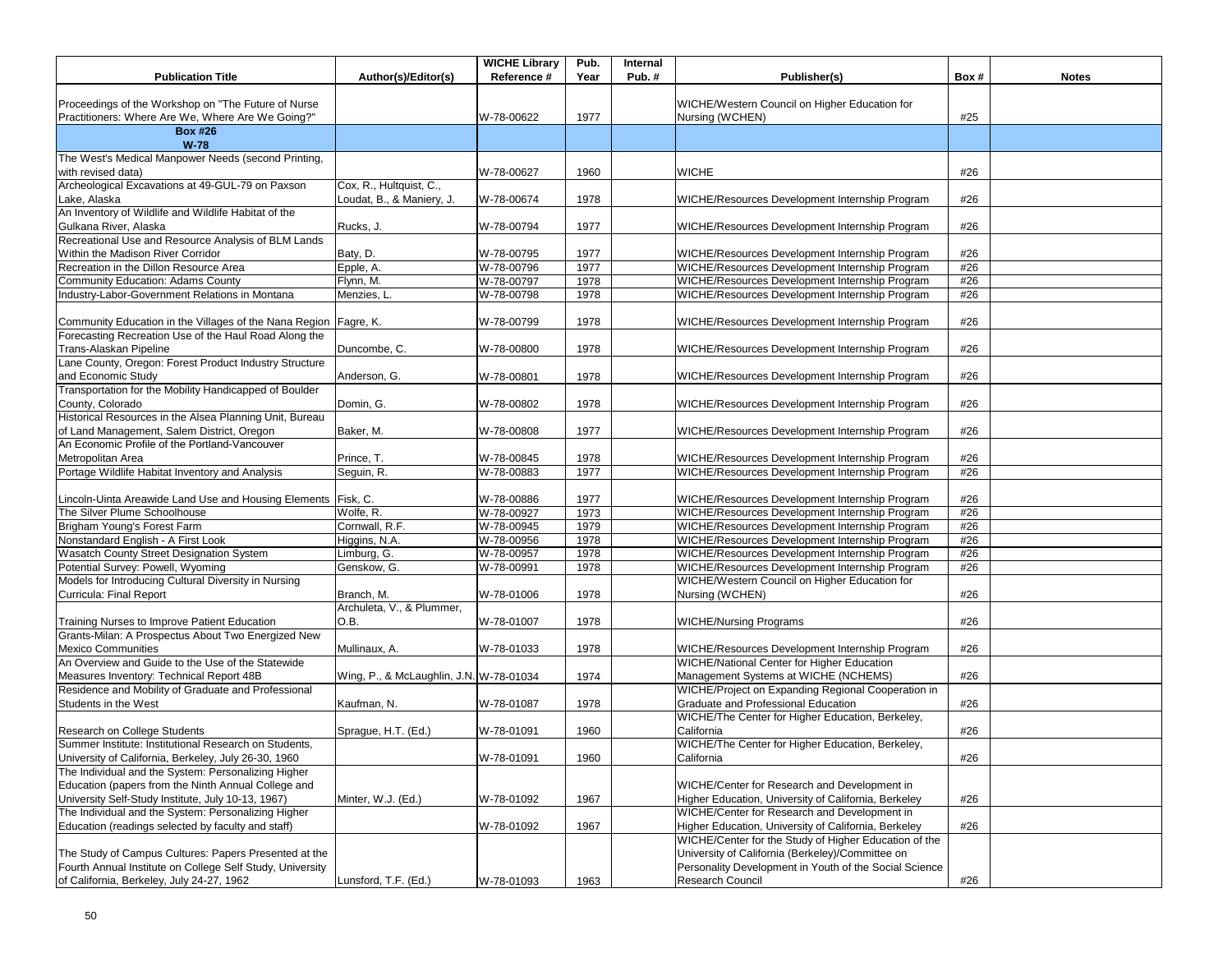| Publication Title | Author(s)/Editor(s) | WICHE Library Reference # | Pub. Year | Internal Pub. # | Publisher(s) | Box # | Notes |
|---|---|---|---|---|---|---|---|
| Proceedings of the Workshop on "The Future of Nurse Practitioners: Where Are We, Where Are We Going?" | | W-78-00622 | 1977 | | WICHE/Western Council on Higher Education for Nursing (WCHEN) | #25 | |
| **Box #26** **W-78** | | | | | | | |
| The West's Medical Manpower Needs (second Printing, with revised data) | | W-78-00627 | 1960 | | WICHE | #26 | |
| Archeological Excavations at 49-GUL-79 on Paxson Lake, Alaska | Cox, R., Hultquist, C., Loudat, B., & Maniery, J. | W-78-00674 | 1978 | | WICHE/Resources Development Internship Program | #26 | |
| An Inventory of Wildlife and Wildlife Habitat of the Gulkana River, Alaska | Rucks, J. | W-78-00794 | 1977 | | WICHE/Resources Development Internship Program | #26 | |
| Recreational Use and Resource Analysis of BLM Lands Within the Madison River Corridor | Baty, D. | W-78-00795 | 1977 | | WICHE/Resources Development Internship Program | #26 | |
| Recreation in the Dillon Resource Area | Epple, A. | W-78-00796 | 1977 | | WICHE/Resources Development Internship Program | #26 | |
| Community Education: Adams County | Flynn, M. | W-78-00797 | 1978 | | WICHE/Resources Development Internship Program | #26 | |
| Industry-Labor-Government Relations in Montana | Menzies, L. | W-78-00798 | 1978 | | WICHE/Resources Development Internship Program | #26 | |
| Community Education in the Villages of the Nana Region | Fagre, K. | W-78-00799 | 1978 | | WICHE/Resources Development Internship Program | #26 | |
| Forecasting Recreation Use of the Haul Road Along the Trans-Alaskan Pipeline | Duncombe, C. | W-78-00800 | 1978 | | WICHE/Resources Development Internship Program | #26 | |
| Lane County, Oregon: Forest Product Industry Structure and Economic Study | Anderson, G. | W-78-00801 | 1978 | | WICHE/Resources Development Internship Program | #26 | |
| Transportation for the Mobility Handicapped of Boulder County, Colorado | Domin, G. | W-78-00802 | 1978 | | WICHE/Resources Development Internship Program | #26 | |
| Historical Resources in the Alsea Planning Unit, Bureau of Land Management, Salem District, Oregon | Baker, M. | W-78-00808 | 1977 | | WICHE/Resources Development Internship Program | #26 | |
| An Economic Profile of the Portland-Vancouver Metropolitan Area | Prince, T. | W-78-00845 | 1978 | | WICHE/Resources Development Internship Program | #26 | |
| Portage Wildlife Habitat Inventory and Analysis | Seguin, R. | W-78-00883 | 1977 | | WICHE/Resources Development Internship Program | #26 | |
| Lincoln-Uinta Areawide Land Use and Housing Elements | Fisk, C. | W-78-00886 | 1977 | | WICHE/Resources Development Internship Program | #26 | |
| The Silver Plume Schoolhouse | Wolfe, R. | W-78-00927 | 1973 | | WICHE/Resources Development Internship Program | #26 | |
| Brigham Young's Forest Farm | Cornwall, R.F. | W-78-00945 | 1979 | | WICHE/Resources Development Internship Program | #26 | |
| Nonstandard English - A First Look | Higgins, N.A. | W-78-00956 | 1978 | | WICHE/Resources Development Internship Program | #26 | |
| Wasatch County Street Designation System | Limburg, G. | W-78-00957 | 1978 | | WICHE/Resources Development Internship Program | #26 | |
| Potential Survey: Powell, Wyoming | Genskow, G. | W-78-00991 | 1978 | | WICHE/Resources Development Internship Program | #26 | |
| Models for Introducing Cultural Diversity in Nursing Curricula: Final Report | Branch, M. | W-78-01006 | 1978 | | WICHE/Western Council on Higher Education for Nursing (WCHEN) | #26 | |
| Training Nurses to Improve Patient Education | Archuleta, V., & Plummer, O.B. | W-78-01007 | 1978 | | WICHE/Nursing Programs | #26 | |
| Grants-Milan: A Prospectus About Two Energized New Mexico Communities | Mullinaux, A. | W-78-01033 | 1978 | | WICHE/Resources Development Internship Program | #26 | |
| An Overview and Guide to the Use of the Statewide Measures Inventory: Technical Report 48B | Wing, P., & McLaughlin, J.N. | W-78-01034 | 1974 | | WICHE/National Center for Higher Education Management Systems at WICHE (NCHEMS) | #26 | |
| Residence and Mobility of Graduate and Professional Students in the West | Kaufman, N. | W-78-01087 | 1978 | | WICHE/Project on Expanding Regional Cooperation in Graduate and Professional Education | #26 | |
| Research on College Students | Sprague, H.T. (Ed.) | W-78-01091 | 1960 | | WICHE/The Center for Higher Education, Berkeley, California | #26 | |
| Summer Institute: Institutional Research on Students, University of California, Berkeley, July 26-30, 1960 | | W-78-01091 | 1960 | | WICHE/The Center for Higher Education, Berkeley, California | #26 | |
| The Individual and the System: Personalizing Higher Education (papers from the Ninth Annual College and University Self-Study Institute, July 10-13, 1967) | Minter, W.J. (Ed.) | W-78-01092 | 1967 | | WICHE/Center for Research and Development in Higher Education, University of California, Berkeley | #26 | |
| The Individual and the System: Personalizing Higher Education (readings selected by faculty and staff) | | W-78-01092 | 1967 | | WICHE/Center for Research and Development in Higher Education, University of California, Berkeley | #26 | |
| The Study of Campus Cultures: Papers Presented at the Fourth Annual Institute on College Self Study, University of California, Berkeley, July 24-27, 1962 | Lunsford, T.F. (Ed.) | W-78-01093 | 1963 | | WICHE/Center for the Study of Higher Education of the University of California (Berkeley)/Committee on Personality Development in Youth of the Social Science Research Council | #26 | |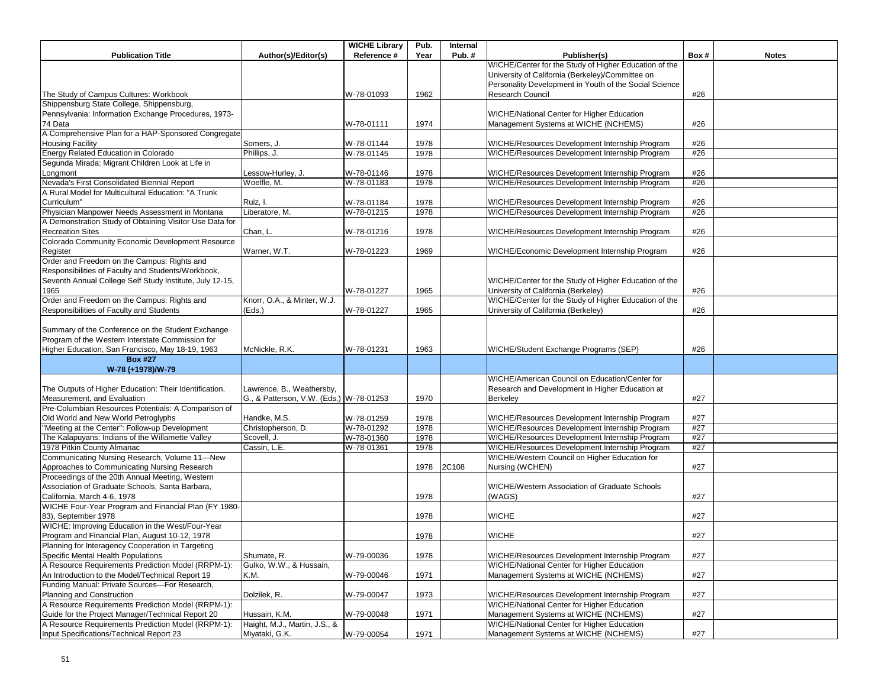| Publication Title | Author(s)/Editor(s) | WICHE Library Reference # | Pub. Year | Internal Pub. # | Publisher(s) | Box # | Notes |
|---|---|---|---|---|---|---|---|
| The Study of Campus Cultures: Workbook | | W-78-01093 | 1962 | | WICHE/Center for the Study of Higher Education of the University of California (Berkeley)/Committee on Personality Development in Youth of the Social Science Research Council | #26 | |
| Shippensburg State College, Shippensburg, Pennsylvania: Information Exchange Procedures, 1973-74 Data | | W-78-01111 | 1974 | | WICHE/National Center for Higher Education Management Systems at WICHE (NCHEMS) | #26 | |
| A Comprehensive Plan for a HAP-Sponsored Congregate Housing Facility | Somers, J. | W-78-01144 | 1978 | | WICHE/Resources Development Internship Program | #26 | |
| Energy Related Education in Colorado | Phillips, J. | W-78-01145 | 1978 | | WICHE/Resources Development Internship Program | #26 | |
| Segunda Mirada: Migrant Children Look at Life in Longmont | Lessow-Hurley, J. | W-78-01146 | 1978 | | WICHE/Resources Development Internship Program | #26 | |
| Nevada's First Consolidated Biennial Report | Woelfle, M. | W-78-01183 | 1978 | | WICHE/Resources Development Internship Program | #26 | |
| A Rural Model for Multicultural Education: "A Trunk Curriculum" | Ruiz, I. | W-78-01184 | 1978 | | WICHE/Resources Development Internship Program | #26 | |
| Physician Manpower Needs Assessment in Montana | Liberatore, M. | W-78-01215 | 1978 | | WICHE/Resources Development Internship Program | #26 | |
| A Demonstration Study of Obtaining Visitor Use Data for Recreation Sites | Chan, L. | W-78-01216 | 1978 | | WICHE/Resources Development Internship Program | #26 | |
| Colorado Community Economic Development Resource Register | Warner, W.T. | W-78-01223 | 1969 | | WICHE/Economic Development Internship Program | #26 | |
| Order and Freedom on the Campus: Rights and Responsibilities of Faculty and Students/Workbook, Seventh Annual College Self Study Institute, July 12-15, 1965 | | W-78-01227 | 1965 | | WICHE/Center for the Study of Higher Education of the University of California (Berkeley) | #26 | |
| Order and Freedom on the Campus: Rights and Responsibilities of Faculty and Students | Knorr, O.A., & Minter, W.J. (Eds.) | W-78-01227 | 1965 | | WICHE/Center for the Study of Higher Education of the University of California (Berkeley) | #26 | |
| Summary of the Conference on the Student Exchange Program of the Western Interstate Commission for Higher Education, San Francisco, May 18-19, 1963 | McNickle, R.K. | W-78-01231 | 1963 | | WICHE/Student Exchange Programs (SEP) | #26 | |
| **Box #27 W-78 (+1978)/W-79** | | | | | | | |
| The Outputs of Higher Education: Their Identification, Measurement, and Evaluation | Lawrence, B., Weathersby, G., & Patterson, V.W. (Eds.) | W-78-01253 | 1970 | | WICHE/American Council on Education/Center for Research and Development in Higher Education at Berkeley | #27 | |
| Pre-Columbian Resources Potentials: A Comparison of Old World and New World Petroglyphs | Handke, M.S. | W-78-01259 | 1978 | | WICHE/Resources Development Internship Program | #27 | |
| "Meeting at the Center": Follow-up Development | Christopherson, D. | W-78-01292 | 1978 | | WICHE/Resources Development Internship Program | #27 | |
| The Kalapuyans: Indians of the Willamette Valley | Scovell, J. | W-78-01360 | 1978 | | WICHE/Resources Development Internship Program | #27 | |
| 1978 Pitkin County Almanac | Cassin, L.E. | W-78-01361 | 1978 | | WICHE/Resources Development Internship Program | #27 | |
| Communicating Nursing Research, Volume 11—New Approaches to Communicating Nursing Research | | | 1978 | 2C108 | WICHE/Western Council on Higher Education for Nursing (WCHEN) | #27 | |
| Proceedings of the 20th Annual Meeting, Western Association of Graduate Schools, Santa Barbara, California, March 4-6, 1978 | | | 1978 | | WICHE/Western Association of Graduate Schools (WAGS) | #27 | |
| WICHE Four-Year Program and Financial Plan (FY 1980-83), September 1978 | | | 1978 | | WICHE | #27 | |
| WICHE: Improving Education in the West/Four-Year Program and Financial Plan, August 10-12, 1978 | | | 1978 | | WICHE | #27 | |
| Planning for Interagency Cooperation in Targeting Specific Mental Health Populations | Shumate, R. | W-79-00036 | 1978 | | WICHE/Resources Development Internship Program | #27 | |
| A Resource Requirements Prediction Model (RRPM-1): An Introduction to the Model/Technical Report 19 | Gulko, W.W., & Hussain, K.M. | W-79-00046 | 1971 | | WICHE/National Center for Higher Education Management Systems at WICHE (NCHEMS) | #27 | |
| Funding Manual: Private Sources—For Research, Planning and Construction | Dolzilek, R. | W-79-00047 | 1973 | | WICHE/Resources Development Internship Program | #27 | |
| A Resource Requirements Prediction Model (RRPM-1): Guide for the Project Manager/Technical Report 20 | Hussain, K.M. | W-79-00048 | 1971 | | WICHE/National Center for Higher Education Management Systems at WICHE (NCHEMS) | #27 | |
| A Resource Requirements Prediction Model (RRPM-1): Input Specifications/Technical Report 23 | Haight, M.J., Martin, J.S., & Miyataki, G.K. | W-79-00054 | 1971 | | WICHE/National Center for Higher Education Management Systems at WICHE (NCHEMS) | #27 | |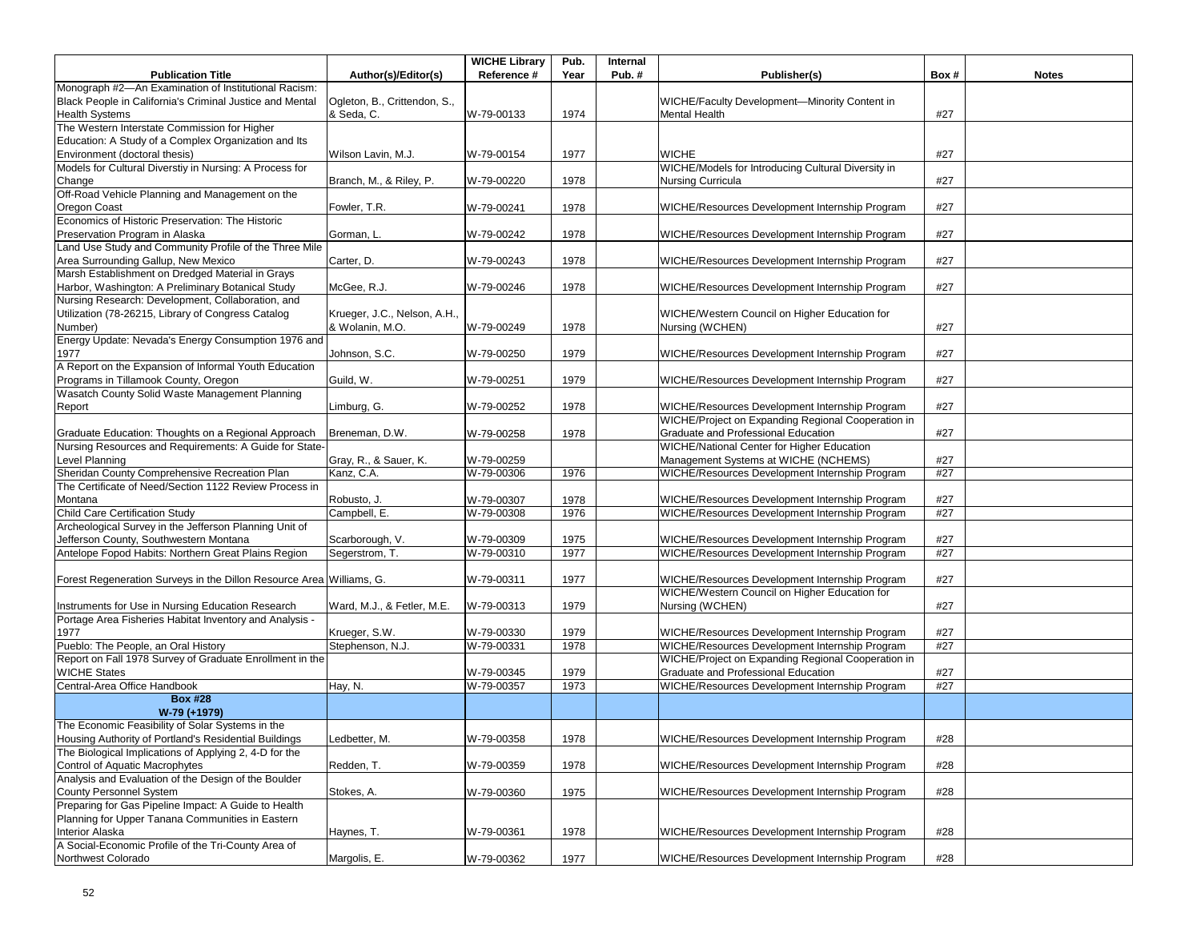| Publication Title | Author(s)/Editor(s) | WICHE Library Reference # | Pub. Year | Internal Pub. # | Publisher(s) | Box # | Notes |
|---|---|---|---|---|---|---|---|
| Monograph #2—An Examination of Institutional Racism: Black People in California's Criminal Justice and Mental Health Systems | Ogleton, B., Crittendon, S., & Seda, C. | W-79-00133 | 1974 | | WICHE/Faculty Development—Minority Content in Mental Health | #27 | |
| The Western Interstate Commission for Higher Education: A Study of a Complex Organization and Its Environment (doctoral thesis) | Wilson Lavin, M.J. | W-79-00154 | 1977 | | WICHE | #27 | |
| Models for Cultural Diverstiy in Nursing: A Process for Change | Branch, M., & Riley, P. | W-79-00220 | 1978 | | WICHE/Models for Introducing Cultural Diversity in Nursing Curricula | #27 | |
| Off-Road Vehicle Planning and Management on the Oregon Coast | Fowler, T.R. | W-79-00241 | 1978 | | WICHE/Resources Development Internship Program | #27 | |
| Economics of Historic Preservation: The Historic Preservation Program in Alaska | Gorman, L. | W-79-00242 | 1978 | | WICHE/Resources Development Internship Program | #27 | |
| Land Use Study and Community Profile of the Three Mile Area Surrounding Gallup, New Mexico | Carter, D. | W-79-00243 | 1978 | | WICHE/Resources Development Internship Program | #27 | |
| Marsh Establishment on Dredged Material in Grays Harbor, Washington: A Preliminary Botanical Study | McGee, R.J. | W-79-00246 | 1978 | | WICHE/Resources Development Internship Program | #27 | |
| Nursing Research: Development, Collaboration, and Utilization (78-26215, Library of Congress Catalog Number) | Krueger, J.C., Nelson, A.H., & Wolanin, M.O. | W-79-00249 | 1978 | | WICHE/Western Council on Higher Education for Nursing (WCHEN) | #27 | |
| Energy Update: Nevada's Energy Consumption 1976 and 1977 | Johnson, S.C. | W-79-00250 | 1979 | | WICHE/Resources Development Internship Program | #27 | |
| A Report on the Expansion of Informal Youth Education Programs in Tillamook County, Oregon | Guild, W. | W-79-00251 | 1979 | | WICHE/Resources Development Internship Program | #27 | |
| Wasatch County Solid Waste Management Planning Report | Limburg, G. | W-79-00252 | 1978 | | WICHE/Resources Development Internship Program | #27 | |
| Graduate Education: Thoughts on a Regional Approach | Breneman, D.W. | W-79-00258 | 1978 | | WICHE/Project on Expanding Regional Cooperation in Graduate and Professional Education | #27 | |
| Nursing Resources and Requirements: A Guide for State-Level Planning | Gray, R., & Sauer, K. | W-79-00259 | | | WICHE/National Center for Higher Education Management Systems at WICHE (NCHEMS) | #27 | |
| Sheridan County Comprehensive Recreation Plan | Kanz, C.A. | W-79-00306 | 1976 | | WICHE/Resources Development Internship Program | #27 | |
| The Certificate of Need/Section 1122 Review Process in Montana | Robusto, J. | W-79-00307 | 1978 | | WICHE/Resources Development Internship Program | #27 | |
| Child Care Certification Study | Campbell, E. | W-79-00308 | 1976 | | WICHE/Resources Development Internship Program | #27 | |
| Archeological Survey in the Jefferson Planning Unit of Jefferson County, Southwestern Montana | Scarborough, V. | W-79-00309 | 1975 | | WICHE/Resources Development Internship Program | #27 | |
| Antelope Fopod Habits: Northern Great Plains Region | Segerstrom, T. | W-79-00310 | 1977 | | WICHE/Resources Development Internship Program | #27 | |
| Forest Regeneration Surveys in the Dillon Resource Area | Williams, G. | W-79-00311 | 1977 | | WICHE/Resources Development Internship Program | #27 | |
| Instruments for Use in Nursing Education Research | Ward, M.J., & Fetler, M.E. | W-79-00313 | 1979 | | WICHE/Western Council on Higher Education for Nursing (WCHEN) | #27 | |
| Portage Area Fisheries Habitat Inventory and Analysis - 1977 | Krueger, S.W. | W-79-00330 | 1979 | | WICHE/Resources Development Internship Program | #27 | |
| Pueblo: The People, an Oral History | Stephenson, N.J. | W-79-00331 | 1978 | | WICHE/Resources Development Internship Program | #27 | |
| Report on Fall 1978 Survey of Graduate Enrollment in the WICHE States | | W-79-00345 | 1979 | | WICHE/Project on Expanding Regional Cooperation in Graduate and Professional Education | #27 | |
| Central-Area Office Handbook | Hay, N. | W-79-00357 | 1973 | | WICHE/Resources Development Internship Program | #27 | |
| **Box #28 W-79 (+1979)** | | | | | | | |
| The Economic Feasibility of Solar Systems in the Housing Authority of Portland's Residential Buildings | Ledbetter, M. | W-79-00358 | 1978 | | WICHE/Resources Development Internship Program | #28 | |
| The Biological Implications of Applying 2, 4-D for the Control of Aquatic Macrophytes | Redden, T. | W-79-00359 | 1978 | | WICHE/Resources Development Internship Program | #28 | |
| Analysis and Evaluation of the Design of the Boulder County Personnel System | Stokes, A. | W-79-00360 | 1975 | | WICHE/Resources Development Internship Program | #28 | |
| Preparing for Gas Pipeline Impact: A Guide to Health Planning for Upper Tanana Communities in Eastern Interior Alaska | Haynes, T. | W-79-00361 | 1978 | | WICHE/Resources Development Internship Program | #28 | |
| A Social-Economic Profile of the Tri-County Area of Northwest Colorado | Margolis, E. | W-79-00362 | 1977 | | WICHE/Resources Development Internship Program | #28 | |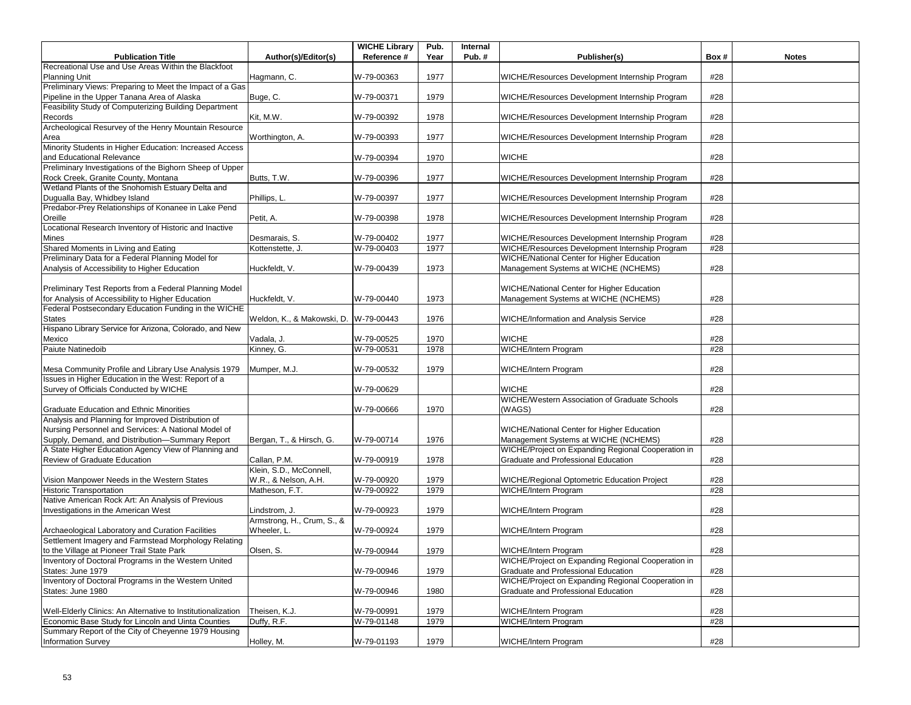| Publication Title | Author(s)/Editor(s) | WICHE Library Reference # | Pub. Year | Internal Pub. # | Publisher(s) | Box # | Notes |
|---|---|---|---|---|---|---|---|
| Recreational Use and Use Areas Within the Blackfoot Planning Unit | Hagmann, C. | W-79-00363 | 1977 | | WICHE/Resources Development Internship Program | #28 | |
| Preliminary Views: Preparing to Meet the Impact of a Gas Pipeline in the Upper Tanana Area of Alaska | Buge, C. | W-79-00371 | 1979 | | WICHE/Resources Development Internship Program | #28 | |
| Feasibility Study of Computerizing Building Department Records | Kit, M.W. | W-79-00392 | 1978 | | WICHE/Resources Development Internship Program | #28 | |
| Archeological Resurvey of the Henry Mountain Resource Area | Worthington, A. | W-79-00393 | 1977 | | WICHE/Resources Development Internship Program | #28 | |
| Minority Students in Higher Education: Increased Access and Educational Relevance | | W-79-00394 | 1970 | | WICHE | #28 | |
| Preliminary Investigations of the Bighorn Sheep of Upper Rock Creek, Granite County, Montana | Butts, T.W. | W-79-00396 | 1977 | | WICHE/Resources Development Internship Program | #28 | |
| Wetland Plants of the Snohomish Estuary Delta and Dugualla Bay, Whidbey Island | Phillips, L. | W-79-00397 | 1977 | | WICHE/Resources Development Internship Program | #28 | |
| Predabor-Prey Relationships of Konanee in Lake Pend Oreille | Petit, A. | W-79-00398 | 1978 | | WICHE/Resources Development Internship Program | #28 | |
| Locational Research Inventory of Historic and Inactive Mines | Desmarais, S. | W-79-00402 | 1977 | | WICHE/Resources Development Internship Program | #28 | |
| Shared Moments in Living and Eating | Kottenstette, J. | W-79-00403 | 1977 | | WICHE/Resources Development Internship Program | #28 | |
| Preliminary Data for a Federal Planning Model for Analysis of Accessibility to Higher Education | Huckfeldt, V. | W-79-00439 | 1973 | | WICHE/National Center for Higher Education Management Systems at WICHE (NCHEMS) | #28 | |
| Preliminary Test Reports from a Federal Planning Model for Analysis of Accessibility to Higher Education | Huckfeldt, V. | W-79-00440 | 1973 | | WICHE/National Center for Higher Education Management Systems at WICHE (NCHEMS) | #28 | |
| Federal Postsecondary Education Funding in the WICHE States | Weldon, K., & Makowski, D. | W-79-00443 | 1976 | | WICHE/Information and Analysis Service | #28 | |
| Hispano Library Service for Arizona, Colorado, and New Mexico | Vadala, J. | W-79-00525 | 1970 | | WICHE | #28 | |
| Paiute Natinedoib | Kinney, G. | W-79-00531 | 1978 | | WICHE/Intern Program | #28 | |
| Mesa Community Profile and Library Use Analysis 1979 | Mumper, M.J. | W-79-00532 | 1979 | | WICHE/Intern Program | #28 | |
| Issues in Higher Education in the West: Report of a Survey of Officials Conducted by WICHE | | W-79-00629 | | | WICHE | #28 | |
| Graduate Education and Ethnic Minorities | | W-79-00666 | 1970 | | WICHE/Western Association of Graduate Schools (WAGS) | #28 | |
| Analysis and Planning for Improved Distribution of Nursing Personnel and Services: A National Model of Supply, Demand, and Distribution—Summary Report | Bergan, T., & Hirsch, G. | W-79-00714 | 1976 | | WICHE/National Center for Higher Education Management Systems at WICHE (NCHEMS) | #28 | |
| A State Higher Education Agency View of Planning and Review of Graduate Education | Callan, P.M. | W-79-00919 | 1978 | | WICHE/Project on Expanding Regional Cooperation in Graduate and Professional Education | #28 | |
| Vision Manpower Needs in the Western States | Klein, S.D., McConnell, W.R., & Nelson, A.H. | W-79-00920 | 1979 | | WICHE/Regional Optometric Education Project | #28 | |
| Historic Transportation | Matheson, F.T. | W-79-00922 | 1979 | | WICHE/Intern Program | #28 | |
| Native American Rock Art: An Analysis of Previous Investigations in the American West | Lindstrom, J. | W-79-00923 | 1979 | | WICHE/Intern Program | #28 | |
| Archaeological Laboratory and Curation Facilities | Armstrong, H., Crum, S., & Wheeler, L. | W-79-00924 | 1979 | | WICHE/Intern Program | #28 | |
| Settlement Imagery and Farmstead Morphology Relating to the Village at Pioneer Trail State Park | Olsen, S. | W-79-00944 | 1979 | | WICHE/Intern Program | #28 | |
| Inventory of Doctoral Programs in the Western United States: June 1979 | | W-79-00946 | 1979 | | WICHE/Project on Expanding Regional Cooperation in Graduate and Professional Education | #28 | |
| Inventory of Doctoral Programs in the Western United States: June 1980 | | W-79-00946 | 1980 | | WICHE/Project on Expanding Regional Cooperation in Graduate and Professional Education | #28 | |
| Well-Elderly Clinics: An Alternative to Institutionalization | Theisen, K.J. | W-79-00991 | 1979 | | WICHE/Intern Program | #28 | |
| Economic Base Study for Lincoln and Uinta Counties | Duffy, R.F. | W-79-01148 | 1979 | | WICHE/Intern Program | #28 | |
| Summary Report of the City of Cheyenne 1979 Housing Information Survey | Holley, M. | W-79-01193 | 1979 | | WICHE/Intern Program | #28 | |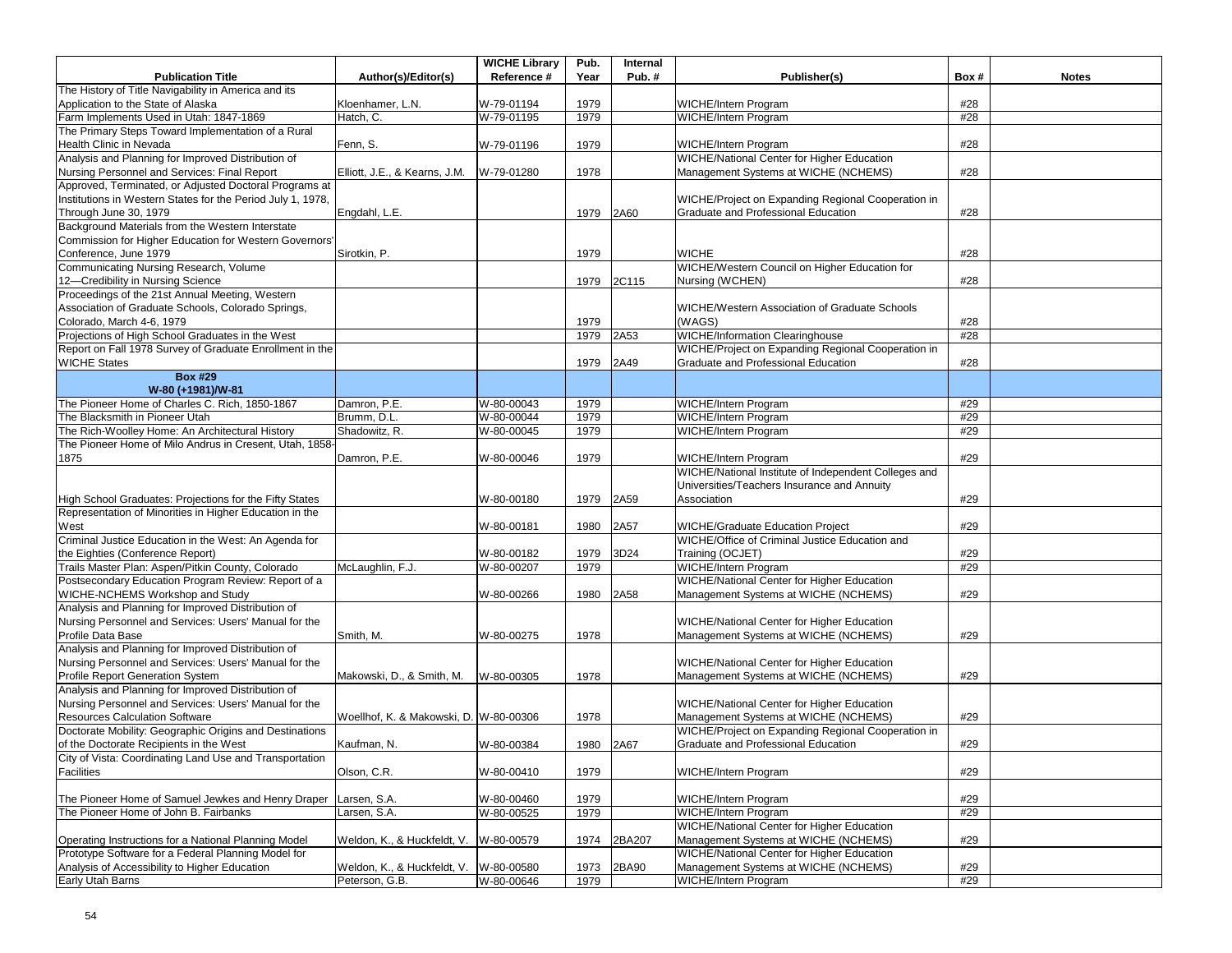| Publication Title | Author(s)/Editor(s) | WICHE Library Reference # | Pub. Year | Internal Pub. # | Publisher(s) | Box # | Notes |
|---|---|---|---|---|---|---|---|
| The History of Title Navigability in America and its Application to the State of Alaska | Kloenhamer, L.N. | W-79-01194 | 1979 | | WICHE/Intern Program | #28 | |
| Farm Implements Used in Utah: 1847-1869 | Hatch, C. | W-79-01195 | 1979 | | WICHE/Intern Program | #28 | |
| The Primary Steps Toward Implementation of a Rural Health Clinic in Nevada | Fenn, S. | W-79-01196 | 1979 | | WICHE/Intern Program | #28 | |
| Analysis and Planning for Improved Distribution of Nursing Personnel and Services: Final Report | Elliott, J.E., & Kearns, J.M. | W-79-01280 | 1978 | | WICHE/National Center for Higher Education Management Systems at WICHE (NCHEMS) | #28 | |
| Approved, Terminated, or Adjusted Doctoral Programs at Institutions in Western States for the Period July 1, 1978, Through June 30, 1979 | Engdahl, L.E. | | 1979 | 2A60 | WICHE/Project on Expanding Regional Cooperation in Graduate and Professional Education | #28 | |
| Background Materials from the Western Interstate Commission for Higher Education for Western Governors' Conference, June 1979 | Sirotkin, P. | | 1979 | | WICHE | #28 | |
| Communicating Nursing Research, Volume 12—Credibility in Nursing Science | | | 1979 | 2C115 | WICHE/Western Council on Higher Education for Nursing (WCHEN) | #28 | |
| Proceedings of the 21st Annual Meeting, Western Association of Graduate Schools, Colorado Springs, Colorado, March 4-6, 1979 | | | 1979 | | WICHE/Western Association of Graduate Schools (WAGS) | #28 | |
| Projections of High School Graduates in the West | | | 1979 | 2A53 | WICHE/Information Clearinghouse | #28 | |
| Report on Fall 1978 Survey of Graduate Enrollment in the WICHE States | | | 1979 | 2A49 | WICHE/Project on Expanding Regional Cooperation in Graduate and Professional Education | #28 | |
| **Box #29 W-80 (+1981)/W-81** | | | | | | | |
| The Pioneer Home of Charles C. Rich, 1850-1867 | Damron, P.E. | W-80-00043 | 1979 | | WICHE/Intern Program | #29 | |
| The Blacksmith in Pioneer Utah | Brumm, D.L. | W-80-00044 | 1979 | | WICHE/Intern Program | #29 | |
| The Rich-Woolley Home: An Architectural History | Shadowitz, R. | W-80-00045 | 1979 | | WICHE/Intern Program | #29 | |
| The Pioneer Home of Milo Andrus in Cresent, Utah, 1858-1875 | Damron, P.E. | W-80-00046 | 1979 | | WICHE/Intern Program | #29 | |
| High School Graduates: Projections for the Fifty States | | W-80-00180 | 1979 | 2A59 | WICHE/National Institute of Independent Colleges and Universities/Teachers Insurance and Annuity Association | #29 | |
| Representation of Minorities in Higher Education in the West | | W-80-00181 | 1980 | 2A57 | WICHE/Graduate Education Project | #29 | |
| Criminal Justice Education in the West: An Agenda for the Eighties (Conference Report) | | W-80-00182 | 1979 | 3D24 | WICHE/Office of Criminal Justice Education and Training (OCJET) | #29 | |
| Trails Master Plan: Aspen/Pitkin County, Colorado | McLaughlin, F.J. | W-80-00207 | 1979 | | WICHE/Intern Program | #29 | |
| Postsecondary Education Program Review: Report of a WICHE-NCHEMS Workshop and Study | | W-80-00266 | 1980 | 2A58 | WICHE/National Center for Higher Education Management Systems at WICHE (NCHEMS) | #29 | |
| Analysis and Planning for Improved Distribution of Nursing Personnel and Services: Users' Manual for the Profile Data Base | Smith, M. | W-80-00275 | 1978 | | WICHE/National Center for Higher Education Management Systems at WICHE (NCHEMS) | #29 | |
| Analysis and Planning for Improved Distribution of Nursing Personnel and Services: Users' Manual for the Profile Report Generation System | Makowski, D., & Smith, M. | W-80-00305 | 1978 | | WICHE/National Center for Higher Education Management Systems at WICHE (NCHEMS) | #29 | |
| Analysis and Planning for Improved Distribution of Nursing Personnel and Services: Users' Manual for the Resources Calculation Software | Woellhof, K. & Makowski, D. | W-80-00306 | 1978 | | WICHE/National Center for Higher Education Management Systems at WICHE (NCHEMS) | #29 | |
| Doctorate Mobility: Geographic Origins and Destinations of the Doctorate Recipients in the West | Kaufman, N. | W-80-00384 | 1980 | 2A67 | WICHE/Project on Expanding Regional Cooperation in Graduate and Professional Education | #29 | |
| City of Vista: Coordinating Land Use and Transportation Facilities | Olson, C.R. | W-80-00410 | 1979 | | WICHE/Intern Program | #29 | |
| The Pioneer Home of Samuel Jewkes and Henry Draper | Larsen, S.A. | W-80-00460 | 1979 | | WICHE/Intern Program | #29 | |
| The Pioneer Home of John B. Fairbanks | Larsen, S.A. | W-80-00525 | 1979 | | WICHE/Intern Program | #29 | |
| Operating Instructions for a National Planning Model | Weldon, K., & Huckfeldt, V. | W-80-00579 | 1974 | 2BA207 | WICHE/National Center for Higher Education Management Systems at WICHE (NCHEMS) | #29 | |
| Prototype Software for a Federal Planning Model for Analysis of Accessibility to Higher Education | Weldon, K., & Huckfeldt, V. | W-80-00580 | 1973 | 2BA90 | WICHE/National Center for Higher Education Management Systems at WICHE (NCHEMS) | #29 | |
| Early Utah Barns | Peterson, G.B. | W-80-00646 | 1979 | | WICHE/Intern Program | #29 | |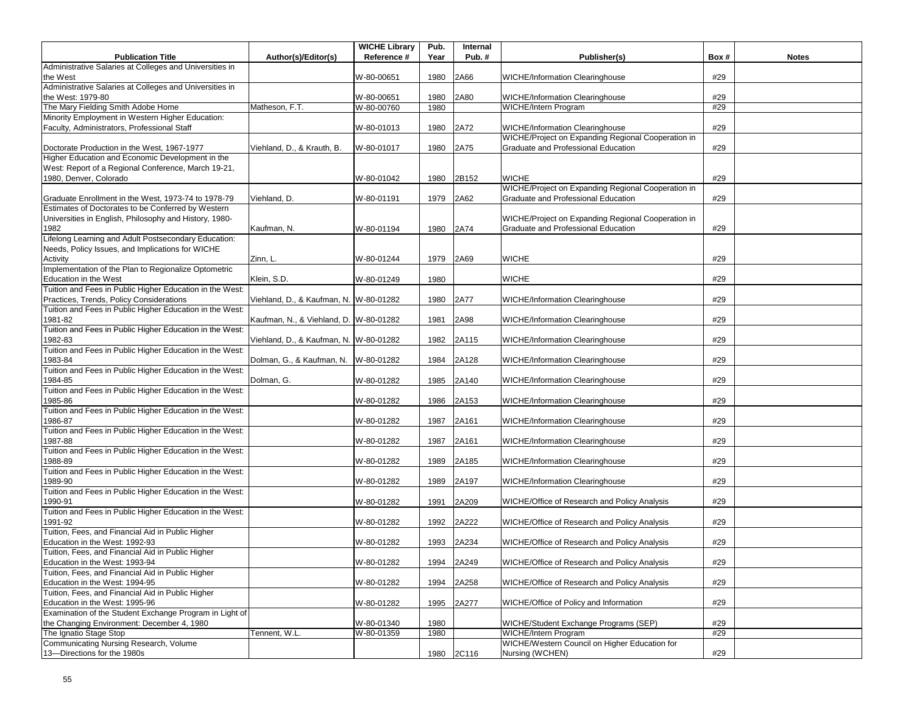| Publication Title | Author(s)/Editor(s) | WICHE Library Reference # | Pub. Year | Internal Pub. # | Publisher(s) | Box # | Notes |
|---|---|---|---|---|---|---|---|
| Administrative Salaries at Colleges and Universities in the West | | W-80-00651 | 1980 | 2A66 | WICHE/Information Clearinghouse | #29 | |
| Administrative Salaries at Colleges and Universities in the West: 1979-80 | | W-80-00651 | 1980 | 2A80 | WICHE/Information Clearinghouse | #29 | |
| The Mary Fielding Smith Adobe Home | Matheson, F.T. | W-80-00760 | 1980 | | WICHE/Intern Program | #29 | |
| Minority Employment in Western Higher Education: Faculty, Administrators, Professional Staff | | W-80-01013 | 1980 | 2A72 | WICHE/Information Clearinghouse | #29 | |
| Doctorate Production in the West, 1967-1977 | Viehland, D., & Krauth, B. | W-80-01017 | 1980 | 2A75 | WICHE/Project on Expanding Regional Cooperation in Graduate and Professional Education | #29 | |
| Higher Education and Economic Development in the West: Report of a Regional Conference, March 19-21, 1980, Denver, Colorado | | W-80-01042 | 1980 | 2B152 | WICHE | #29 | |
| Graduate Enrollment in the West, 1973-74 to 1978-79 | Viehland, D. | W-80-01191 | 1979 | 2A62 | WICHE/Project on Expanding Regional Cooperation in Graduate and Professional Education | #29 | |
| Estimates of Doctorates to be Conferred by Western Universities in English, Philosophy and History, 1980-1982 | Kaufman, N. | W-80-01194 | 1980 | 2A74 | WICHE/Project on Expanding Regional Cooperation in Graduate and Professional Education | #29 | |
| Lifelong Learning and Adult Postsecondary Education: Needs, Policy Issues, and Implications for WICHE Activity | Zinn, L. | W-80-01244 | 1979 | 2A69 | WICHE | #29 | |
| Implementation of the Plan to Regionalize Optometric Education in the West | Klein, S.D. | W-80-01249 | 1980 | | WICHE | #29 | |
| Tuition and Fees in Public Higher Education in the West: Practices, Trends, Policy Considerations | Viehland, D., & Kaufman, N. | W-80-01282 | 1980 | 2A77 | WICHE/Information Clearinghouse | #29 | |
| Tuition and Fees in Public Higher Education in the West: 1981-82 | Kaufman, N., & Viehland, D. | W-80-01282 | 1981 | 2A98 | WICHE/Information Clearinghouse | #29 | |
| Tuition and Fees in Public Higher Education in the West: 1982-83 | Viehland, D., & Kaufman, N. | W-80-01282 | 1982 | 2A115 | WICHE/Information Clearinghouse | #29 | |
| Tuition and Fees in Public Higher Education in the West: 1983-84 | Dolman, G., & Kaufman, N. | W-80-01282 | 1984 | 2A128 | WICHE/Information Clearinghouse | #29 | |
| Tuition and Fees in Public Higher Education in the West: 1984-85 | Dolman, G. | W-80-01282 | 1985 | 2A140 | WICHE/Information Clearinghouse | #29 | |
| Tuition and Fees in Public Higher Education in the West: 1985-86 | | W-80-01282 | 1986 | 2A153 | WICHE/Information Clearinghouse | #29 | |
| Tuition and Fees in Public Higher Education in the West: 1986-87 | | W-80-01282 | 1987 | 2A161 | WICHE/Information Clearinghouse | #29 | |
| Tuition and Fees in Public Higher Education in the West: 1987-88 | | W-80-01282 | 1987 | 2A161 | WICHE/Information Clearinghouse | #29 | |
| Tuition and Fees in Public Higher Education in the West: 1988-89 | | W-80-01282 | 1989 | 2A185 | WICHE/Information Clearinghouse | #29 | |
| Tuition and Fees in Public Higher Education in the West: 1989-90 | | W-80-01282 | 1989 | 2A197 | WICHE/Information Clearinghouse | #29 | |
| Tuition and Fees in Public Higher Education in the West: 1990-91 | | W-80-01282 | 1991 | 2A209 | WICHE/Office of Research and Policy Analysis | #29 | |
| Tuition and Fees in Public Higher Education in the West: 1991-92 | | W-80-01282 | 1992 | 2A222 | WICHE/Office of Research and Policy Analysis | #29 | |
| Tuition, Fees, and Financial Aid in Public Higher Education in the West: 1992-93 | | W-80-01282 | 1993 | 2A234 | WICHE/Office of Research and Policy Analysis | #29 | |
| Tuition, Fees, and Financial Aid in Public Higher Education in the West: 1993-94 | | W-80-01282 | 1994 | 2A249 | WICHE/Office of Research and Policy Analysis | #29 | |
| Tuition, Fees, and Financial Aid in Public Higher Education in the West: 1994-95 | | W-80-01282 | 1994 | 2A258 | WICHE/Office of Research and Policy Analysis | #29 | |
| Tuition, Fees, and Financial Aid in Public Higher Education in the West: 1995-96 | | W-80-01282 | 1995 | 2A277 | WICHE/Office of Policy and Information | #29 | |
| Examination of the Student Exchange Program in Light of the Changing Environment: December 4, 1980 | | W-80-01340 | 1980 | | WICHE/Student Exchange Programs (SEP) | #29 | |
| The Ignatio Stage Stop | Tennent, W.L. | W-80-01359 | 1980 | | WICHE/Intern Program | #29 | |
| Communicating Nursing Research, Volume 13—Directions for the 1980s | | | 1980 | 2C116 | WICHE/Western Council on Higher Education for Nursing (WCHEN) | #29 | |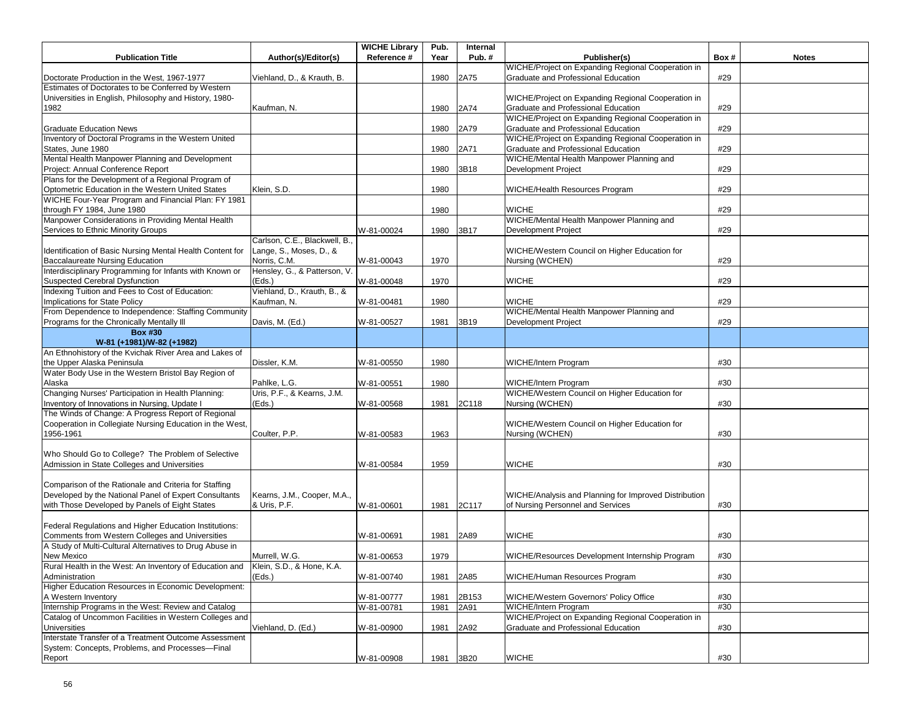| Publication Title | Author(s)/Editor(s) | WICHE Library Reference # | Pub. Year | Internal Pub. # | Publisher(s) | Box # | Notes |
|---|---|---|---|---|---|---|---|
| Doctorate Production in the West, 1967-1977 | Viehland, D., & Krauth, B. | | 1980 | 2A75 | WICHE/Project on Expanding Regional Cooperation in Graduate and Professional Education | #29 | |
| Estimates of Doctorates to be Conferred by Western Universities in English, Philosophy and History, 1980-1982 | Kaufman, N. | | 1980 | 2A74 | WICHE/Project on Expanding Regional Cooperation in Graduate and Professional Education | #29 | |
| Graduate Education News | | | 1980 | 2A79 | WICHE/Project on Expanding Regional Cooperation in Graduate and Professional Education | #29 | |
| Inventory of Doctoral Programs in the Western United States, June 1980 | | | 1980 | 2A71 | WICHE/Project on Expanding Regional Cooperation in Graduate and Professional Education | #29 | |
| Mental Health Manpower Planning and Development Project: Annual Conference Report | | | 1980 | 3B18 | WICHE/Mental Health Manpower Planning and Development Project | #29 | |
| Plans for the Development of a Regional Program of Optometric Education in the Western United States | Klein, S.D. | | 1980 | | WICHE/Health Resources Program | #29 | |
| WICHE Four-Year Program and Financial Plan: FY 1981 through FY 1984, June 1980 | | | 1980 | | WICHE | #29 | |
| Manpower Considerations in Providing Mental Health Services to Ethnic Minority Groups | | W-81-00024 | 1980 | 3B17 | WICHE/Mental Health Manpower Planning and Development Project | #29 | |
| Identification of Basic Nursing Mental Health Content for Baccalaureate Nursing Education | Carlson, C.E., Blackwell, B., Lange, S., Moses, D., & Norris, C.M. | W-81-00043 | 1970 | | WICHE/Western Council on Higher Education for Nursing (WCHEN) | #29 | |
| Interdisciplinary Programming for Infants with Known or Suspected Cerebral Dysfunction | Hensley, G., & Patterson, V. (Eds.) | W-81-00048 | 1970 | | WICHE | #29 | |
| Indexing Tuition and Fees to Cost of Education: Implications for State Policy | Viehland, D., Krauth, B., & Kaufman, N. | W-81-00481 | 1980 | | WICHE | #29 | |
| From Dependence to Independence: Staffing Community Programs for the Chronically Mentally Ill | Davis, M. (Ed.) | W-81-00527 | 1981 | 3B19 | WICHE/Mental Health Manpower Planning and Development Project | #29 | |
| **Box #30 W-81 (+1981)/W-82 (+1982)** | | | | | | | |
| An Ethnohistory of the Kvichak River Area and Lakes of the Upper Alaska Peninsula | Dissler, K.M. | W-81-00550 | 1980 | | WICHE/Intern Program | #30 | |
| Water Body Use in the Western Bristol Bay Region of Alaska | Pahlke, L.G. | W-81-00551 | 1980 | | WICHE/Intern Program | #30 | |
| Changing Nurses' Participation in Health Planning: Inventory of Innovations in Nursing, Update I | Uris, P.F., & Kearns, J.M. (Eds.) | W-81-00568 | 1981 | 2C118 | WICHE/Western Council on Higher Education for Nursing (WCHEN) | #30 | |
| The Winds of Change: A Progress Report of Regional Cooperation in Collegiate Nursing Education in the West, 1956-1961 | Coulter, P.P. | W-81-00583 | 1963 | | WICHE/Western Council on Higher Education for Nursing (WCHEN) | #30 | |
| Who Should Go to College? The Problem of Selective Admission in State Colleges and Universities | | W-81-00584 | 1959 | | WICHE | #30 | |
| Comparison of the Rationale and Criteria for Staffing Developed by the National Panel of Expert Consultants with Those Developed by Panels of Eight States | Kearns, J.M., Cooper, M.A., & Uris, P.F. | W-81-00601 | 1981 | 2C117 | WICHE/Analysis and Planning for Improved Distribution of Nursing Personnel and Services | #30 | |
| Federal Regulations and Higher Education Institutions: Comments from Western Colleges and Universities | | W-81-00691 | 1981 | 2A89 | WICHE | #30 | |
| A Study of Multi-Cultural Alternatives to Drug Abuse in New Mexico | Murrell, W.G. | W-81-00653 | 1979 | | WICHE/Resources Development Internship Program | #30 | |
| Rural Health in the West: An Inventory of Education and Administration | Klein, S.D., & Hone, K.A. (Eds.) | W-81-00740 | 1981 | 2A85 | WICHE/Human Resources Program | #30 | |
| Higher Education Resources in Economic Development: A Western Inventory | | W-81-00777 | 1981 | 2B153 | WICHE/Western Governors' Policy Office | #30 | |
| Internship Programs in the West: Review and Catalog | | W-81-00781 | 1981 | 2A91 | WICHE/Intern Program | #30 | |
| Catalog of Uncommon Facilities in Western Colleges and Universities | Viehland, D. (Ed.) | W-81-00900 | 1981 | 2A92 | WICHE/Project on Expanding Regional Cooperation in Graduate and Professional Education | #30 | |
| Interstate Transfer of a Treatment Outcome Assessment System: Concepts, Problems, and Processes—Final Report | | W-81-00908 | 1981 | 3B20 | WICHE | #30 | |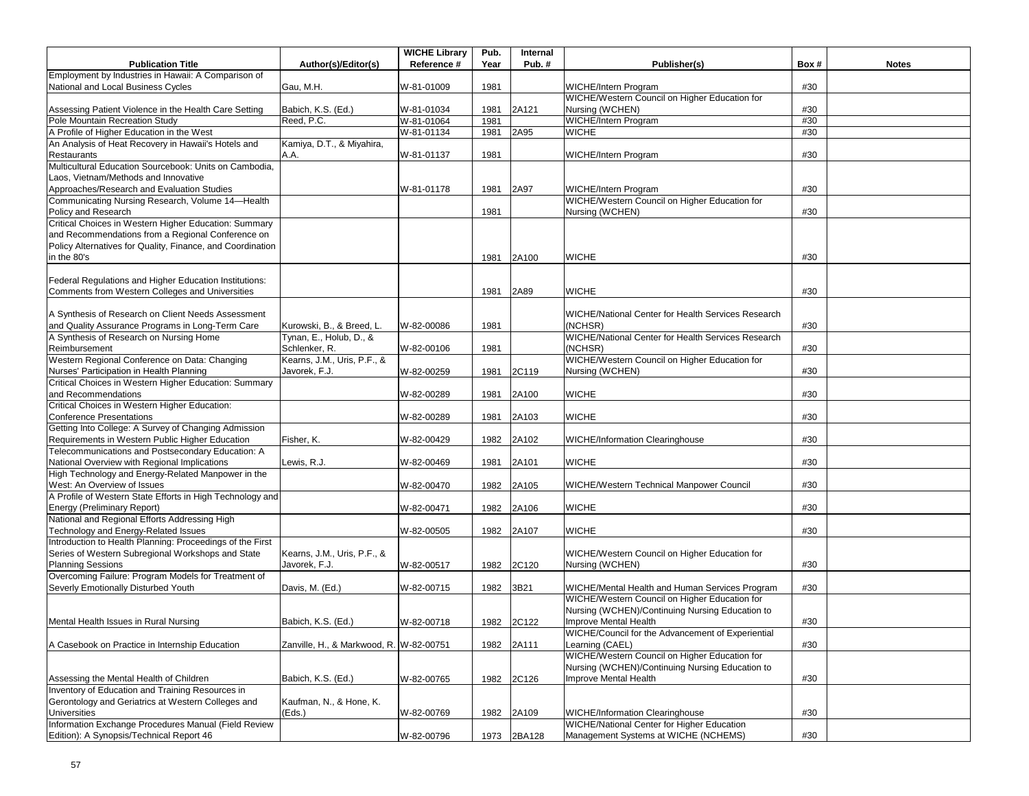| Publication Title | Author(s)/Editor(s) | WICHE Library Reference # | Pub. Year | Internal Pub. # | Publisher(s) | Box # | Notes |
|---|---|---|---|---|---|---|---|
| Employment by Industries in Hawaii: A Comparison of National and Local Business Cycles | Gau, M.H. | W-81-01009 | 1981 | | WICHE/Intern Program | #30 | |
| Assessing Patient Violence in the Health Care Setting | Babich, K.S. (Ed.) | W-81-01034 | 1981 | 2A121 | WICHE/Western Council on Higher Education for Nursing (WCHEN) | #30 | |
| Pole Mountain Recreation Study | Reed, P.C. | W-81-01064 | 1981 | | WICHE/Intern Program | #30 | |
| A Profile of Higher Education in the West | | W-81-01134 | 1981 | 2A95 | WICHE | #30 | |
| An Analysis of Heat Recovery in Hawaii's Hotels and Restaurants | Kamiya, D.T., & Miyahira, A.A. | W-81-01137 | 1981 | | WICHE/Intern Program | #30 | |
| Multicultural Education Sourcebook: Units on Cambodia, Laos, Vietnam/Methods and Innovative Approaches/Research and Evaluation Studies | | W-81-01178 | 1981 | 2A97 | WICHE/Intern Program | #30 | |
| Communicating Nursing Research, Volume 14—Health Policy and Research | | | 1981 | | WICHE/Western Council on Higher Education for Nursing (WCHEN) | #30 | |
| Critical Choices in Western Higher Education: Summary and Recommendations from a Regional Conference on Policy Alternatives for Quality, Finance, and Coordination in the 80's | | | 1981 | 2A100 | WICHE | #30 | |
| Federal Regulations and Higher Education Institutions: Comments from Western Colleges and Universities | | | 1981 | 2A89 | WICHE | #30 | |
| A Synthesis of Research on Client Needs Assessment and Quality Assurance Programs in Long-Term Care | Kurowski, B., & Breed, L. | W-82-00086 | 1981 | | WICHE/National Center for Health Services Research (NCHSR) | #30 | |
| A Synthesis of Research on Nursing Home Reimbursement | Tynan, E., Holub, D., & Schlenker, R. | W-82-00106 | 1981 | | WICHE/National Center for Health Services Research (NCHSR) | #30 | |
| Western Regional Conference on Data: Changing Nurses' Participation in Health Planning | Kearns, J.M., Uris, P.F., & Javorek, F.J. | W-82-00259 | 1981 | 2C119 | WICHE/Western Council on Higher Education for Nursing (WCHEN) | #30 | |
| Critical Choices in Western Higher Education: Summary and Recommendations | | W-82-00289 | 1981 | 2A100 | WICHE | #30 | |
| Critical Choices in Western Higher Education: Conference Presentations | | W-82-00289 | 1981 | 2A103 | WICHE | #30 | |
| Getting Into College: A Survey of Changing Admission Requirements in Western Public Higher Education | Fisher, K. | W-82-00429 | 1982 | 2A102 | WICHE/Information Clearinghouse | #30 | |
| Telecommunications and Postsecondary Education: A National Overview with Regional Implications | Lewis, R.J. | W-82-00469 | 1981 | 2A101 | WICHE | #30 | |
| High Technology and Energy-Related Manpower in the West: An Overview of Issues | | W-82-00470 | 1982 | 2A105 | WICHE/Western Technical Manpower Council | #30 | |
| A Profile of Western State Efforts in High Technology and Energy (Preliminary Report) | | W-82-00471 | 1982 | 2A106 | WICHE | #30 | |
| National and Regional Efforts Addressing High Technology and Energy-Related Issues | | W-82-00505 | 1982 | 2A107 | WICHE | #30 | |
| Introduction to Health Planning: Proceedings of the First Series of Western Subregional Workshops and State Planning Sessions | Kearns, J.M., Uris, P.F., & Javorek, F.J. | W-82-00517 | 1982 | 2C120 | WICHE/Western Council on Higher Education for Nursing (WCHEN) | #30 | |
| Overcoming Failure: Program Models for Treatment of Severly Emotionally Disturbed Youth | Davis, M. (Ed.) | W-82-00715 | 1982 | 3B21 | WICHE/Mental Health and Human Services Program | #30 | |
| Mental Health Issues in Rural Nursing | Babich, K.S. (Ed.) | W-82-00718 | 1982 | 2C122 | WICHE/Western Council on Higher Education for Nursing (WCHEN)/Continuing Nursing Education to Improve Mental Health | #30 | |
| A Casebook on Practice in Internship Education | Zanville, H., & Markwood, R. | W-82-00751 | 1982 | 2A111 | WICHE/Council for the Advancement of Experiential Learning (CAEL) | #30 | |
| Assessing the Mental Health of Children | Babich, K.S. (Ed.) | W-82-00765 | 1982 | 2C126 | WICHE/Western Council on Higher Education for Nursing (WCHEN)/Continuing Nursing Education to Improve Mental Health | #30 | |
| Inventory of Education and Training Resources in Gerontology and Geriatrics at Western Colleges and Universities | Kaufman, N., & Hone, K. (Eds.) | W-82-00769 | 1982 | 2A109 | WICHE/Information Clearinghouse | #30 | |
| Information Exchange Procedures Manual (Field Review Edition): A Synopsis/Technical Report 46 | | W-82-00796 | 1973 | 2BA128 | WICHE/National Center for Higher Education Management Systems at WICHE (NCHEMS) | #30 | |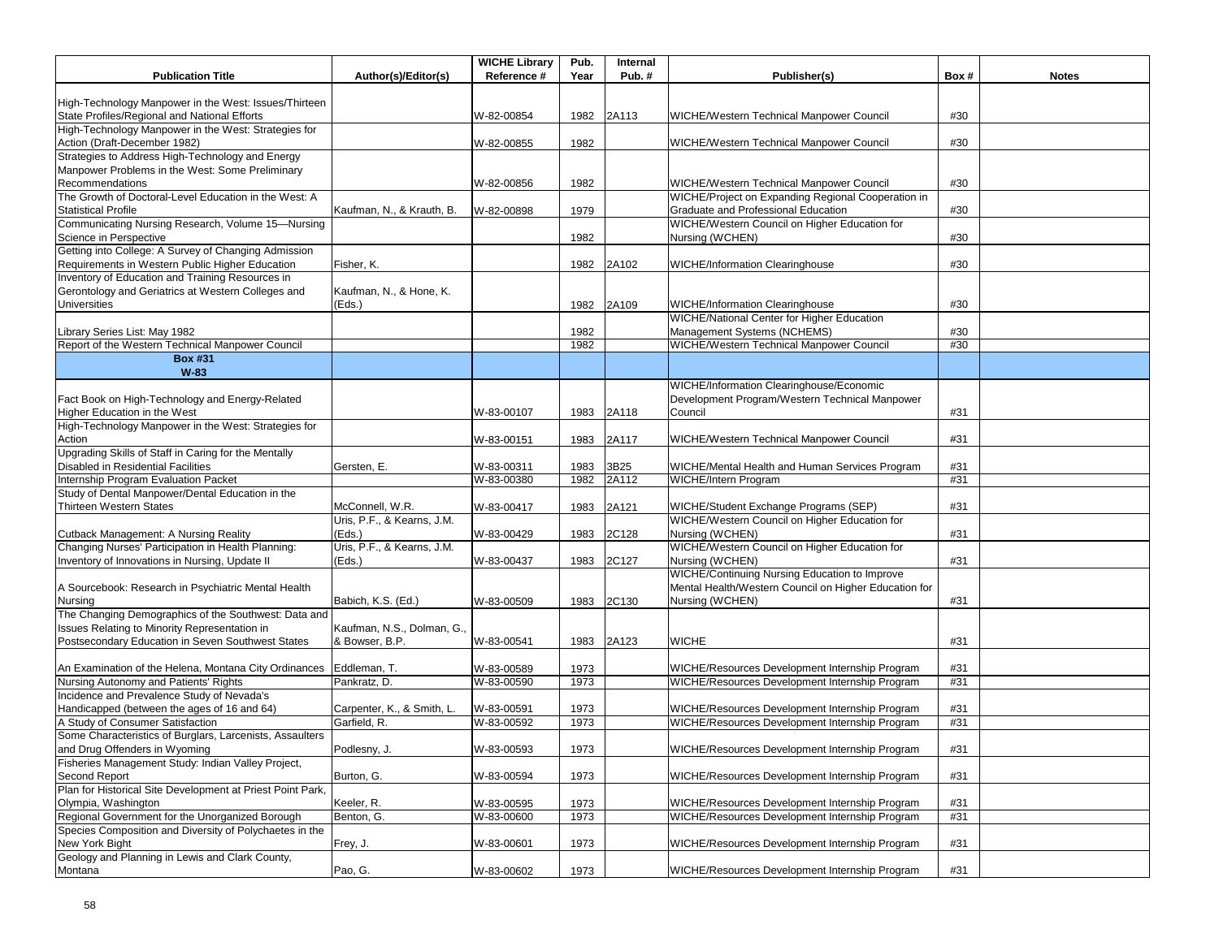| Publication Title | Author(s)/Editor(s) | WICHE Library Reference # | Pub. Year | Internal Pub. # | Publisher(s) | Box # | Notes |
|---|---|---|---|---|---|---|---|
| High-Technology Manpower in the West: Issues/Thirteen State Profiles/Regional and National Efforts | | W-82-00854 | 1982 | 2A113 | WICHE/Western Technical Manpower Council | #30 | |
| High-Technology Manpower in the West: Strategies for Action (Draft-December 1982) | | W-82-00855 | 1982 | | WICHE/Western Technical Manpower Council | #30 | |
| Strategies to Address High-Technology and Energy Manpower Problems in the West: Some Preliminary Recommendations | | W-82-00856 | 1982 | | WICHE/Western Technical Manpower Council | #30 | |
| The Growth of Doctoral-Level Education in the West: A Statistical Profile | Kaufman, N., & Krauth, B. | W-82-00898 | 1979 | | WICHE/Project on Expanding Regional Cooperation in Graduate and Professional Education | #30 | |
| Communicating Nursing Research, Volume 15—Nursing Science in Perspective | | | 1982 | | WICHE/Western Council on Higher Education for Nursing (WCHEN) | #30 | |
| Getting into College: A Survey of Changing Admission Requirements in Western Public Higher Education | Fisher, K. | | 1982 | 2A102 | WICHE/Information Clearinghouse | #30 | |
| Inventory of Education and Training Resources in Gerontology and Geriatrics at Western Colleges and Universities | Kaufman, N., & Hone, K. (Eds.) | | 1982 | 2A109 | WICHE/Information Clearinghouse | #30 | |
| Library Series List: May 1982 | | | 1982 | | WICHE/National Center for Higher Education Management Systems (NCHEMS) | #30 | |
| Report of the Western Technical Manpower Council | | | 1982 | | WICHE/Western Technical Manpower Council | #30 | |
| **Box #31 W-83** | | | | | | | |
| Fact Book on High-Technology and Energy-Related Higher Education in the West | | W-83-00107 | 1983 | 2A118 | WICHE/Information Clearinghouse/Economic Development Program/Western Technical Manpower Council | #31 | |
| High-Technology Manpower in the West: Strategies for Action | | W-83-00151 | 1983 | 2A117 | WICHE/Western Technical Manpower Council | #31 | |
| Upgrading Skills of Staff in Caring for the Mentally Disabled in Residential Facilities | Gersten, E. | W-83-00311 | 1983 | 3B25 | WICHE/Mental Health and Human Services Program | #31 | |
| Internship Program Evaluation Packet | | W-83-00380 | 1982 | 2A112 | WICHE/Intern Program | #31 | |
| Study of Dental Manpower/Dental Education in the Thirteen Western States | McConnell, W.R. | W-83-00417 | 1983 | 2A121 | WICHE/Student Exchange Programs (SEP) | #31 | |
| Cutback Management: A Nursing Reality | Uris, P.F., & Kearns, J.M. (Eds.) | W-83-00429 | 1983 | 2C128 | WICHE/Western Council on Higher Education for Nursing (WCHEN) | #31 | |
| Changing Nurses' Participation in Health Planning: Inventory of Innovations in Nursing, Update II | Uris, P.F., & Kearns, J.M. (Eds.) | W-83-00437 | 1983 | 2C127 | WICHE/Western Council on Higher Education for Nursing (WCHEN) | #31 | |
| A Sourcebook: Research in Psychiatric Mental Health Nursing | Babich, K.S. (Ed.) | W-83-00509 | 1983 | 2C130 | WICHE/Continuing Nursing Education to Improve Mental Health/Western Council on Higher Education for Nursing (WCHEN) | #31 | |
| The Changing Demographics of the Southwest: Data and Issues Relating to Minority Representation in Postsecondary Education in Seven Southwest States | Kaufman, N.S., Dolman, G., & Bowser, B.P. | W-83-00541 | 1983 | 2A123 | WICHE | #31 | |
| An Examination of the Helena, Montana City Ordinances | Eddleman, T. | W-83-00589 | 1973 | | WICHE/Resources Development Internship Program | #31 | |
| Nursing Autonomy and Patients' Rights | Pankratz, D. | W-83-00590 | 1973 | | WICHE/Resources Development Internship Program | #31 | |
| Incidence and Prevalence Study of Nevada's Handicapped (between the ages of 16 and 64) | Carpenter, K., & Smith, L. | W-83-00591 | 1973 | | WICHE/Resources Development Internship Program | #31 | |
| A Study of Consumer Satisfaction | Garfield, R. | W-83-00592 | 1973 | | WICHE/Resources Development Internship Program | #31 | |
| Some Characteristics of Burglars, Larcenists, Assaulters and Drug Offenders in Wyoming | Podlesny, J. | W-83-00593 | 1973 | | WICHE/Resources Development Internship Program | #31 | |
| Fisheries Management Study: Indian Valley Project, Second Report | Burton, G. | W-83-00594 | 1973 | | WICHE/Resources Development Internship Program | #31 | |
| Plan for Historical Site Development at Priest Point Park, Olympia, Washington | Keeler, R. | W-83-00595 | 1973 | | WICHE/Resources Development Internship Program | #31 | |
| Regional Government for the Unorganized Borough | Benton, G. | W-83-00600 | 1973 | | WICHE/Resources Development Internship Program | #31 | |
| Species Composition and Diversity of Polychaetes in the New York Bight | Frey, J. | W-83-00601 | 1973 | | WICHE/Resources Development Internship Program | #31 | |
| Geology and Planning in Lewis and Clark County, Montana | Pao, G. | W-83-00602 | 1973 | | WICHE/Resources Development Internship Program | #31 | |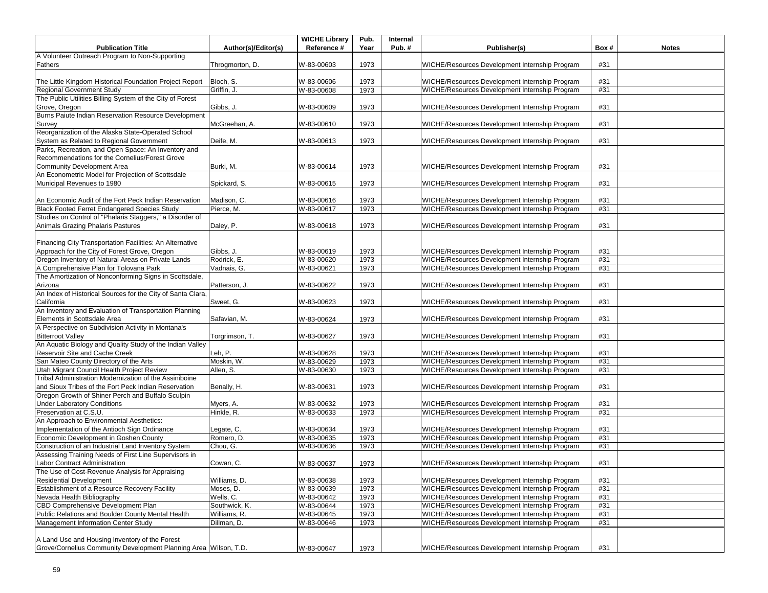| Publication Title | Author(s)/Editor(s) | WICHE Library Reference # | Pub. Year | Internal Pub. # | Publisher(s) | Box # | Notes |
|---|---|---|---|---|---|---|---|
| A Volunteer Outreach Program to Non-Supporting Fathers | Throgmorton, D. | W-83-00603 | 1973 | | WICHE/Resources Development Internship Program | #31 | |
| The Little Kingdom Historical Foundation Project Report | Bloch, S. | W-83-00606 | 1973 | | WICHE/Resources Development Internship Program | #31 | |
| Regional Government Study | Griffin, J. | W-83-00608 | 1973 | | WICHE/Resources Development Internship Program | #31 | |
| The Public Utilities Billing System of the City of Forest Grove, Oregon | Gibbs, J. | W-83-00609 | 1973 | | WICHE/Resources Development Internship Program | #31 | |
| Burns Paiute Indian Reservation Resource Development Survey | McGreehan, A. | W-83-00610 | 1973 | | WICHE/Resources Development Internship Program | #31 | |
| Reorganization of the Alaska State-Operated School System as Related to Regional Government | Deife, M. | W-83-00613 | 1973 | | WICHE/Resources Development Internship Program | #31 | |
| Parks, Recreation, and Open Space: An Inventory and Recommendations for the Cornelius/Forest Grove Community Development Area | Burki, M. | W-83-00614 | 1973 | | WICHE/Resources Development Internship Program | #31 | |
| An Econometric Model for Projection of Scottsdale Municipal Revenues to 1980 | Spickard, S. | W-83-00615 | 1973 | | WICHE/Resources Development Internship Program | #31 | |
| An Economic Audit of the Fort Peck Indian Reservation | Madison, C. | W-83-00616 | 1973 | | WICHE/Resources Development Internship Program | #31 | |
| Black Footed Ferret Endangered Species Study | Pierce, M. | W-83-00617 | 1973 | | WICHE/Resources Development Internship Program | #31 | |
| Studies on Control of "Phalaris Staggers," a Disorder of Animals Grazing Phalaris Pastures | Daley, P. | W-83-00618 | 1973 | | WICHE/Resources Development Internship Program | #31 | |
| Financing City Transportation Facilities: An Alternative Approach for the City of Forest Grove, Oregon | Gibbs, J. | W-83-00619 | 1973 | | WICHE/Resources Development Internship Program | #31 | |
| Oregon Inventory of Natural Areas on Private Lands | Rodrick, E. | W-83-00620 | 1973 | | WICHE/Resources Development Internship Program | #31 | |
| A Comprehensive Plan for Tolovana Park | Vadnais, G. | W-83-00621 | 1973 | | WICHE/Resources Development Internship Program | #31 | |
| The Amortization of Nonconforming Signs in Scottsdale, Arizona | Patterson, J. | W-83-00622 | 1973 | | WICHE/Resources Development Internship Program | #31 | |
| An Index of Historical Sources for the City of Santa Clara, California | Sweet, G. | W-83-00623 | 1973 | | WICHE/Resources Development Internship Program | #31 | |
| An Inventory and Evaluation of Transportation Planning Elements in Scottsdale Area | Safavian, M. | W-83-00624 | 1973 | | WICHE/Resources Development Internship Program | #31 | |
| A Perspective on Subdivision Activity in Montana's Bitterroot Valley | Torgrimson, T. | W-83-00627 | 1973 | | WICHE/Resources Development Internship Program | #31 | |
| An Aquatic Biology and Quality Study of the Indian Valley Reservoir Site and Cache Creek | Leh, P. | W-83-00628 | 1973 | | WICHE/Resources Development Internship Program | #31 | |
| San Mateo County Directory of the Arts | Moskin, W. | W-83-00629 | 1973 | | WICHE/Resources Development Internship Program | #31 | |
| Utah Migrant Council Health Project Review | Allen, S. | W-83-00630 | 1973 | | WICHE/Resources Development Internship Program | #31 | |
| Tribal Administration Modernization of the Assiniboine and Sioux Tribes of the Fort Peck Indian Reservation | Benally, H. | W-83-00631 | 1973 | | WICHE/Resources Development Internship Program | #31 | |
| Oregon Growth of Shiner Perch and Buffalo Sculpin Under Laboratory Conditions | Myers, A. | W-83-00632 | 1973 | | WICHE/Resources Development Internship Program | #31 | |
| Preservation at C.S.U. | Hinkle, R. | W-83-00633 | 1973 | | WICHE/Resources Development Internship Program | #31 | |
| An Approach to Environmental Aesthetics: Implementation of the Antioch Sign Ordinance | Legate, C. | W-83-00634 | 1973 | | WICHE/Resources Development Internship Program | #31 | |
| Economic Development in Goshen County | Romero, D. | W-83-00635 | 1973 | | WICHE/Resources Development Internship Program | #31 | |
| Construction of an Industrial Land Inventory System | Chou, G. | W-83-00636 | 1973 | | WICHE/Resources Development Internship Program | #31 | |
| Assessing Training Needs of First Line Supervisors in Labor Contract Administration | Cowan, C. | W-83-00637 | 1973 | | WICHE/Resources Development Internship Program | #31 | |
| The Use of Cost-Revenue Analysis for Appraising Residential Development | Williams, D. | W-83-00638 | 1973 | | WICHE/Resources Development Internship Program | #31 | |
| Establishment of a Resource Recovery Facility | Moses, D. | W-83-00639 | 1973 | | WICHE/Resources Development Internship Program | #31 | |
| Nevada Health Bibliography | Wells, C. | W-83-00642 | 1973 | | WICHE/Resources Development Internship Program | #31 | |
| CBD Comprehensive Development Plan | Southwick, K. | W-83-00644 | 1973 | | WICHE/Resources Development Internship Program | #31 | |
| Public Relations and Boulder County Mental Health | Williams, R. | W-83-00645 | 1973 | | WICHE/Resources Development Internship Program | #31 | |
| Management Information Center Study | Dillman, D. | W-83-00646 | 1973 | | WICHE/Resources Development Internship Program | #31 | |
| A Land Use and Housing Inventory of the Forest Grove/Cornelius Community Development Planning Area | Wilson, T.D. | W-83-00647 | 1973 | | WICHE/Resources Development Internship Program | #31 | |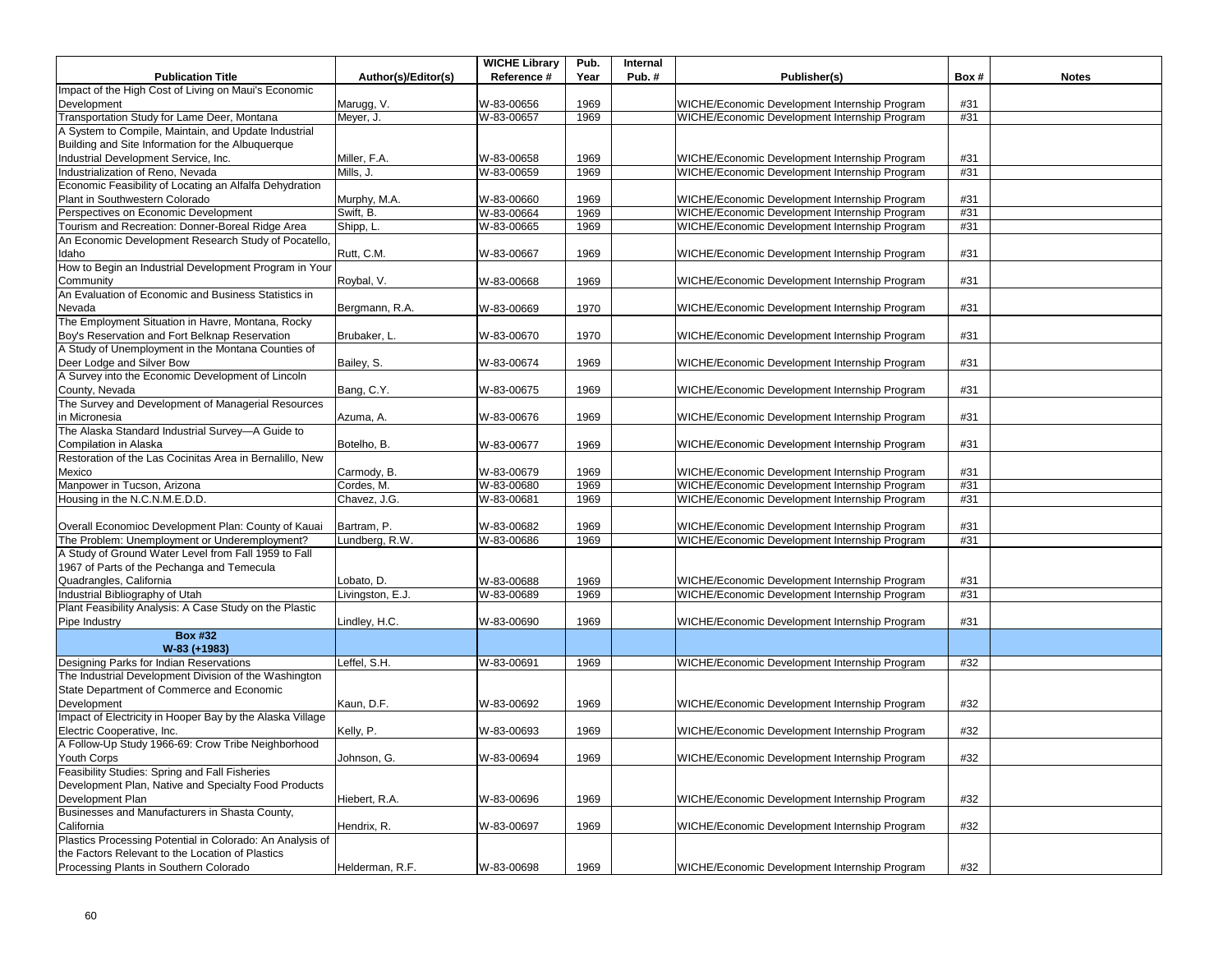| Publication Title | Author(s)/Editor(s) | WICHE Library Reference # | Pub. Year | Internal Pub. # | Publisher(s) | Box # | Notes |
|---|---|---|---|---|---|---|---|
| Impact of the High Cost of Living on Maui's Economic Development | Marugg, V. | W-83-00656 | 1969 | | WICHE/Economic Development Internship Program | #31 | |
| Transportation Study for Lame Deer, Montana | Meyer, J. | W-83-00657 | 1969 | | WICHE/Economic Development Internship Program | #31 | |
| A System to Compile, Maintain, and Update Industrial Building and Site Information for the Albuquerque Industrial Development Service, Inc. | Miller, F.A. | W-83-00658 | 1969 | | WICHE/Economic Development Internship Program | #31 | |
| Industrialization of Reno, Nevada | Mills, J. | W-83-00659 | 1969 | | WICHE/Economic Development Internship Program | #31 | |
| Economic Feasibility of Locating an Alfalfa Dehydration Plant in Southwestern Colorado | Murphy, M.A. | W-83-00660 | 1969 | | WICHE/Economic Development Internship Program | #31 | |
| Perspectives on Economic Development | Swift, B. | W-83-00664 | 1969 | | WICHE/Economic Development Internship Program | #31 | |
| Tourism and Recreation: Donner-Boreal Ridge Area | Shipp, L. | W-83-00665 | 1969 | | WICHE/Economic Development Internship Program | #31 | |
| An Economic Development Research Study of Pocatello, Idaho | Rutt, C.M. | W-83-00667 | 1969 | | WICHE/Economic Development Internship Program | #31 | |
| How to Begin an Industrial Development Program in Your Community | Roybal, V. | W-83-00668 | 1969 | | WICHE/Economic Development Internship Program | #31 | |
| An Evaluation of Economic and Business Statistics in Nevada | Bergmann, R.A. | W-83-00669 | 1970 | | WICHE/Economic Development Internship Program | #31 | |
| The Employment Situation in Havre, Montana, Rocky Boy's Reservation and Fort Belknap Reservation | Brubaker, L. | W-83-00670 | 1970 | | WICHE/Economic Development Internship Program | #31 | |
| A Study of Unemployment in the Montana Counties of Deer Lodge and Silver Bow | Bailey, S. | W-83-00674 | 1969 | | WICHE/Economic Development Internship Program | #31 | |
| A Survey into the Economic Development of Lincoln County, Nevada | Bang, C.Y. | W-83-00675 | 1969 | | WICHE/Economic Development Internship Program | #31 | |
| The Survey and Development of Managerial Resources in Micronesia | Azuma, A. | W-83-00676 | 1969 | | WICHE/Economic Development Internship Program | #31 | |
| The Alaska Standard Industrial Survey—A Guide to Compilation in Alaska | Botelho, B. | W-83-00677 | 1969 | | WICHE/Economic Development Internship Program | #31 | |
| Restoration of the Las Cocinitas Area in Bernalillo, New Mexico | Carmody, B. | W-83-00679 | 1969 | | WICHE/Economic Development Internship Program | #31 | |
| Manpower in Tucson, Arizona | Cordes, M. | W-83-00680 | 1969 | | WICHE/Economic Development Internship Program | #31 | |
| Housing in the N.C.N.M.E.D.D. | Chavez, J.G. | W-83-00681 | 1969 | | WICHE/Economic Development Internship Program | #31 | |
| Overall Economioc Development Plan: County of Kauai | Bartram, P. | W-83-00682 | 1969 | | WICHE/Economic Development Internship Program | #31 | |
| The Problem: Unemployment or Underemployment? | Lundberg, R.W. | W-83-00686 | 1969 | | WICHE/Economic Development Internship Program | #31 | |
| A Study of Ground Water Level from Fall 1959 to Fall 1967 of Parts of the Pechanga and Temecula Quadrangles, California | Lobato, D. | W-83-00688 | 1969 | | WICHE/Economic Development Internship Program | #31 | |
| Industrial Bibliography of Utah | Livingston, E.J. | W-83-00689 | 1969 | | WICHE/Economic Development Internship Program | #31 | |
| Plant Feasibility Analysis: A Case Study on the Plastic Pipe Industry | Lindley, H.C. | W-83-00690 | 1969 | | WICHE/Economic Development Internship Program | #31 | |
| **Box #32 W-83 (+1983)** | | | | | | | |
| Designing Parks for Indian Reservations | Leffel, S.H. | W-83-00691 | 1969 | | WICHE/Economic Development Internship Program | #32 | |
| The Industrial Development Division of the Washington State Department of Commerce and Economic Development | Kaun, D.F. | W-83-00692 | 1969 | | WICHE/Economic Development Internship Program | #32 | |
| Impact of Electricity in Hooper Bay by the Alaska Village Electric Cooperative, Inc. | Kelly, P. | W-83-00693 | 1969 | | WICHE/Economic Development Internship Program | #32 | |
| A Follow-Up Study 1966-69: Crow Tribe Neighborhood Youth Corps | Johnson, G. | W-83-00694 | 1969 | | WICHE/Economic Development Internship Program | #32 | |
| Feasibility Studies: Spring and Fall Fisheries Development Plan, Native and Specialty Food Products Development Plan | Hiebert, R.A. | W-83-00696 | 1969 | | WICHE/Economic Development Internship Program | #32 | |
| Businesses and Manufacturers in Shasta County, California | Hendrix, R. | W-83-00697 | 1969 | | WICHE/Economic Development Internship Program | #32 | |
| Plastics Processing Potential in Colorado: An Analysis of the Factors Relevant to the Location of Plastics Processing Plants in Southern Colorado | Helderman, R.F. | W-83-00698 | 1969 | | WICHE/Economic Development Internship Program | #32 | |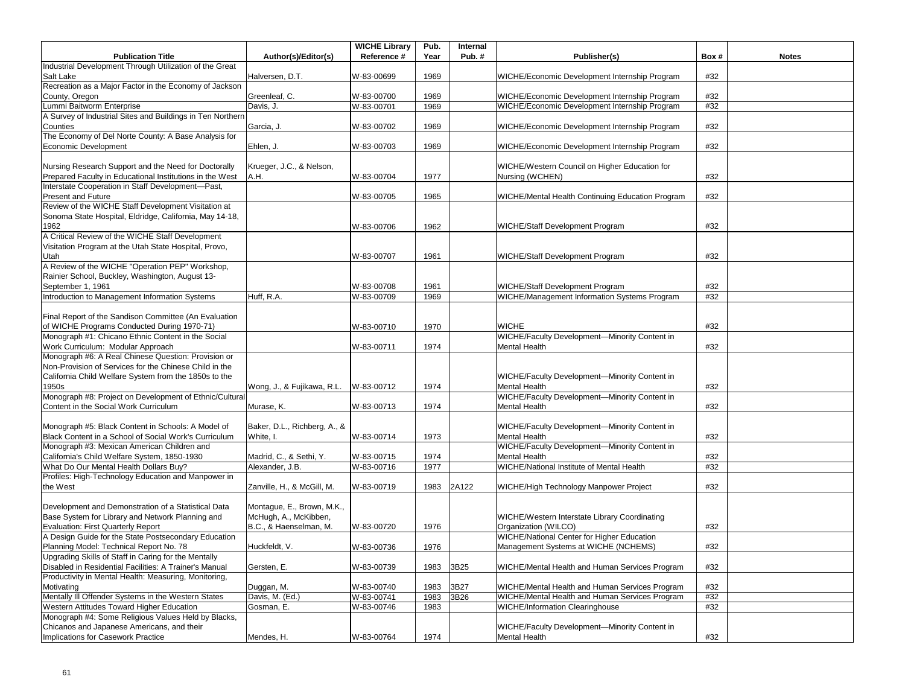| Publication Title | Author(s)/Editor(s) | WICHE Library Reference # | Pub. Year | Internal Pub. # | Publisher(s) | Box # | Notes |
|---|---|---|---|---|---|---|---|
| Industrial Development Through Utilization of the Great Salt Lake | Halversen, D.T. | W-83-00699 | 1969 | | WICHE/Economic Development Internship Program | #32 | |
| Recreation as a Major Factor in the Economy of Jackson County, Oregon | Greenleaf, C. | W-83-00700 | 1969 | | WICHE/Economic Development Internship Program | #32 | |
| Lummi Baitworm Enterprise | Davis, J. | W-83-00701 | 1969 | | WICHE/Economic Development Internship Program | #32 | |
| A Survey of Industrial Sites and Buildings in Ten Northern Counties | Garcia, J. | W-83-00702 | 1969 | | WICHE/Economic Development Internship Program | #32 | |
| The Economy of Del Norte County: A Base Analysis for Economic Development | Ehlen, J. | W-83-00703 | 1969 | | WICHE/Economic Development Internship Program | #32 | |
| Nursing Research Support and the Need for Doctorally Prepared Faculty in Educational Institutions in the West | Krueger, J.C., & Nelson, A.H. | W-83-00704 | 1977 | | WICHE/Western Council on Higher Education for Nursing (WCHEN) | #32 | |
| Interstate Cooperation in Staff Development—Past, Present and Future | | W-83-00705 | 1965 | | WICHE/Mental Health Continuing Education Program | #32 | |
| Review of the WICHE Staff Development Visitation at Sonoma State Hospital, Eldridge, California, May 14-18, 1962 | | W-83-00706 | 1962 | | WICHE/Staff Development Program | #32 | |
| A Critical Review of the WICHE Staff Development Visitation Program at the Utah State Hospital, Provo, Utah | | W-83-00707 | 1961 | | WICHE/Staff Development Program | #32 | |
| A Review of the WICHE "Operation PEP" Workshop, Rainier School, Buckley, Washington, August 13-September 1, 1961 | | W-83-00708 | 1961 | | WICHE/Staff Development Program | #32 | |
| Introduction to Management Information Systems | Huff, R.A. | W-83-00709 | 1969 | | WICHE/Management Information Systems Program | #32 | |
| Final Report of the Sandison Committee (An Evaluation of WICHE Programs Conducted During 1970-71) | | W-83-00710 | 1970 | | WICHE | #32 | |
| Monograph #1: Chicano Ethnic Content in the Social Work Curriculum: Modular Approach | | W-83-00711 | 1974 | | WICHE/Faculty Development—Minority Content in Mental Health | #32 | |
| Monograph #6: A Real Chinese Question: Provision or Non-Provision of Services for the Chinese Child in the California Child Welfare System from the 1850s to the 1950s | Wong, J., & Fujikawa, R.L. | W-83-00712 | 1974 | | WICHE/Faculty Development—Minority Content in Mental Health | #32 | |
| Monograph #8: Project on Development of Ethnic/Cultural Content in the Social Work Curriculum | Murase, K. | W-83-00713 | 1974 | | WICHE/Faculty Development—Minority Content in Mental Health | #32 | |
| Monograph #5: Black Content in Schools: A Model of Black Content in a School of Social Work's Curriculum | Baker, D.L., Richberg, A., & White, I. | W-83-00714 | 1973 | | WICHE/Faculty Development—Minority Content in Mental Health | #32 | |
| Monograph #3: Mexican American Children and California's Child Welfare System, 1850-1930 | Madrid, C., & Sethi, Y. | W-83-00715 | 1974 | | WICHE/Faculty Development—Minority Content in Mental Health | #32 | |
| What Do Our Mental Health Dollars Buy? | Alexander, J.B. | W-83-00716 | 1977 | | WICHE/National Institute of Mental Health | #32 | |
| Profiles: High-Technology Education and Manpower in the West | Zanville, H., & McGill, M. | W-83-00719 | 1983 | 2A122 | WICHE/High Technology Manpower Project | #32 | |
| Development and Demonstration of a Statistical Data Base System for Library and Network Planning and Evaluation: First Quarterly Report | Montague, E., Brown, M.K., McHugh, A., McKibben, B.C., & Haenselman, M. | W-83-00720 | 1976 | | WICHE/Western Interstate Library Coordinating Organization (WILCO) | #32 | |
| A Design Guide for the State Postsecondary Education Planning Model: Technical Report No. 78 | Huckfeldt, V. | W-83-00736 | 1976 | | WICHE/National Center for Higher Education Management Systems at WICHE (NCHEMS) | #32 | |
| Upgrading Skills of Staff in Caring for the Mentally Disabled in Residential Facilities: A Trainer's Manual | Gersten, E. | W-83-00739 | 1983 | 3B25 | WICHE/Mental Health and Human Services Program | #32 | |
| Productivity in Mental Health: Measuring, Monitoring, Motivating | Duggan, M. | W-83-00740 | 1983 | 3B27 | WICHE/Mental Health and Human Services Program | #32 | |
| Mentally Ill Offender Systems in the Western States | Davis, M. (Ed.) | W-83-00741 | 1983 | 3B26 | WICHE/Mental Health and Human Services Program | #32 | |
| Western Attitudes Toward Higher Education | Gosman, E. | W-83-00746 | 1983 | | WICHE/Information Clearinghouse | #32 | |
| Monograph #4: Some Religious Values Held by Blacks, Chicanos and Japanese Americans, and their Implications for Casework Practice | Mendes, H. | W-83-00764 | 1974 | | WICHE/Faculty Development—Minority Content in Mental Health | #32 | |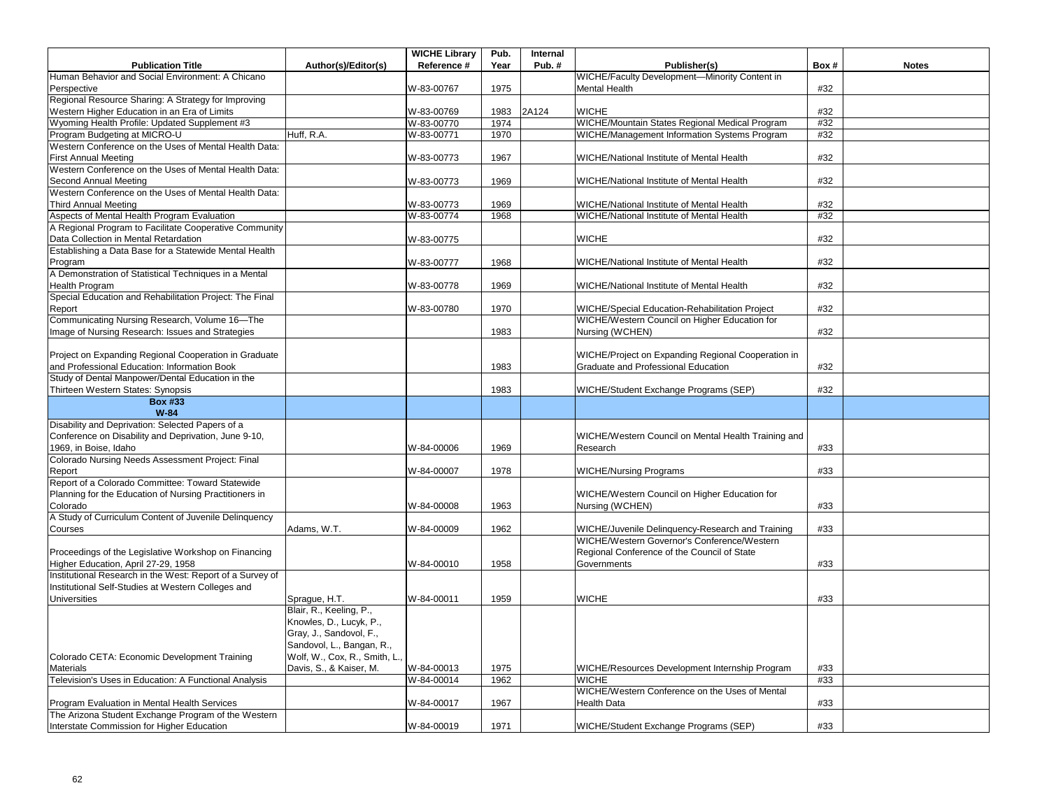| Publication Title | Author(s)/Editor(s) | WICHE Library Reference # | Pub. Year | Internal Pub. # | Publisher(s) | Box # | Notes |
|---|---|---|---|---|---|---|---|
| Human Behavior and Social Environment: A Chicano Perspective | | W-83-00767 | 1975 | | WICHE/Faculty Development—Minority Content in Mental Health | #32 | |
| Regional Resource Sharing: A Strategy for Improving Western Higher Education in an Era of Limits | | W-83-00769 | 1983 | 2A124 | WICHE | #32 | |
| Wyoming Health Profile: Updated Supplement #3 | | W-83-00770 | 1974 | | WICHE/Mountain States Regional Medical Program | #32 | |
| Program Budgeting at MICRO-U | Huff, R.A. | W-83-00771 | 1970 | | WICHE/Management Information Systems Program | #32 | |
| Western Conference on the Uses of Mental Health Data: First Annual Meeting | | W-83-00773 | 1967 | | WICHE/National Institute of Mental Health | #32 | |
| Western Conference on the Uses of Mental Health Data: Second Annual Meeting | | W-83-00773 | 1969 | | WICHE/National Institute of Mental Health | #32 | |
| Western Conference on the Uses of Mental Health Data: Third Annual Meeting | | W-83-00773 | 1969 | | WICHE/National Institute of Mental Health | #32 | |
| Aspects of Mental Health Program Evaluation | | W-83-00774 | 1968 | | WICHE/National Institute of Mental Health | #32 | |
| A Regional Program to Facilitate Cooperative Community Data Collection in Mental Retardation | | W-83-00775 | | | WICHE | #32 | |
| Establishing a Data Base for a Statewide Mental Health Program | | W-83-00777 | 1968 | | WICHE/National Institute of Mental Health | #32 | |
| A Demonstration of Statistical Techniques in a Mental Health Program | | W-83-00778 | 1969 | | WICHE/National Institute of Mental Health | #32 | |
| Special Education and Rehabilitation Project: The Final Report | | W-83-00780 | 1970 | | WICHE/Special Education-Rehabilitation Project | #32 | |
| Communicating Nursing Research, Volume 16—The Image of Nursing Research: Issues and Strategies | | | 1983 | | WICHE/Western Council on Higher Education for Nursing (WCHEN) | #32 | |
| Project on Expanding Regional Cooperation in Graduate and Professional Education: Information Book | | | 1983 | | WICHE/Project on Expanding Regional Cooperation in Graduate and Professional Education | #32 | |
| Study of Dental Manpower/Dental Education in the Thirteen Western States: Synopsis | | | 1983 | | WICHE/Student Exchange Programs (SEP) | #32 | |
| **Box #33 W-84** | | | | | | | |
| Disability and Deprivation: Selected Papers of a Conference on Disability and Deprivation, June 9-10, 1969, in Boise, Idaho | | W-84-00006 | 1969 | | WICHE/Western Council on Mental Health Training and Research | #33 | |
| Colorado Nursing Needs Assessment Project: Final Report | | W-84-00007 | 1978 | | WICHE/Nursing Programs | #33 | |
| Report of a Colorado Committee: Toward Statewide Planning for the Education of Nursing Practitioners in Colorado | | W-84-00008 | 1963 | | WICHE/Western Council on Higher Education for Nursing (WCHEN) | #33 | |
| A Study of Curriculum Content of Juvenile Delinquency Courses | Adams, W.T. | W-84-00009 | 1962 | | WICHE/Juvenile Delinquency-Research and Training | #33 | |
| Proceedings of the Legislative Workshop on Financing Higher Education, April 27-29, 1958 | | W-84-00010 | 1958 | | WICHE/Western Governor's Conference/Western Regional Conference of the Council of State Governments | #33 | |
| Institutional Research in the West: Report of a Survey of Institutional Self-Studies at Western Colleges and Universities | Sprague, H.T. | W-84-00011 | 1959 | | WICHE | #33 | |
| Colorado CETA: Economic Development Training Materials | Blair, R., Keeling, P., Knowles, D., Lucyk, P., Gray, J., Sandovol, F., Sandovol, L., Bangan, R., Wolf, W., Cox, R., Smith, L., Davis, S., & Kaiser, M. | W-84-00013 | 1975 | | WICHE/Resources Development Internship Program | #33 | |
| Television's Uses in Education: A Functional Analysis | | W-84-00014 | 1962 | | WICHE | #33 | |
| Program Evaluation in Mental Health Services | | W-84-00017 | 1967 | | WICHE/Western Conference on the Uses of Mental Health Data | #33 | |
| The Arizona Student Exchange Program of the Western Interstate Commission for Higher Education | | W-84-00019 | 1971 | | WICHE/Student Exchange Programs (SEP) | #33 | |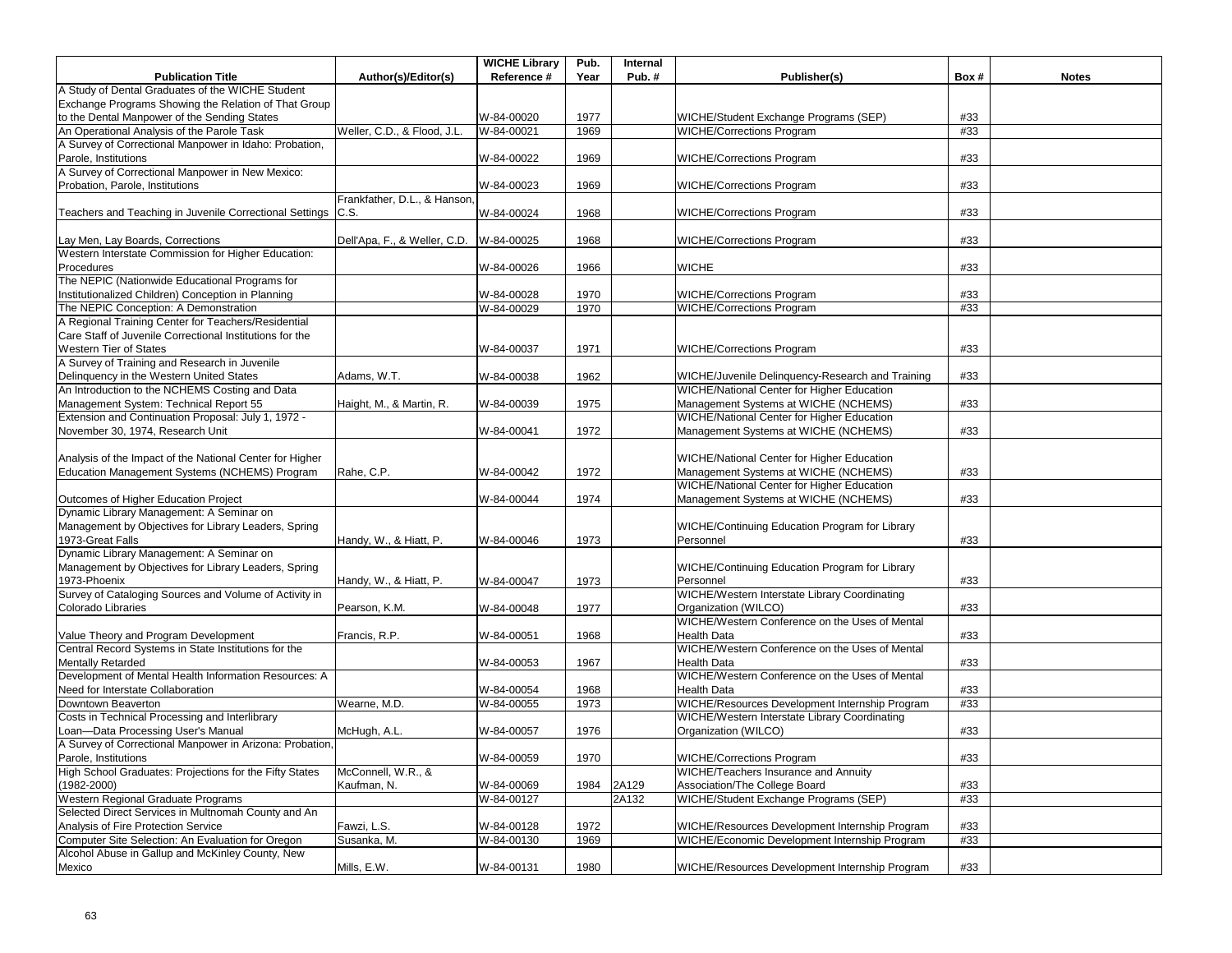| Publication Title | Author(s)/Editor(s) | WICHE Library Reference # | Pub. Year | Internal Pub. # | Publisher(s) | Box # | Notes |
|---|---|---|---|---|---|---|---|
| A Study of Dental Graduates of the WICHE Student Exchange Programs Showing the Relation of That Group to the Dental Manpower of the Sending States | | W-84-00020 | 1977 | | WICHE/Student Exchange Programs (SEP) | #33 | |
| An Operational Analysis of the Parole Task | Weller, C.D., & Flood, J.L. | W-84-00021 | 1969 | | WICHE/Corrections Program | #33 | |
| A Survey of Correctional Manpower in Idaho: Probation, Parole, Institutions | | W-84-00022 | 1969 | | WICHE/Corrections Program | #33 | |
| A Survey of Correctional Manpower in New Mexico: Probation, Parole, Institutions | | W-84-00023 | 1969 | | WICHE/Corrections Program | #33 | |
| Teachers and Teaching in Juvenile Correctional Settings | Frankfather, D.L., & Hanson, C.S. | W-84-00024 | 1968 | | WICHE/Corrections Program | #33 | |
| Lay Men, Lay Boards, Corrections | Dell'Apa, F., & Weller, C.D. | W-84-00025 | 1968 | | WICHE/Corrections Program | #33 | |
| Western Interstate Commission for Higher Education: Procedures | | W-84-00026 | 1966 | | WICHE | #33 | |
| The NEPIC (Nationwide Educational Programs for Institutionalized Children) Conception in Planning | | W-84-00028 | 1970 | | WICHE/Corrections Program | #33 | |
| The NEPIC Conception: A Demonstration | | W-84-00029 | 1970 | | WICHE/Corrections Program | #33 | |
| A Regional Training Center for Teachers/Residential Care Staff of Juvenile Correctional Institutions for the Western Tier of States | | W-84-00037 | 1971 | | WICHE/Corrections Program | #33 | |
| A Survey of Training and Research in Juvenile Delinquency in the Western United States | Adams, W.T. | W-84-00038 | 1962 | | WICHE/Juvenile Delinquency-Research and Training | #33 | |
| An Introduction to the NCHEMS Costing and Data Management System: Technical Report 55 | Haight, M., & Martin, R. | W-84-00039 | 1975 | | WICHE/National Center for Higher Education Management Systems at WICHE (NCHEMS) | #33 | |
| Extension and Continuation Proposal: July 1, 1972 - November 30, 1974, Research Unit | | W-84-00041 | 1972 | | WICHE/National Center for Higher Education Management Systems at WICHE (NCHEMS) | #33 | |
| Analysis of the Impact of the National Center for Higher Education Management Systems (NCHEMS) Program | Rahe, C.P. | W-84-00042 | 1972 | | WICHE/National Center for Higher Education Management Systems at WICHE (NCHEMS) | #33 | |
| Outcomes of Higher Education Project | | W-84-00044 | 1974 | | WICHE/National Center for Higher Education Management Systems at WICHE (NCHEMS) | #33 | |
| Dynamic Library Management: A Seminar on Management by Objectives for Library Leaders, Spring 1973-Great Falls | Handy, W., & Hiatt, P. | W-84-00046 | 1973 | | WICHE/Continuing Education Program for Library Personnel | #33 | |
| Dynamic Library Management: A Seminar on Management by Objectives for Library Leaders, Spring 1973-Phoenix | Handy, W., & Hiatt, P. | W-84-00047 | 1973 | | WICHE/Continuing Education Program for Library Personnel | #33 | |
| Survey of Cataloging Sources and Volume of Activity in Colorado Libraries | Pearson, K.M. | W-84-00048 | 1977 | | WICHE/Western Interstate Library Coordinating Organization (WILCO) | #33 | |
| Value Theory and Program Development | Francis, R.P. | W-84-00051 | 1968 | | WICHE/Western Conference on the Uses of Mental Health Data | #33 | |
| Central Record Systems in State Institutions for the Mentally Retarded | | W-84-00053 | 1967 | | WICHE/Western Conference on the Uses of Mental Health Data | #33 | |
| Development of Mental Health Information Resources: A Need for Interstate Collaboration | | W-84-00054 | 1968 | | WICHE/Western Conference on the Uses of Mental Health Data | #33 | |
| Downtown Beaverton | Wearne, M.D. | W-84-00055 | 1973 | | WICHE/Resources Development Internship Program | #33 | |
| Costs in Technical Processing and Interlibrary Loan—Data Processing User's Manual | McHugh, A.L. | W-84-00057 | 1976 | | WICHE/Western Interstate Library Coordinating Organization (WILCO) | #33 | |
| A Survey of Correctional Manpower in Arizona: Probation, Parole, Institutions | | W-84-00059 | 1970 | | WICHE/Corrections Program | #33 | |
| High School Graduates: Projections for the Fifty States (1982-2000) | McConnell, W.R., & Kaufman, N. | W-84-00069 | 1984 | 2A129 | WICHE/Teachers Insurance and Annuity Association/The College Board | #33 | |
| Western Regional Graduate Programs | | W-84-00127 | | 2A132 | WICHE/Student Exchange Programs (SEP) | #33 | |
| Selected Direct Services in Multnomah County and An Analysis of Fire Protection Service | Fawzi, L.S. | W-84-00128 | 1972 | | WICHE/Resources Development Internship Program | #33 | |
| Computer Site Selection: An Evaluation for Oregon | Susanka, M. | W-84-00130 | 1969 | | WICHE/Economic Development Internship Program | #33 | |
| Alcohol Abuse in Gallup and McKinley County, New Mexico | Mills, E.W. | W-84-00131 | 1980 | | WICHE/Resources Development Internship Program | #33 | |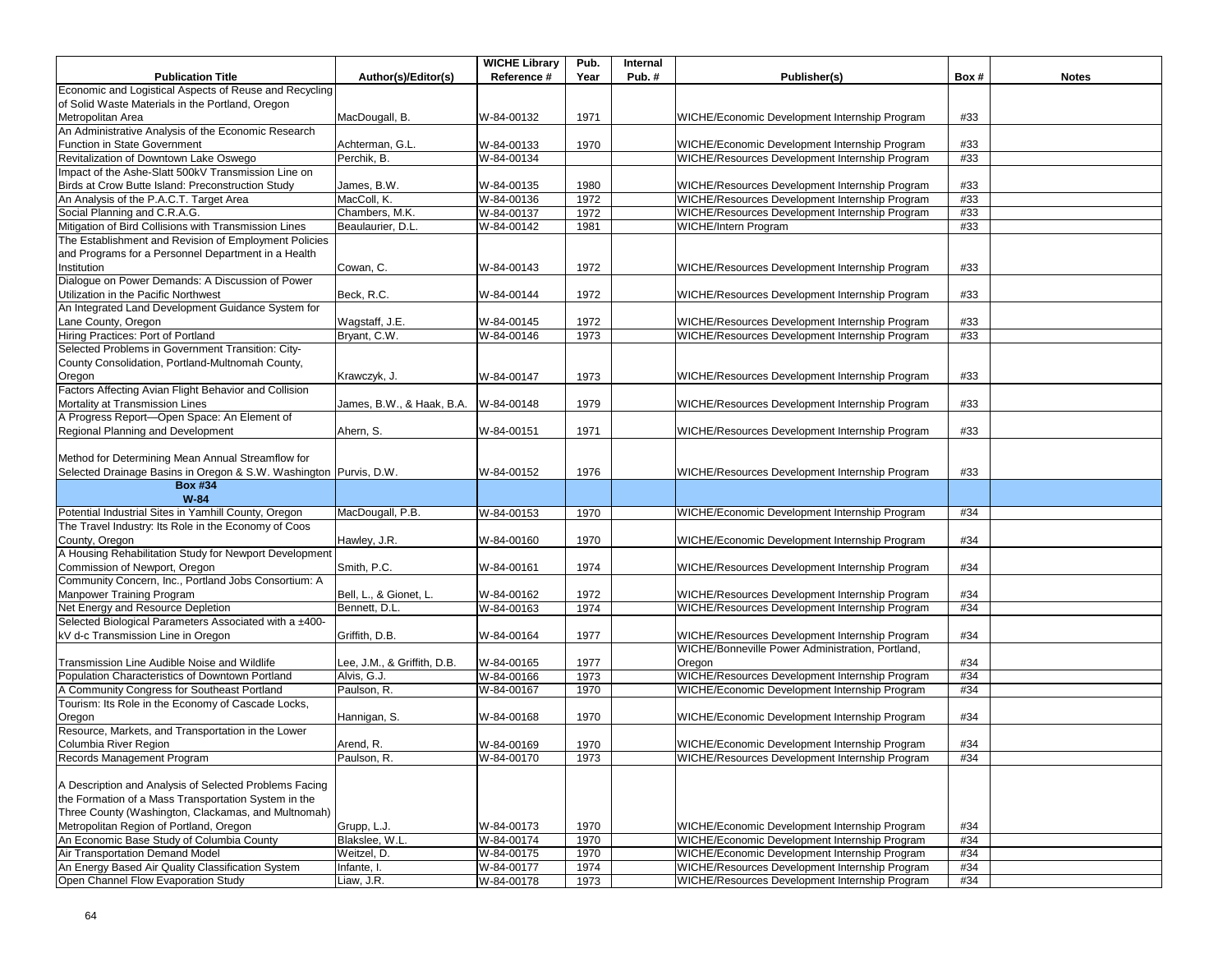| Publication Title | Author(s)/Editor(s) | WICHE Library Reference # | Pub. Year | Internal Pub. # | Publisher(s) | Box # | Notes |
|---|---|---|---|---|---|---|---|
| Economic and Logistical Aspects of Reuse and Recycling of Solid Waste Materials in the Portland, Oregon Metropolitan Area | MacDougall, B. | W-84-00132 | 1971 | | WICHE/Economic Development Internship Program | #33 | |
| An Administrative Analysis of the Economic Research Function in State Government | Achterman, G.L. | W-84-00133 | 1970 | | WICHE/Economic Development Internship Program | #33 | |
| Revitalization of Downtown Lake Oswego | Perchik, B. | W-84-00134 | | | WICHE/Resources Development Internship Program | #33 | |
| Impact of the Ashe-Slatt 500kV Transmission Line on Birds at Crow Butte Island: Preconstruction Study | James, B.W. | W-84-00135 | 1980 | | WICHE/Resources Development Internship Program | #33 | |
| An Analysis of the P.A.C.T. Target Area | MacColl, K. | W-84-00136 | 1972 | | WICHE/Resources Development Internship Program | #33 | |
| Social Planning and C.R.A.G. | Chambers, M.K. | W-84-00137 | 1972 | | WICHE/Resources Development Internship Program | #33 | |
| Mitigation of Bird Collisions with Transmission Lines | Beaulaurier, D.L. | W-84-00142 | 1981 | | WICHE/Intern Program | #33 | |
| The Establishment and Revision of Employment Policies and Programs for a Personnel Department in a Health Institution | Cowan, C. | W-84-00143 | 1972 | | WICHE/Resources Development Internship Program | #33 | |
| Dialogue on Power Demands: A Discussion of Power Utilization in the Pacific Northwest | Beck, R.C. | W-84-00144 | 1972 | | WICHE/Resources Development Internship Program | #33 | |
| An Integrated Land Development Guidance System for Lane County, Oregon | Wagstaff, J.E. | W-84-00145 | 1972 | | WICHE/Resources Development Internship Program | #33 | |
| Hiring Practices: Port of Portland | Bryant, C.W. | W-84-00146 | 1973 | | WICHE/Resources Development Internship Program | #33 | |
| Selected Problems in Government Transition: City-County Consolidation, Portland-Multnomah County, Oregon | Krawczyk, J. | W-84-00147 | 1973 | | WICHE/Resources Development Internship Program | #33 | |
| Factors Affecting Avian Flight Behavior and Collision Mortality at Transmission Lines | James, B.W., & Haak, B.A. | W-84-00148 | 1979 | | WICHE/Resources Development Internship Program | #33 | |
| A Progress Report—Open Space: An Element of Regional Planning and Development | Ahern, S. | W-84-00151 | 1971 | | WICHE/Resources Development Internship Program | #33 | |
| Method for Determining Mean Annual Streamflow for Selected Drainage Basins in Oregon & S.W. Washington | Purvis, D.W. | W-84-00152 | 1976 | | WICHE/Resources Development Internship Program | #33 | |
| **Box #34 W-84** | | | | | | | |
| Potential Industrial Sites in Yamhill County, Oregon | MacDougall, P.B. | W-84-00153 | 1970 | | WICHE/Economic Development Internship Program | #34 | |
| The Travel Industry: Its Role in the Economy of Coos County, Oregon | Hawley, J.R. | W-84-00160 | 1970 | | WICHE/Economic Development Internship Program | #34 | |
| A Housing Rehabilitation Study for Newport Development Commission of Newport, Oregon | Smith, P.C. | W-84-00161 | 1974 | | WICHE/Resources Development Internship Program | #34 | |
| Community Concern, Inc., Portland Jobs Consortium: A Manpower Training Program | Bell, L., & Gionet, L. | W-84-00162 | 1972 | | WICHE/Resources Development Internship Program | #34 | |
| Net Energy and Resource Depletion | Bennett, D.L. | W-84-00163 | 1974 | | WICHE/Resources Development Internship Program | #34 | |
| Selected Biological Parameters Associated with a ±400-kV d-c Transmission Line in Oregon | Griffith, D.B. | W-84-00164 | 1977 | | WICHE/Resources Development Internship Program | #34 | |
| Transmission Line Audible Noise and Wildlife | Lee, J.M., & Griffith, D.B. | W-84-00165 | 1977 | | WICHE/Bonneville Power Administration, Portland, Oregon | #34 | |
| Population Characteristics of Downtown Portland | Alvis, G.J. | W-84-00166 | 1973 | | WICHE/Resources Development Internship Program | #34 | |
| A Community Congress for Southeast Portland | Paulson, R. | W-84-00167 | 1970 | | WICHE/Economic Development Internship Program | #34 | |
| Tourism: Its Role in the Economy of Cascade Locks, Oregon | Hannigan, S. | W-84-00168 | 1970 | | WICHE/Economic Development Internship Program | #34 | |
| Resource, Markets, and Transportation in the Lower Columbia River Region | Arend, R. | W-84-00169 | 1970 | | WICHE/Economic Development Internship Program | #34 | |
| Records Management Program | Paulson, R. | W-84-00170 | 1973 | | WICHE/Resources Development Internship Program | #34 | |
| A Description and Analysis of Selected Problems Facing the Formation of a Mass Transportation System in the Three County (Washington, Clackamas, and Multnomah) Metropolitan Region of Portland, Oregon | Grupp, L.J. | W-84-00173 | 1970 | | WICHE/Economic Development Internship Program | #34 | |
| An Economic Base Study of Columbia County | Blakslee, W.L. | W-84-00174 | 1970 | | WICHE/Economic Development Internship Program | #34 | |
| Air Transportation Demand Model | Weitzel, D. | W-84-00175 | 1970 | | WICHE/Economic Development Internship Program | #34 | |
| An Energy Based Air Quality Classification System | Infante, I. | W-84-00177 | 1974 | | WICHE/Resources Development Internship Program | #34 | |
| Open Channel Flow Evaporation Study | Liaw, J.R. | W-84-00178 | 1973 | | WICHE/Resources Development Internship Program | #34 | |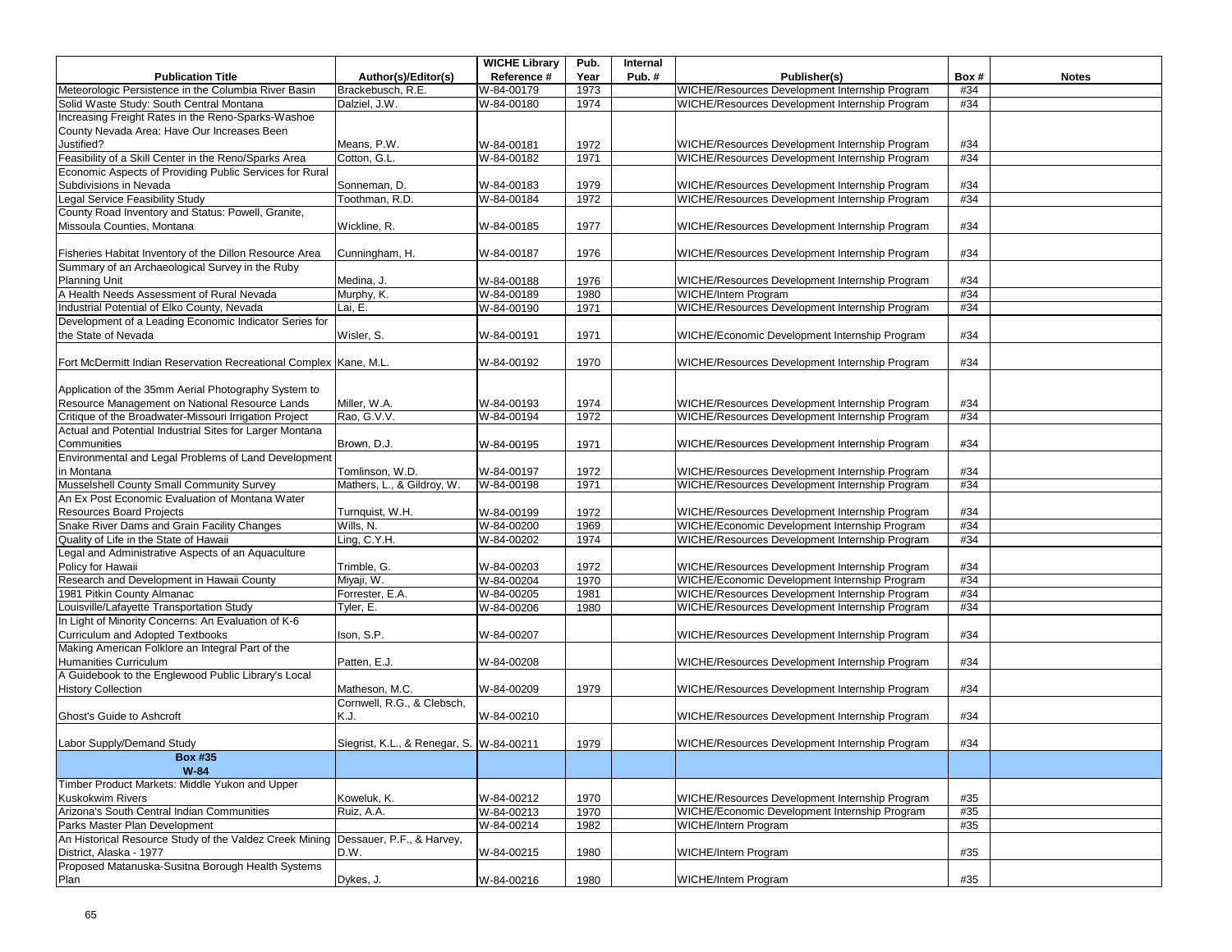| Publication Title | Author(s)/Editor(s) | WICHE Library Reference # | Pub. Year | Internal Pub. # | Publisher(s) | Box # | Notes |
|---|---|---|---|---|---|---|---|
| Meteorologic Persistence in the Columbia River Basin | Brackebusch, R.E. | W-84-00179 | 1973 | | WICHE/Resources Development Internship Program | #34 | |
| Solid Waste Study: South Central Montana | Dalziel, J.W. | W-84-00180 | 1974 | | WICHE/Resources Development Internship Program | #34 | |
| Increasing Freight Rates in the Reno-Sparks-Washoe County Nevada Area: Have Our Increases Been Justified? | Means, P.W. | W-84-00181 | 1972 | | WICHE/Resources Development Internship Program | #34 | |
| Feasibility of a Skill Center in the Reno/Sparks Area | Cotton, G.L. | W-84-00182 | 1971 | | WICHE/Resources Development Internship Program | #34 | |
| Economic Aspects of Providing Public Services for Rural Subdivisions in Nevada | Sonneman, D. | W-84-00183 | 1979 | | WICHE/Resources Development Internship Program | #34 | |
| Legal Service Feasibility Study | Toothman, R.D. | W-84-00184 | 1972 | | WICHE/Resources Development Internship Program | #34 | |
| County Road Inventory and Status: Powell, Granite, Missoula Counties, Montana | Wickline, R. | W-84-00185 | 1977 | | WICHE/Resources Development Internship Program | #34 | |
| Fisheries Habitat Inventory of the Dillon Resource Area | Cunningham, H. | W-84-00187 | 1976 | | WICHE/Resources Development Internship Program | #34 | |
| Summary of an Archaeological Survey in the Ruby Planning Unit | Medina, J. | W-84-00188 | 1976 | | WICHE/Resources Development Internship Program | #34 | |
| A Health Needs Assessment of Rural Nevada | Murphy, K. | W-84-00189 | 1980 | | WICHE/Intern Program | #34 | |
| Industrial Potential of Elko County, Nevada | Lai, E. | W-84-00190 | 1971 | | WICHE/Resources Development Internship Program | #34 | |
| Development of a Leading Economic Indicator Series for the State of Nevada | Wisler, S. | W-84-00191 | 1971 | | WICHE/Economic Development Internship Program | #34 | |
| Fort McDermitt Indian Reservation Recreational Complex | Kane, M.L. | W-84-00192 | 1970 | | WICHE/Resources Development Internship Program | #34 | |
| Application of the 35mm Aerial Photography System to Resource Management on National Resource Lands | Miller, W.A. | W-84-00193 | 1974 | | WICHE/Resources Development Internship Program | #34 | |
| Critique of the Broadwater-Missouri Irrigation Project | Rao, G.V.V. | W-84-00194 | 1972 | | WICHE/Resources Development Internship Program | #34 | |
| Actual and Potential Industrial Sites for Larger Montana Communities | Brown, D.J. | W-84-00195 | 1971 | | WICHE/Resources Development Internship Program | #34 | |
| Environmental and Legal Problems of Land Development in Montana | Tomlinson, W.D. | W-84-00197 | 1972 | | WICHE/Resources Development Internship Program | #34 | |
| Musselshell County Small Community Survey | Mathers, L., & Gildroy, W. | W-84-00198 | 1971 | | WICHE/Resources Development Internship Program | #34 | |
| An Ex Post Economic Evaluation of Montana Water Resources Board Projects | Turnquist, W.H. | W-84-00199 | 1972 | | WICHE/Resources Development Internship Program | #34 | |
| Snake River Dams and Grain Facility Changes | Wills, N. | W-84-00200 | 1969 | | WICHE/Economic Development Internship Program | #34 | |
| Quality of Life in the State of Hawaii | Ling, C.Y.H. | W-84-00202 | 1974 | | WICHE/Resources Development Internship Program | #34 | |
| Legal and Administrative Aspects of an Aquaculture Policy for Hawaii | Trimble, G. | W-84-00203 | 1972 | | WICHE/Resources Development Internship Program | #34 | |
| Research and Development in Hawaii County | Miyaji, W. | W-84-00204 | 1970 | | WICHE/Economic Development Internship Program | #34 | |
| 1981 Pitkin County Almanac | Forrester, E.A. | W-84-00205 | 1981 | | WICHE/Resources Development Internship Program | #34 | |
| Louisville/Lafayette Transportation Study | Tyler, E. | W-84-00206 | 1980 | | WICHE/Resources Development Internship Program | #34 | |
| In Light of Minority Concerns: An Evaluation of K-6 Curriculum and Adopted Textbooks | Ison, S.P. | W-84-00207 | | | WICHE/Resources Development Internship Program | #34 | |
| Making American Folklore an Integral Part of the Humanities Curriculum | Patten, E.J. | W-84-00208 | | | WICHE/Resources Development Internship Program | #34 | |
| A Guidebook to the Englewood Public Library's Local History Collection | Matheson, M.C. | W-84-00209 | 1979 | | WICHE/Resources Development Internship Program | #34 | |
| Ghost's Guide to Ashcroft | Cornwell, R.G., & Clebsch, K.J. | W-84-00210 | | | WICHE/Resources Development Internship Program | #34 | |
| Labor Supply/Demand Study | Siegrist, K.L., & Renegar, S. | W-84-00211 | 1979 | | WICHE/Resources Development Internship Program | #34 | |
| **Box #35 W-84** | | | | | | | |
| Timber Product Markets: Middle Yukon and Upper Kuskokwim Rivers | Koweluk, K. | W-84-00212 | 1970 | | WICHE/Resources Development Internship Program | #35 | |
| Arizona's South Central Indian Communities | Ruiz, A.A. | W-84-00213 | 1970 | | WICHE/Economic Development Internship Program | #35 | |
| Parks Master Plan Development | | W-84-00214 | 1982 | | WICHE/Intern Program | #35 | |
| An Historical Resource Study of the Valdez Creek Mining District, Alaska - 1977 | Dessauer, P.F., & Harvey, D.W. | W-84-00215 | 1980 | | WICHE/Intern Program | #35 | |
| Proposed Matanuska-Susitna Borough Health Systems Plan | Dykes, J. | W-84-00216 | 1980 | | WICHE/Intern Program | #35 | |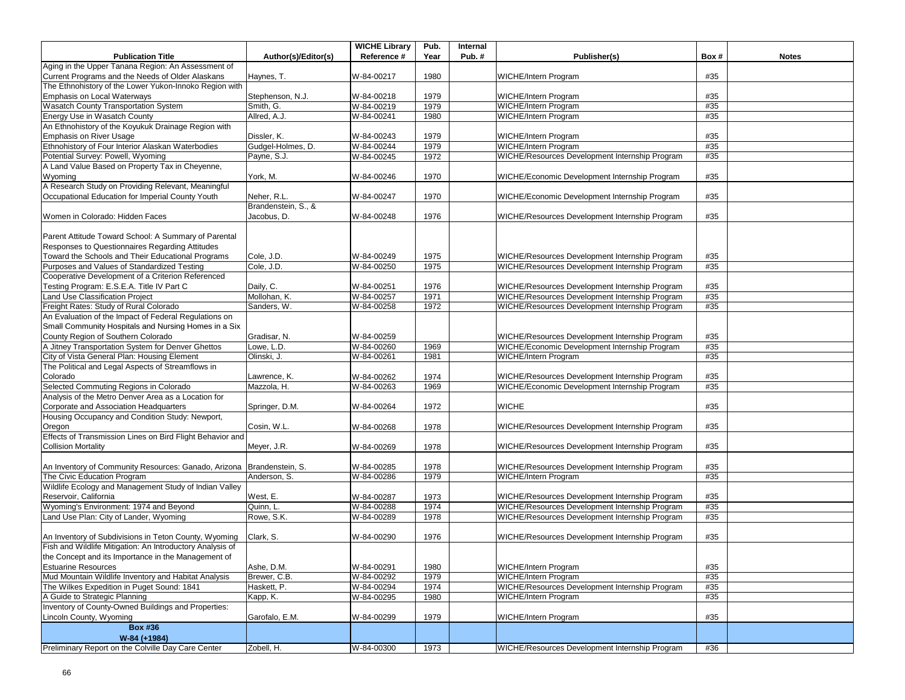| Publication Title | Author(s)/Editor(s) | WICHE Library Reference # | Pub. Year | Internal Pub. # | Publisher(s) | Box # | Notes |
|---|---|---|---|---|---|---|---|
| Aging in the Upper Tanana Region: An Assessment of Current Programs and the Needs of Older Alaskans | Haynes, T. | W-84-00217 | 1980 | | WICHE/Intern Program | #35 | |
| The Ethnohistory of the Lower Yukon-Innoko Region with Emphasis on Local Waterways | Stephenson, N.J. | W-84-00218 | 1979 | | WICHE/Intern Program | #35 | |
| Wasatch County Transportation System | Smith, G. | W-84-00219 | 1979 | | WICHE/Intern Program | #35 | |
| Energy Use in Wasatch County | Allred, A.J. | W-84-00241 | 1980 | | WICHE/Intern Program | #35 | |
| An Ethnohistory of the Koyukuk Drainage Region with Emphasis on River Usage | Dissler, K. | W-84-00243 | 1979 | | WICHE/Intern Program | #35 | |
| Ethnohistory of Four Interior Alaskan Waterbodies | Gudgel-Holmes, D. | W-84-00244 | 1979 | | WICHE/Intern Program | #35 | |
| Potential Survey: Powell, Wyoming | Payne, S.J. | W-84-00245 | 1972 | | WICHE/Resources Development Internship Program | #35 | |
| A Land Value Based on Property Tax in Cheyenne, Wyoming | York, M. | W-84-00246 | 1970 | | WICHE/Economic Development Internship Program | #35 | |
| A Research Study on Providing Relevant, Meaningful Occupational Education for Imperial County Youth | Neher, R.L. | W-84-00247 | 1970 | | WICHE/Economic Development Internship Program | #35 | |
| Women in Colorado: Hidden Faces | Brandenstein, S., & Jacobus, D. | W-84-00248 | 1976 | | WICHE/Resources Development Internship Program | #35 | |
| Parent Attitude Toward School: A Summary of Parental Responses to Questionnaires Regarding Attitudes Toward the Schools and Their Educational Programs | Cole, J.D. | W-84-00249 | 1975 | | WICHE/Resources Development Internship Program | #35 | |
| Purposes and Values of Standardized Testing | Cole, J.D. | W-84-00250 | 1975 | | WICHE/Resources Development Internship Program | #35 | |
| Cooperative Development of a Criterion Referenced Testing Program: E.S.E.A. Title IV Part C | Daily, C. | W-84-00251 | 1976 | | WICHE/Resources Development Internship Program | #35 | |
| Land Use Classification Project | Mollohan, K. | W-84-00257 | 1971 | | WICHE/Resources Development Internship Program | #35 | |
| Freight Rates: Study of Rural Colorado | Sanders, W. | W-84-00258 | 1972 | | WICHE/Resources Development Internship Program | #35 | |
| An Evaluation of the Impact of Federal Regulations on Small Community Hospitals and Nursing Homes in a Six County Region of Southern Colorado | Gradisar, N. | W-84-00259 | | | WICHE/Resources Development Internship Program | #35 | |
| A Jitney Transportation System for Denver Ghettos | Lowe, L.D. | W-84-00260 | 1969 | | WICHE/Economic Development Internship Program | #35 | |
| City of Vista General Plan: Housing Element | Olinski, J. | W-84-00261 | 1981 | | WICHE/Intern Program | #35 | |
| The Political and Legal Aspects of Streamflows in Colorado | Lawrence, K. | W-84-00262 | 1974 | | WICHE/Resources Development Internship Program | #35 | |
| Selected Commuting Regions in Colorado | Mazzola, H. | W-84-00263 | 1969 | | WICHE/Economic Development Internship Program | #35 | |
| Analysis of the Metro Denver Area as a Location for Corporate and Association Headquarters | Springer, D.M. | W-84-00264 | 1972 | | WICHE | #35 | |
| Housing Occupancy and Condition Study: Newport, Oregon | Cosin, W.L. | W-84-00268 | 1978 | | WICHE/Resources Development Internship Program | #35 | |
| Effects of Transmission Lines on Bird Flight Behavior and Collision Mortality | Meyer, J.R. | W-84-00269 | 1978 | | WICHE/Resources Development Internship Program | #35 | |
| An Inventory of Community Resources: Ganado, Arizona | Brandenstein, S. | W-84-00285 | 1978 | | WICHE/Resources Development Internship Program | #35 | |
| The Civic Education Program | Anderson, S. | W-84-00286 | 1979 | | WICHE/Intern Program | #35 | |
| Wildlife Ecology and Management Study of Indian Valley Reservoir, California | West, E. | W-84-00287 | 1973 | | WICHE/Resources Development Internship Program | #35 | |
| Wyoming's Environment: 1974 and Beyond | Quinn, L. | W-84-00288 | 1974 | | WICHE/Resources Development Internship Program | #35 | |
| Land Use Plan: City of Lander, Wyoming | Rowe, S.K. | W-84-00289 | 1978 | | WICHE/Resources Development Internship Program | #35 | |
| An Inventory of Subdivisions in Teton County, Wyoming | Clark, S. | W-84-00290 | 1976 | | WICHE/Resources Development Internship Program | #35 | |
| Fish and Wildlife Mitigation: An Introductory Analysis of the Concept and its Importance in the Management of Estuarine Resources | Ashe, D.M. | W-84-00291 | 1980 | | WICHE/Intern Program | #35 | |
| Mud Mountain Wildlife Inventory and Habitat Analysis | Brewer, C.B. | W-84-00292 | 1979 | | WICHE/Intern Program | #35 | |
| The Wilkes Expedition in Puget Sound: 1841 | Haskett, P. | W-84-00294 | 1974 | | WICHE/Resources Development Internship Program | #35 | |
| A Guide to Strategic Planning | Kapp, K. | W-84-00295 | 1980 | | WICHE/Intern Program | #35 | |
| Inventory of County-Owned Buildings and Properties: Lincoln County, Wyoming | Garofalo, E.M. | W-84-00299 | 1979 | | WICHE/Intern Program | #35 | |
| **Box #36 W-84 (+1984)** | | | | | | | |
| Preliminary Report on the Colville Day Care Center | Zobell, H. | W-84-00300 | 1973 | | WICHE/Resources Development Internship Program | #36 | |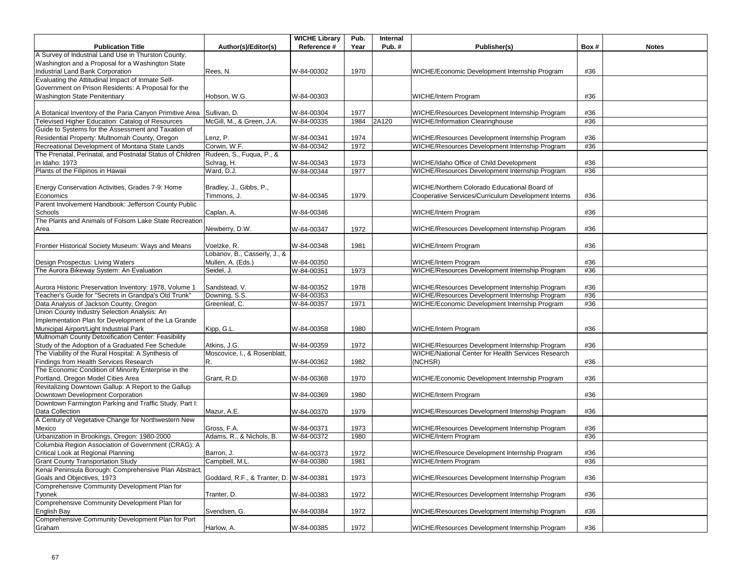| Publication Title | Author(s)/Editor(s) | WICHE Library Reference # | Pub. Year | Internal Pub. # | Publisher(s) | Box # | Notes |
|---|---|---|---|---|---|---|---|
| A Survey of Industrial Land Use in Thurston County, Washington and a Proposal for a Washington State Industrial Land Bank Corporation | Rees, N. | W-84-00302 | 1970 | | WICHE/Economic Development Internship Program | #36 | |
| Evaluating the Attitudinal Impact of Inmate Self-Government on Prison Residents: A Proposal for the Washington State Penitentiary | Hobson, W.G. | W-84-00303 | | | WICHE/Intern Program | #36 | |
| A Botanical Inventory of the Paria Canyon Primitive Area | Sullivan, D. | W-84-00304 | 1977 | | WICHE/Resources Development Internship Program | #36 | |
| Televised Higher Education: Catalog of Resources | McGill, M., & Green, J.A. | W-84-00335 | 1984 | 2A120 | WICHE/Information Clearinghouse | #36 | |
| Guide to Systems for the Assessment and Taxation of Residential Property: Multnomah County, Oregon | Lenz, P. | W-84-00341 | 1974 | | WICHE/Resources Development Internship Program | #36 | |
| Recreational Development of Montana State Lands | Corwin, W.F. | W-84-00342 | 1972 | | WICHE/Resources Development Internship Program | #36 | |
| The Prenatal, Perinatal, and Postnatal Status of Children in Idaho: 1973 | Rudeen, S., Fuqua, P., & Schrag, H. | W-84-00343 | 1973 | | WICHE/Idaho Office of Child Development | #36 | |
| Plants of the Filipinos in Hawaii | Ward, D.J. | W-84-00344 | 1977 | | WICHE/Resources Development Internship Program | #36 | |
| Energy Conservation Activities, Grades 7-9: Home Economics | Bradley, J., Gibbs, P., Timmons, J. | W-84-00345 | 1979 | | WICHE/Northern Colorado Educational Board of Cooperative Services/Curriculum Development Interns | #36 | |
| Parent Involvement Handbook: Jefferson County Public Schools | Caplan, A. | W-84-00346 | | | WICHE/Intern Program | #36 | |
| The Plants and Animals of Folsom Lake State Recreation Area | Newberry, D.W. | W-84-00347 | 1972 | | WICHE/Resources Development Internship Program | #36 | |
| Frontier Historical Society Museum: Ways and Means | Voelzke, R. | W-84-00348 | 1981 | | WICHE/Intern Program | #36 | |
| Design Prospectus: Living Waters | Lobanov, B., Casserly, J., & Mullen, A. (Eds.) | W-84-00350 | | | WICHE/Intern Program | #36 | |
| The Aurora Bikeway System: An Evaluation | Seidel, J. | W-84-00351 | 1973 | | WICHE/Resources Development Internship Program | #36 | |
| Aurora Historic Preservation Inventory: 1978, Volume 1 | Sandstead, V. | W-84-00352 | 1978 | | WICHE/Resources Development Internship Program | #36 | |
| Teacher's Guide for "Secrets in Grandpa's Old Trunk" | Downing, S.S. | W-84-00353 | | | WICHE/Resources Development Internship Program | #36 | |
| Data Analysis of Jackson County, Oregon | Greenleaf, C. | W-84-00357 | 1971 | | WICHE/Economic Development Internship Program | #36 | |
| Union County Industry Selection Analysis: An Implementation Plan for Development of the La Grande Municipal Airport/Light Industrial Park | Kipp, G.L. | W-84-00358 | 1980 | | WICHE/Intern Program | #36 | |
| Multnomah County Detoxification Center: Feasibility Study of the Adoption of a Graduated Fee Schedule | Atkins, J.G. | W-84-00359 | 1972 | | WICHE/Resources Development Internship Program | #36 | |
| The Viability of the Rural Hospital: A Synthesis of Findings from Health Services Research | Moscovice, I., & Rosenblatt, R. | W-84-00362 | 1982 | | WICHE/National Center for Health Services Research (NCHSR) | #36 | |
| The Economic Condition of Minority Enterprise in the Portland, Oregon Model Cities Area | Grant, R.D. | W-84-00368 | 1970 | | WICHE/Economic Development Internship Program | #36 | |
| Revitalizing Downtown Gallup: A Report to the Gallup Downtown Development Corporation | | W-84-00369 | 1980 | | WICHE/Intern Program | #36 | |
| Downtown Farmington Parking and Traffic Study, Part I: Data Collection | Mazur, A.E. | W-84-00370 | 1979 | | WICHE/Resources Development Internship Program | #36 | |
| A Century of Vegetative Change for Northwestern New Mexico | Gross, F.A. | W-84-00371 | 1973 | | WICHE/Resources Development Internship Program | #36 | |
| Urbanization in Brookings, Oregon: 1980-2000 | Adams, R., & Nichols, B. | W-84-00372 | 1980 | | WICHE/Intern Program | #36 | |
| Columbia Region Association of Government (CRAG): A Critical Look at Regional Planning | Barron, J. | W-84-00373 | 1972 | | WICHE/Resource Development Internship Program | #36 | |
| Grant County Transportation Study | Campbell, M.L. | W-84-00380 | 1981 | | WICHE/Intern Program | #36 | |
| Kenai Peninsula Borough: Comprehensive Plan Abstract, Goals and Objectives, 1973 | Goddard, R.F., & Tranter, D. | W-84-00381 | 1973 | | WICHE/Resources Development Internship Program | #36 | |
| Comprehensive Community Development Plan for Tyonek | Tranter, D. | W-84-00383 | 1972 | | WICHE/Resources Development Internship Program | #36 | |
| Comprehensive Community Development Plan for English Bay | Svendsen, G. | W-84-00384 | 1972 | | WICHE/Resources Development Internship Program | #36 | |
| Comprehensive Community Development Plan for Port Graham | Harlow, A. | W-84-00385 | 1972 | | WICHE/Resources Development Internship Program | #36 | |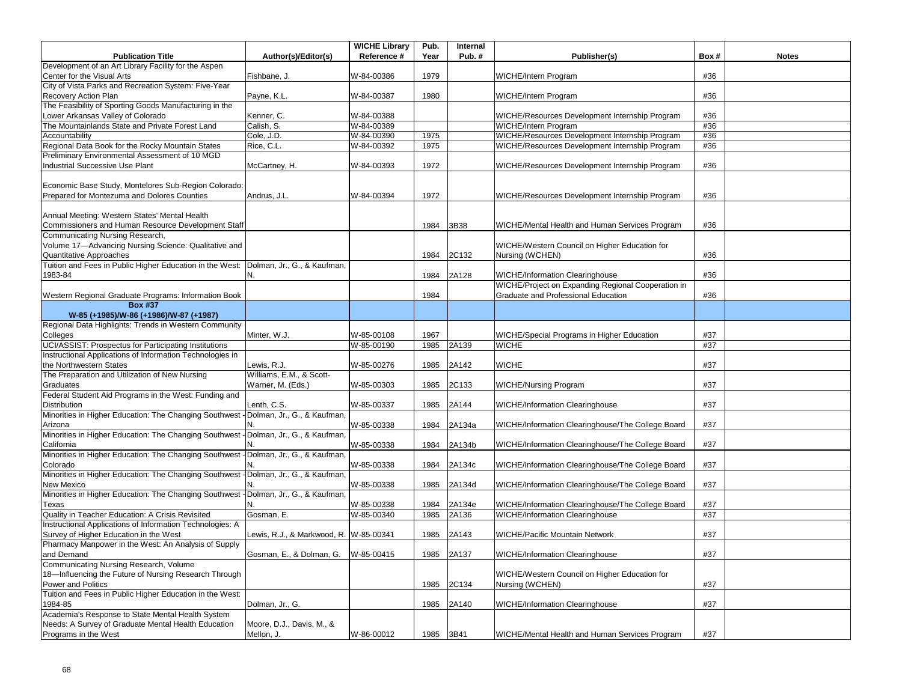| Publication Title | Author(s)/Editor(s) | WICHE Library Reference # | Pub. Year | Internal Pub. # | Publisher(s) | Box # | Notes |
|---|---|---|---|---|---|---|---|
| Development of an Art Library Facility for the Aspen Center for the Visual Arts | Fishbane, J. | W-84-00386 | 1979 | | WICHE/Intern Program | #36 | |
| City of Vista Parks and Recreation System: Five-Year Recovery Action Plan | Payne, K.L. | W-84-00387 | 1980 | | WICHE/Intern Program | #36 | |
| The Feasibility of Sporting Goods Manufacturing in the Lower Arkansas Valley of Colorado | Kenner, C. | W-84-00388 | | | WICHE/Resources Development Internship Program | #36 | |
| The Mountainlands State and Private Forest Land | Calish, S. | W-84-00389 | | | WICHE/Intern Program | #36 | |
| Accountability | Cole, J.D. | W-84-00390 | 1975 | | WICHE/Resources Development Internship Program | #36 | |
| Regional Data Book for the Rocky Mountain States | Rice, C.L. | W-84-00392 | 1975 | | WICHE/Resources Development Internship Program | #36 | |
| Preliminary Environmental Assessment of 10 MGD Industrial Successive Use Plant | McCartney, H. | W-84-00393 | 1972 | | WICHE/Resources Development Internship Program | #36 | |
| Economic Base Study, Montelores Sub-Region Colorado: Prepared for Montezuma and Dolores Counties | Andrus, J.L. | W-84-00394 | 1972 | | WICHE/Resources Development Internship Program | #36 | |
| Annual Meeting: Western States' Mental Health Commissioners and Human Resource Development Staff | | | 1984 | 3B38 | WICHE/Mental Health and Human Services Program | #36 | |
| Communicating Nursing Research, Volume 17—Advancing Nursing Science: Qualitative and Quantitative Approaches | | | 1984 | 2C132 | WICHE/Western Council on Higher Education for Nursing (WCHEN) | #36 | |
| Tuition and Fees in Public Higher Education in the West: 1983-84 | Dolman, Jr., G., & Kaufman, N. | | 1984 | 2A128 | WICHE/Information Clearinghouse | #36 | |
| Western Regional Graduate Programs: Information Book | | | 1984 | | WICHE/Project on Expanding Regional Cooperation in Graduate and Professional Education | #36 | |
| **Box #37 W-85 (+1985)/W-86 (+1986)/W-87 (+1987)** | | | | | | | |
| Regional Data Highlights: Trends in Western Community Colleges | Minter, W.J. | W-85-00108 | 1967 | | WICHE/Special Programs in Higher Education | #37 | |
| UCI/ASSIST: Prospectus for Participating Institutions | | W-85-00190 | 1985 | 2A139 | WICHE | #37 | |
| Instructional Applications of Information Technologies in the Northwestern States | Lewis, R.J. | W-85-00276 | 1985 | 2A142 | WICHE | #37 | |
| The Preparation and Utilization of New Nursing Graduates | Williams, E.M., & Scott-Warner, M. (Eds.) | W-85-00303 | 1985 | 2C133 | WICHE/Nursing Program | #37 | |
| Federal Student Aid Programs in the West: Funding and Distribution | Lenth, C.S. | W-85-00337 | 1985 | 2A144 | WICHE/Information Clearinghouse | #37 | |
| Minorities in Higher Education: The Changing Southwest - Arizona | Dolman, Jr., G., & Kaufman, N. | W-85-00338 | 1984 | 2A134a | WICHE/Information Clearinghouse/The College Board | #37 | |
| Minorities in Higher Education: The Changing Southwest - California | Dolman, Jr., G., & Kaufman, N. | W-85-00338 | 1984 | 2A134b | WICHE/Information Clearinghouse/The College Board | #37 | |
| Minorities in Higher Education: The Changing Southwest - Colorado | Dolman, Jr., G., & Kaufman, N. | W-85-00338 | 1984 | 2A134c | WICHE/Information Clearinghouse/The College Board | #37 | |
| Minorities in Higher Education: The Changing Southwest - New Mexico | Dolman, Jr., G., & Kaufman, N. | W-85-00338 | 1985 | 2A134d | WICHE/Information Clearinghouse/The College Board | #37 | |
| Minorities in Higher Education: The Changing Southwest - Texas | Dolman, Jr., G., & Kaufman, N. | W-85-00338 | 1984 | 2A134e | WICHE/Information Clearinghouse/The College Board | #37 | |
| Quality in Teacher Education: A Crisis Revisited | Gosman, E. | W-85-00340 | 1985 | 2A136 | WICHE/Information Clearinghouse | #37 | |
| Instructional Applications of Information Technologies: A Survey of Higher Education in the West | Lewis, R.J., & Markwood, R. | W-85-00341 | 1985 | 2A143 | WICHE/Pacific Mountain Network | #37 | |
| Pharmacy Manpower in the West: An Analysis of Supply and Demand | Gosman, E., & Dolman, G. | W-85-00415 | 1985 | 2A137 | WICHE/Information Clearinghouse | #37 | |
| Communicating Nursing Research, Volume 18—Influencing the Future of Nursing Research Through Power and Politics | | | 1985 | 2C134 | WICHE/Western Council on Higher Education for Nursing (WCHEN) | #37 | |
| Tuition and Fees in Public Higher Education in the West: 1984-85 | Dolman, Jr., G. | | 1985 | 2A140 | WICHE/Information Clearinghouse | #37 | |
| Academia's Response to State Mental Health System Needs: A Survey of Graduate Mental Health Education Programs in the West | Moore, D.J., Davis, M., & Mellon, J. | W-86-00012 | 1985 | 3B41 | WICHE/Mental Health and Human Services Program | #37 | |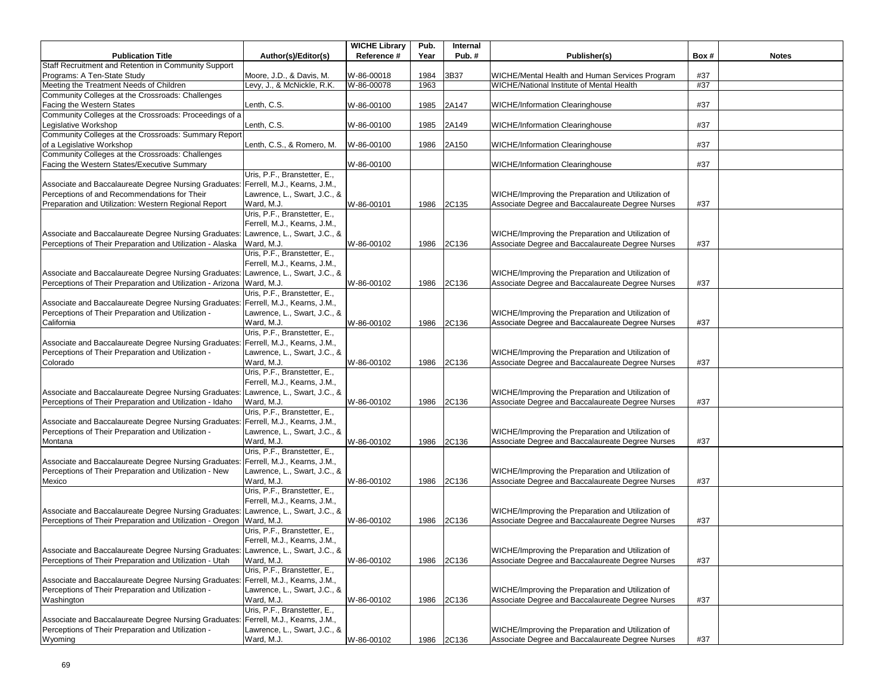| Publication Title | Author(s)/Editor(s) | WICHE Library Reference # | Pub. Year | Internal Pub. # | Publisher(s) | Box # | Notes |
|---|---|---|---|---|---|---|---|
| Staff Recruitment and Retention in Community Support Programs: A Ten-State Study | Moore, J.D., & Davis, M. | W-86-00018 | 1984 | 3B37 | WICHE/Mental Health and Human Services Program | #37 | |
| Meeting the Treatment Needs of Children | Levy, J., & McNickle, R.K. | W-86-00078 | 1963 | | WICHE/National Institute of Mental Health | #37 | |
| Community Colleges at the Crossroads: Challenges Facing the Western States | Lenth, C.S. | W-86-00100 | 1985 | 2A147 | WICHE/Information Clearinghouse | #37 | |
| Community Colleges at the Crossroads: Proceedings of a Legislative Workshop | Lenth, C.S. | W-86-00100 | 1985 | 2A149 | WICHE/Information Clearinghouse | #37 | |
| Community Colleges at the Crossroads: Summary Report of a Legislative Workshop | Lenth, C.S., & Romero, M. | W-86-00100 | 1986 | 2A150 | WICHE/Information Clearinghouse | #37 | |
| Community Colleges at the Crossroads: Challenges Facing the Western States/Executive Summary | | W-86-00100 | | | WICHE/Information Clearinghouse | #37 | |
| Associate and Baccalaureate Degree Nursing Graduates: Perceptions of and Recommendations for Their Preparation and Utilization: Western Regional Report | Uris, P.F., Branstetter, E., Ferrell, M.J., Kearns, J.M., Lawrence, L., Swart, J.C., & Ward, M.J. | W-86-00101 | 1986 | 2C135 | WICHE/Improving the Preparation and Utilization of Associate Degree and Baccalaureate Degree Nurses | #37 | |
| Associate and Baccalaureate Degree Nursing Graduates: Perceptions of Their Preparation and Utilization - Alaska | Uris, P.F., Branstetter, E., Ferrell, M.J., Kearns, J.M., Lawrence, L., Swart, J.C., & Ward, M.J. | W-86-00102 | 1986 | 2C136 | WICHE/Improving the Preparation and Utilization of Associate Degree and Baccalaureate Degree Nurses | #37 | |
| Associate and Baccalaureate Degree Nursing Graduates: Perceptions of Their Preparation and Utilization - Arizona | Uris, P.F., Branstetter, E., Ferrell, M.J., Kearns, J.M., Lawrence, L., Swart, J.C., & Ward, M.J. | W-86-00102 | 1986 | 2C136 | WICHE/Improving the Preparation and Utilization of Associate Degree and Baccalaureate Degree Nurses | #37 | |
| Associate and Baccalaureate Degree Nursing Graduates: Perceptions of Their Preparation and Utilization - California | Uris, P.F., Branstetter, E., Ferrell, M.J., Kearns, J.M., Lawrence, L., Swart, J.C., & Ward, M.J. | W-86-00102 | 1986 | 2C136 | WICHE/Improving the Preparation and Utilization of Associate Degree and Baccalaureate Degree Nurses | #37 | |
| Associate and Baccalaureate Degree Nursing Graduates: Perceptions of Their Preparation and Utilization - Colorado | Uris, P.F., Branstetter, E., Ferrell, M.J., Kearns, J.M., Lawrence, L., Swart, J.C., & Ward, M.J. | W-86-00102 | 1986 | 2C136 | WICHE/Improving the Preparation and Utilization of Associate Degree and Baccalaureate Degree Nurses | #37 | |
| Associate and Baccalaureate Degree Nursing Graduates: Perceptions of Their Preparation and Utilization - Idaho | Uris, P.F., Branstetter, E., Ferrell, M.J., Kearns, J.M., Lawrence, L., Swart, J.C., & Ward, M.J. | W-86-00102 | 1986 | 2C136 | WICHE/Improving the Preparation and Utilization of Associate Degree and Baccalaureate Degree Nurses | #37 | |
| Associate and Baccalaureate Degree Nursing Graduates: Perceptions of Their Preparation and Utilization - Montana | Uris, P.F., Branstetter, E., Ferrell, M.J., Kearns, J.M., Lawrence, L., Swart, J.C., & Ward, M.J. | W-86-00102 | 1986 | 2C136 | WICHE/Improving the Preparation and Utilization of Associate Degree and Baccalaureate Degree Nurses | #37 | |
| Associate and Baccalaureate Degree Nursing Graduates: Perceptions of Their Preparation and Utilization - New Mexico | Uris, P.F., Branstetter, E., Ferrell, M.J., Kearns, J.M., Lawrence, L., Swart, J.C., & Ward, M.J. | W-86-00102 | 1986 | 2C136 | WICHE/Improving the Preparation and Utilization of Associate Degree and Baccalaureate Degree Nurses | #37 | |
| Associate and Baccalaureate Degree Nursing Graduates: Perceptions of Their Preparation and Utilization - Oregon | Uris, P.F., Branstetter, E., Ferrell, M.J., Kearns, J.M., Lawrence, L., Swart, J.C., & Ward, M.J. | W-86-00102 | 1986 | 2C136 | WICHE/Improving the Preparation and Utilization of Associate Degree and Baccalaureate Degree Nurses | #37 | |
| Associate and Baccalaureate Degree Nursing Graduates: Perceptions of Their Preparation and Utilization - Utah | Uris, P.F., Branstetter, E., Ferrell, M.J., Kearns, J.M., Lawrence, L., Swart, J.C., & Ward, M.J. | W-86-00102 | 1986 | 2C136 | WICHE/Improving the Preparation and Utilization of Associate Degree and Baccalaureate Degree Nurses | #37 | |
| Associate and Baccalaureate Degree Nursing Graduates: Perceptions of Their Preparation and Utilization - Washington | Uris, P.F., Branstetter, E., Ferrell, M.J., Kearns, J.M., Lawrence, L., Swart, J.C., & Ward, M.J. | W-86-00102 | 1986 | 2C136 | WICHE/Improving the Preparation and Utilization of Associate Degree and Baccalaureate Degree Nurses | #37 | |
| Associate and Baccalaureate Degree Nursing Graduates: Perceptions of Their Preparation and Utilization - Wyoming | Uris, P.F., Branstetter, E., Ferrell, M.J., Kearns, J.M., Lawrence, L., Swart, J.C., & Ward, M.J. | W-86-00102 | 1986 | 2C136 | WICHE/Improving the Preparation and Utilization of Associate Degree and Baccalaureate Degree Nurses | #37 | |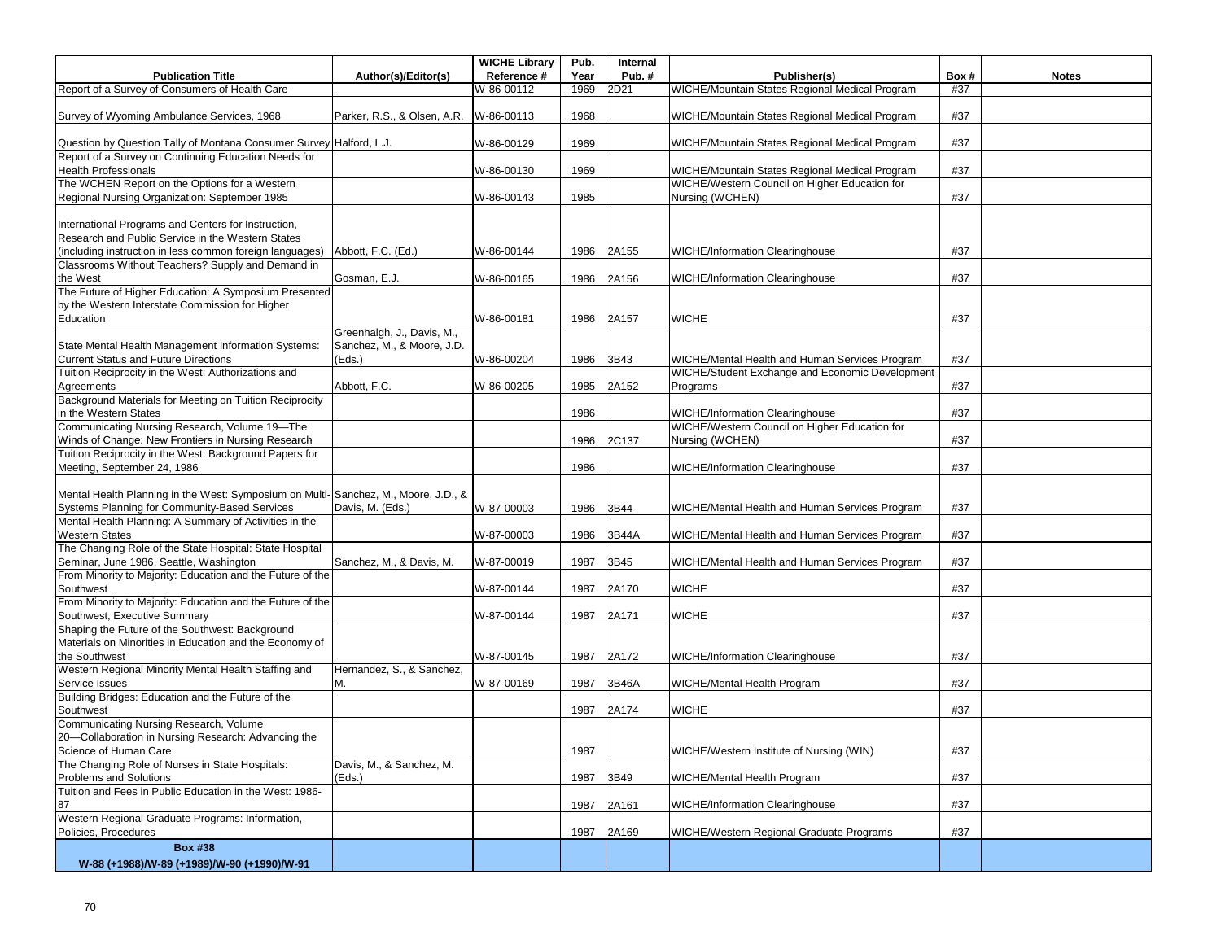| Publication Title | Author(s)/Editor(s) | WICHE Library Reference # | Pub. Year | Internal Pub. # | Publisher(s) | Box # | Notes |
|---|---|---|---|---|---|---|---|
| Report of a Survey of Consumers of Health Care | | W-86-00112 | 1969 | 2D21 | WICHE/Mountain States Regional Medical Program | #37 | |
| Survey of Wyoming Ambulance Services, 1968 | Parker, R.S., & Olsen, A.R. | W-86-00113 | 1968 | | WICHE/Mountain States Regional Medical Program | #37 | |
| Question by Question Tally of Montana Consumer Survey | Halford, L.J. | W-86-00129 | 1969 | | WICHE/Mountain States Regional Medical Program | #37 | |
| Report of a Survey on Continuing Education Needs for Health Professionals | | W-86-00130 | 1969 | | WICHE/Mountain States Regional Medical Program | #37 | |
| The WCHEN Report on the Options for a Western Regional Nursing Organization: September 1985 | | W-86-00143 | 1985 | | WICHE/Western Council on Higher Education for Nursing (WCHEN) | #37 | |
| International Programs and Centers for Instruction, Research and Public Service in the Western States (including instruction in less common foreign languages) | Abbott, F.C. (Ed.) | W-86-00144 | 1986 | 2A155 | WICHE/Information Clearinghouse | #37 | |
| Classrooms Without Teachers? Supply and Demand in the West | Gosman, E.J. | W-86-00165 | 1986 | 2A156 | WICHE/Information Clearinghouse | #37 | |
| The Future of Higher Education: A Symposium Presented by the Western Interstate Commission for Higher Education | | W-86-00181 | 1986 | 2A157 | WICHE | #37 | |
| State Mental Health Management Information Systems: Current Status and Future Directions | Greenhalgh, J., Davis, M., Sanchez, M., & Moore, J.D. (Eds.) | W-86-00204 | 1986 | 3B43 | WICHE/Mental Health and Human Services Program | #37 | |
| Tuition Reciprocity in the West: Authorizations and Agreements | Abbott, F.C. | W-86-00205 | 1985 | 2A152 | WICHE/Student Exchange and Economic Development Programs | #37 | |
| Background Materials for Meeting on Tuition Reciprocity in the Western States | | | 1986 | | WICHE/Information Clearinghouse | #37 | |
| Communicating Nursing Research, Volume 19—The Winds of Change: New Frontiers in Nursing Research | | | 1986 | 2C137 | WICHE/Western Council on Higher Education for Nursing (WCHEN) | #37 | |
| Tuition Reciprocity in the West: Background Papers for Meeting, September 24, 1986 | | | 1986 | | WICHE/Information Clearinghouse | #37 | |
| Mental Health Planning in the West: Symposium on Multi-Systems Planning for Community-Based Services | Sanchez, M., Moore, J.D., & Davis, M. (Eds.) | W-87-00003 | 1986 | 3B44 | WICHE/Mental Health and Human Services Program | #37 | |
| Mental Health Planning: A Summary of Activities in the Western States | | W-87-00003 | 1986 | 3B44A | WICHE/Mental Health and Human Services Program | #37 | |
| The Changing Role of the State Hospital: State Hospital Seminar, June 1986, Seattle, Washington | Sanchez, M., & Davis, M. | W-87-00019 | 1987 | 3B45 | WICHE/Mental Health and Human Services Program | #37 | |
| From Minority to Majority: Education and the Future of the Southwest | | W-87-00144 | 1987 | 2A170 | WICHE | #37 | |
| From Minority to Majority: Education and the Future of the Southwest, Executive Summary | | W-87-00144 | 1987 | 2A171 | WICHE | #37 | |
| Shaping the Future of the Southwest: Background Materials on Minorities in Education and the Economy of the Southwest | | W-87-00145 | 1987 | 2A172 | WICHE/Information Clearinghouse | #37 | |
| Western Regional Minority Mental Health Staffing and Service Issues | Hernandez, S., & Sanchez, M. | W-87-00169 | 1987 | 3B46A | WICHE/Mental Health Program | #37 | |
| Building Bridges: Education and the Future of the Southwest | | | 1987 | 2A174 | WICHE | #37 | |
| Communicating Nursing Research, Volume 20—Collaboration in Nursing Research: Advancing the Science of Human Care | | | 1987 | | WICHE/Western Institute of Nursing (WIN) | #37 | |
| The Changing Role of Nurses in State Hospitals: Problems and Solutions | Davis, M., & Sanchez, M. (Eds.) | | 1987 | 3B49 | WICHE/Mental Health Program | #37 | |
| Tuition and Fees in Public Education in the West: 1986-87 | | | 1987 | 2A161 | WICHE/Information Clearinghouse | #37 | |
| Western Regional Graduate Programs: Information, Policies, Procedures | | | 1987 | 2A169 | WICHE/Western Regional Graduate Programs | #37 | |
| **Box #38**<br>**W-88 (+1988)/W-89 (+1989)/W-90 (+1990)/W-91** | | | | | | | |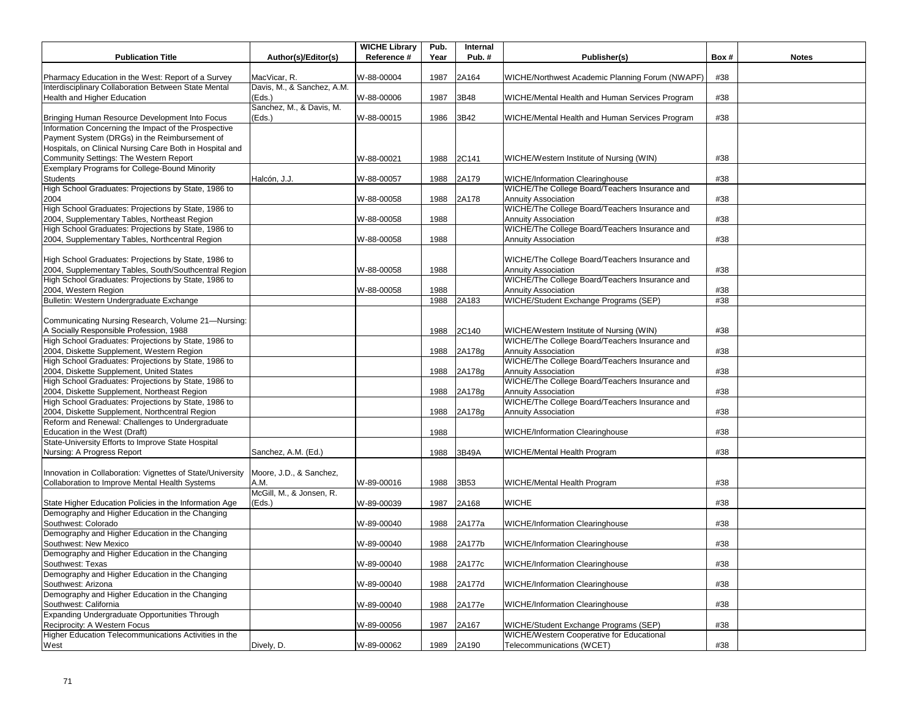| Publication Title | Author(s)/Editor(s) | WICHE Library Reference # | Pub. Year | Internal Pub. # | Publisher(s) | Box # | Notes |
|---|---|---|---|---|---|---|---|
| Pharmacy Education in the West: Report of a Survey | MacVicar, R. | W-88-00004 | 1987 | 2A164 | WICHE/Northwest Academic Planning Forum (NWAPF) | #38 | |
| Interdisciplinary Collaboration Between State Mental Health and Higher Education | Davis, M., & Sanchez, A.M. (Eds.) | W-88-00006 | 1987 | 3B48 | WICHE/Mental Health and Human Services Program | #38 | |
| Bringing Human Resource Development Into Focus | Sanchez, M., & Davis, M. (Eds.) | W-88-00015 | 1986 | 3B42 | WICHE/Mental Health and Human Services Program | #38 | |
| Information Concerning the Impact of the Prospective Payment System (DRGs) in the Reimbursement of Hospitals, on Clinical Nursing Care Both in Hospital and Community Settings: The Western Report | | W-88-00021 | 1988 | 2C141 | WICHE/Western Institute of Nursing (WIN) | #38 | |
| Exemplary Programs for College-Bound Minority Students | Halcón, J.J. | W-88-00057 | 1988 | 2A179 | WICHE/Information Clearinghouse | #38 | |
| High School Graduates: Projections by State, 1986 to 2004 | | W-88-00058 | 1988 | 2A178 | WICHE/The College Board/Teachers Insurance and Annuity Association | #38 | |
| High School Graduates: Projections by State, 1986 to 2004, Supplementary Tables, Northeast Region | | W-88-00058 | 1988 | | WICHE/The College Board/Teachers Insurance and Annuity Association | #38 | |
| High School Graduates: Projections by State, 1986 to 2004, Supplementary Tables, Northcentral Region | | W-88-00058 | 1988 | | WICHE/The College Board/Teachers Insurance and Annuity Association | #38 | |
| High School Graduates: Projections by State, 1986 to 2004, Supplementary Tables, South/Southcentral Region | | W-88-00058 | 1988 | | WICHE/The College Board/Teachers Insurance and Annuity Association | #38 | |
| High School Graduates: Projections by State, 1986 to 2004, Western Region | | W-88-00058 | 1988 | | WICHE/The College Board/Teachers Insurance and Annuity Association | #38 | |
| Bulletin: Western Undergraduate Exchange | | | 1988 | 2A183 | WICHE/Student Exchange Programs (SEP) | #38 | |
| Communicating Nursing Research, Volume 21—Nursing: A Socially Responsible Profession, 1988 | | | 1988 | 2C140 | WICHE/Western Institute of Nursing (WIN) | #38 | |
| High School Graduates: Projections by State, 1986 to 2004, Diskette Supplement, Western Region | | | 1988 | 2A178g | WICHE/The College Board/Teachers Insurance and Annuity Association | #38 | |
| High School Graduates: Projections by State, 1986 to 2004, Diskette Supplement, United States | | | 1988 | 2A178g | WICHE/The College Board/Teachers Insurance and Annuity Association | #38 | |
| High School Graduates: Projections by State, 1986 to 2004, Diskette Supplement, Northeast Region | | | 1988 | 2A178g | WICHE/The College Board/Teachers Insurance and Annuity Association | #38 | |
| High School Graduates: Projections by State, 1986 to 2004, Diskette Supplement, Northcentral Region | | | 1988 | 2A178g | WICHE/The College Board/Teachers Insurance and Annuity Association | #38 | |
| Reform and Renewal: Challenges to Undergraduate Education in the West (Draft) | | | 1988 | | WICHE/Information Clearinghouse | #38 | |
| State-University Efforts to Improve State Hospital Nursing: A Progress Report | Sanchez, A.M. (Ed.) | | 1988 | 3B49A | WICHE/Mental Health Program | #38 | |
| Innovation in Collaboration: Vignettes of State/University Collaboration to Improve Mental Health Systems | Moore, J.D., & Sanchez, A.M. | W-89-00016 | 1988 | 3B53 | WICHE/Mental Health Program | #38 | |
| State Higher Education Policies in the Information Age | McGill, M., & Jonsen, R. (Eds.) | W-89-00039 | 1987 | 2A168 | WICHE | #38 | |
| Demography and Higher Education in the Changing Southwest: Colorado | | W-89-00040 | 1988 | 2A177a | WICHE/Information Clearinghouse | #38 | |
| Demography and Higher Education in the Changing Southwest: New Mexico | | W-89-00040 | 1988 | 2A177b | WICHE/Information Clearinghouse | #38 | |
| Demography and Higher Education in the Changing Southwest: Texas | | W-89-00040 | 1988 | 2A177c | WICHE/Information Clearinghouse | #38 | |
| Demography and Higher Education in the Changing Southwest: Arizona | | W-89-00040 | 1988 | 2A177d | WICHE/Information Clearinghouse | #38 | |
| Demography and Higher Education in the Changing Southwest: California | | W-89-00040 | 1988 | 2A177e | WICHE/Information Clearinghouse | #38 | |
| Expanding Undergraduate Opportunities Through Reciprocity: A Western Focus | | W-89-00056 | 1987 | 2A167 | WICHE/Student Exchange Programs (SEP) | #38 | |
| Higher Education Telecommunications Activities in the West | Dively, D. | W-89-00062 | 1989 | 2A190 | WICHE/Western Cooperative for Educational Telecommunications (WCET) | #38 | |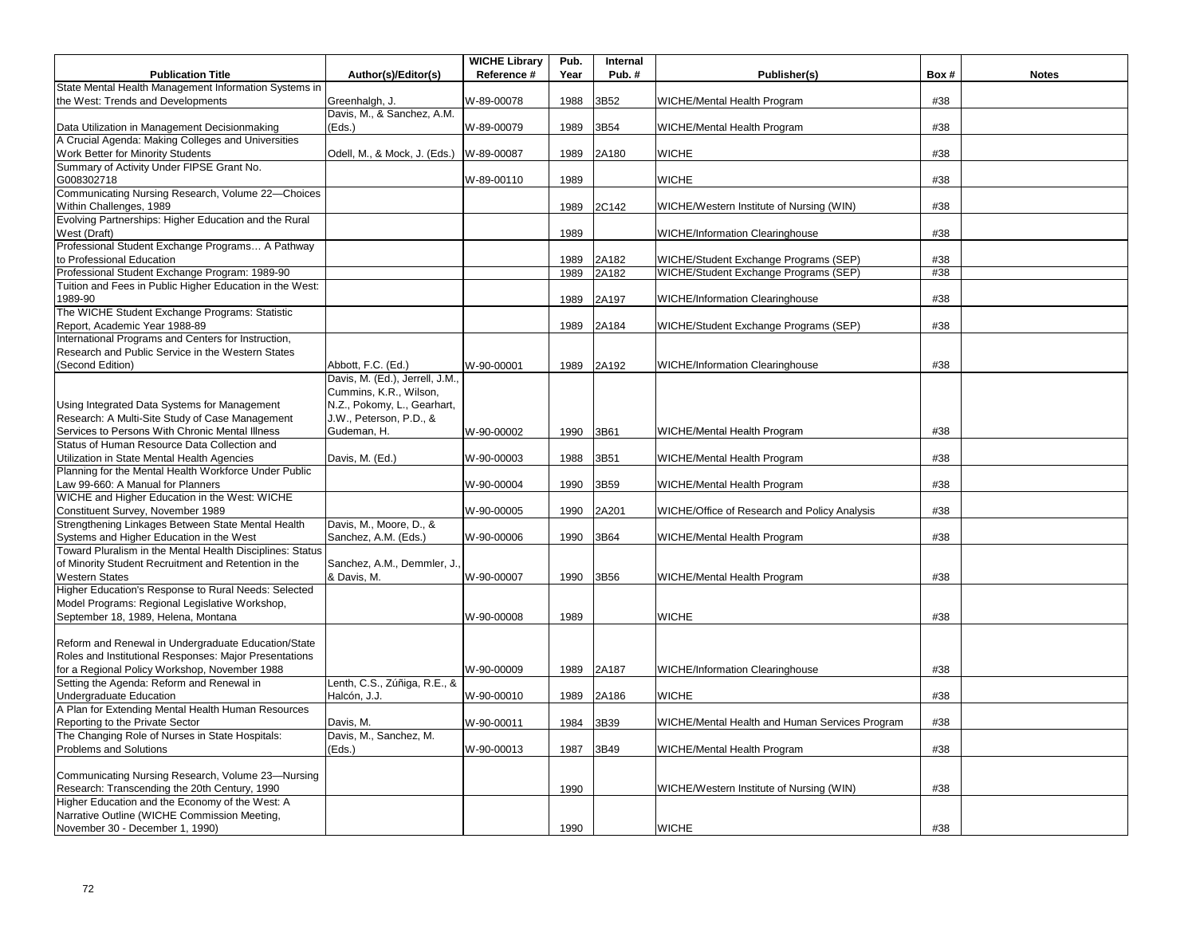| Publication Title | Author(s)/Editor(s) | WICHE Library Reference # | Pub. Year | Internal Pub. # | Publisher(s) | Box # | Notes |
|---|---|---|---|---|---|---|---|
| State Mental Health Management Information Systems in the West: Trends and Developments | Greenhalgh, J. | W-89-00078 | 1988 | 3B52 | WICHE/Mental Health Program | #38 | |
| Data Utilization in Management Decisionmaking | Davis, M., & Sanchez, A.M. (Eds.) | W-89-00079 | 1989 | 3B54 | WICHE/Mental Health Program | #38 | |
| A Crucial Agenda: Making Colleges and Universities Work Better for Minority Students | Odell, M., & Mock, J. (Eds.) | W-89-00087 | 1989 | 2A180 | WICHE | #38 | |
| Summary of Activity Under FIPSE Grant No. G008302718 | | W-89-00110 | 1989 | | WICHE | #38 | |
| Communicating Nursing Research, Volume 22—Choices Within Challenges, 1989 | | | 1989 | 2C142 | WICHE/Western Institute of Nursing (WIN) | #38 | |
| Evolving Partnerships: Higher Education and the Rural West (Draft) | | | 1989 | | WICHE/Information Clearinghouse | #38 | |
| Professional Student Exchange Programs… A Pathway to Professional Education | | | 1989 | 2A182 | WICHE/Student Exchange Programs (SEP) | #38 | |
| Professional Student Exchange Program: 1989-90 | | | 1989 | 2A182 | WICHE/Student Exchange Programs (SEP) | #38 | |
| Tuition and Fees in Public Higher Education in the West: 1989-90 | | | 1989 | 2A197 | WICHE/Information Clearinghouse | #38 | |
| The WICHE Student Exchange Programs: Statistic Report, Academic Year 1988-89 | | | 1989 | 2A184 | WICHE/Student Exchange Programs (SEP) | #38 | |
| International Programs and Centers for Instruction, Research and Public Service in the Western States (Second Edition) | Abbott, F.C. (Ed.) | W-90-00001 | 1989 | 2A192 | WICHE/Information Clearinghouse | #38 | |
| Using Integrated Data Systems for Management Research: A Multi-Site Study of Case Management Services to Persons With Chronic Mental Illness | Davis, M. (Ed.), Jerrell, J.M., Cummins, K.R., Wilson, N.Z., Pokomy, L., Gearhart, J.W., Peterson, P.D., & Gudeman, H. | W-90-00002 | 1990 | 3B61 | WICHE/Mental Health Program | #38 | |
| Status of Human Resource Data Collection and Utilization in State Mental Health Agencies | Davis, M. (Ed.) | W-90-00003 | 1988 | 3B51 | WICHE/Mental Health Program | #38 | |
| Planning for the Mental Health Workforce Under Public Law 99-660: A Manual for Planners | | W-90-00004 | 1990 | 3B59 | WICHE/Mental Health Program | #38 | |
| WICHE and Higher Education in the West: WICHE Constituent Survey, November 1989 | | W-90-00005 | 1990 | 2A201 | WICHE/Office of Research and Policy Analysis | #38 | |
| Strengthening Linkages Between State Mental Health Systems and Higher Education in the West | Davis, M., Moore, D., & Sanchez, A.M. (Eds.) | W-90-00006 | 1990 | 3B64 | WICHE/Mental Health Program | #38 | |
| Toward Pluralism in the Mental Health Disciplines: Status of Minority Student Recruitment and Retention in the Western States | Sanchez, A.M., Demmler, J., & Davis, M. | W-90-00007 | 1990 | 3B56 | WICHE/Mental Health Program | #38 | |
| Higher Education's Response to Rural Needs: Selected Model Programs: Regional Legislative Workshop, September 18, 1989, Helena, Montana | | W-90-00008 | 1989 | | WICHE | #38 | |
| Reform and Renewal in Undergraduate Education/State Roles and Institutional Responses: Major Presentations for a Regional Policy Workshop, November 1988 | | W-90-00009 | 1989 | 2A187 | WICHE/Information Clearinghouse | #38 | |
| Setting the Agenda: Reform and Renewal in Undergraduate Education | Lenth, C.S., Zúñiga, R.E., & Halcón, J.J. | W-90-00010 | 1989 | 2A186 | WICHE | #38 | |
| A Plan for Extending Mental Health Human Resources Reporting to the Private Sector | Davis, M. | W-90-00011 | 1984 | 3B39 | WICHE/Mental Health and Human Services Program | #38 | |
| The Changing Role of Nurses in State Hospitals: Problems and Solutions | Davis, M., Sanchez, M. (Eds.) | W-90-00013 | 1987 | 3B49 | WICHE/Mental Health Program | #38 | |
| Communicating Nursing Research, Volume 23—Nursing Research: Transcending the 20th Century, 1990 | | | 1990 | | WICHE/Western Institute of Nursing (WIN) | #38 | |
| Higher Education and the Economy of the West: A Narrative Outline (WICHE Commission Meeting, November 30 - December 1, 1990) | | | 1990 | | WICHE | #38 | |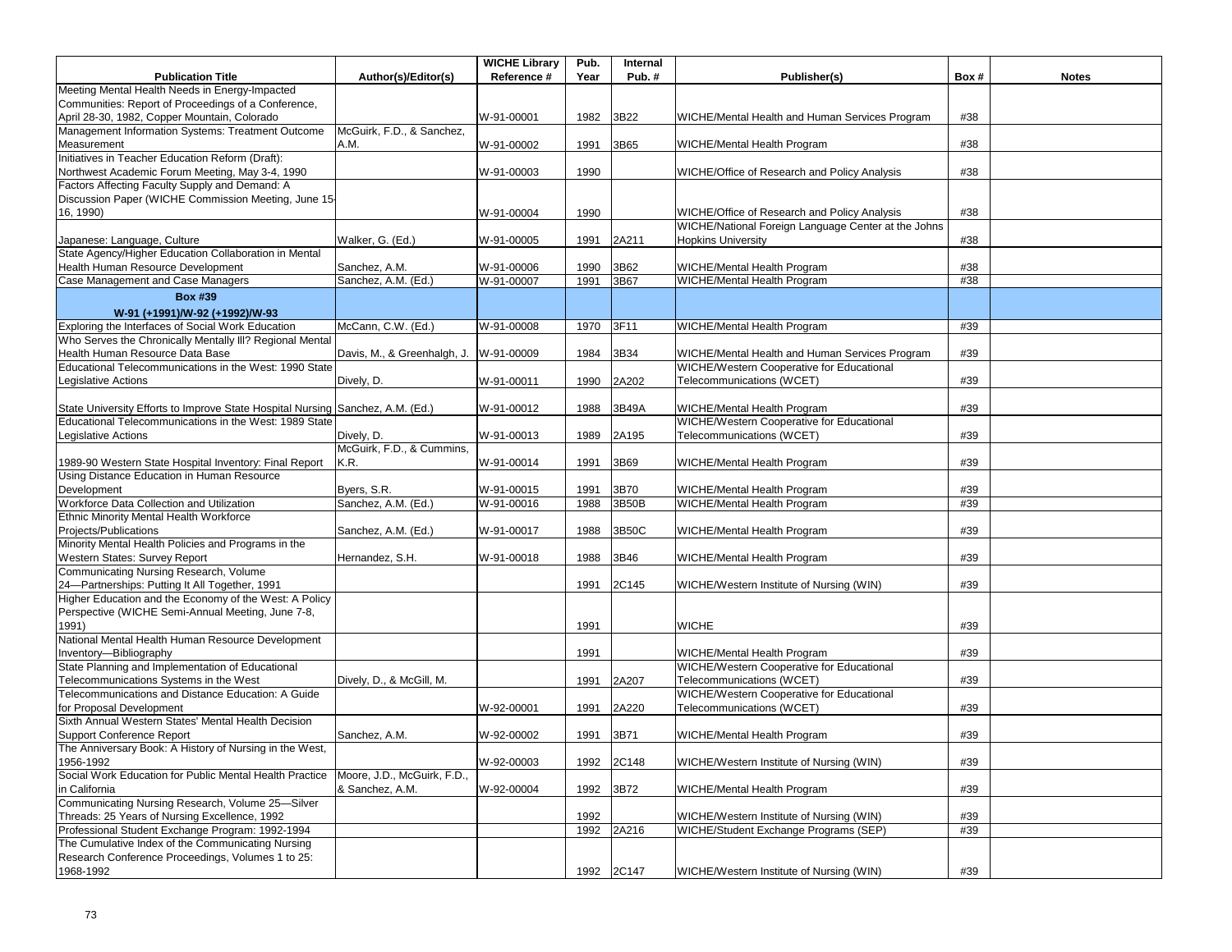| Publication Title | Author(s)/Editor(s) | WICHE Library Reference # | Pub. Year | Internal Pub. # | Publisher(s) | Box # | Notes |
|---|---|---|---|---|---|---|---|
| Meeting Mental Health Needs in Energy-Impacted Communities: Report of Proceedings of a Conference, April 28-30, 1982, Copper Mountain, Colorado | | W-91-00001 | 1982 | 3B22 | WICHE/Mental Health and Human Services Program | #38 | |
| Management Information Systems: Treatment Outcome Measurement | McGuirk, F.D., & Sanchez, A.M. | W-91-00002 | 1991 | 3B65 | WICHE/Mental Health Program | #38 | |
| Initiatives in Teacher Education Reform (Draft): Northwest Academic Forum Meeting, May 3-4, 1990 | | W-91-00003 | 1990 | | WICHE/Office of Research and Policy Analysis | #38 | |
| Factors Affecting Faculty Supply and Demand: A Discussion Paper (WICHE Commission Meeting, June 15-16, 1990) | | W-91-00004 | 1990 | | WICHE/Office of Research and Policy Analysis | #38 | |
| Japanese: Language, Culture | Walker, G. (Ed.) | W-91-00005 | 1991 | 2A211 | WICHE/National Foreign Language Center at the Johns Hopkins University | #38 | |
| State Agency/Higher Education Collaboration in Mental Health Human Resource Development | Sanchez, A.M. | W-91-00006 | 1990 | 3B62 | WICHE/Mental Health Program | #38 | |
| Case Management and Case Managers | Sanchez, A.M. (Ed.) | W-91-00007 | 1991 | 3B67 | WICHE/Mental Health Program | #38 | |
| **Box #39** **W-91 (+1991)/W-92 (+1992)/W-93** | | | | | | | |
| Exploring the Interfaces of Social Work Education | McCann, C.W. (Ed.) | W-91-00008 | 1970 | 3F11 | WICHE/Mental Health Program | #39 | |
| Who Serves the Chronically Mentally Ill? Regional Mental Health Human Resource Data Base | Davis, M., & Greenhalgh, J. | W-91-00009 | 1984 | 3B34 | WICHE/Mental Health and Human Services Program | #39 | |
| Educational Telecommunications in the West: 1990 State Legislative Actions | Dively, D. | W-91-00011 | 1990 | 2A202 | WICHE/Western Cooperative for Educational Telecommunications (WCET) | #39 | |
| State University Efforts to Improve State Hospital Nursing | Sanchez, A.M. (Ed.) | W-91-00012 | 1988 | 3B49A | WICHE/Mental Health Program | #39 | |
| Educational Telecommunications in the West: 1989 State Legislative Actions | Dively, D. | W-91-00013 | 1989 | 2A195 | WICHE/Western Cooperative for Educational Telecommunications (WCET) | #39 | |
| 1989-90 Western State Hospital Inventory: Final Report | McGuirk, F.D., & Cummins, K.R. | W-91-00014 | 1991 | 3B69 | WICHE/Mental Health Program | #39 | |
| Using Distance Education in Human Resource Development | Byers, S.R. | W-91-00015 | 1991 | 3B70 | WICHE/Mental Health Program | #39 | |
| Workforce Data Collection and Utilization | Sanchez, A.M. (Ed.) | W-91-00016 | 1988 | 3B50B | WICHE/Mental Health Program | #39 | |
| Ethnic Minority Mental Health Workforce Projects/Publications | Sanchez, A.M. (Ed.) | W-91-00017 | 1988 | 3B50C | WICHE/Mental Health Program | #39 | |
| Minority Mental Health Policies and Programs in the Western States: Survey Report | Hernandez, S.H. | W-91-00018 | 1988 | 3B46 | WICHE/Mental Health Program | #39 | |
| Communicating Nursing Research, Volume 24—Partnerships: Putting It All Together, 1991 | | | 1991 | 2C145 | WICHE/Western Institute of Nursing (WIN) | #39 | |
| Higher Education and the Economy of the West: A Policy Perspective (WICHE Semi-Annual Meeting, June 7-8, 1991) | | | 1991 | | WICHE | #39 | |
| National Mental Health Human Resource Development Inventory—Bibliography | | | 1991 | | WICHE/Mental Health Program | #39 | |
| State Planning and Implementation of Educational Telecommunications Systems in the West | Dively, D., & McGill, M. | | 1991 | 2A207 | WICHE/Western Cooperative for Educational Telecommunications (WCET) | #39 | |
| Telecommunications and Distance Education: A Guide for Proposal Development | | W-92-00001 | 1991 | 2A220 | WICHE/Western Cooperative for Educational Telecommunications (WCET) | #39 | |
| Sixth Annual Western States' Mental Health Decision Support Conference Report | Sanchez, A.M. | W-92-00002 | 1991 | 3B71 | WICHE/Mental Health Program | #39 | |
| The Anniversary Book: A History of Nursing in the West, 1956-1992 | | W-92-00003 | 1992 | 2C148 | WICHE/Western Institute of Nursing (WIN) | #39 | |
| Social Work Education for Public Mental Health Practice in California | Moore, J.D., McGuirk, F.D., & Sanchez, A.M. | W-92-00004 | 1992 | 3B72 | WICHE/Mental Health Program | #39 | |
| Communicating Nursing Research, Volume 25—Silver Threads: 25 Years of Nursing Excellence, 1992 | | | 1992 | | WICHE/Western Institute of Nursing (WIN) | #39 | |
| Professional Student Exchange Program: 1992-1994 | | | 1992 | 2A216 | WICHE/Student Exchange Programs (SEP) | #39 | |
| The Cumulative Index of the Communicating Nursing Research Conference Proceedings, Volumes 1 to 25: 1968-1992 | | | 1992 | 2C147 | WICHE/Western Institute of Nursing (WIN) | #39 | |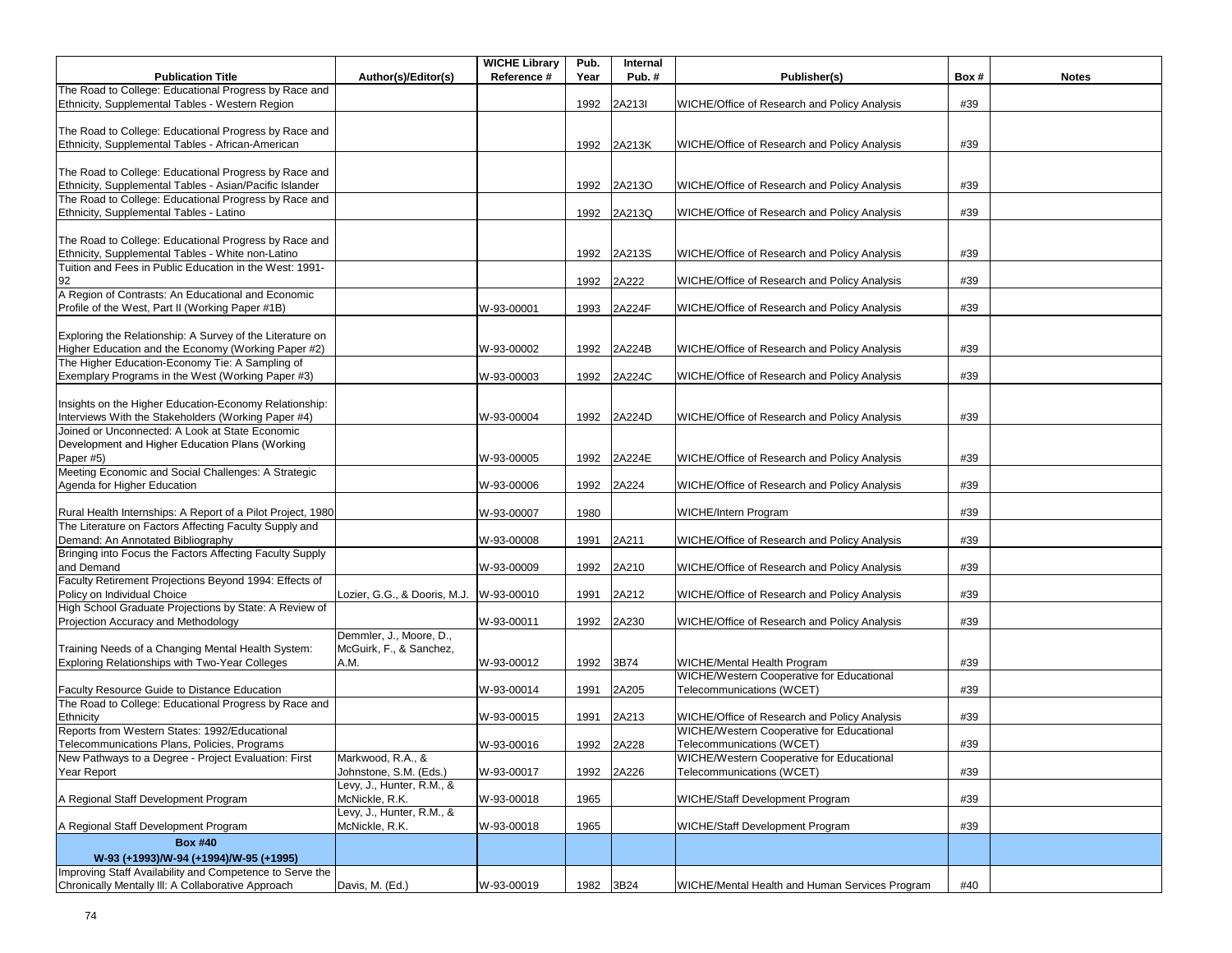| Publication Title | Author(s)/Editor(s) | WICHE Library Reference # | Pub. Year | Internal Pub. # | Publisher(s) | Box # | Notes |
|---|---|---|---|---|---|---|---|
| The Road to College: Educational Progress by Race and Ethnicity, Supplemental Tables - Western Region | | | 1992 | 2A213I | WICHE/Office of Research and Policy Analysis | #39 | |
| The Road to College: Educational Progress by Race and Ethnicity, Supplemental Tables - African-American | | | 1992 | 2A213K | WICHE/Office of Research and Policy Analysis | #39 | |
| The Road to College: Educational Progress by Race and Ethnicity, Supplemental Tables - Asian/Pacific Islander | | | 1992 | 2A213O | WICHE/Office of Research and Policy Analysis | #39 | |
| The Road to College: Educational Progress by Race and Ethnicity, Supplemental Tables - Latino | | | 1992 | 2A213Q | WICHE/Office of Research and Policy Analysis | #39 | |
| The Road to College: Educational Progress by Race and Ethnicity, Supplemental Tables - White non-Latino | | | 1992 | 2A213S | WICHE/Office of Research and Policy Analysis | #39 | |
| Tuition and Fees in Public Education in the West: 1991-92 | | | 1992 | 2A222 | WICHE/Office of Research and Policy Analysis | #39 | |
| A Region of Contrasts: An Educational and Economic Profile of the West, Part II (Working Paper #1B) | | W-93-00001 | 1993 | 2A224F | WICHE/Office of Research and Policy Analysis | #39 | |
| Exploring the Relationship: A Survey of the Literature on Higher Education and the Economy (Working Paper #2) | | W-93-00002 | 1992 | 2A224B | WICHE/Office of Research and Policy Analysis | #39 | |
| The Higher Education-Economy Tie: A Sampling of Exemplary Programs in the West (Working Paper #3) | | W-93-00003 | 1992 | 2A224C | WICHE/Office of Research and Policy Analysis | #39 | |
| Insights on the Higher Education-Economy Relationship: Interviews With the Stakeholders (Working Paper #4) | | W-93-00004 | 1992 | 2A224D | WICHE/Office of Research and Policy Analysis | #39 | |
| Joined or Unconnected: A Look at State Economic Development and Higher Education Plans (Working Paper #5) | | W-93-00005 | 1992 | 2A224E | WICHE/Office of Research and Policy Analysis | #39 | |
| Meeting Economic and Social Challenges: A Strategic Agenda for Higher Education | | W-93-00006 | 1992 | 2A224 | WICHE/Office of Research and Policy Analysis | #39 | |
| Rural Health Internships: A Report of a Pilot Project, 1980 | | W-93-00007 | 1980 | | WICHE/Intern Program | #39 | |
| The Literature on Factors Affecting Faculty Supply and Demand: An Annotated Bibliography | | W-93-00008 | 1991 | 2A211 | WICHE/Office of Research and Policy Analysis | #39 | |
| Bringing into Focus the Factors Affecting Faculty Supply and Demand | | W-93-00009 | 1992 | 2A210 | WICHE/Office of Research and Policy Analysis | #39 | |
| Faculty Retirement Projections Beyond 1994: Effects of Policy on Individual Choice | Lozier, G.G., & Dooris, M.J. | W-93-00010 | 1991 | 2A212 | WICHE/Office of Research and Policy Analysis | #39 | |
| High School Graduate Projections by State: A Review of Projection Accuracy and Methodology | | W-93-00011 | 1992 | 2A230 | WICHE/Office of Research and Policy Analysis | #39 | |
| Training Needs of a Changing Mental Health System: Exploring Relationships with Two-Year Colleges | Demmler, J., Moore, D., McGuirk, F., & Sanchez, A.M. | W-93-00012 | 1992 | 3B74 | WICHE/Mental Health Program | #39 | |
| Faculty Resource Guide to Distance Education | | W-93-00014 | 1991 | 2A205 | WICHE/Western Cooperative for Educational Telecommunications (WCET) | #39 | |
| The Road to College: Educational Progress by Race and Ethnicity | | W-93-00015 | 1991 | 2A213 | WICHE/Office of Research and Policy Analysis | #39 | |
| Reports from Western States: 1992/Educational Telecommunications Plans, Policies, Programs | | W-93-00016 | 1992 | 2A228 | WICHE/Western Cooperative for Educational Telecommunications (WCET) | #39 | |
| New Pathways to a Degree - Project Evaluation: First Year Report | Markwood, R.A., & Johnstone, S.M. (Eds.) | W-93-00017 | 1992 | 2A226 | WICHE/Western Cooperative for Educational Telecommunications (WCET) | #39 | |
| A Regional Staff Development Program | Levy, J., Hunter, R.M., & McNickle, R.K. | W-93-00018 | 1965 | | WICHE/Staff Development Program | #39 | |
| A Regional Staff Development Program | Levy, J., Hunter, R.M., & McNickle, R.K. | W-93-00018 | 1965 | | WICHE/Staff Development Program | #39 | |
| **Box #40** **W-93 (+1993)/W-94 (+1994)/W-95 (+1995)** | | | | | | | |
| Improving Staff Availability and Competence to Serve the Chronically Mentally Ill: A Collaborative Approach | Davis, M. (Ed.) | W-93-00019 | 1982 | 3B24 | WICHE/Mental Health and Human Services Program | #40 | |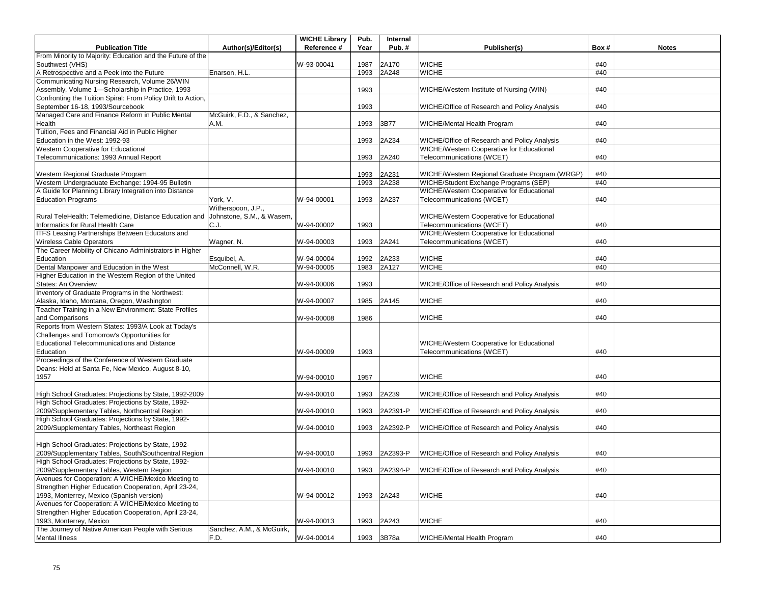| Publication Title | Author(s)/Editor(s) | WICHE Library Reference # | Pub. Year | Internal Pub. # | Publisher(s) | Box # | Notes |
|---|---|---|---|---|---|---|---|
| From Minority to Majority: Education and the Future of the Southwest (VHS) | | W-93-00041 | 1987 | 2A170 | WICHE | #40 | |
| A Retrospective and a Peek into the Future | Enarson, H.L. | | 1993 | 2A248 | WICHE | #40 | |
| Communicating Nursing Research, Volume 26/WIN Assembly, Volume 1—Scholarship in Practice, 1993 | | | 1993 | | WICHE/Western Institute of Nursing (WIN) | #40 | |
| Confronting the Tuition Spiral: From Policy Drift to Action, September 16-18, 1993/Sourcebook | | | 1993 | | WICHE/Office of Research and Policy Analysis | #40 | |
| Managed Care and Finance Reform in Public Mental Health | McGuirk, F.D., & Sanchez, A.M. | | 1993 | 3B77 | WICHE/Mental Health Program | #40 | |
| Tuition, Fees and Financial Aid in Public Higher Education in the West: 1992-93 | | | 1993 | 2A234 | WICHE/Office of Research and Policy Analysis | #40 | |
| Western Cooperative for Educational Telecommunications: 1993 Annual Report | | | 1993 | 2A240 | WICHE/Western Cooperative for Educational Telecommunications (WCET) | #40 | |
| Western Regional Graduate Program | | | 1993 | 2A231 | WICHE/Western Regional Graduate Program (WRGP) | #40 | |
| Western Undergraduate Exchange: 1994-95 Bulletin | | | 1993 | 2A238 | WICHE/Student Exchange Programs (SEP) | #40 | |
| A Guide for Planning Library Integration into Distance Education Programs | York, V. | W-94-00001 | 1993 | 2A237 | WICHE/Western Cooperative for Educational Telecommunications (WCET) | #40 | |
| Rural TeleHealth: Telemedicine, Distance Education and Informatics for Rural Health Care | Witherspoon, J.P., Johnstone, S.M., & Wasem, C.J. | W-94-00002 | 1993 | | WICHE/Western Cooperative for Educational Telecommunications (WCET) | #40 | |
| ITFS Leasing Partnerships Between Educators and Wireless Cable Operators | Wagner, N. | W-94-00003 | 1993 | 2A241 | WICHE/Western Cooperative for Educational Telecommunications (WCET) | #40 | |
| The Career Mobility of Chicano Administrators in Higher Education | Esquibel, A. | W-94-00004 | 1992 | 2A233 | WICHE | #40 | |
| Dental Manpower and Education in the West | McConnell, W.R. | W-94-00005 | 1983 | 2A127 | WICHE | #40 | |
| Higher Education in the Western Region of the United States: An Overview | | W-94-00006 | 1993 | | WICHE/Office of Research and Policy Analysis | #40 | |
| Inventory of Graduate Programs in the Northwest: Alaska, Idaho, Montana, Oregon, Washington | | W-94-00007 | 1985 | 2A145 | WICHE | #40 | |
| Teacher Training in a New Environment: State Profiles and Comparisons | | W-94-00008 | 1986 | | WICHE | #40 | |
| Reports from Western States: 1993/A Look at Today's Challenges and Tomorrow's Opportunities for Educational Telecommunications and Distance Education | | W-94-00009 | 1993 | | WICHE/Western Cooperative for Educational Telecommunications (WCET) | #40 | |
| Proceedings of the Conference of Western Graduate Deans: Held at Santa Fe, New Mexico, August 8-10, 1957 | | W-94-00010 | 1957 | | WICHE | #40 | |
| High School Graduates: Projections by State, 1992-2009 | | W-94-00010 | 1993 | 2A239 | WICHE/Office of Research and Policy Analysis | #40 | |
| High School Graduates: Projections by State, 1992-2009/Supplementary Tables, Northcentral Region | | W-94-00010 | 1993 | 2A2391-P | WICHE/Office of Research and Policy Analysis | #40 | |
| High School Graduates: Projections by State, 1992-2009/Supplementary Tables, Northeast Region | | W-94-00010 | 1993 | 2A2392-P | WICHE/Office of Research and Policy Analysis | #40 | |
| High School Graduates: Projections by State, 1992-2009/Supplementary Tables, South/Southcentral Region | | W-94-00010 | 1993 | 2A2393-P | WICHE/Office of Research and Policy Analysis | #40 | |
| High School Graduates: Projections by State, 1992-2009/Supplementary Tables, Western Region | | W-94-00010 | 1993 | 2A2394-P | WICHE/Office of Research and Policy Analysis | #40 | |
| Avenues for Cooperation: A WICHE/Mexico Meeting to Strengthen Higher Education Cooperation, April 23-24, 1993, Monterrey, Mexico (Spanish version) | | W-94-00012 | 1993 | 2A243 | WICHE | #40 | |
| Avenues for Cooperation: A WICHE/Mexico Meeting to Strengthen Higher Education Cooperation, April 23-24, 1993, Monterrey, Mexico | | W-94-00013 | 1993 | 2A243 | WICHE | #40 | |
| The Journey of Native American People with Serious Mental Illness | Sanchez, A.M., & McGuirk, F.D. | W-94-00014 | 1993 | 3B78a | WICHE/Mental Health Program | #40 | |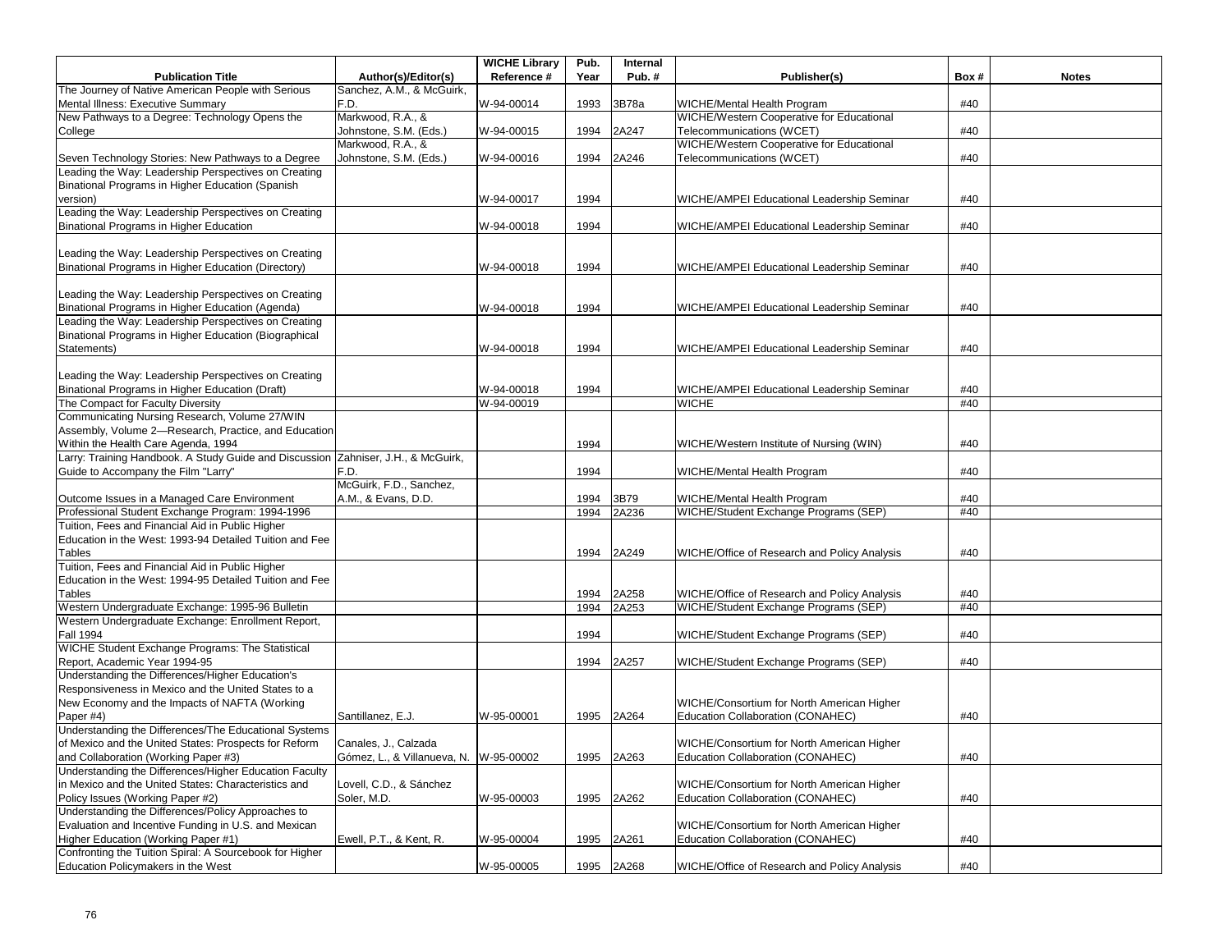| Publication Title | Author(s)/Editor(s) | WICHE Library Reference # | Pub. Year | Internal Pub. # | Publisher(s) | Box # | Notes |
|---|---|---|---|---|---|---|---|
| The Journey of Native American People with Serious Mental Illness: Executive Summary | Sanchez, A.M., & McGuirk, F.D. | W-94-00014 | 1993 | 3B78a | WICHE/Mental Health Program | #40 | |
| New Pathways to a Degree: Technology Opens the College | Markwood, R.A., & Johnstone, S.M. (Eds.) | W-94-00015 | 1994 | 2A247 | WICHE/Western Cooperative for Educational Telecommunications (WCET) | #40 | |
| Seven Technology Stories: New Pathways to a Degree | Markwood, R.A., & Johnstone, S.M. (Eds.) | W-94-00016 | 1994 | 2A246 | WICHE/Western Cooperative for Educational Telecommunications (WCET) | #40 | |
| Leading the Way: Leadership Perspectives on Creating Binational Programs in Higher Education (Spanish version) | | W-94-00017 | 1994 | | WICHE/AMPEI Educational Leadership Seminar | #40 | |
| Leading the Way: Leadership Perspectives on Creating Binational Programs in Higher Education | | W-94-00018 | 1994 | | WICHE/AMPEI Educational Leadership Seminar | #40 | |
| Leading the Way: Leadership Perspectives on Creating Binational Programs in Higher Education (Directory) | | W-94-00018 | 1994 | | WICHE/AMPEI Educational Leadership Seminar | #40 | |
| Leading the Way: Leadership Perspectives on Creating Binational Programs in Higher Education (Agenda) | | W-94-00018 | 1994 | | WICHE/AMPEI Educational Leadership Seminar | #40 | |
| Leading the Way: Leadership Perspectives on Creating Binational Programs in Higher Education (Biographical Statements) | | W-94-00018 | 1994 | | WICHE/AMPEI Educational Leadership Seminar | #40 | |
| Leading the Way: Leadership Perspectives on Creating Binational Programs in Higher Education (Draft) | | W-94-00018 | 1994 | | WICHE/AMPEI Educational Leadership Seminar | #40 | |
| The Compact for Faculty Diversity | | W-94-00019 | | | WICHE | #40 | |
| Communicating Nursing Research, Volume 27/WIN Assembly, Volume 2—Research, Practice, and Education Within the Health Care Agenda, 1994 | | | 1994 | | WICHE/Western Institute of Nursing (WIN) | #40 | |
| Larry: Training Handbook. A Study Guide and Discussion Guide to Accompany the Film "Larry" | Zahniser, J.H., & McGuirk, F.D. | | 1994 | | WICHE/Mental Health Program | #40 | |
| Outcome Issues in a Managed Care Environment | McGuirk, F.D., Sanchez, A.M., & Evans, D.D. | | 1994 | 3B79 | WICHE/Mental Health Program | #40 | |
| Professional Student Exchange Program: 1994-1996 | | | 1994 | 2A236 | WICHE/Student Exchange Programs (SEP) | #40 | |
| Tuition, Fees and Financial Aid in Public Higher Education in the West: 1993-94 Detailed Tuition and Fee Tables | | | 1994 | 2A249 | WICHE/Office of Research and Policy Analysis | #40 | |
| Tuition, Fees and Financial Aid in Public Higher Education in the West: 1994-95 Detailed Tuition and Fee Tables | | | 1994 | 2A258 | WICHE/Office of Research and Policy Analysis | #40 | |
| Western Undergraduate Exchange: 1995-96 Bulletin | | | 1994 | 2A253 | WICHE/Student Exchange Programs (SEP) | #40 | |
| Western Undergraduate Exchange: Enrollment Report, Fall 1994 | | | 1994 | | WICHE/Student Exchange Programs (SEP) | #40 | |
| WICHE Student Exchange Programs: The Statistical Report, Academic Year 1994-95 | | | 1994 | 2A257 | WICHE/Student Exchange Programs (SEP) | #40 | |
| Understanding the Differences/Higher Education's Responsiveness in Mexico and the United States to a New Economy and the Impacts of NAFTA (Working Paper #4) | Santillanez, E.J. | W-95-00001 | 1995 | 2A264 | WICHE/Consortium for North American Higher Education Collaboration (CONAHEC) | #40 | |
| Understanding the Differences/The Educational Systems of Mexico and the United States: Prospects for Reform and Collaboration (Working Paper #3) | Canales, J., Calzada Gómez, L., & Villanueva, N. | W-95-00002 | 1995 | 2A263 | WICHE/Consortium for North American Higher Education Collaboration (CONAHEC) | #40 | |
| Understanding the Differences/Higher Education Faculty in Mexico and the United States: Characteristics and Policy Issues (Working Paper #2) | Lovell, C.D., & Sánchez Soler, M.D. | W-95-00003 | 1995 | 2A262 | WICHE/Consortium for North American Higher Education Collaboration (CONAHEC) | #40 | |
| Understanding the Differences/Policy Approaches to Evaluation and Incentive Funding in U.S. and Mexican Higher Education (Working Paper #1) | Ewell, P.T., & Kent, R. | W-95-00004 | 1995 | 2A261 | WICHE/Consortium for North American Higher Education Collaboration (CONAHEC) | #40 | |
| Confronting the Tuition Spiral: A Sourcebook for Higher Education Policymakers in the West | | W-95-00005 | 1995 | 2A268 | WICHE/Office of Research and Policy Analysis | #40 | |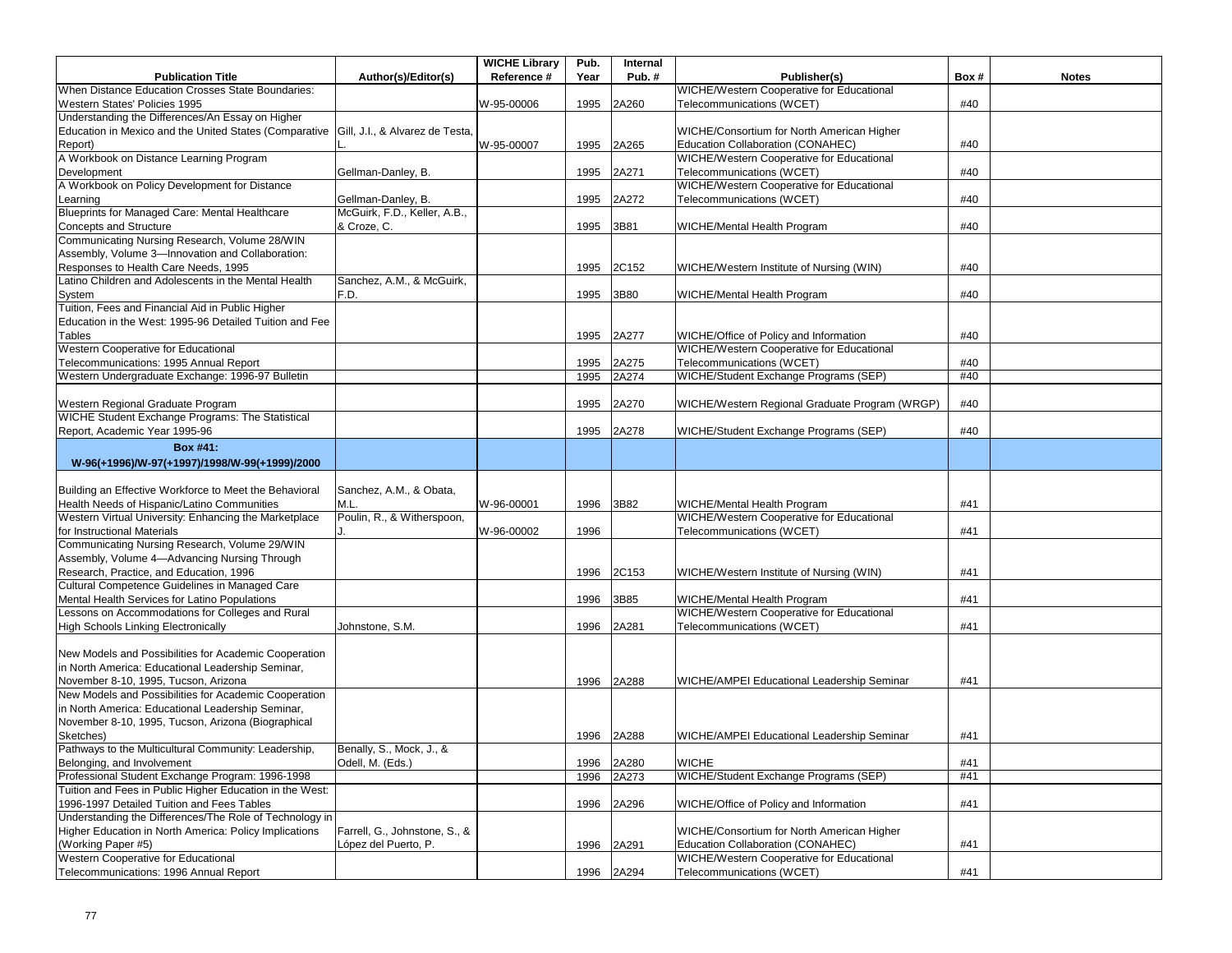| Publication Title | Author(s)/Editor(s) | WICHE Library Reference # | Pub. Year | Internal Pub. # | Publisher(s) | Box # | Notes |
|---|---|---|---|---|---|---|---|
| When Distance Education Crosses State Boundaries: Western States' Policies 1995 | | W-95-00006 | 1995 | 2A260 | WICHE/Western Cooperative for Educational Telecommunications (WCET) | #40 | |
| Understanding the Differences/An Essay on Higher Education in Mexico and the United States (Comparative Report) | Gill, J.I., & Alvarez de Testa, L. | W-95-00007 | 1995 | 2A265 | WICHE/Consortium for North American Higher Education Collaboration (CONAHEC) | #40 | |
| A Workbook on Distance Learning Program Development | Gellman-Danley, B. | | 1995 | 2A271 | WICHE/Western Cooperative for Educational Telecommunications (WCET) | #40 | |
| A Workbook on Policy Development for Distance Learning | Gellman-Danley, B. | | 1995 | 2A272 | WICHE/Western Cooperative for Educational Telecommunications (WCET) | #40 | |
| Blueprints for Managed Care: Mental Healthcare Concepts and Structure | McGuirk, F.D., Keller, A.B., & Croze, C. | | 1995 | 3B81 | WICHE/Mental Health Program | #40 | |
| Communicating Nursing Research, Volume 28/WIN Assembly, Volume 3—Innovation and Collaboration: Responses to Health Care Needs, 1995 | | | 1995 | 2C152 | WICHE/Western Institute of Nursing (WIN) | #40 | |
| Latino Children and Adolescents in the Mental Health System | Sanchez, A.M., & McGuirk, F.D. | | 1995 | 3B80 | WICHE/Mental Health Program | #40 | |
| Tuition, Fees and Financial Aid in Public Higher Education in the West: 1995-96 Detailed Tuition and Fee Tables | | | 1995 | 2A277 | WICHE/Office of Policy and Information | #40 | |
| Western Cooperative for Educational Telecommunications: 1995 Annual Report | | | 1995 | 2A275 | WICHE/Western Cooperative for Educational Telecommunications (WCET) | #40 | |
| Western Undergraduate Exchange: 1996-97 Bulletin | | | 1995 | 2A274 | WICHE/Student Exchange Programs (SEP) | #40 | |
| Western Regional Graduate Program | | | 1995 | 2A270 | WICHE/Western Regional Graduate Program (WRGP) | #40 | |
| WICHE Student Exchange Programs: The Statistical Report, Academic Year 1995-96 | | | 1995 | 2A278 | WICHE/Student Exchange Programs (SEP) | #40 | |
| **Box #41: W-96(+1996)/W-97(+1997)/1998/W-99(+1999)/2000** | | | | | | | |
| Building an Effective Workforce to Meet the Behavioral Health Needs of Hispanic/Latino Communities | Sanchez, A.M., & Obata, M.L. | W-96-00001 | 1996 | 3B82 | WICHE/Mental Health Program | #41 | |
| Western Virtual University: Enhancing the Marketplace for Instructional Materials | Poulin, R., & Witherspoon, J. | W-96-00002 | 1996 | | WICHE/Western Cooperative for Educational Telecommunications (WCET) | #41 | |
| Communicating Nursing Research, Volume 29/WIN Assembly, Volume 4—Advancing Nursing Through Research, Practice, and Education, 1996 | | | 1996 | 2C153 | WICHE/Western Institute of Nursing (WIN) | #41 | |
| Cultural Competence Guidelines in Managed Care Mental Health Services for Latino Populations | | | 1996 | 3B85 | WICHE/Mental Health Program | #41 | |
| Lessons on Accommodations for Colleges and Rural High Schools Linking Electronically | Johnstone, S.M. | | 1996 | 2A281 | WICHE/Western Cooperative for Educational Telecommunications (WCET) | #41 | |
| New Models and Possibilities for Academic Cooperation in North America: Educational Leadership Seminar, November 8-10, 1995, Tucson, Arizona | | | 1996 | 2A288 | WICHE/AMPEI Educational Leadership Seminar | #41 | |
| New Models and Possibilities for Academic Cooperation in North America: Educational Leadership Seminar, November 8-10, 1995, Tucson, Arizona (Biographical Sketches) | | | 1996 | 2A288 | WICHE/AMPEI Educational Leadership Seminar | #41 | |
| Pathways to the Multicultural Community: Leadership, Belonging, and Involvement | Benally, S., Mock, J., & Odell, M. (Eds.) | | 1996 | 2A280 | WICHE | #41 | |
| Professional Student Exchange Program: 1996-1998 | | | 1996 | 2A273 | WICHE/Student Exchange Programs (SEP) | #41 | |
| Tuition and Fees in Public Higher Education in the West: 1996-1997 Detailed Tuition and Fees Tables | | | 1996 | 2A296 | WICHE/Office of Policy and Information | #41 | |
| Understanding the Differences/The Role of Technology in Higher Education in North America: Policy Implications (Working Paper #5) | Farrell, G., Johnstone, S., & López del Puerto, P. | | 1996 | 2A291 | WICHE/Consortium for North American Higher Education Collaboration (CONAHEC) | #41 | |
| Western Cooperative for Educational Telecommunications: 1996 Annual Report | | | 1996 | 2A294 | WICHE/Western Cooperative for Educational Telecommunications (WCET) | #41 | |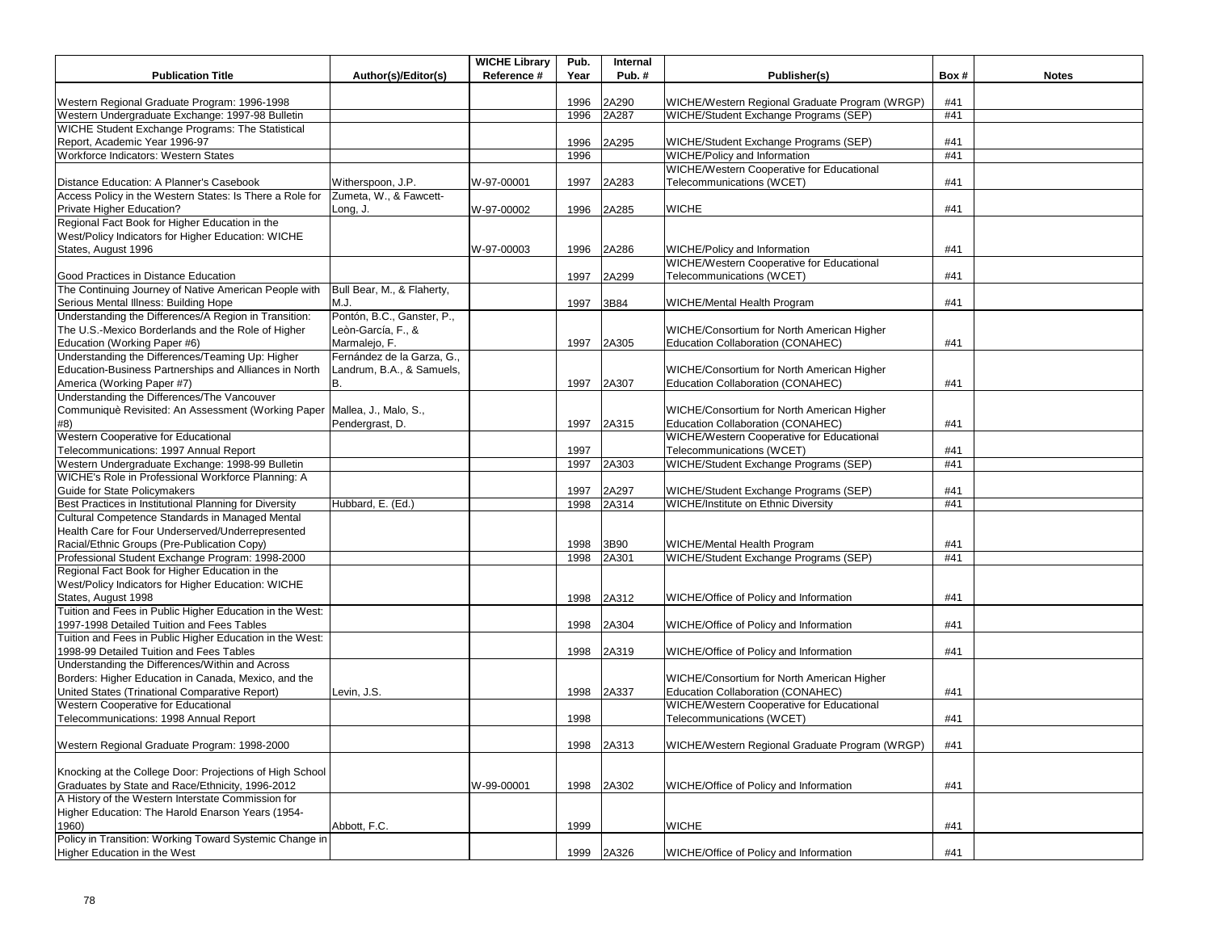| Publication Title | Author(s)/Editor(s) | WICHE Library Reference # | Pub. Year | Internal Pub. # | Publisher(s) | Box # | Notes |
|---|---|---|---|---|---|---|---|
| Western Regional Graduate Program: 1996-1998 | | | 1996 | 2A290 | WICHE/Western Regional Graduate Program (WRGP) | #41 | |
| Western Undergraduate Exchange: 1997-98 Bulletin | | | 1996 | 2A287 | WICHE/Student Exchange Programs (SEP) | #41 | |
| WICHE Student Exchange Programs: The Statistical Report, Academic Year 1996-97 | | | 1996 | 2A295 | WICHE/Student Exchange Programs (SEP) | #41 | |
| Workforce Indicators: Western States | | | 1996 | | WICHE/Policy and Information | #41 | |
| Distance Education: A Planner's Casebook | Witherspoon, J.P. | W-97-00001 | 1997 | 2A283 | WICHE/Western Cooperative for Educational Telecommunications (WCET) | #41 | |
| Access Policy in the Western States: Is There a Role for Private Higher Education? | Zumeta, W., & Fawcett-Long, J. | W-97-00002 | 1996 | 2A285 | WICHE | #41 | |
| Regional Fact Book for Higher Education in the West/Policy Indicators for Higher Education: WICHE States, August 1996 | | W-97-00003 | 1996 | 2A286 | WICHE/Policy and Information | #41 | |
| Good Practices in Distance Education | | | 1997 | 2A299 | WICHE/Western Cooperative for Educational Telecommunications (WCET) | #41 | |
| The Continuing Journey of Native American People with Serious Mental Illness: Building Hope | Bull Bear, M., & Flaherty, M.J. | | 1997 | 3B84 | WICHE/Mental Health Program | #41 | |
| Understanding the Differences/A Region in Transition: The U.S.-Mexico Borderlands and the Role of Higher Education (Working Paper #6) | Pontón, B.C., Ganster, P., Leòn-García, F., & Marmalejo, F. | | 1997 | 2A305 | WICHE/Consortium for North American Higher Education Collaboration (CONAHEC) | #41 | |
| Understanding the Differences/Teaming Up: Higher Education-Business Partnerships and Alliances in North America (Working Paper #7) | Fernández de la Garza, G., Landrum, B.A., & Samuels, B. | | 1997 | 2A307 | WICHE/Consortium for North American Higher Education Collaboration (CONAHEC) | #41 | |
| Understanding the Differences/The Vancouver Communiquè Revisited: An Assessment (Working Paper #8) | Mallea, J., Malo, S., Pendergrast, D. | | 1997 | 2A315 | WICHE/Consortium for North American Higher Education Collaboration (CONAHEC) | #41 | |
| Western Cooperative for Educational Telecommunications: 1997 Annual Report | | | 1997 | | WICHE/Western Cooperative for Educational Telecommunications (WCET) | #41 | |
| Western Undergraduate Exchange: 1998-99 Bulletin | | | 1997 | 2A303 | WICHE/Student Exchange Programs (SEP) | #41 | |
| WICHE's Role in Professional Workforce Planning: A Guide for State Policymakers | | | 1997 | 2A297 | WICHE/Student Exchange Programs (SEP) | #41 | |
| Best Practices in Institutional Planning for Diversity | Hubbard, E. (Ed.) | | 1998 | 2A314 | WICHE/Institute on Ethnic Diversity | #41 | |
| Cultural Competence Standards in Managed Mental Health Care for Four Underserved/Underrepresented Racial/Ethnic Groups (Pre-Publication Copy) | | | 1998 | 3B90 | WICHE/Mental Health Program | #41 | |
| Professional Student Exchange Program: 1998-2000 | | | 1998 | 2A301 | WICHE/Student Exchange Programs (SEP) | #41 | |
| Regional Fact Book for Higher Education in the West/Policy Indicators for Higher Education: WICHE States, August 1998 | | | 1998 | 2A312 | WICHE/Office of Policy and Information | #41 | |
| Tuition and Fees in Public Higher Education in the West: 1997-1998 Detailed Tuition and Fees Tables | | | 1998 | 2A304 | WICHE/Office of Policy and Information | #41 | |
| Tuition and Fees in Public Higher Education in the West: 1998-99 Detailed Tuition and Fees Tables | | | 1998 | 2A319 | WICHE/Office of Policy and Information | #41 | |
| Understanding the Differences/Within and Across Borders: Higher Education in Canada, Mexico, and the United States (Trinational Comparative Report) | Levin, J.S. | | 1998 | 2A337 | WICHE/Consortium for North American Higher Education Collaboration (CONAHEC) | #41 | |
| Western Cooperative for Educational Telecommunications: 1998 Annual Report | | | 1998 | | WICHE/Western Cooperative for Educational Telecommunications (WCET) | #41 | |
| Western Regional Graduate Program: 1998-2000 | | | 1998 | 2A313 | WICHE/Western Regional Graduate Program (WRGP) | #41 | |
| Knocking at the College Door: Projections of High School Graduates by State and Race/Ethnicity, 1996-2012 | | W-99-00001 | 1998 | 2A302 | WICHE/Office of Policy and Information | #41 | |
| A History of the Western Interstate Commission for Higher Education: The Harold Enarson Years (1954-1960) | Abbott, F.C. | | 1999 | | WICHE | #41 | |
| Policy in Transition: Working Toward Systemic Change in Higher Education in the West | | | 1999 | 2A326 | WICHE/Office of Policy and Information | #41 | |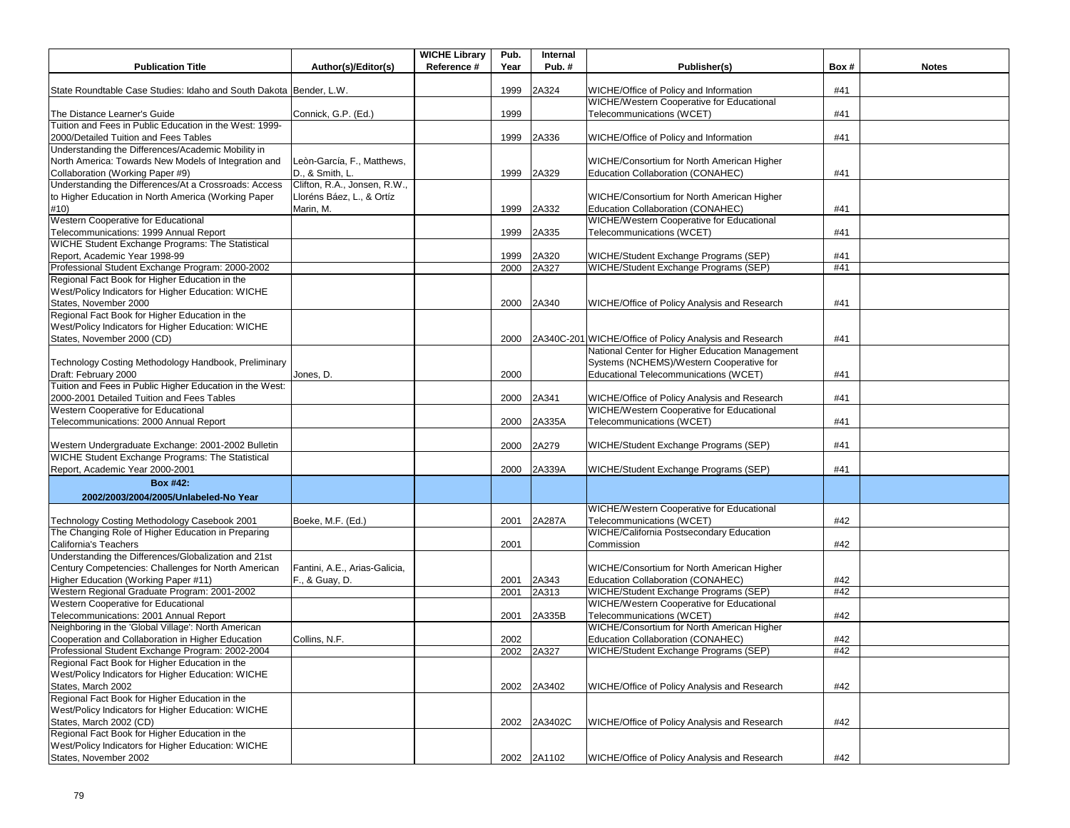| Publication Title | Author(s)/Editor(s) | WICHE Library Reference # | Pub. Year | Internal Pub. # | Publisher(s) | Box # | Notes |
|---|---|---|---|---|---|---|---|
| State Roundtable Case Studies: Idaho and South Dakota | Bender, L.W. | | 1999 | 2A324 | WICHE/Office of Policy and Information | #41 | |
| The Distance Learner's Guide | Connick, G.P. (Ed.) | | 1999 | | WICHE/Western Cooperative for Educational Telecommunications (WCET) | #41 | |
| Tuition and Fees in Public Education in the West: 1999-2000/Detailed Tuition and Fees Tables | | | 1999 | 2A336 | WICHE/Office of Policy and Information | #41 | |
| Understanding the Differences/Academic Mobility in North America: Towards New Models of Integration and Collaboration (Working Paper #9) | Leòn-García, F., Matthews, D., & Smith, L. | | 1999 | 2A329 | WICHE/Consortium for North American Higher Education Collaboration (CONAHEC) | #41 | |
| Understanding the Differences/At a Crossroads: Access to Higher Education in North America (Working Paper #10) | Clifton, R.A., Jonsen, R.W., Lloréns Báez, L., & Ortíz Marin, M. | | 1999 | 2A332 | WICHE/Consortium for North American Higher Education Collaboration (CONAHEC) | #41 | |
| Western Cooperative for Educational Telecommunications: 1999 Annual Report | | | 1999 | 2A335 | WICHE/Western Cooperative for Educational Telecommunications (WCET) | #41 | |
| WICHE Student Exchange Programs: The Statistical Report, Academic Year 1998-99 | | | 1999 | 2A320 | WICHE/Student Exchange Programs (SEP) | #41 | |
| Professional Student Exchange Program: 2000-2002 | | | 2000 | 2A327 | WICHE/Student Exchange Programs (SEP) | #41 | |
| Regional Fact Book for Higher Education in the West/Policy Indicators for Higher Education: WICHE States, November 2000 | | | 2000 | 2A340 | WICHE/Office of Policy Analysis and Research | #41 | |
| Regional Fact Book for Higher Education in the West/Policy Indicators for Higher Education: WICHE States, November 2000 (CD) | | | 2000 | 2A340C-201 | WICHE/Office of Policy Analysis and Research | #41 | |
| Technology Costing Methodology Handbook, Preliminary Draft: February 2000 | Jones, D. | | 2000 | | National Center for Higher Education Management Systems (NCHEMS)/Western Cooperative for Educational Telecommunications (WCET) | #41 | |
| Tuition and Fees in Public Higher Education in the West: 2000-2001 Detailed Tuition and Fees Tables | | | 2000 | 2A341 | WICHE/Office of Policy Analysis and Research | #41 | |
| Western Cooperative for Educational Telecommunications: 2000 Annual Report | | | 2000 | 2A335A | WICHE/Western Cooperative for Educational Telecommunications (WCET) | #41 | |
| Western Undergraduate Exchange: 2001-2002 Bulletin | | | 2000 | 2A279 | WICHE/Student Exchange Programs (SEP) | #41 | |
| WICHE Student Exchange Programs: The Statistical Report, Academic Year 2000-2001 | | | 2000 | 2A339A | WICHE/Student Exchange Programs (SEP) | #41 | |
| **Box #42: 2002/2003/2004/2005/Unlabeled-No Year** | | | | | | | |
| Technology Costing Methodology Casebook 2001 | Boeke, M.F. (Ed.) | | 2001 | 2A287A | WICHE/Western Cooperative for Educational Telecommunications (WCET) | #42 | |
| The Changing Role of Higher Education in Preparing California's Teachers | | | 2001 | | WICHE/California Postsecondary Education Commission | #42 | |
| Understanding the Differences/Globalization and 21st Century Competencies: Challenges for North American Higher Education (Working Paper #11) | Fantini, A.E., Arias-Galicia, F., & Guay, D. | | 2001 | 2A343 | WICHE/Consortium for North American Higher Education Collaboration (CONAHEC) | #42 | |
| Western Regional Graduate Program: 2001-2002 | | | 2001 | 2A313 | WICHE/Student Exchange Programs (SEP) | #42 | |
| Western Cooperative for Educational Telecommunications: 2001 Annual Report | | | 2001 | 2A335B | WICHE/Western Cooperative for Educational Telecommunications (WCET) | #42 | |
| Neighboring in the 'Global Village': North American Cooperation and Collaboration in Higher Education | Collins, N.F. | | 2002 | | WICHE/Consortium for North American Higher Education Collaboration (CONAHEC) | #42 | |
| Professional Student Exchange Program: 2002-2004 | | | 2002 | 2A327 | WICHE/Student Exchange Programs (SEP) | #42 | |
| Regional Fact Book for Higher Education in the West/Policy Indicators for Higher Education: WICHE States, March 2002 | | | 2002 | 2A3402 | WICHE/Office of Policy Analysis and Research | #42 | |
| Regional Fact Book for Higher Education in the West/Policy Indicators for Higher Education: WICHE States, March 2002 (CD) | | | 2002 | 2A3402C | WICHE/Office of Policy Analysis and Research | #42 | |
| Regional Fact Book for Higher Education in the West/Policy Indicators for Higher Education: WICHE States, November 2002 | | | 2002 | 2A1102 | WICHE/Office of Policy Analysis and Research | #42 | |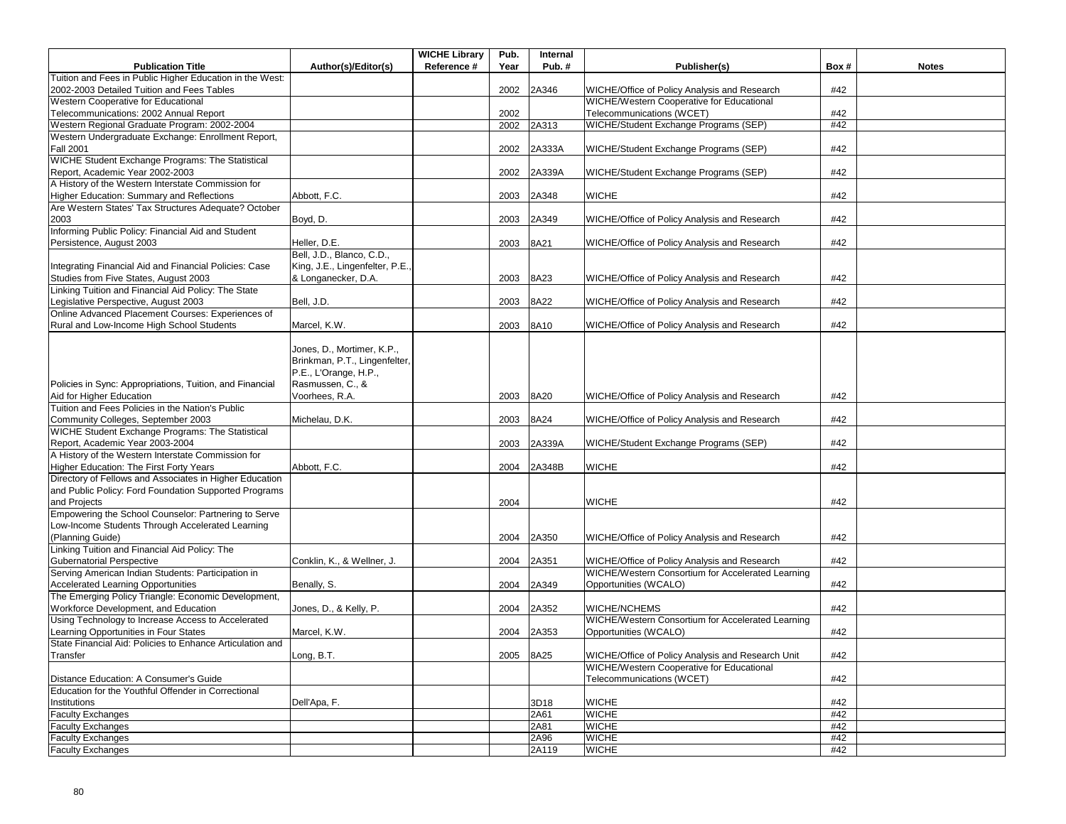| Publication Title | Author(s)/Editor(s) | WICHE Library Reference # | Pub. Year | Internal Pub. # | Publisher(s) | Box # | Notes |
|---|---|---|---|---|---|---|---|
| Tuition and Fees in Public Higher Education in the West: 2002-2003 Detailed Tuition and Fees Tables | | | 2002 | 2A346 | WICHE/Office of Policy Analysis and Research | #42 | |
| Western Cooperative for Educational Telecommunications: 2002 Annual Report | | | 2002 | | WICHE/Western Cooperative for Educational Telecommunications (WCET) | #42 | |
| Western Regional Graduate Program: 2002-2004 | | | 2002 | 2A313 | WICHE/Student Exchange Programs (SEP) | #42 | |
| Western Undergraduate Exchange: Enrollment Report, Fall 2001 | | | 2002 | 2A333A | WICHE/Student Exchange Programs (SEP) | #42 | |
| WICHE Student Exchange Programs: The Statistical Report, Academic Year 2002-2003 | | | 2002 | 2A339A | WICHE/Student Exchange Programs (SEP) | #42 | |
| A History of the Western Interstate Commission for Higher Education: Summary and Reflections | Abbott, F.C. | | 2003 | 2A348 | WICHE | #42 | |
| Are Western States' Tax Structures Adequate? October 2003 | Boyd, D. | | 2003 | 2A349 | WICHE/Office of Policy Analysis and Research | #42 | |
| Informing Public Policy: Financial Aid and Student Persistence, August 2003 | Heller, D.E. | | 2003 | 8A21 | WICHE/Office of Policy Analysis and Research | #42 | |
| Integrating Financial Aid and Financial Policies: Case Studies from Five States, August 2003 | Bell, J.D., Blanco, C.D., King, J.E., Lingenfelter, P.E., & Longanecker, D.A. | | 2003 | 8A23 | WICHE/Office of Policy Analysis and Research | #42 | |
| Linking Tuition and Financial Aid Policy: The State Legislative Perspective, August 2003 | Bell, J.D. | | 2003 | 8A22 | WICHE/Office of Policy Analysis and Research | #42 | |
| Online Advanced Placement Courses: Experiences of Rural and Low-Income High School Students | Marcel, K.W. | | 2003 | 8A10 | WICHE/Office of Policy Analysis and Research | #42 | |
| Policies in Sync: Appropriations, Tuition, and Financial Aid for Higher Education | Jones, D., Mortimer, K.P., Brinkman, P.T., Lingenfelter, P.E., L'Orange, H.P., Rasmussen, C., & Voorhees, R.A. | | 2003 | 8A20 | WICHE/Office of Policy Analysis and Research | #42 | |
| Tuition and Fees Policies in the Nation's Public Community Colleges, September 2003 | Michelau, D.K. | | 2003 | 8A24 | WICHE/Office of Policy Analysis and Research | #42 | |
| WICHE Student Exchange Programs: The Statistical Report, Academic Year 2003-2004 | | | 2003 | 2A339A | WICHE/Student Exchange Programs (SEP) | #42 | |
| A History of the Western Interstate Commission for Higher Education: The First Forty Years | Abbott, F.C. | | 2004 | 2A348B | WICHE | #42 | |
| Directory of Fellows and Associates in Higher Education and Public Policy: Ford Foundation Supported Programs and Projects | | | 2004 | | WICHE | #42 | |
| Empowering the School Counselor: Partnering to Serve Low-Income Students Through Accelerated Learning (Planning Guide) | | | 2004 | 2A350 | WICHE/Office of Policy Analysis and Research | #42 | |
| Linking Tuition and Financial Aid Policy: The Gubernatorial Perspective | Conklin, K., & Wellner, J. | | 2004 | 2A351 | WICHE/Office of Policy Analysis and Research | #42 | |
| Serving American Indian Students: Participation in Accelerated Learning Opportunities | Benally, S. | | 2004 | 2A349 | WICHE/Western Consortium for Accelerated Learning Opportunities (WCALO) | #42 | |
| The Emerging Policy Triangle: Economic Development, Workforce Development, and Education | Jones, D., & Kelly, P. | | 2004 | 2A352 | WICHE/NCHEMS | #42 | |
| Using Technology to Increase Access to Accelerated Learning Opportunities in Four States | Marcel, K.W. | | 2004 | 2A353 | WICHE/Western Consortium for Accelerated Learning Opportunities (WCALO) | #42 | |
| State Financial Aid: Policies to Enhance Articulation and Transfer | Long, B.T. | | 2005 | 8A25 | WICHE/Office of Policy Analysis and Research Unit | #42 | |
| Distance Education: A Consumer's Guide | | | | | WICHE/Western Cooperative for Educational Telecommunications (WCET) | #42 | |
| Education for the Youthful Offender in Correctional Institutions | Dell'Apa, F. | | | 3D18 | WICHE | #42 | |
| Faculty Exchanges | | | | 2A61 | WICHE | #42 | |
| Faculty Exchanges | | | | 2A81 | WICHE | #42 | |
| Faculty Exchanges | | | | 2A96 | WICHE | #42 | |
| Faculty Exchanges | | | | 2A119 | WICHE | #42 | |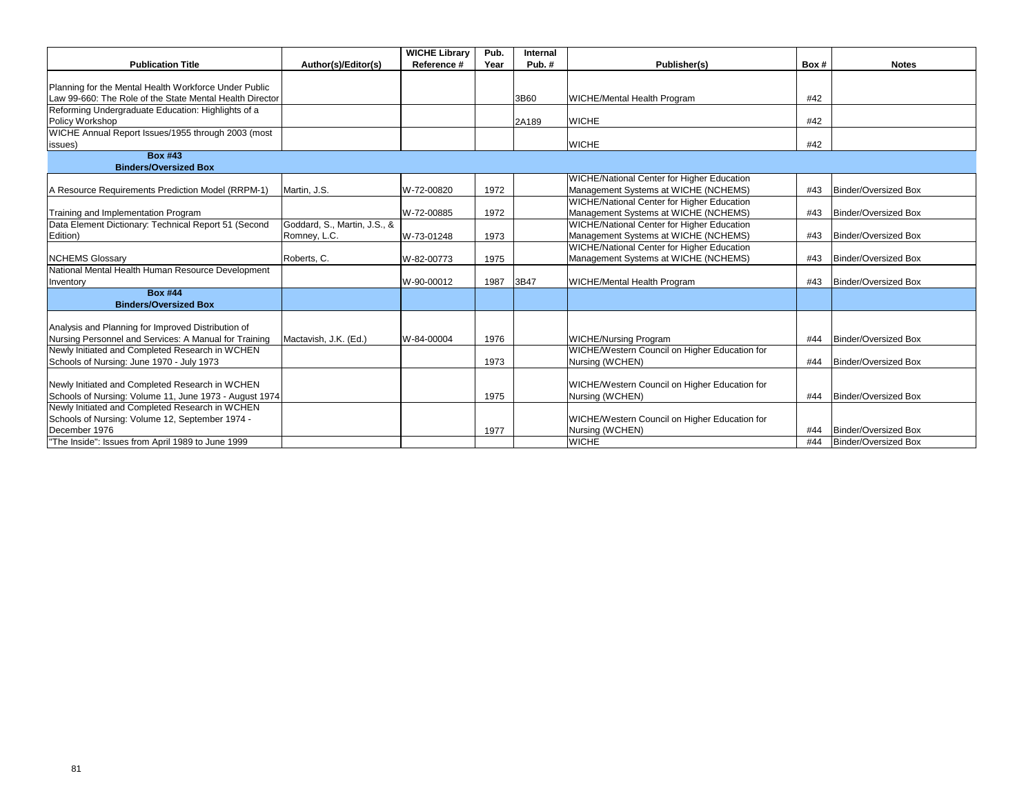| Publication Title | Author(s)/Editor(s) | WICHE Library Reference # | Pub. Year | Internal Pub. # | Publisher(s) | Box # | Notes |
|---|---|---|---|---|---|---|---|
| Planning for the Mental Health Workforce Under Public Law 99-660: The Role of the State Mental Health Director | | | | 3B60 | WICHE/Mental Health Program | #42 | |
| Reforming Undergraduate Education: Highlights of a Policy Workshop | | | | 2A189 | WICHE | #42 | |
| WICHE Annual Report Issues/1955 through 2003 (most issues) | | | | | WICHE | #42 | |
| **Box #43 Binders/Oversized Box** | | | | | | | |
| A Resource Requirements Prediction Model (RRPM-1) | Martin, J.S. | W-72-00820 | 1972 | | WICHE/National Center for Higher Education Management Systems at WICHE (NCHEMS) | #43 | Binder/Oversized Box |
| Training and Implementation Program | | W-72-00885 | 1972 | | WICHE/National Center for Higher Education Management Systems at WICHE (NCHEMS) | #43 | Binder/Oversized Box |
| Data Element Dictionary: Technical Report 51 (Second Edition) | Goddard, S., Martin, J.S., & Romney, L.C. | W-73-01248 | 1973 | | WICHE/National Center for Higher Education Management Systems at WICHE (NCHEMS) | #43 | Binder/Oversized Box |
| NCHEMS Glossary | Roberts, C. | W-82-00773 | 1975 | | WICHE/National Center for Higher Education Management Systems at WICHE (NCHEMS) | #43 | Binder/Oversized Box |
| National Mental Health Human Resource Development Inventory | | W-90-00012 | 1987 | 3B47 | WICHE/Mental Health Program | #43 | Binder/Oversized Box |
| **Box #44 Binders/Oversized Box** | | | | | | | |
| Analysis and Planning for Improved Distribution of Nursing Personnel and Services: A Manual for Training | Mactavish, J.K. (Ed.) | W-84-00004 | 1976 | | WICHE/Nursing Program | #44 | Binder/Oversized Box |
| Newly Initiated and Completed Research in WCHEN Schools of Nursing: June 1970 - July 1973 | | | 1973 | | WICHE/Western Council on Higher Education for Nursing (WCHEN) | #44 | Binder/Oversized Box |
| Newly Initiated and Completed Research in WCHEN Schools of Nursing: Volume 11, June 1973 - August 1974 | | | 1975 | | WICHE/Western Council on Higher Education for Nursing (WCHEN) | #44 | Binder/Oversized Box |
| Newly Initiated and Completed Research in WCHEN Schools of Nursing: Volume 12, September 1974 - December 1976 | | | 1977 | | WICHE/Western Council on Higher Education for Nursing (WCHEN) | #44 | Binder/Oversized Box |
| "The Inside": Issues from April 1989 to June 1999 | | | | | WICHE | #44 | Binder/Oversized Box |